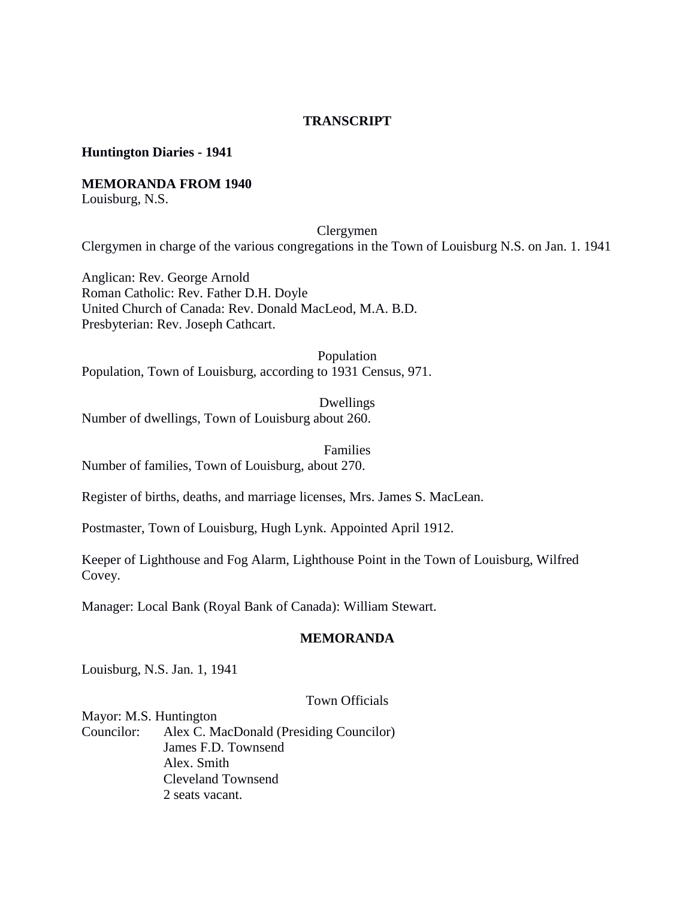# TRANSCRIPT

## Huntington Diaries - 1941

### MEMORANDA FROM 1940

Louisburg, N.S.

Clergymen

Clergymen in charge of the various congregations in the Town of Louisburg N.S. on Jan. 1. 1941

Anglican: Rev. George Arnold
Roman Catholic: Rev. Father D.H. Doyle
United Church of Canada: Rev. Donald MacLeod, M.A. B.D.
Presbyterian: Rev. Joseph Cathcart.

Population

Population, Town of Louisburg, according to 1931 Census, 971.

Dwellings

Number of dwellings, Town of Louisburg about 260.

Families

Number of families, Town of Louisburg, about 270.

Register of births, deaths, and marriage licenses, Mrs. James S. MacLean.

Postmaster, Town of Louisburg, Hugh Lynk. Appointed April 1912.

Keeper of Lighthouse and Fog Alarm, Lighthouse Point in the Town of Louisburg, Wilfred Covey.

Manager: Local Bank (Royal Bank of Canada): William Stewart.

### MEMORANDA

Louisburg, N.S. Jan. 1, 1941

Town Officials

Mayor: M.S. Huntington
Councilor: Alex C. MacDonald (Presiding Councilor)
James F.D. Townsend
Alex. Smith
Cleveland Townsend
2 seats vacant.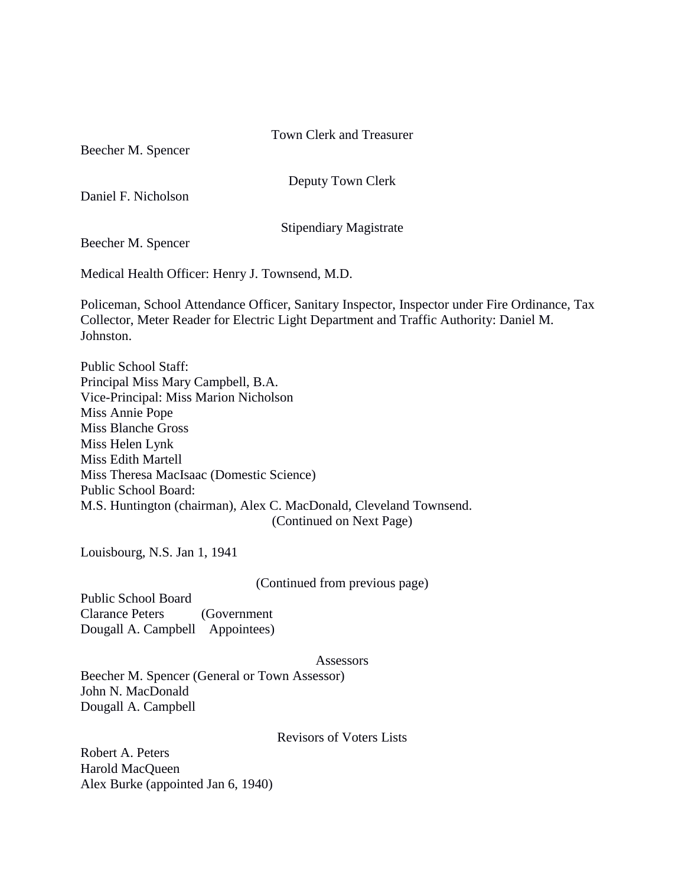### Town Clerk and Treasurer

Beecher M. Spencer

### Deputy Town Clerk

Daniel F. Nicholson

### Stipendiary Magistrate

Beecher M. Spencer

Medical Health Officer: Henry J. Townsend, M.D.

Policeman, School Attendance Officer, Sanitary Inspector, Inspector under Fire Ordinance, Tax Collector, Meter Reader for Electric Light Department and Traffic Authority: Daniel M. Johnston.

Public School Staff:
Principal Miss Mary Campbell, B.A.
Vice-Principal: Miss Marion Nicholson
Miss Annie Pope
Miss Blanche Gross
Miss Helen Lynk
Miss Edith Martell
Miss Theresa MacIsaac (Domestic Science)
Public School Board:
M.S. Huntington (chairman), Alex C. MacDonald, Cleveland Townsend.

(Continued on Next Page)

Louisbourg, N.S. Jan 1, 1941

(Continued from previous page)

Public School Board
Clarance Peters (Government
Dougall A. Campbell Appointees)

### Assessors

Beecher M. Spencer (General or Town Assessor)
John N. MacDonald
Dougall A. Campbell

### Revisors of Voters Lists

Robert A. Peters
Harold MacQueen
Alex Burke (appointed Jan 6, 1940)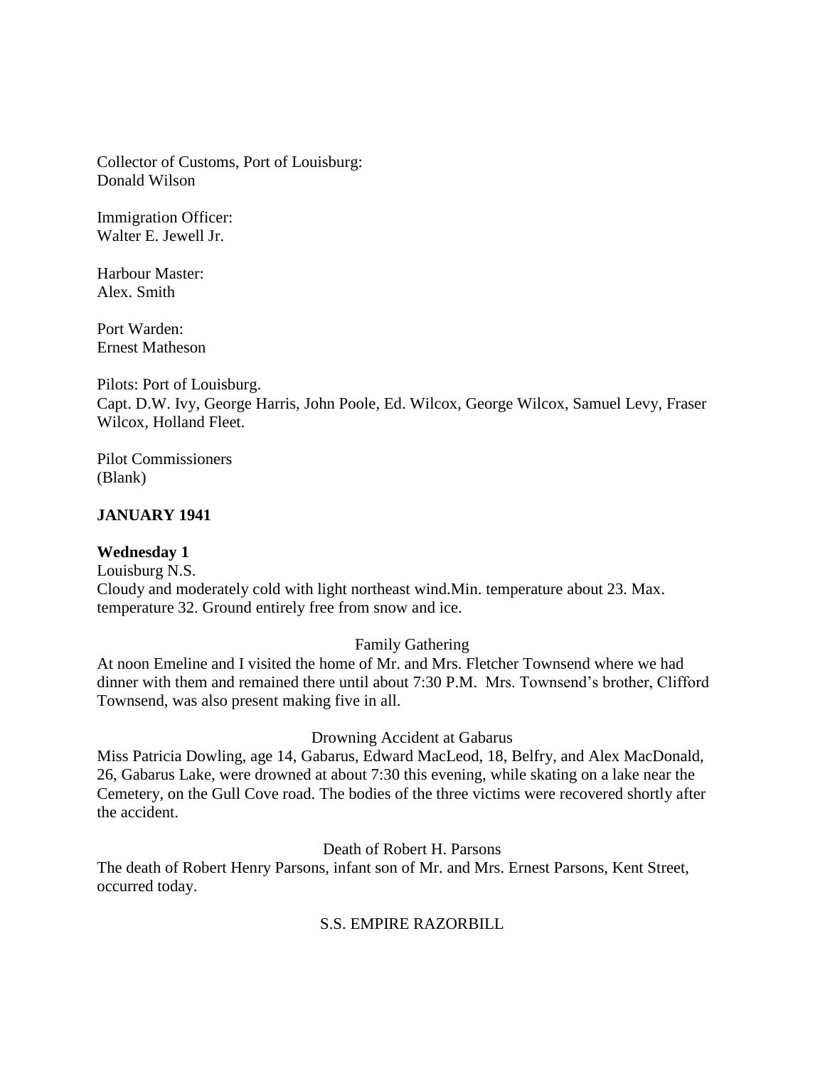Collector of Customs, Port of Louisburg:
Donald Wilson

Immigration Officer:
Walter E. Jewell Jr.

Harbour Master:
Alex. Smith

Port Warden:
Ernest Matheson

Pilots: Port of Louisburg.
Capt. D.W. Ivy, George Harris, John Poole, Ed. Wilcox, George Wilcox, Samuel Levy, Fraser Wilcox, Holland Fleet.

Pilot Commissioners
(Blank)

**JANUARY 1941**

**Wednesday 1**
Louisburg N.S.
Cloudy and moderately cold with light northeast wind.Min. temperature about 23. Max. temperature 32. Ground entirely free from snow and ice.

Family Gathering

At noon Emeline and I visited the home of Mr. and Mrs. Fletcher Townsend where we had dinner with them and remained there until about 7:30 P.M. Mrs. Townsend's brother, Clifford Townsend, was also present making five in all.

Drowning Accident at Gabarus

Miss Patricia Dowling, age 14, Gabarus, Edward MacLeod, 18, Belfry, and Alex MacDonald, 26, Gabarus Lake, were drowned at about 7:30 this evening, while skating on a lake near the Cemetery, on the Gull Cove road. The bodies of the three victims were recovered shortly after the accident.

Death of Robert H. Parsons

The death of Robert Henry Parsons, infant son of Mr. and Mrs. Ernest Parsons, Kent Street, occurred today.

S.S. EMPIRE RAZORBILL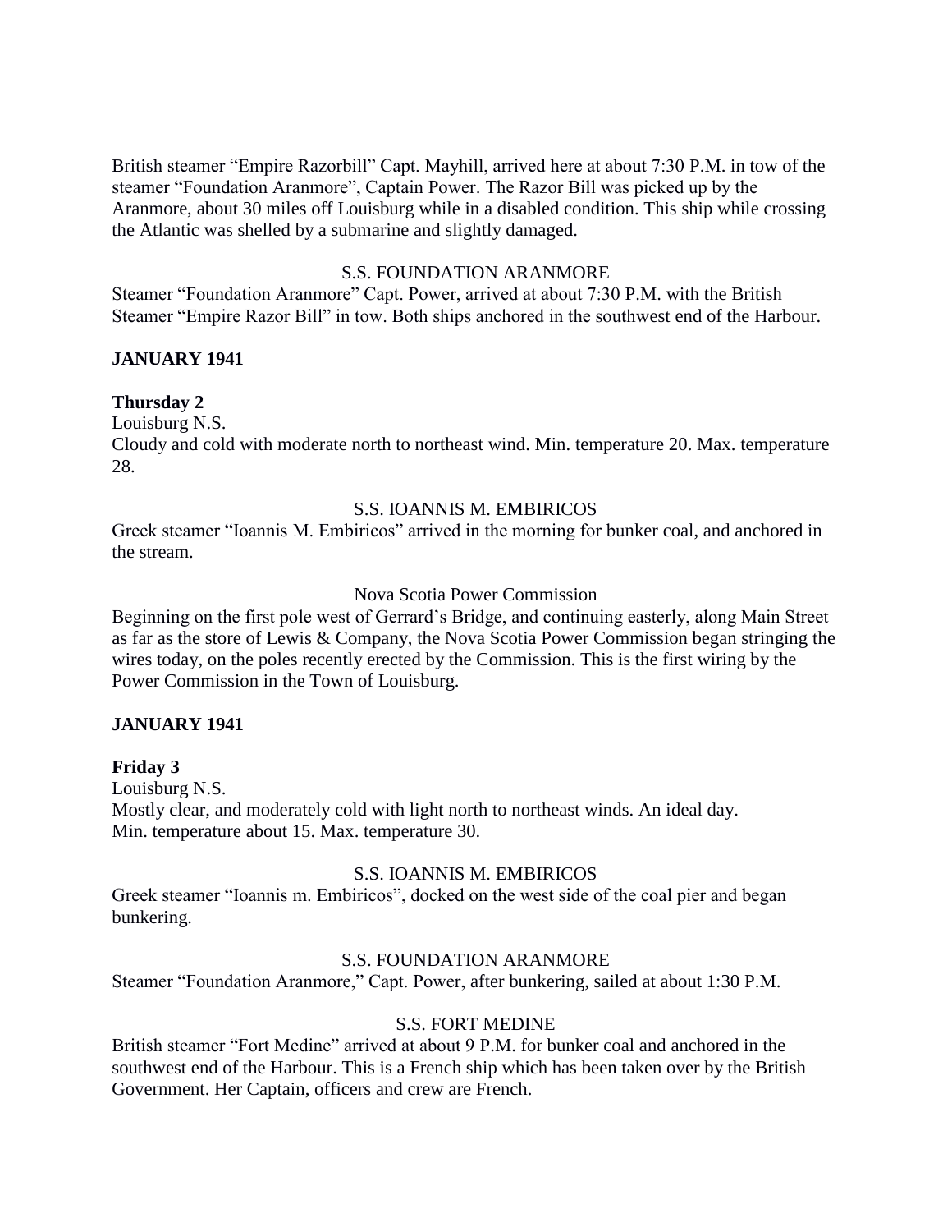British steamer "Empire Razorbill" Capt. Mayhill, arrived here at about 7:30 P.M. in tow of the steamer "Foundation Aranmore", Captain Power. The Razor Bill was picked up by the Aranmore, about 30 miles off Louisburg while in a disabled condition. This ship while crossing the Atlantic was shelled by a submarine and slightly damaged.

S.S. FOUNDATION ARANMORE

Steamer "Foundation Aranmore" Capt. Power, arrived at about 7:30 P.M. with the British Steamer "Empire Razor Bill" in tow. Both ships anchored in the southwest end of the Harbour.

**JANUARY 1941**

**Thursday 2**

Louisburg N.S.

Cloudy and cold with moderate north to northeast wind. Min. temperature 20. Max. temperature 28.

S.S. IOANNIS M. EMBIRICOS

Greek steamer "Ioannis M. Embiricos" arrived in the morning for bunker coal, and anchored in the stream.

Nova Scotia Power Commission

Beginning on the first pole west of Gerrard's Bridge, and continuing easterly, along Main Street as far as the store of Lewis & Company, the Nova Scotia Power Commission began stringing the wires today, on the poles recently erected by the Commission. This is the first wiring by the Power Commission in the Town of Louisburg.

**JANUARY 1941**

**Friday 3**

Louisburg N.S.

Mostly clear, and moderately cold with light north to northeast winds. An ideal day.
Min. temperature about 15. Max. temperature 30.

S.S. IOANNIS M. EMBIRICOS

Greek steamer "Ioannis m. Embiricos", docked on the west side of the coal pier and began bunkering.

S.S. FOUNDATION ARANMORE

Steamer "Foundation Aranmore," Capt. Power, after bunkering, sailed at about 1:30 P.M.

S.S. FORT MEDINE

British steamer "Fort Medine" arrived at about 9 P.M. for bunker coal and anchored in the southwest end of the Harbour. This is a French ship which has been taken over by the British Government. Her Captain, officers and crew are French.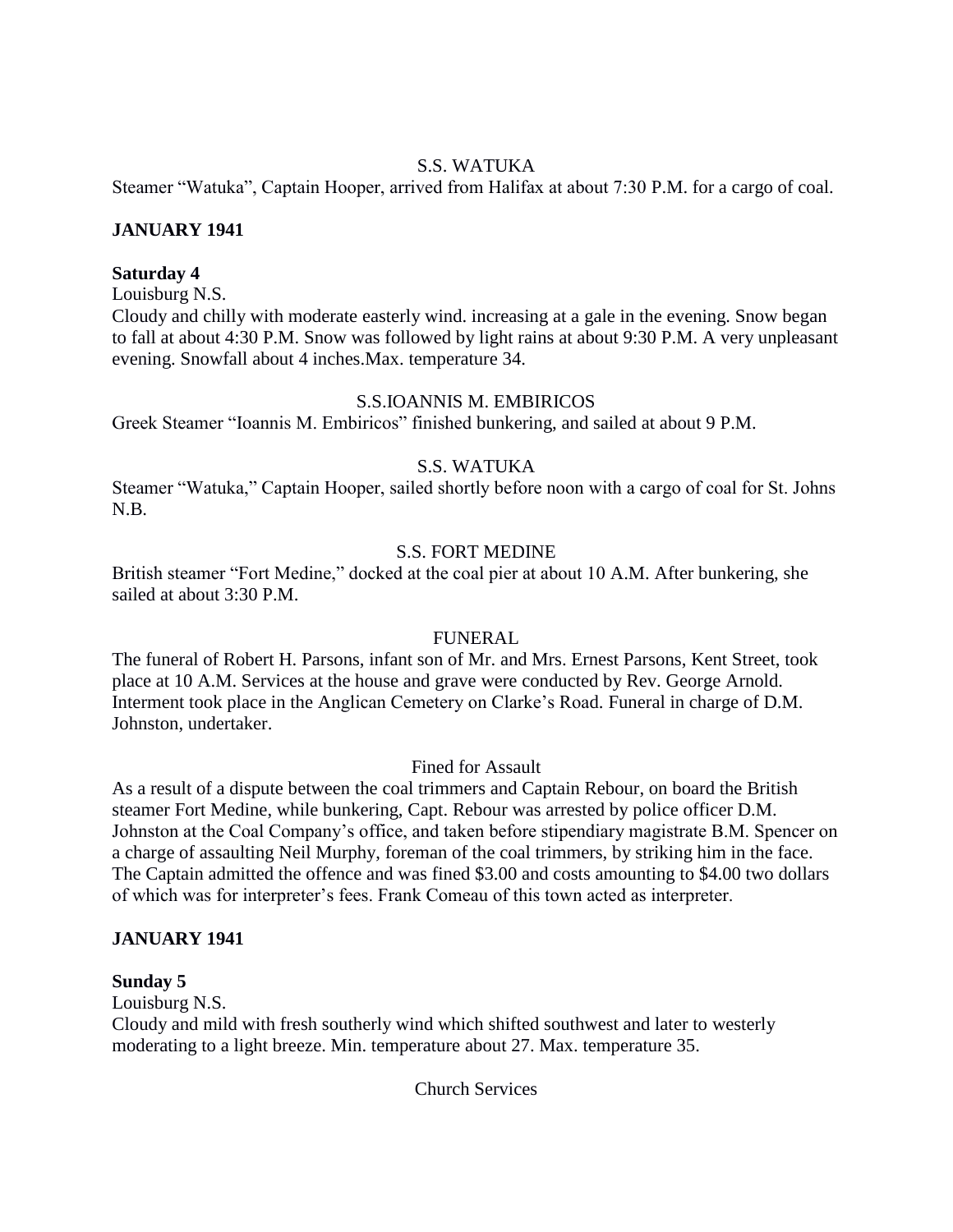S.S. WATUKA

Steamer "Watuka", Captain Hooper, arrived from Halifax at about 7:30 P.M. for a cargo of coal.

**JANUARY 1941**

**Saturday 4**

Louisburg N.S.

Cloudy and chilly with moderate easterly wind. increasing at a gale in the evening. Snow began to fall at about 4:30 P.M. Snow was followed by light rains at about 9:30 P.M. A very unpleasant evening. Snowfall about 4 inches.Max. temperature 34.

S.S.IOANNIS M. EMBIRICOS

Greek Steamer "Ioannis M. Embiricos" finished bunkering, and sailed at about 9 P.M.

S.S. WATUKA

Steamer "Watuka," Captain Hooper, sailed shortly before noon with a cargo of coal for St. Johns N.B.

S.S. FORT MEDINE

British steamer "Fort Medine," docked at the coal pier at about 10 A.M. After bunkering, she sailed at about 3:30 P.M.

FUNERAL

The funeral of Robert H. Parsons, infant son of Mr. and Mrs. Ernest Parsons, Kent Street, took place at 10 A.M. Services at the house and grave were conducted by Rev. George Arnold. Interment took place in the Anglican Cemetery on Clarke's Road. Funeral in charge of D.M. Johnston, undertaker.

Fined for Assault

As a result of a dispute between the coal trimmers and Captain Rebour, on board the British steamer Fort Medine, while bunkering, Capt. Rebour was arrested by police officer D.M. Johnston at the Coal Company's office, and taken before stipendiary magistrate B.M. Spencer on a charge of assaulting Neil Murphy, foreman of the coal trimmers, by striking him in the face. The Captain admitted the offence and was fined $3.00 and costs amounting to $4.00 two dollars of which was for interpreter's fees. Frank Comeau of this town acted as interpreter.

**JANUARY 1941**

**Sunday 5**

Louisburg N.S.

Cloudy and mild with fresh southerly wind which shifted southwest and later to westerly moderating to a light breeze. Min. temperature about 27. Max. temperature 35.

Church Services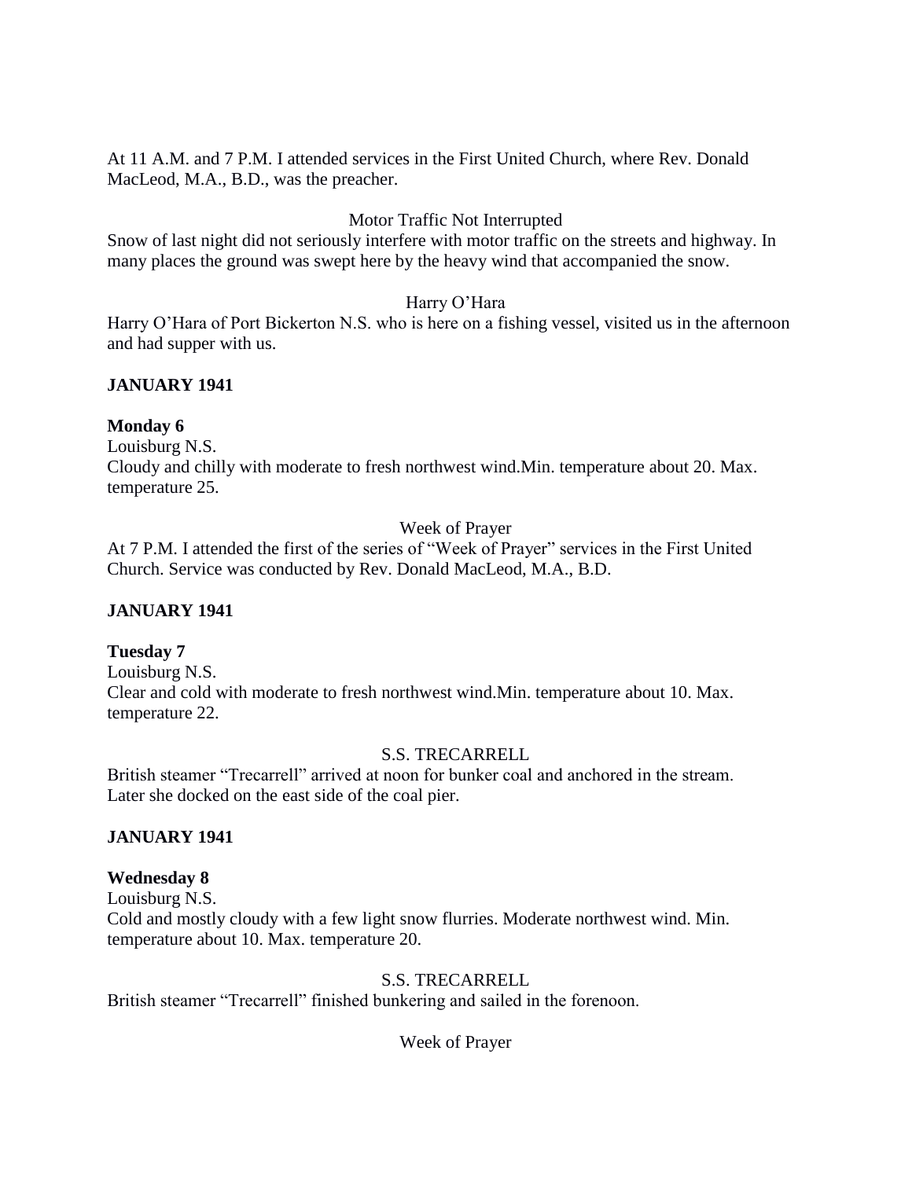At 11 A.M. and 7 P.M. I attended services in the First United Church, where Rev. Donald MacLeod, M.A., B.D., was the preacher.

Motor Traffic Not Interrupted

Snow of last night did not seriously interfere with motor traffic on the streets and highway. In many places the ground was swept here by the heavy wind that accompanied the snow.

Harry O'Hara

Harry O'Hara of Port Bickerton N.S. who is here on a fishing vessel, visited us in the afternoon and had supper with us.

**JANUARY 1941**

**Monday 6**

Louisburg N.S.

Cloudy and chilly with moderate to fresh northwest wind.Min. temperature about 20. Max. temperature 25.

Week of Prayer

At 7 P.M. I attended the first of the series of "Week of Prayer" services in the First United Church. Service was conducted by Rev. Donald MacLeod, M.A., B.D.

**JANUARY 1941**

**Tuesday 7**

Louisburg N.S.

Clear and cold with moderate to fresh northwest wind.Min. temperature about 10. Max. temperature 22.

S.S. TRECARRELL

British steamer "Trecarrell" arrived at noon for bunker coal and anchored in the stream. Later she docked on the east side of the coal pier.

**JANUARY 1941**

**Wednesday 8**

Louisburg N.S.

Cold and mostly cloudy with a few light snow flurries. Moderate northwest wind. Min. temperature about 10. Max. temperature 20.

S.S. TRECARRELL

British steamer "Trecarrell" finished bunkering and sailed in the forenoon.

Week of Prayer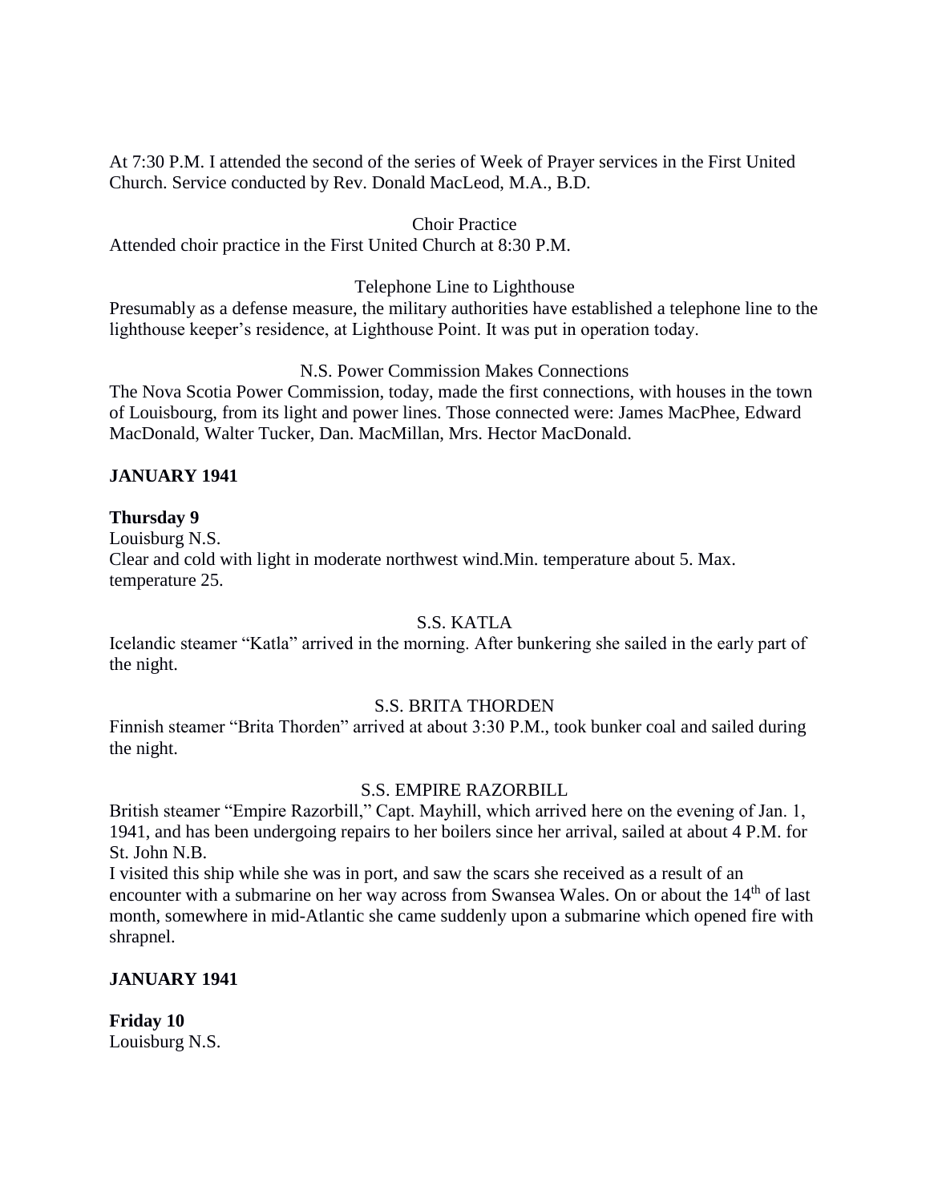At 7:30 P.M. I attended the second of the series of Week of Prayer services in the First United Church. Service conducted by Rev. Donald MacLeod, M.A., B.D.

Choir Practice

Attended choir practice in the First United Church at 8:30 P.M.

Telephone Line to Lighthouse

Presumably as a defense measure, the military authorities have established a telephone line to the lighthouse keeper's residence, at Lighthouse Point. It was put in operation today.

N.S. Power Commission Makes Connections

The Nova Scotia Power Commission, today, made the first connections, with houses in the town of Louisbourg, from its light and power lines. Those connected were: James MacPhee, Edward MacDonald, Walter Tucker, Dan. MacMillan, Mrs. Hector MacDonald.

**JANUARY 1941**

**Thursday 9**

Louisburg N.S.

Clear and cold with light in moderate northwest wind.Min. temperature about 5. Max. temperature 25.

S.S. KATLA

Icelandic steamer "Katla" arrived in the morning. After bunkering she sailed in the early part of the night.

S.S. BRITA THORDEN

Finnish steamer "Brita Thorden" arrived at about 3:30 P.M., took bunker coal and sailed during the night.

S.S. EMPIRE RAZORBILL

British steamer "Empire Razorbill," Capt. Mayhill, which arrived here on the evening of Jan. 1, 1941, and has been undergoing repairs to her boilers since her arrival, sailed at about 4 P.M. for St. John N.B.

I visited this ship while she was in port, and saw the scars she received as a result of an encounter with a submarine on her way across from Swansea Wales. On or about the 14th of last month, somewhere in mid-Atlantic she came suddenly upon a submarine which opened fire with shrapnel.

**JANUARY 1941**

**Friday 10**

Louisburg N.S.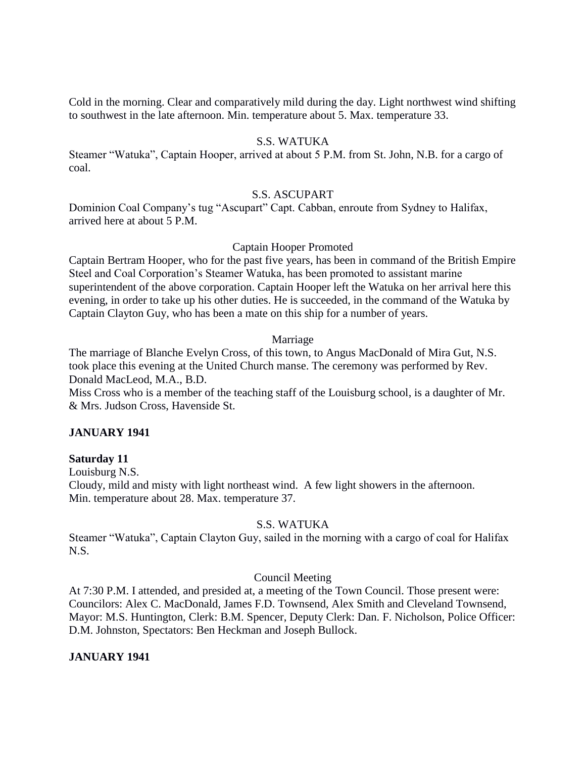Cold in the morning. Clear and comparatively mild during the day. Light northwest wind shifting to southwest in the late afternoon. Min. temperature about 5. Max. temperature 33.

S.S. WATUKA

Steamer "Watuka", Captain Hooper, arrived at about 5 P.M. from St. John, N.B. for a cargo of coal.

S.S. ASCUPART

Dominion Coal Company's tug "Ascupart" Capt. Cabban, enroute from Sydney to Halifax, arrived here at about 5 P.M.

Captain Hooper Promoted

Captain Bertram Hooper, who for the past five years, has been in command of the British Empire Steel and Coal Corporation's Steamer Watuka, has been promoted to assistant marine superintendent of the above corporation. Captain Hooper left the Watuka on her arrival here this evening, in order to take up his other duties. He is succeeded, in the command of the Watuka by Captain Clayton Guy, who has been a mate on this ship for a number of years.

Marriage

The marriage of Blanche Evelyn Cross, of this town, to Angus MacDonald of Mira Gut, N.S. took place this evening at the United Church manse. The ceremony was performed by Rev. Donald MacLeod, M.A., B.D.

Miss Cross who is a member of the teaching staff of the Louisburg school, is a daughter of Mr. & Mrs. Judson Cross, Havenside St.

**JANUARY 1941**

**Saturday 11**

Louisburg N.S.

Cloudy, mild and misty with light northeast wind. A few light showers in the afternoon.
Min. temperature about 28. Max. temperature 37.

S.S. WATUKA

Steamer "Watuka", Captain Clayton Guy, sailed in the morning with a cargo of coal for Halifax N.S.

Council Meeting

At 7:30 P.M. I attended, and presided at, a meeting of the Town Council. Those present were: Councilors: Alex C. MacDonald, James F.D. Townsend, Alex Smith and Cleveland Townsend, Mayor: M.S. Huntington, Clerk: B.M. Spencer, Deputy Clerk: Dan. F. Nicholson, Police Officer: D.M. Johnston, Spectators: Ben Heckman and Joseph Bullock.

**JANUARY 1941**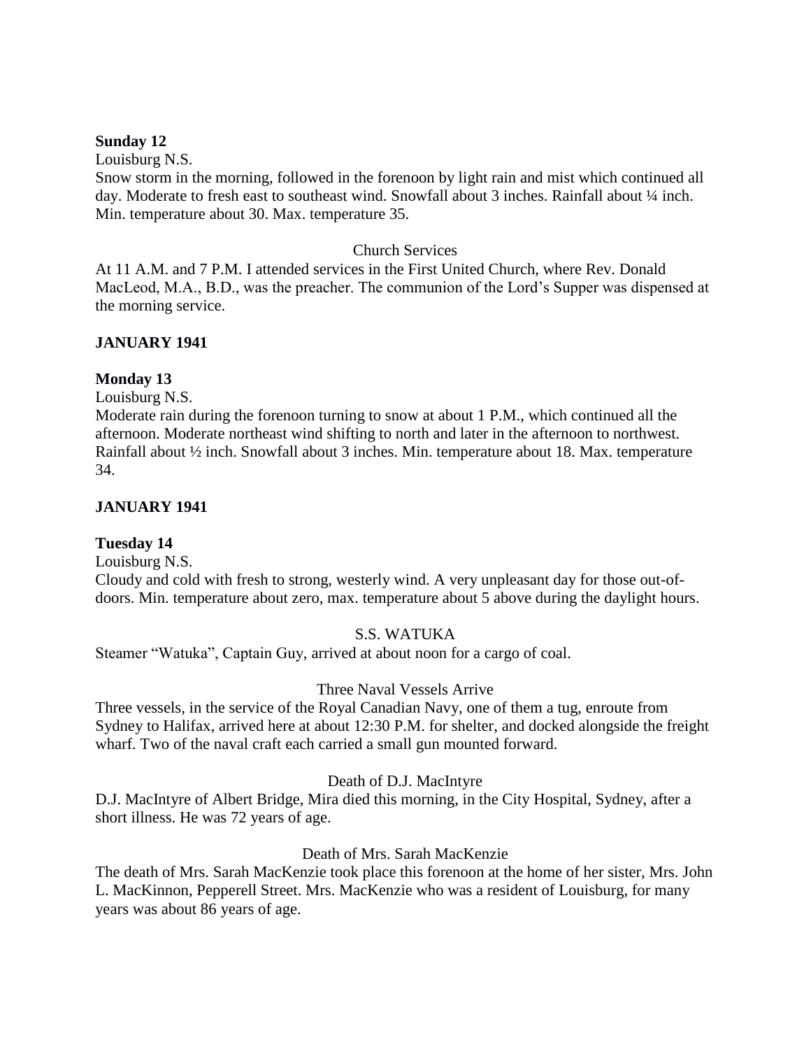**Sunday 12**

Louisburg N.S.

Snow storm in the morning, followed in the forenoon by light rain and mist which continued all day. Moderate to fresh east to southeast wind. Snowfall about 3 inches. Rainfall about ¼ inch. Min. temperature about 30. Max. temperature 35.

Church Services

At 11 A.M. and 7 P.M. I attended services in the First United Church, where Rev. Donald MacLeod, M.A., B.D., was the preacher. The communion of the Lord's Supper was dispensed at the morning service.

**JANUARY 1941**

**Monday 13**

Louisburg N.S.

Moderate rain during the forenoon turning to snow at about 1 P.M., which continued all the afternoon. Moderate northeast wind shifting to north and later in the afternoon to northwest. Rainfall about ½ inch. Snowfall about 3 inches. Min. temperature about 18. Max. temperature 34.

**JANUARY 1941**

**Tuesday 14**

Louisburg N.S.

Cloudy and cold with fresh to strong, westerly wind. A very unpleasant day for those out-of-doors. Min. temperature about zero, max. temperature about 5 above during the daylight hours.

S.S. WATUKA

Steamer "Watuka", Captain Guy, arrived at about noon for a cargo of coal.

Three Naval Vessels Arrive

Three vessels, in the service of the Royal Canadian Navy, one of them a tug, enroute from Sydney to Halifax, arrived here at about 12:30 P.M. for shelter, and docked alongside the freight wharf. Two of the naval craft each carried a small gun mounted forward.

Death of D.J. MacIntyre

D.J. MacIntyre of Albert Bridge, Mira died this morning, in the City Hospital, Sydney, after a short illness. He was 72 years of age.

Death of Mrs. Sarah MacKenzie

The death of Mrs. Sarah MacKenzie took place this forenoon at the home of her sister, Mrs. John L. MacKinnon, Pepperell Street. Mrs. MacKenzie who was a resident of Louisburg, for many years was about 86 years of age.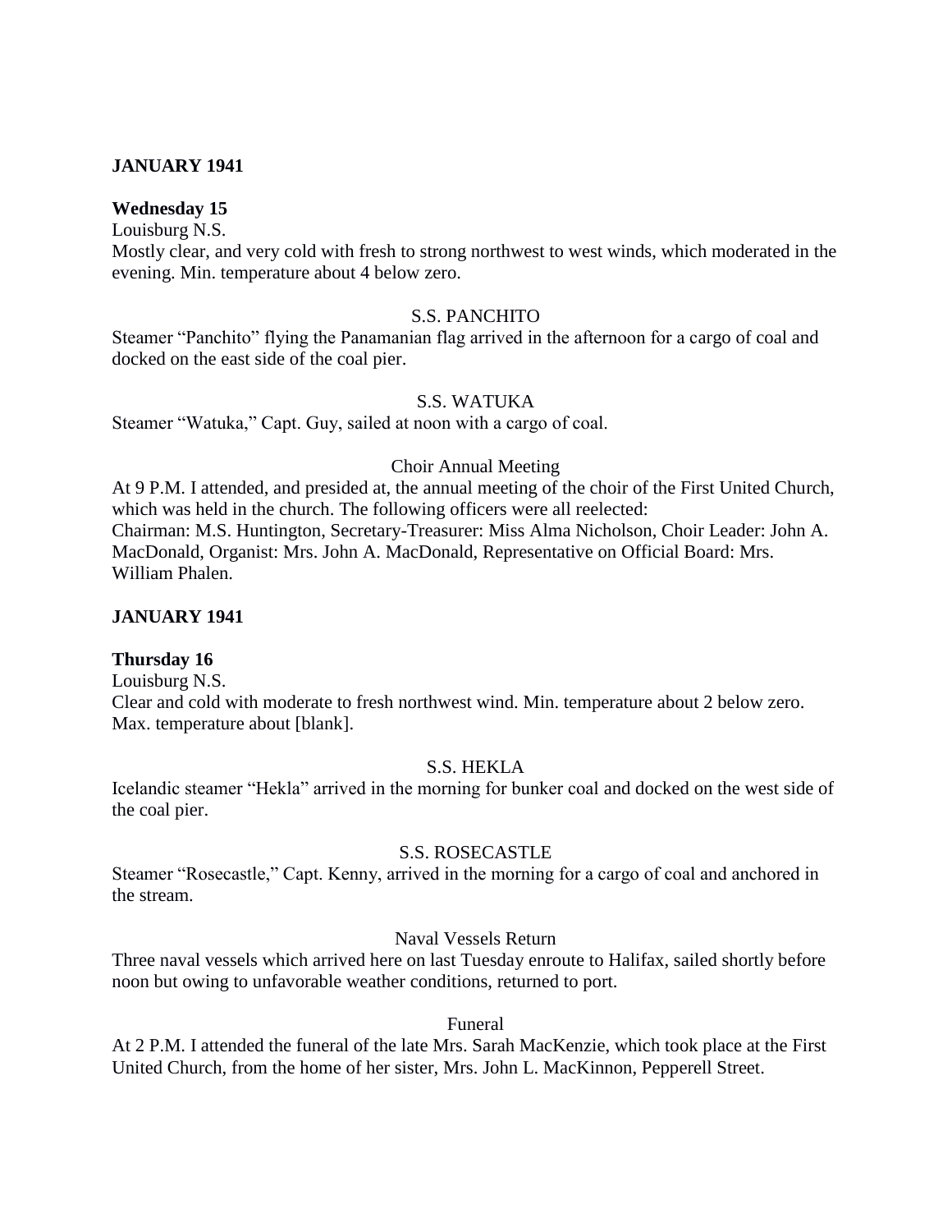**JANUARY 1941**

**Wednesday 15**

Louisburg N.S.

Mostly clear, and very cold with fresh to strong northwest to west winds, which moderated in the evening. Min. temperature about 4 below zero.

S.S. PANCHITO

Steamer "Panchito" flying the Panamanian flag arrived in the afternoon for a cargo of coal and docked on the east side of the coal pier.

S.S. WATUKA

Steamer "Watuka," Capt. Guy, sailed at noon with a cargo of coal.

Choir Annual Meeting

At 9 P.M. I attended, and presided at, the annual meeting of the choir of the First United Church, which was held in the church. The following officers were all reelected:
Chairman: M.S. Huntington, Secretary-Treasurer: Miss Alma Nicholson, Choir Leader: John A. MacDonald, Organist: Mrs. John A. MacDonald, Representative on Official Board: Mrs. William Phalen.

**JANUARY 1941**

**Thursday 16**

Louisburg N.S.

Clear and cold with moderate to fresh northwest wind. Min. temperature about 2 below zero. Max. temperature about [blank].

S.S. HEKLA

Icelandic steamer "Hekla" arrived in the morning for bunker coal and docked on the west side of the coal pier.

S.S. ROSECASTLE

Steamer "Rosecastle," Capt. Kenny, arrived in the morning for a cargo of coal and anchored in the stream.

Naval Vessels Return

Three naval vessels which arrived here on last Tuesday enroute to Halifax, sailed shortly before noon but owing to unfavorable weather conditions, returned to port.

Funeral

At 2 P.M. I attended the funeral of the late Mrs. Sarah MacKenzie, which took place at the First United Church, from the home of her sister, Mrs. John L. MacKinnon, Pepperell Street.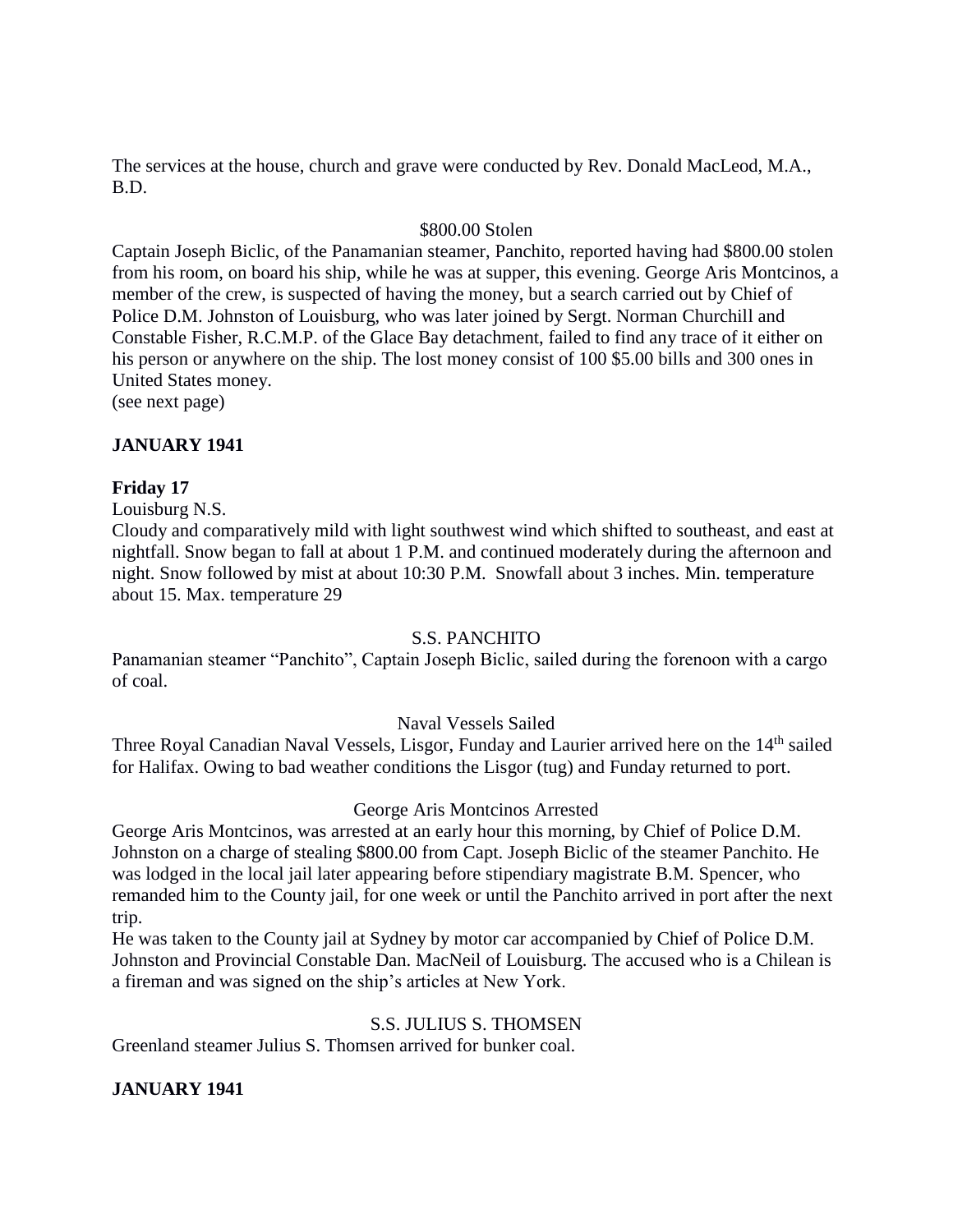The services at the house, church and grave were conducted by Rev. Donald MacLeod, M.A., B.D.

\$800.00 Stolen

Captain Joseph Biclic, of the Panamanian steamer, Panchito, reported having had \$800.00 stolen from his room, on board his ship, while he was at supper, this evening. George Aris Montcinos, a member of the crew, is suspected of having the money, but a search carried out by Chief of Police D.M. Johnston of Louisburg, who was later joined by Sergt. Norman Churchill and Constable Fisher, R.C.M.P. of the Glace Bay detachment, failed to find any trace of it either on his person or anywhere on the ship. The lost money consist of 100 \$5.00 bills and 300 ones in United States money.
(see next page)

**JANUARY 1941**

**Friday 17**

Louisburg N.S.
Cloudy and comparatively mild with light southwest wind which shifted to southeast, and east at nightfall. Snow began to fall at about 1 P.M. and continued moderately during the afternoon and night. Snow followed by mist at about 10:30 P.M. Snowfall about 3 inches. Min. temperature about 15. Max. temperature 29

S.S. PANCHITO

Panamanian steamer "Panchito", Captain Joseph Biclic, sailed during the forenoon with a cargo of coal.

Naval Vessels Sailed

Three Royal Canadian Naval Vessels, Lisgor, Funday and Laurier arrived here on the 14th sailed for Halifax. Owing to bad weather conditions the Lisgor (tug) and Funday returned to port.

George Aris Montcinos Arrested

George Aris Montcinos, was arrested at an early hour this morning, by Chief of Police D.M. Johnston on a charge of stealing \$800.00 from Capt. Joseph Biclic of the steamer Panchito. He was lodged in the local jail later appearing before stipendiary magistrate B.M. Spencer, who remanded him to the County jail, for one week or until the Panchito arrived in port after the next trip.
He was taken to the County jail at Sydney by motor car accompanied by Chief of Police D.M. Johnston and Provincial Constable Dan. MacNeil of Louisburg. The accused who is a Chilean is a fireman and was signed on the ship's articles at New York.

S.S. JULIUS S. THOMSEN

Greenland steamer Julius S. Thomsen arrived for bunker coal.

**JANUARY 1941**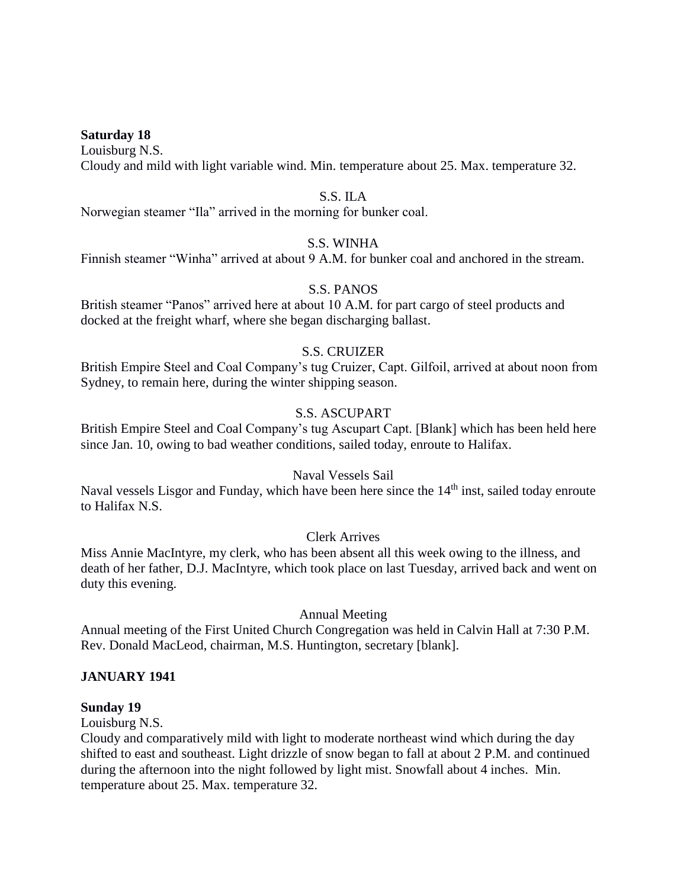**Saturday 18**

Louisburg N.S.

Cloudy and mild with light variable wind. Min. temperature about 25. Max. temperature 32.

S.S. ILA

Norwegian steamer "Ila" arrived in the morning for bunker coal.

S.S. WINHA

Finnish steamer "Winha" arrived at about 9 A.M. for bunker coal and anchored in the stream.

S.S. PANOS

British steamer "Panos" arrived here at about 10 A.M. for part cargo of steel products and docked at the freight wharf, where she began discharging ballast.

S.S. CRUIZER

British Empire Steel and Coal Company's tug Cruizer, Capt. Gilfoil, arrived at about noon from Sydney, to remain here, during the winter shipping season.

S.S. ASCUPART

British Empire Steel and Coal Company's tug Ascupart Capt. [Blank] which has been held here since Jan. 10, owing to bad weather conditions, sailed today, enroute to Halifax.

Naval Vessels Sail

Naval vessels Lisgor and Funday, which have been here since the 14th inst, sailed today enroute to Halifax N.S.

Clerk Arrives

Miss Annie MacIntyre, my clerk, who has been absent all this week owing to the illness, and death of her father, D.J. MacIntyre, which took place on last Tuesday, arrived back and went on duty this evening.

Annual Meeting

Annual meeting of the First United Church Congregation was held in Calvin Hall at 7:30 P.M. Rev. Donald MacLeod, chairman, M.S. Huntington, secretary [blank].

**JANUARY 1941**

**Sunday 19**

Louisburg N.S.

Cloudy and comparatively mild with light to moderate northeast wind which during the day shifted to east and southeast. Light drizzle of snow began to fall at about 2 P.M. and continued during the afternoon into the night followed by light mist. Snowfall about 4 inches. Min. temperature about 25. Max. temperature 32.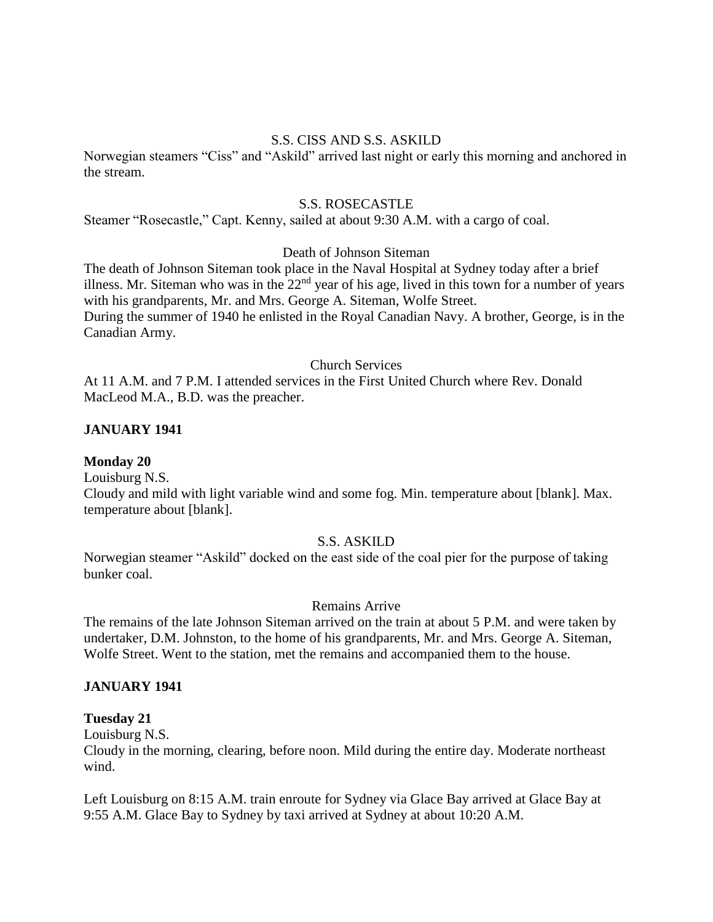S.S. CISS AND S.S. ASKILD

Norwegian steamers "Ciss" and "Askild" arrived last night or early this morning and anchored in the stream.

S.S. ROSECASTLE

Steamer "Rosecastle," Capt. Kenny, sailed at about 9:30 A.M. with a cargo of coal.

Death of Johnson Siteman

The death of Johnson Siteman took place in the Naval Hospital at Sydney today after a brief illness. Mr. Siteman who was in the 22nd year of his age, lived in this town for a number of years with his grandparents, Mr. and Mrs. George A. Siteman, Wolfe Street.
During the summer of 1940 he enlisted in the Royal Canadian Navy. A brother, George, is in the Canadian Army.

Church Services

At 11 A.M. and 7 P.M. I attended services in the First United Church where Rev. Donald MacLeod M.A., B.D. was the preacher.

**JANUARY 1941**

**Monday 20**

Louisburg N.S.
Cloudy and mild with light variable wind and some fog. Min. temperature about [blank]. Max. temperature about [blank].

S.S. ASKILD

Norwegian steamer "Askild" docked on the east side of the coal pier for the purpose of taking bunker coal.

Remains Arrive

The remains of the late Johnson Siteman arrived on the train at about 5 P.M. and were taken by undertaker, D.M. Johnston, to the home of his grandparents, Mr. and Mrs. George A. Siteman, Wolfe Street. Went to the station, met the remains and accompanied them to the house.

**JANUARY 1941**

**Tuesday 21**

Louisburg N.S.
Cloudy in the morning, clearing, before noon. Mild during the entire day. Moderate northeast wind.

Left Louisburg on 8:15 A.M. train enroute for Sydney via Glace Bay arrived at Glace Bay at 9:55 A.M. Glace Bay to Sydney by taxi arrived at Sydney at about 10:20 A.M.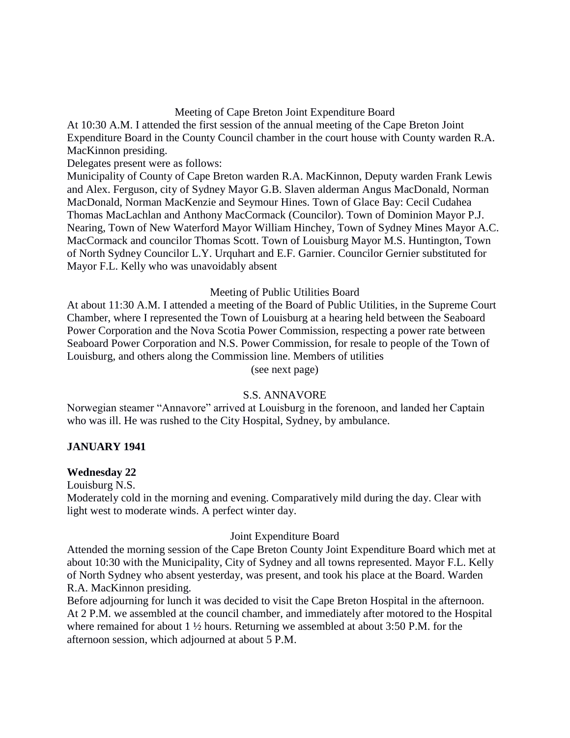Meeting of Cape Breton Joint Expenditure Board

At 10:30 A.M. I attended the first session of the annual meeting of the Cape Breton Joint Expenditure Board in the County Council chamber in the court house with County warden R.A. MacKinnon presiding.

Delegates present were as follows:

Municipality of County of Cape Breton warden R.A. MacKinnon, Deputy warden Frank Lewis and Alex. Ferguson, city of Sydney Mayor G.B. Slaven alderman Angus MacDonald, Norman MacDonald, Norman MacKenzie and Seymour Hines. Town of Glace Bay: Cecil Cudahea Thomas MacLachlan and Anthony MacCormack (Councilor). Town of Dominion Mayor P.J. Nearing, Town of New Waterford Mayor William Hinchey, Town of Sydney Mines Mayor A.C. MacCormack and councilor Thomas Scott. Town of Louisburg Mayor M.S. Huntington, Town of North Sydney Councilor L.Y. Urquhart and E.F. Garnier. Councilor Gernier substituted for Mayor F.L. Kelly who was unavoidably absent

Meeting of Public Utilities Board

At about 11:30 A.M. I attended a meeting of the Board of Public Utilities, in the Supreme Court Chamber, where I represented the Town of Louisburg at a hearing held between the Seaboard Power Corporation and the Nova Scotia Power Commission, respecting a power rate between Seaboard Power Corporation and N.S. Power Commission, for resale to people of the Town of Louisburg, and others along the Commission line. Members of utilities

(see next page)

S.S. ANNAVORE

Norwegian steamer "Annavore" arrived at Louisburg in the forenoon, and landed her Captain who was ill. He was rushed to the City Hospital, Sydney, by ambulance.

**JANUARY 1941**

**Wednesday 22**

Louisburg N.S.

Moderately cold in the morning and evening. Comparatively mild during the day. Clear with light west to moderate winds. A perfect winter day.

Joint Expenditure Board

Attended the morning session of the Cape Breton County Joint Expenditure Board which met at about 10:30 with the Municipality, City of Sydney and all towns represented. Mayor F.L. Kelly of North Sydney who absent yesterday, was present, and took his place at the Board. Warden R.A. MacKinnon presiding.

Before adjourning for lunch it was decided to visit the Cape Breton Hospital in the afternoon. At 2 P.M. we assembled at the council chamber, and immediately after motored to the Hospital where remained for about 1 ½ hours. Returning we assembled at about 3:50 P.M. for the afternoon session, which adjourned at about 5 P.M.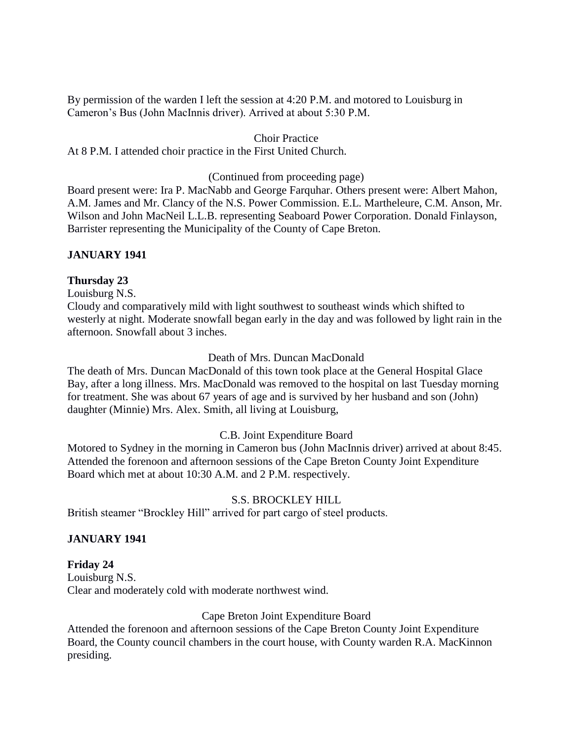By permission of the warden I left the session at 4:20 P.M. and motored to Louisburg in Cameron's Bus (John MacInnis driver). Arrived at about 5:30 P.M.

Choir Practice

At 8 P.M. I attended choir practice in the First United Church.

(Continued from proceeding page)

Board present were: Ira P. MacNabb and George Farquhar. Others present were: Albert Mahon, A.M. James and Mr. Clancy of the N.S. Power Commission. E.L. Martheleure, C.M. Anson, Mr. Wilson and John MacNeil L.L.B. representing Seaboard Power Corporation. Donald Finlayson, Barrister representing the Municipality of the County of Cape Breton.

**JANUARY 1941**

**Thursday 23**

Louisburg N.S.

Cloudy and comparatively mild with light southwest to southeast winds which shifted to westerly at night. Moderate snowfall began early in the day and was followed by light rain in the afternoon. Snowfall about 3 inches.

Death of Mrs. Duncan MacDonald

The death of Mrs. Duncan MacDonald of this town took place at the General Hospital Glace Bay, after a long illness. Mrs. MacDonald was removed to the hospital on last Tuesday morning for treatment. She was about 67 years of age and is survived by her husband and son (John) daughter (Minnie) Mrs. Alex. Smith, all living at Louisburg,

C.B. Joint Expenditure Board

Motored to Sydney in the morning in Cameron bus (John MacInnis driver) arrived at about 8:45. Attended the forenoon and afternoon sessions of the Cape Breton County Joint Expenditure Board which met at about 10:30 A.M. and 2 P.M. respectively.

S.S. BROCKLEY HILL

British steamer "Brockley Hill" arrived for part cargo of steel products.

**JANUARY 1941**

**Friday 24**

Louisburg N.S.

Clear and moderately cold with moderate northwest wind.

Cape Breton Joint Expenditure Board

Attended the forenoon and afternoon sessions of the Cape Breton County Joint Expenditure Board, the County council chambers in the court house, with County warden R.A. MacKinnon presiding.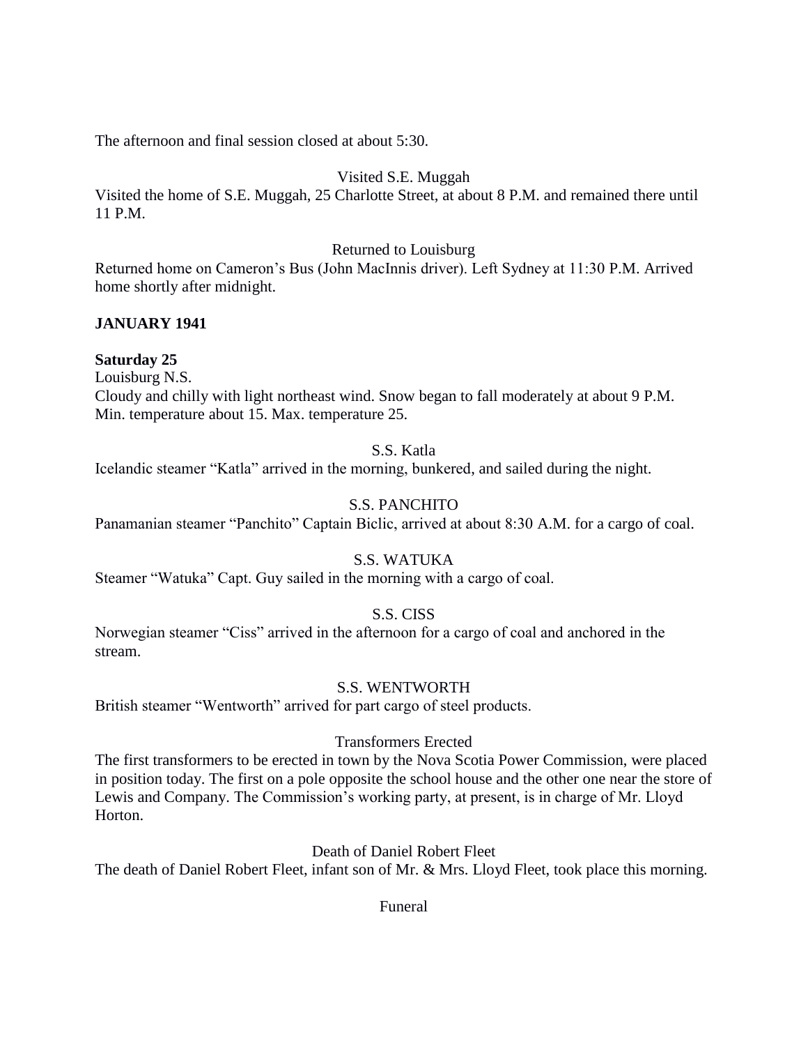The afternoon and final session closed at about 5:30.

Visited S.E. Muggah

Visited the home of S.E. Muggah, 25 Charlotte Street, at about 8 P.M. and remained there until 11 P.M.

Returned to Louisburg

Returned home on Cameron's Bus (John MacInnis driver). Left Sydney at 11:30 P.M. Arrived home shortly after midnight.

**JANUARY 1941**

**Saturday 25**

Louisburg N.S.

Cloudy and chilly with light northeast wind. Snow began to fall moderately at about 9 P.M. Min. temperature about 15. Max. temperature 25.

S.S. Katla

Icelandic steamer "Katla" arrived in the morning, bunkered, and sailed during the night.

S.S. PANCHITO

Panamanian steamer "Panchito" Captain Biclic, arrived at about 8:30 A.M. for a cargo of coal.

S.S. WATUKA

Steamer "Watuka" Capt. Guy sailed in the morning with a cargo of coal.

S.S. CISS

Norwegian steamer "Ciss" arrived in the afternoon for a cargo of coal and anchored in the stream.

S.S. WENTWORTH

British steamer "Wentworth" arrived for part cargo of steel products.

Transformers Erected

The first transformers to be erected in town by the Nova Scotia Power Commission, were placed in position today. The first on a pole opposite the school house and the other one near the store of Lewis and Company. The Commission's working party, at present, is in charge of Mr. Lloyd Horton.

Death of Daniel Robert Fleet

The death of Daniel Robert Fleet, infant son of Mr. & Mrs. Lloyd Fleet, took place this morning.

Funeral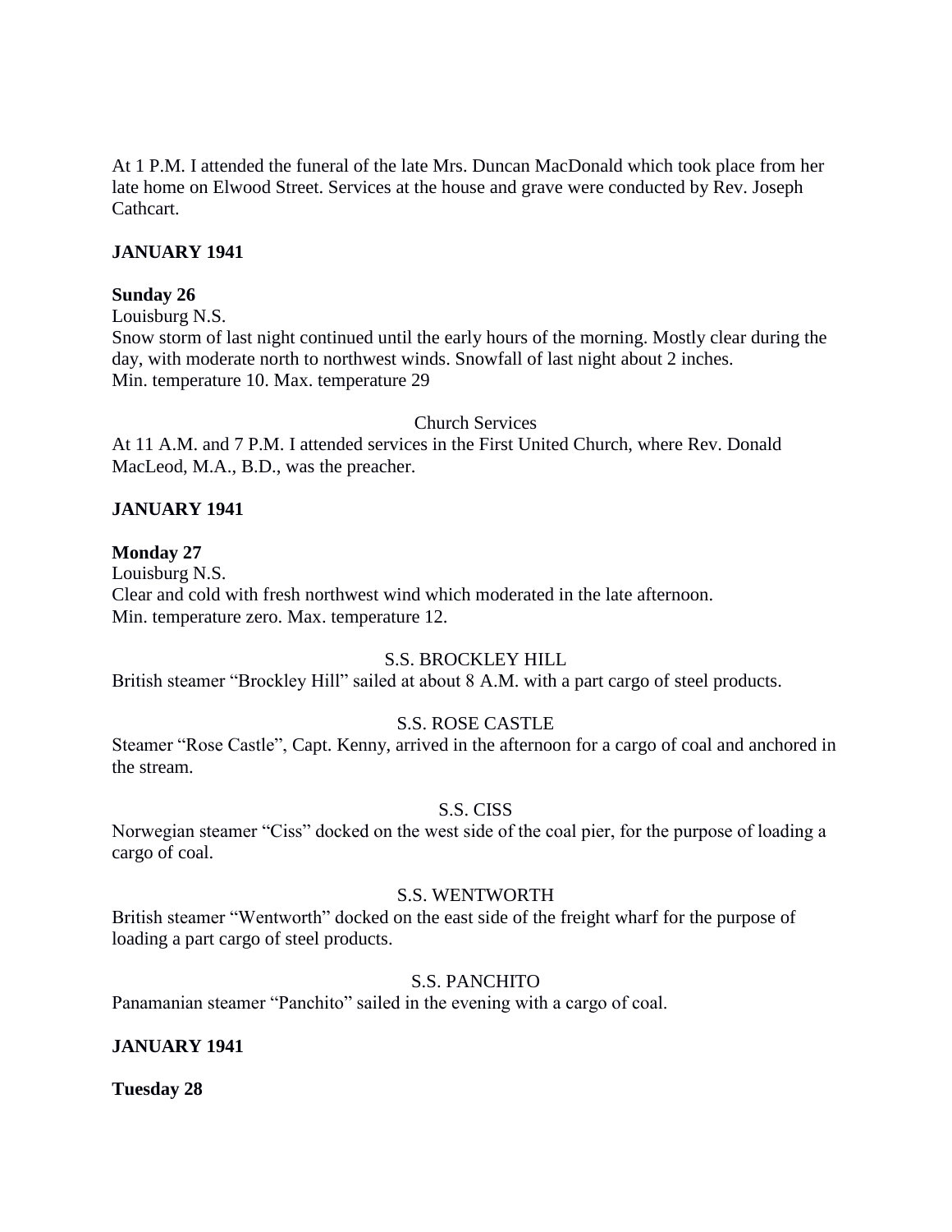At 1 P.M. I attended the funeral of the late Mrs. Duncan MacDonald which took place from her late home on Elwood Street. Services at the house and grave were conducted by Rev. Joseph Cathcart.

**JANUARY 1941**

**Sunday 26**

Louisburg N.S.

Snow storm of last night continued until the early hours of the morning. Mostly clear during the day, with moderate north to northwest winds. Snowfall of last night about 2 inches.

Min. temperature 10. Max. temperature 29

Church Services

At 11 A.M. and 7 P.M. I attended services in the First United Church, where Rev. Donald MacLeod, M.A., B.D., was the preacher.

**JANUARY 1941**

**Monday 27**

Louisburg N.S.

Clear and cold with fresh northwest wind which moderated in the late afternoon.

Min. temperature zero. Max. temperature 12.

S.S. BROCKLEY HILL

British steamer "Brockley Hill" sailed at about 8 A.M. with a part cargo of steel products.

S.S. ROSE CASTLE

Steamer "Rose Castle", Capt. Kenny, arrived in the afternoon for a cargo of coal and anchored in the stream.

S.S. CISS

Norwegian steamer "Ciss" docked on the west side of the coal pier, for the purpose of loading a cargo of coal.

S.S. WENTWORTH

British steamer "Wentworth" docked on the east side of the freight wharf for the purpose of loading a part cargo of steel products.

S.S. PANCHITO

Panamanian steamer "Panchito" sailed in the evening with a cargo of coal.

**JANUARY 1941**

**Tuesday 28**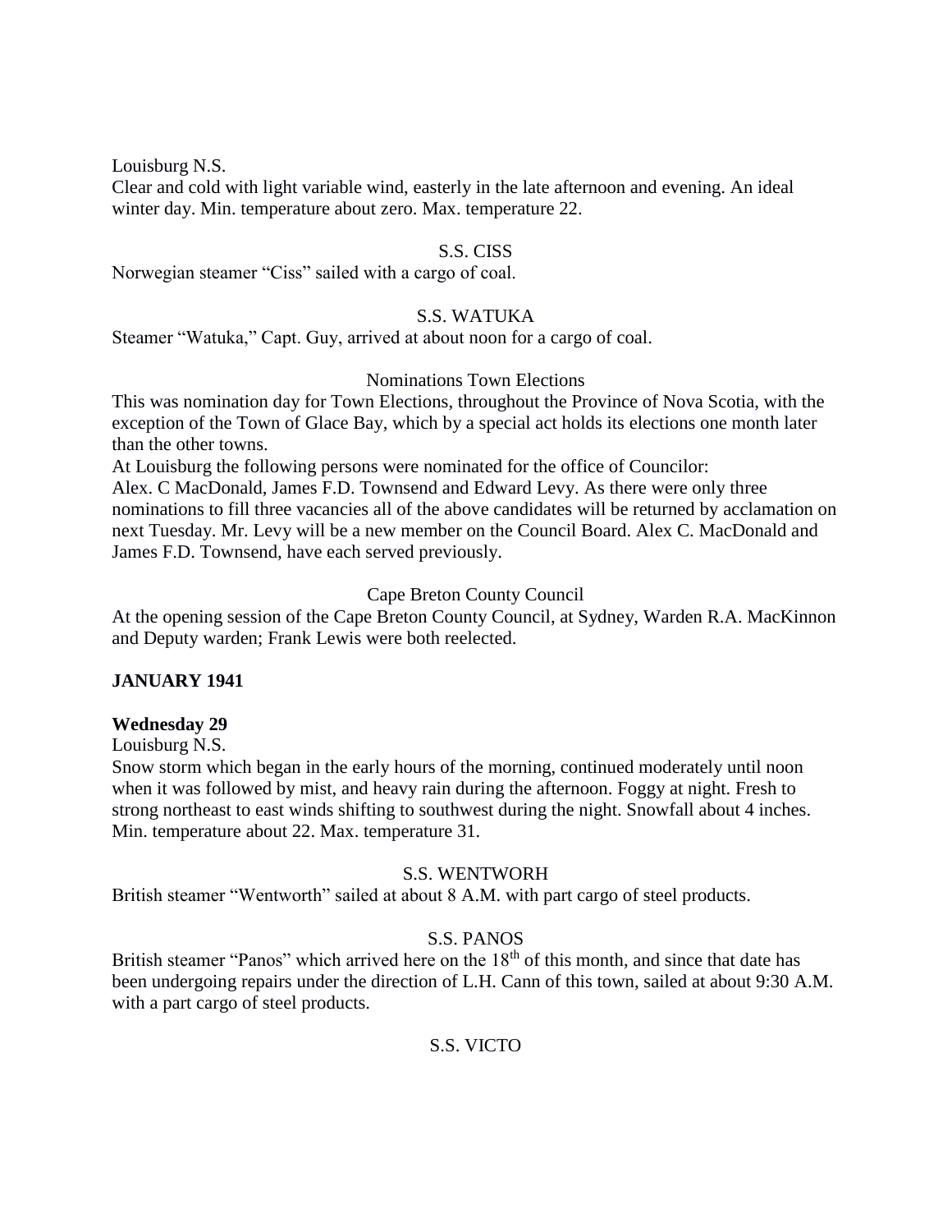Louisburg N.S.
Clear and cold with light variable wind, easterly in the late afternoon and evening. An ideal winter day. Min. temperature about zero. Max. temperature 22.

S.S. CISS

Norwegian steamer "Ciss" sailed with a cargo of coal.

S.S. WATUKA

Steamer "Watuka," Capt. Guy, arrived at about noon for a cargo of coal.

Nominations Town Elections

This was nomination day for Town Elections, throughout the Province of Nova Scotia, with the exception of the Town of Glace Bay, which by a special act holds its elections one month later than the other towns.

At Louisburg the following persons were nominated for the office of Councilor:
Alex. C MacDonald, James F.D. Townsend and Edward Levy. As there were only three nominations to fill three vacancies all of the above candidates will be returned by acclamation on next Tuesday. Mr. Levy will be a new member on the Council Board. Alex C. MacDonald and James F.D. Townsend, have each served previously.

Cape Breton County Council

At the opening session of the Cape Breton County Council, at Sydney, Warden R.A. MacKinnon and Deputy warden; Frank Lewis were both reelected.

**JANUARY 1941**

**Wednesday 29**

Louisburg N.S.
Snow storm which began in the early hours of the morning, continued moderately until noon when it was followed by mist, and heavy rain during the afternoon. Foggy at night. Fresh to strong northeast to east winds shifting to southwest during the night. Snowfall about 4 inches. Min. temperature about 22. Max. temperature 31.

S.S. WENTWORH

British steamer "Wentworth" sailed at about 8 A.M. with part cargo of steel products.

S.S. PANOS

British steamer "Panos" which arrived here on the 18th of this month, and since that date has been undergoing repairs under the direction of L.H. Cann of this town, sailed at about 9:30 A.M. with a part cargo of steel products.

S.S. VICTO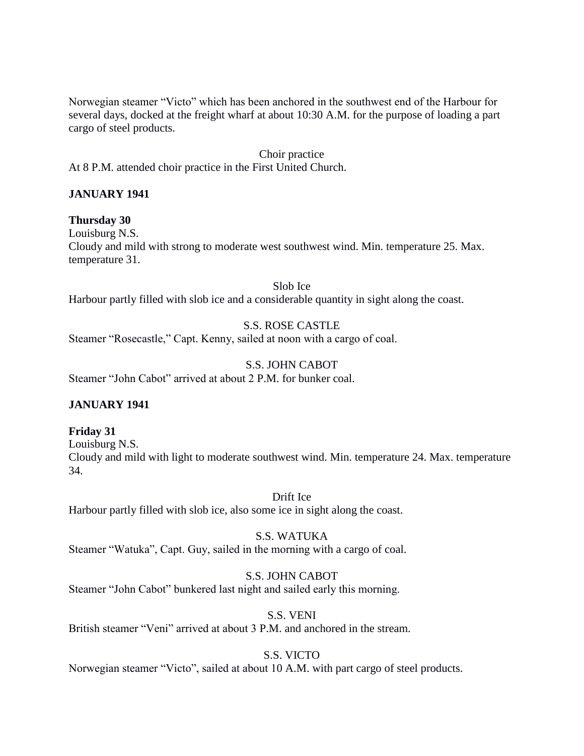Norwegian steamer “Victo” which has been anchored in the southwest end of the Harbour for several days, docked at the freight wharf at about 10:30 A.M. for the purpose of loading a part cargo of steel products.

Choir practice

At 8 P.M. attended choir practice in the First United Church.

**JANUARY 1941**

**Thursday 30**

Louisburg N.S.

Cloudy and mild with strong to moderate west southwest wind. Min. temperature 25. Max. temperature 31.

Slob Ice

Harbour partly filled with slob ice and a considerable quantity in sight along the coast.

S.S. ROSE CASTLE

Steamer “Rosecastle,” Capt. Kenny, sailed at noon with a cargo of coal.

S.S. JOHN CABOT

Steamer “John Cabot” arrived at about 2 P.M. for bunker coal.

**JANUARY 1941**

**Friday 31**

Louisburg N.S.

Cloudy and mild with light to moderate southwest wind. Min. temperature 24. Max. temperature 34.

Drift Ice

Harbour partly filled with slob ice, also some ice in sight along the coast.

S.S. WATUKA

Steamer “Watuka”, Capt. Guy, sailed in the morning with a cargo of coal.

S.S. JOHN CABOT

Steamer “John Cabot” bunkered last night and sailed early this morning.

S.S. VENI

British steamer “Veni” arrived at about 3 P.M. and anchored in the stream.

S.S. VICTO

Norwegian steamer “Victo”, sailed at about 10 A.M. with part cargo of steel products.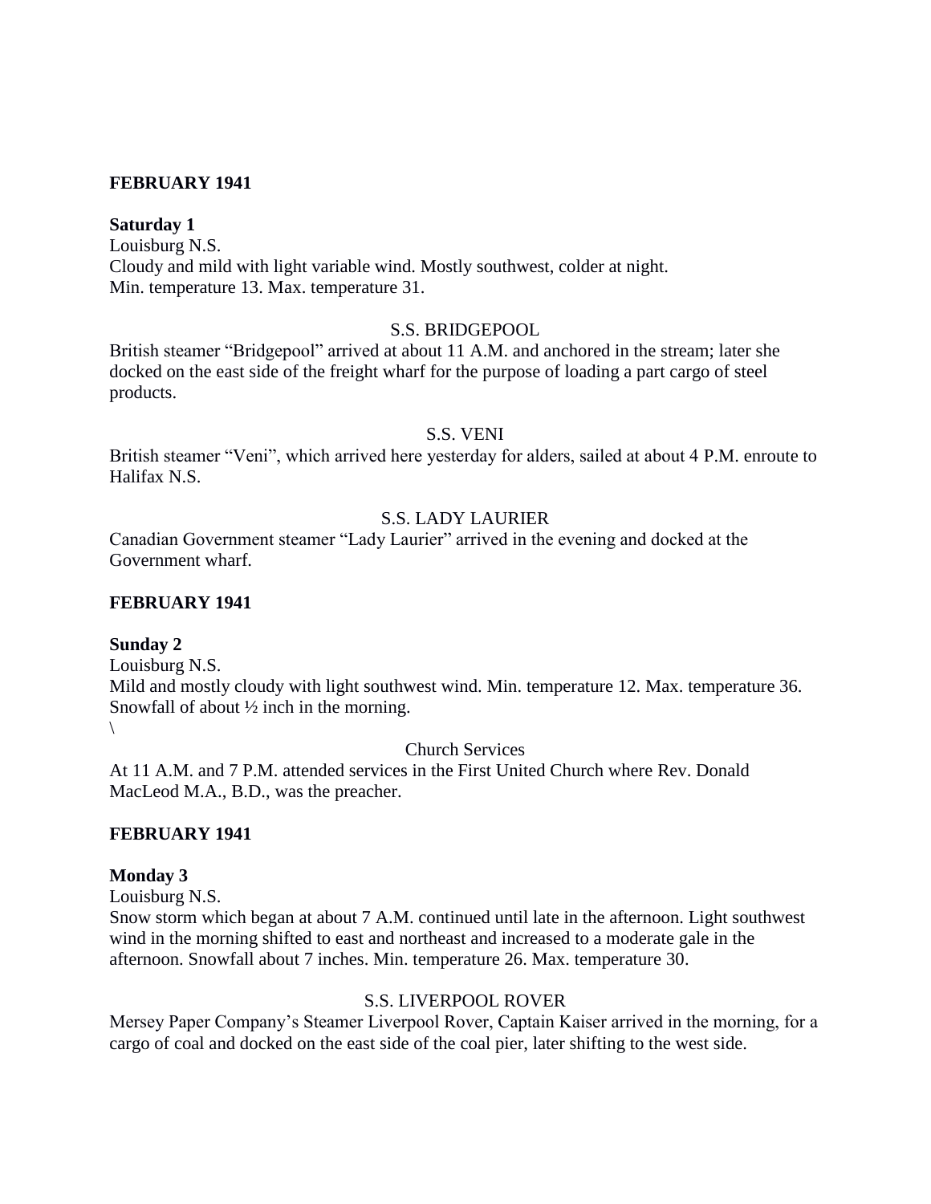**FEBRUARY 1941**

**Saturday 1**

Louisburg N.S.
Cloudy and mild with light variable wind. Mostly southwest, colder at night.
Min. temperature 13. Max. temperature 31.

S.S. BRIDGEPOOL

British steamer "Bridgepool" arrived at about 11 A.M. and anchored in the stream; later she docked on the east side of the freight wharf for the purpose of loading a part cargo of steel products.

S.S. VENI

British steamer "Veni", which arrived here yesterday for alders, sailed at about 4 P.M. enroute to Halifax N.S.

S.S. LADY LAURIER

Canadian Government steamer "Lady Laurier" arrived in the evening and docked at the Government wharf.

**FEBRUARY 1941**

**Sunday 2**

Louisburg N.S.
Mild and mostly cloudy with light southwest wind. Min. temperature 12. Max. temperature 36.
Snowfall of about ½ inch in the morning.
\

Church Services

At 11 A.M. and 7 P.M. attended services in the First United Church where Rev. Donald MacLeod M.A., B.D., was the preacher.

**FEBRUARY 1941**

**Monday 3**

Louisburg N.S.
Snow storm which began at about 7 A.M. continued until late in the afternoon. Light southwest wind in the morning shifted to east and northeast and increased to a moderate gale in the afternoon. Snowfall about 7 inches. Min. temperature 26. Max. temperature 30.

S.S. LIVERPOOL ROVER

Mersey Paper Company's Steamer Liverpool Rover, Captain Kaiser arrived in the morning, for a cargo of coal and docked on the east side of the coal pier, later shifting to the west side.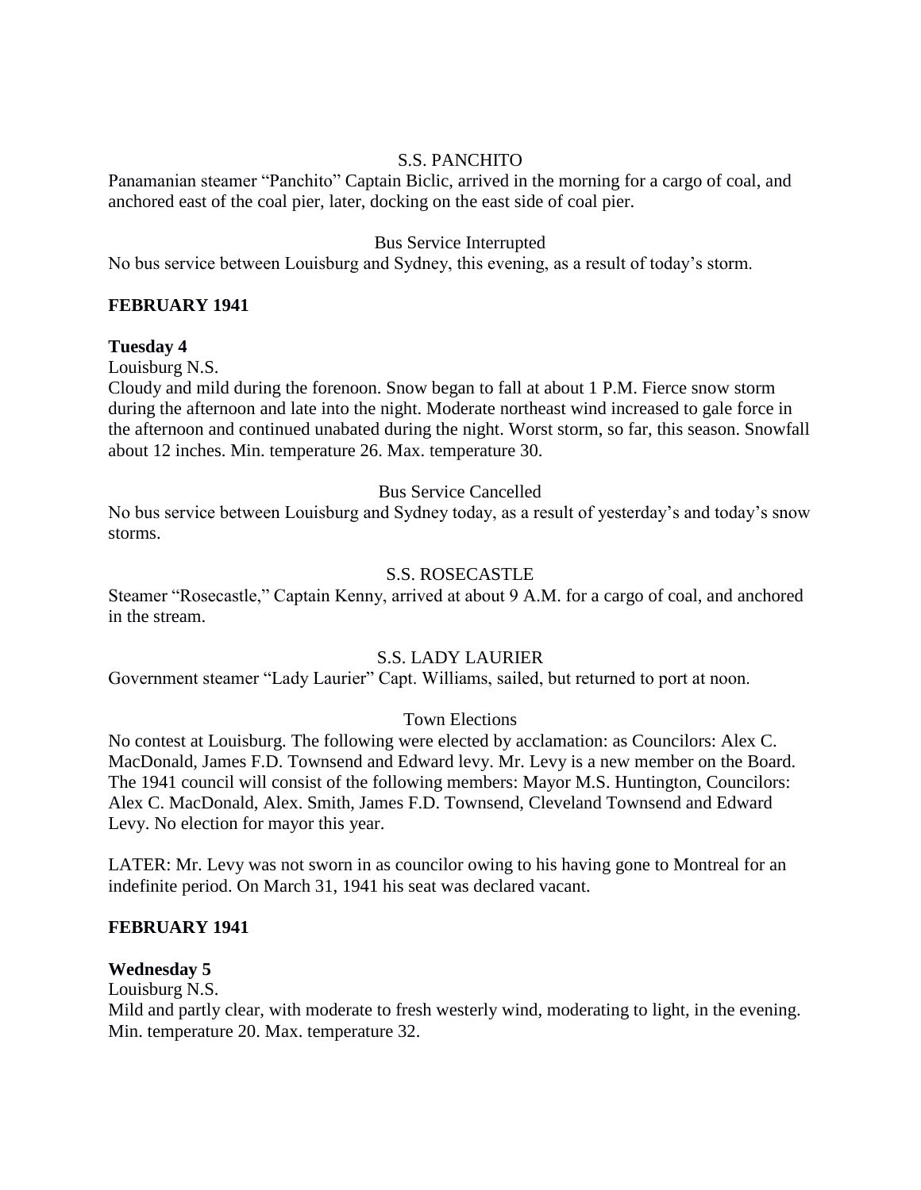S.S. PANCHITO

Panamanian steamer "Panchito" Captain Biclic, arrived in the morning for a cargo of coal, and anchored east of the coal pier, later, docking on the east side of coal pier.

Bus Service Interrupted

No bus service between Louisburg and Sydney, this evening, as a result of today's storm.

**FEBRUARY 1941**

**Tuesday 4**

Louisburg N.S.

Cloudy and mild during the forenoon. Snow began to fall at about 1 P.M. Fierce snow storm during the afternoon and late into the night. Moderate northeast wind increased to gale force in the afternoon and continued unabated during the night. Worst storm, so far, this season. Snowfall about 12 inches. Min. temperature 26. Max. temperature 30.

Bus Service Cancelled

No bus service between Louisburg and Sydney today, as a result of yesterday's and today's snow storms.

S.S. ROSECASTLE

Steamer "Rosecastle," Captain Kenny, arrived at about 9 A.M. for a cargo of coal, and anchored in the stream.

S.S. LADY LAURIER

Government steamer "Lady Laurier" Capt. Williams, sailed, but returned to port at noon.

Town Elections

No contest at Louisburg. The following were elected by acclamation: as Councilors: Alex C. MacDonald, James F.D. Townsend and Edward levy. Mr. Levy is a new member on the Board. The 1941 council will consist of the following members: Mayor M.S. Huntington, Councilors: Alex C. MacDonald, Alex. Smith, James F.D. Townsend, Cleveland Townsend and Edward Levy. No election for mayor this year.

LATER: Mr. Levy was not sworn in as councilor owing to his having gone to Montreal for an indefinite period. On March 31, 1941 his seat was declared vacant.

**FEBRUARY 1941**

**Wednesday 5**

Louisburg N.S.

Mild and partly clear, with moderate to fresh westerly wind, moderating to light, in the evening. Min. temperature 20. Max. temperature 32.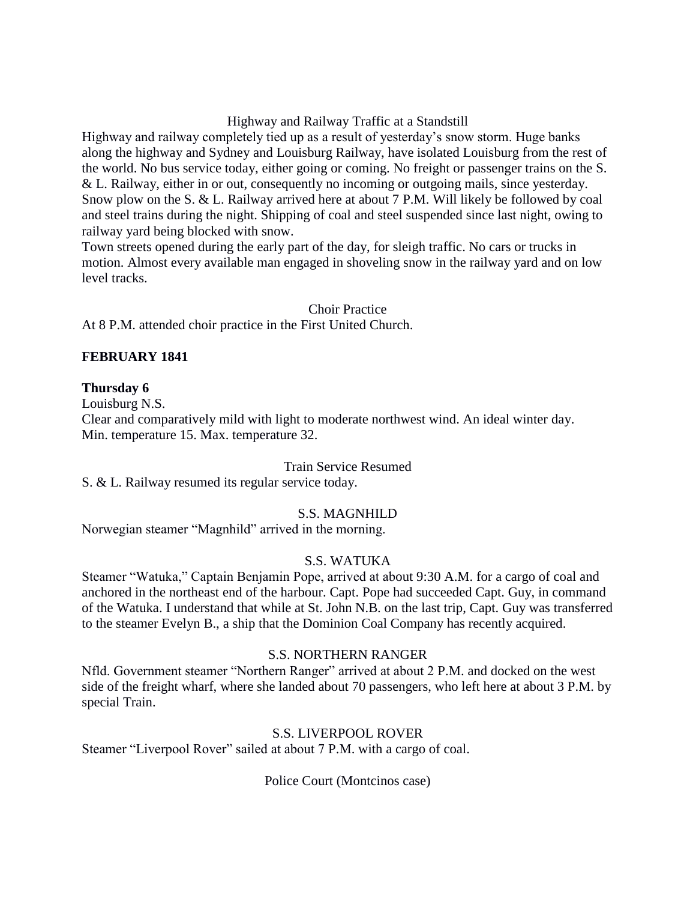Highway and Railway Traffic at a Standstill

Highway and railway completely tied up as a result of yesterday's snow storm. Huge banks along the highway and Sydney and Louisburg Railway, have isolated Louisburg from the rest of the world. No bus service today, either going or coming. No freight or passenger trains on the S. & L. Railway, either in or out, consequently no incoming or outgoing mails, since yesterday. Snow plow on the S. & L. Railway arrived here at about 7 P.M. Will likely be followed by coal and steel trains during the night. Shipping of coal and steel suspended since last night, owing to railway yard being blocked with snow.

Town streets opened during the early part of the day, for sleigh traffic. No cars or trucks in motion. Almost every available man engaged in shoveling snow in the railway yard and on low level tracks.

Choir Practice

At 8 P.M. attended choir practice in the First United Church.

**FEBRUARY 1841**

**Thursday 6**

Louisburg N.S.

Clear and comparatively mild with light to moderate northwest wind. An ideal winter day.
Min. temperature 15. Max. temperature 32.

Train Service Resumed

S. & L. Railway resumed its regular service today.

S.S. MAGNHILD

Norwegian steamer "Magnhild" arrived in the morning.

S.S. WATUKA

Steamer "Watuka," Captain Benjamin Pope, arrived at about 9:30 A.M. for a cargo of coal and anchored in the northeast end of the harbour. Capt. Pope had succeeded Capt. Guy, in command of the Watuka. I understand that while at St. John N.B. on the last trip, Capt. Guy was transferred to the steamer Evelyn B., a ship that the Dominion Coal Company has recently acquired.

S.S. NORTHERN RANGER

Nfld. Government steamer "Northern Ranger" arrived at about 2 P.M. and docked on the west side of the freight wharf, where she landed about 70 passengers, who left here at about 3 P.M. by special Train.

S.S. LIVERPOOL ROVER

Steamer "Liverpool Rover" sailed at about 7 P.M. with a cargo of coal.

Police Court (Montcinos case)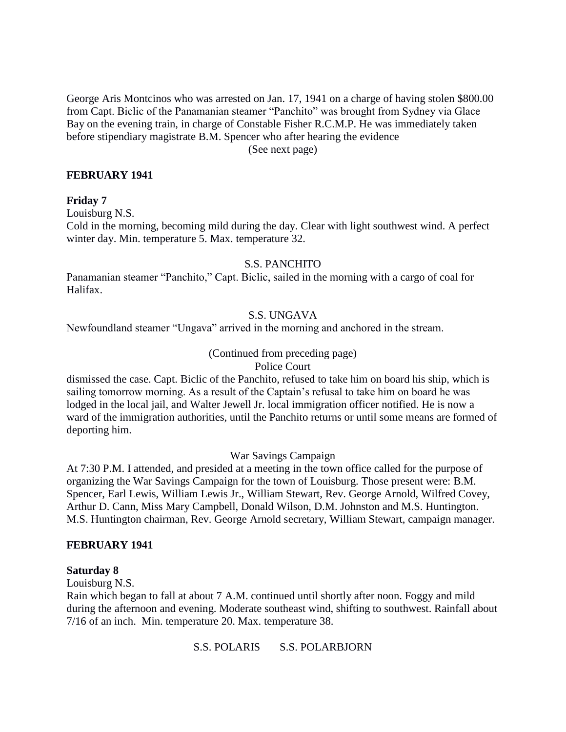George Aris Montcinos who was arrested on Jan. 17, 1941 on a charge of having stolen $800.00 from Capt. Biclic of the Panamanian steamer "Panchito" was brought from Sydney via Glace Bay on the evening train, in charge of Constable Fisher R.C.M.P. He was immediately taken before stipendiary magistrate B.M. Spencer who after hearing the evidence

(See next page)

**FEBRUARY 1941**

**Friday 7**

Louisburg N.S.

Cold in the morning, becoming mild during the day. Clear with light southwest wind. A perfect winter day. Min. temperature 5. Max. temperature 32.

S.S. PANCHITO

Panamanian steamer "Panchito," Capt. Biclic, sailed in the morning with a cargo of coal for Halifax.

S.S. UNGAVA

Newfoundland steamer "Ungava" arrived in the morning and anchored in the stream.

(Continued from preceding page)

Police Court

dismissed the case. Capt. Biclic of the Panchito, refused to take him on board his ship, which is sailing tomorrow morning. As a result of the Captain's refusal to take him on board he was lodged in the local jail, and Walter Jewell Jr. local immigration officer notified. He is now a ward of the immigration authorities, until the Panchito returns or until some means are formed of deporting him.

War Savings Campaign

At 7:30 P.M. I attended, and presided at a meeting in the town office called for the purpose of organizing the War Savings Campaign for the town of Louisburg. Those present were: B.M. Spencer, Earl Lewis, William Lewis Jr., William Stewart, Rev. George Arnold, Wilfred Covey, Arthur D. Cann, Miss Mary Campbell, Donald Wilson, D.M. Johnston and M.S. Huntington. M.S. Huntington chairman, Rev. George Arnold secretary, William Stewart, campaign manager.

**FEBRUARY 1941**

**Saturday 8**

Louisburg N.S.

Rain which began to fall at about 7 A.M. continued until shortly after noon. Foggy and mild during the afternoon and evening. Moderate southeast wind, shifting to southwest. Rainfall about 7/16 of an inch. Min. temperature 20. Max. temperature 38.

S.S. POLARIS S.S. POLARBJORN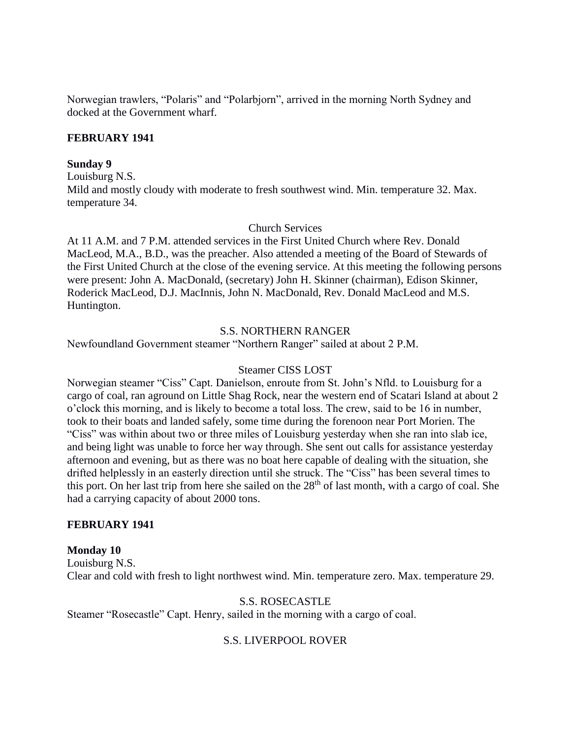Norwegian trawlers, "Polaris" and "Polarbjorn", arrived in the morning North Sydney and docked at the Government wharf.

**FEBRUARY 1941**

**Sunday 9**

Louisburg N.S.

Mild and mostly cloudy with moderate to fresh southwest wind. Min. temperature 32. Max. temperature 34.

Church Services

At 11 A.M. and 7 P.M. attended services in the First United Church where Rev. Donald MacLeod, M.A., B.D., was the preacher. Also attended a meeting of the Board of Stewards of the First United Church at the close of the evening service. At this meeting the following persons were present: John A. MacDonald, (secretary) John H. Skinner (chairman), Edison Skinner, Roderick MacLeod, D.J. MacInnis, John N. MacDonald, Rev. Donald MacLeod and M.S. Huntington.

S.S. NORTHERN RANGER

Newfoundland Government steamer "Northern Ranger" sailed at about 2 P.M.

Steamer CISS LOST

Norwegian steamer "Ciss" Capt. Danielson, enroute from St. John's Nfld. to Louisburg for a cargo of coal, ran aground on Little Shag Rock, near the western end of Scatari Island at about 2 o'clock this morning, and is likely to become a total loss. The crew, said to be 16 in number, took to their boats and landed safely, some time during the forenoon near Port Morien. The "Ciss" was within about two or three miles of Louisburg yesterday when she ran into slab ice, and being light was unable to force her way through. She sent out calls for assistance yesterday afternoon and evening, but as there was no boat here capable of dealing with the situation, she drifted helplessly in an easterly direction until she struck. The "Ciss" has been several times to this port. On her last trip from here she sailed on the 28th of last month, with a cargo of coal. She had a carrying capacity of about 2000 tons.

**FEBRUARY 1941**

**Monday 10**

Louisburg N.S.

Clear and cold with fresh to light northwest wind. Min. temperature zero. Max. temperature 29.

S.S. ROSECASTLE

Steamer "Rosecastle" Capt. Henry, sailed in the morning with a cargo of coal.

S.S. LIVERPOOL ROVER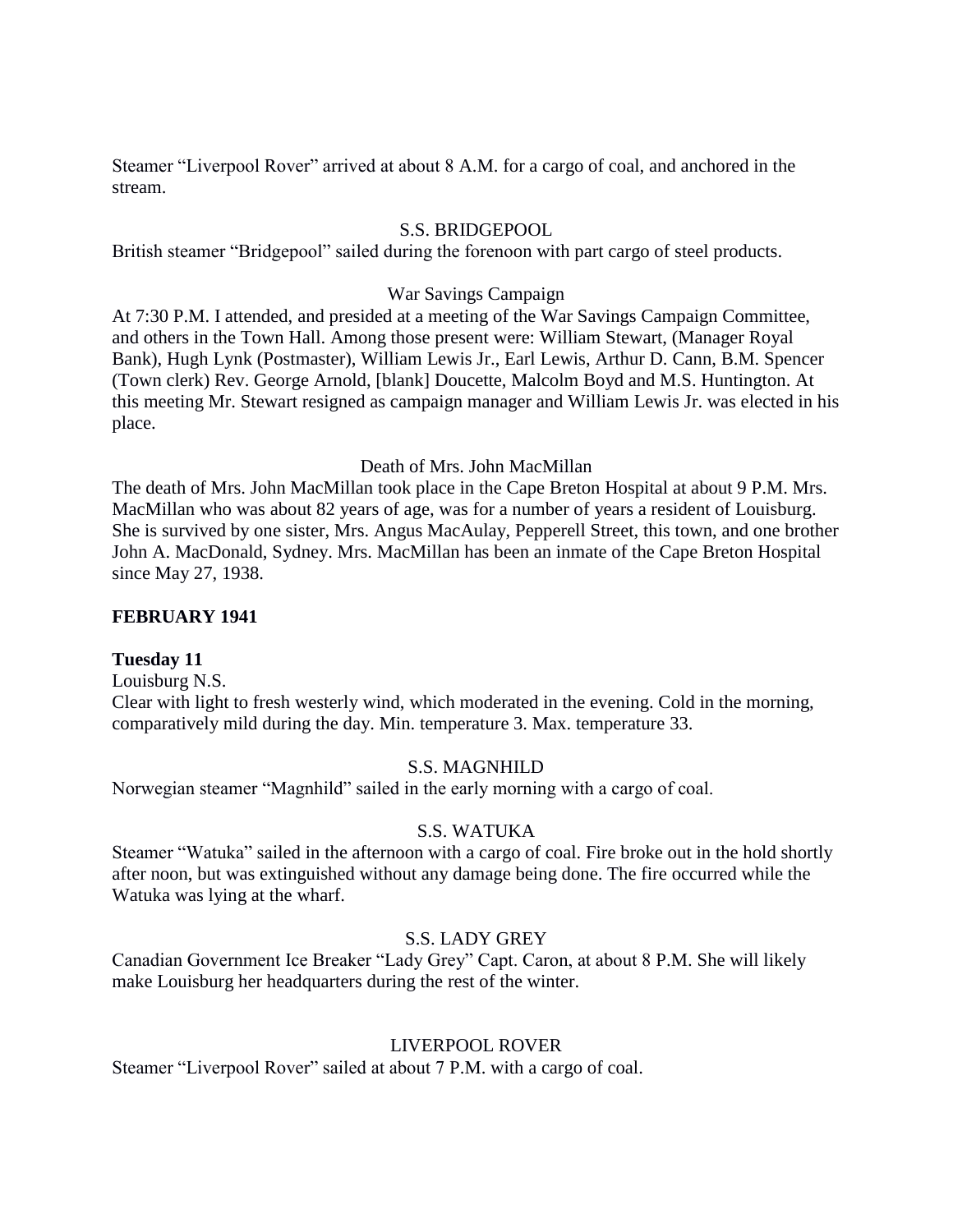Steamer “Liverpool Rover” arrived at about 8 A.M. for a cargo of coal, and anchored in the stream.

S.S. BRIDGEPOOL

British steamer “Bridgepool” sailed during the forenoon with part cargo of steel products.

War Savings Campaign

At 7:30 P.M. I attended, and presided at a meeting of the War Savings Campaign Committee, and others in the Town Hall. Among those present were: William Stewart, (Manager Royal Bank), Hugh Lynk (Postmaster), William Lewis Jr., Earl Lewis, Arthur D. Cann, B.M. Spencer (Town clerk) Rev. George Arnold, [blank] Doucette, Malcolm Boyd and M.S. Huntington. At this meeting Mr. Stewart resigned as campaign manager and William Lewis Jr. was elected in his place.

Death of Mrs. John MacMillan

The death of Mrs. John MacMillan took place in the Cape Breton Hospital at about 9 P.M. Mrs. MacMillan who was about 82 years of age, was for a number of years a resident of Louisburg. She is survived by one sister, Mrs. Angus MacAulay, Pepperell Street, this town, and one brother John A. MacDonald, Sydney. Mrs. MacMillan has been an inmate of the Cape Breton Hospital since May 27, 1938.

**FEBRUARY 1941**

**Tuesday 11**

Louisburg N.S.

Clear with light to fresh westerly wind, which moderated in the evening. Cold in the morning, comparatively mild during the day. Min. temperature 3. Max. temperature 33.

S.S. MAGNHILD

Norwegian steamer “Magnhild” sailed in the early morning with a cargo of coal.

S.S. WATUKA

Steamer “Watuka” sailed in the afternoon with a cargo of coal. Fire broke out in the hold shortly after noon, but was extinguished without any damage being done. The fire occurred while the Watuka was lying at the wharf.

S.S. LADY GREY

Canadian Government Ice Breaker “Lady Grey” Capt. Caron, at about 8 P.M. She will likely make Louisburg her headquarters during the rest of the winter.

LIVERPOOL ROVER

Steamer “Liverpool Rover” sailed at about 7 P.M. with a cargo of coal.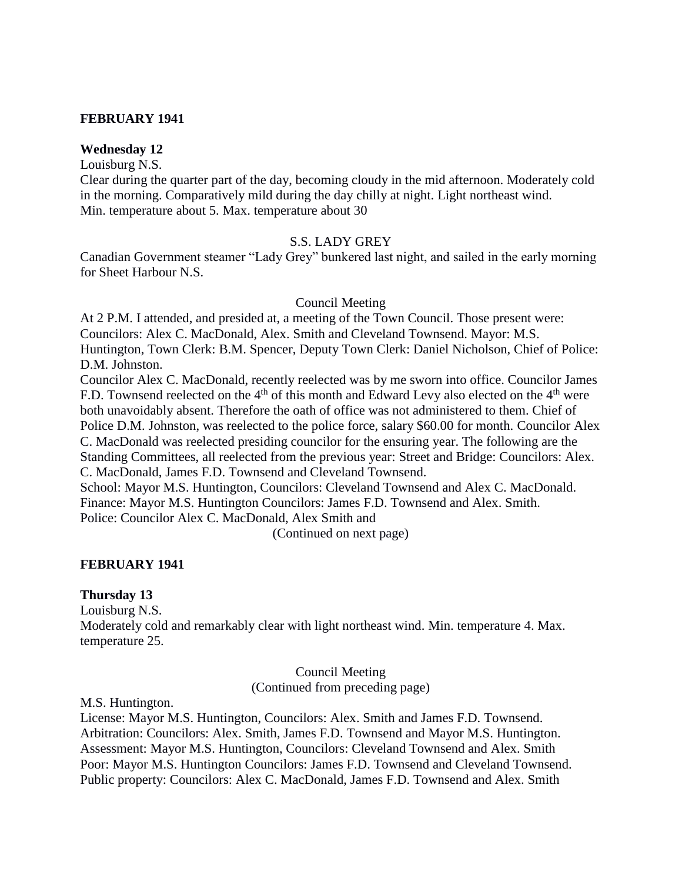**FEBRUARY 1941**

**Wednesday 12**

Louisburg N.S.

Clear during the quarter part of the day, becoming cloudy in the mid afternoon. Moderately cold in the morning. Comparatively mild during the day chilly at night. Light northeast wind.
Min. temperature about 5. Max. temperature about 30

S.S. LADY GREY

Canadian Government steamer "Lady Grey" bunkered last night, and sailed in the early morning for Sheet Harbour N.S.

Council Meeting

At 2 P.M. I attended, and presided at, a meeting of the Town Council. Those present were: Councilors: Alex C. MacDonald, Alex. Smith and Cleveland Townsend. Mayor: M.S. Huntington, Town Clerk: B.M. Spencer, Deputy Town Clerk: Daniel Nicholson, Chief of Police: D.M. Johnston.

Councilor Alex C. MacDonald, recently reelected was by me sworn into office. Councilor James F.D. Townsend reelected on the 4th of this month and Edward Levy also elected on the 4th were both unavoidably absent. Therefore the oath of office was not administered to them. Chief of Police D.M. Johnston, was reelected to the police force, salary $60.00 for month. Councilor Alex C. MacDonald was reelected presiding councilor for the ensuring year. The following are the Standing Committees, all reelected from the previous year: Street and Bridge: Councilors: Alex. C. MacDonald, James F.D. Townsend and Cleveland Townsend.

School: Mayor M.S. Huntington, Councilors: Cleveland Townsend and Alex C. MacDonald.
Finance: Mayor M.S. Huntington Councilors: James F.D. Townsend and Alex. Smith.
Police: Councilor Alex C. MacDonald, Alex Smith and

(Continued on next page)

**FEBRUARY 1941**

**Thursday 13**

Louisburg N.S.

Moderately cold and remarkably clear with light northeast wind. Min. temperature 4. Max. temperature 25.

Council Meeting
(Continued from preceding page)

M.S. Huntington.
License: Mayor M.S. Huntington, Councilors: Alex. Smith and James F.D. Townsend.
Arbitration: Councilors: Alex. Smith, James F.D. Townsend and Mayor M.S. Huntington.
Assessment: Mayor M.S. Huntington, Councilors: Cleveland Townsend and Alex. Smith
Poor: Mayor M.S. Huntington Councilors: James F.D. Townsend and Cleveland Townsend.
Public property: Councilors: Alex C. MacDonald, James F.D. Townsend and Alex. Smith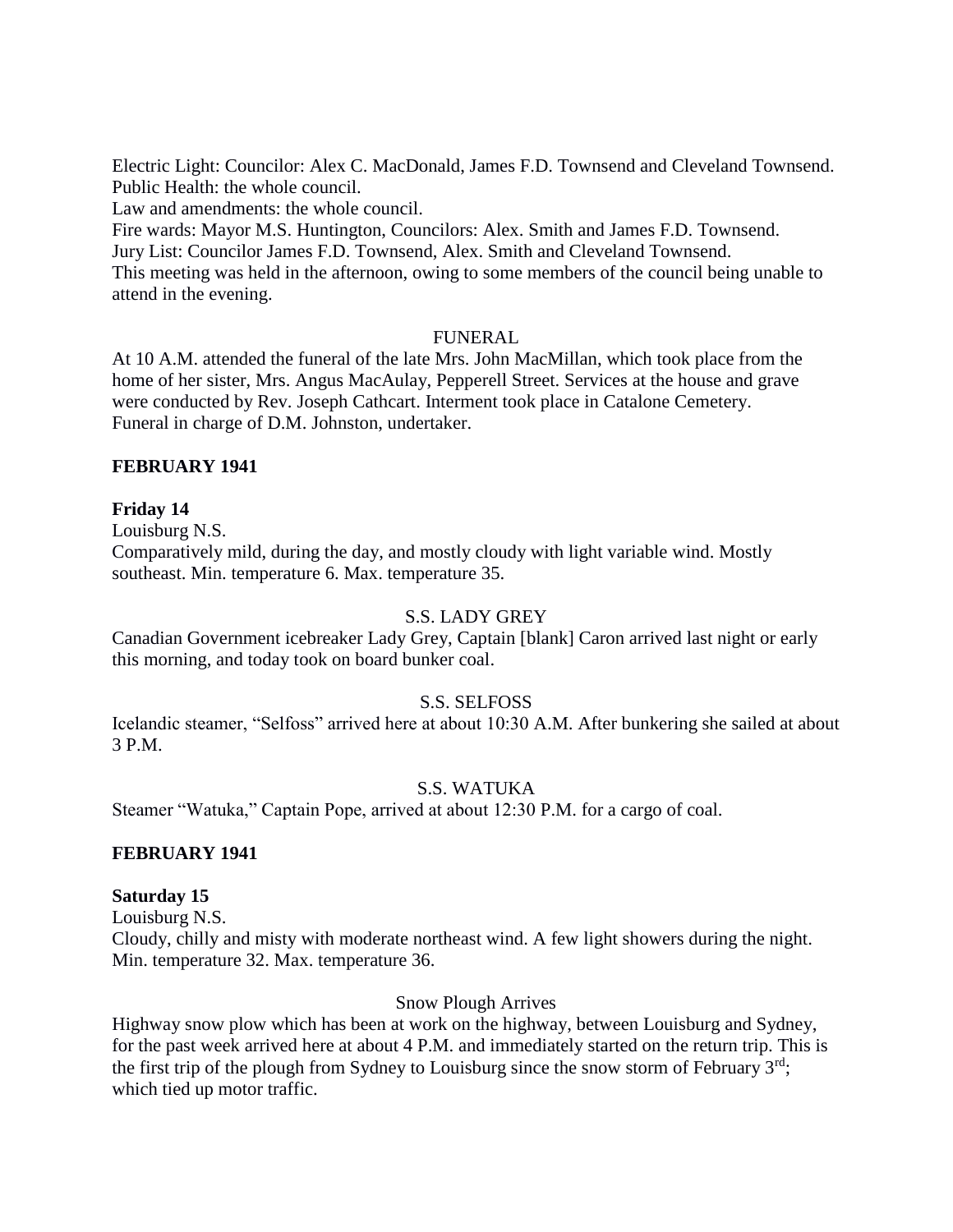Electric Light: Councilor: Alex C. MacDonald, James F.D. Townsend and Cleveland Townsend.
Public Health: the whole council.
Law and amendments: the whole council.
Fire wards: Mayor M.S. Huntington, Councilors: Alex. Smith and James F.D. Townsend.
Jury List: Councilor James F.D. Townsend, Alex. Smith and Cleveland Townsend.
This meeting was held in the afternoon, owing to some members of the council being unable to attend in the evening.

FUNERAL

At 10 A.M. attended the funeral of the late Mrs. John MacMillan, which took place from the home of her sister, Mrs. Angus MacAulay, Pepperell Street. Services at the house and grave were conducted by Rev. Joseph Cathcart. Interment took place in Catalone Cemetery.
Funeral in charge of D.M. Johnston, undertaker.

**FEBRUARY 1941**

**Friday 14**

Louisburg N.S.
Comparatively mild, during the day, and mostly cloudy with light variable wind. Mostly southeast. Min. temperature 6. Max. temperature 35.

S.S. LADY GREY

Canadian Government icebreaker Lady Grey, Captain [blank] Caron arrived last night or early this morning, and today took on board bunker coal.

S.S. SELFOSS

Icelandic steamer, "Selfoss" arrived here at about 10:30 A.M. After bunkering she sailed at about 3 P.M.

S.S. WATUKA

Steamer "Watuka," Captain Pope, arrived at about 12:30 P.M. for a cargo of coal.

**FEBRUARY 1941**

**Saturday 15**

Louisburg N.S.
Cloudy, chilly and misty with moderate northeast wind. A few light showers during the night. Min. temperature 32. Max. temperature 36.

Snow Plough Arrives

Highway snow plow which has been at work on the highway, between Louisburg and Sydney, for the past week arrived here at about 4 P.M. and immediately started on the return trip. This is the first trip of the plough from Sydney to Louisburg since the snow storm of February 3rd; which tied up motor traffic.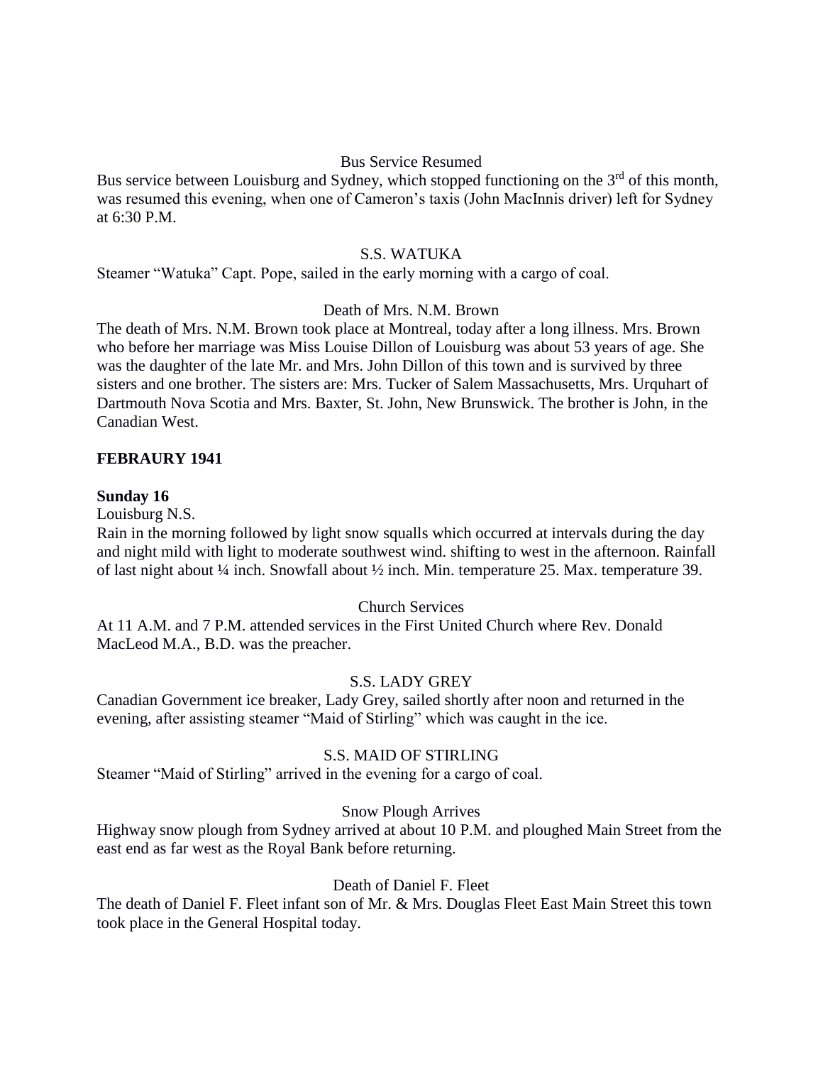Bus Service Resumed

Bus service between Louisburg and Sydney, which stopped functioning on the 3rd of this month, was resumed this evening, when one of Cameron's taxis (John MacInnis driver) left for Sydney at 6:30 P.M.

S.S. WATUKA

Steamer "Watuka" Capt. Pope, sailed in the early morning with a cargo of coal.

Death of Mrs. N.M. Brown

The death of Mrs. N.M. Brown took place at Montreal, today after a long illness. Mrs. Brown who before her marriage was Miss Louise Dillon of Louisburg was about 53 years of age. She was the daughter of the late Mr. and Mrs. John Dillon of this town and is survived by three sisters and one brother. The sisters are: Mrs. Tucker of Salem Massachusetts, Mrs. Urquhart of Dartmouth Nova Scotia and Mrs. Baxter, St. John, New Brunswick. The brother is John, in the Canadian West.

**FEBRAURY 1941**

**Sunday 16**

Louisburg N.S.

Rain in the morning followed by light snow squalls which occurred at intervals during the day and night mild with light to moderate southwest wind. shifting to west in the afternoon. Rainfall of last night about ¼ inch. Snowfall about ½ inch. Min. temperature 25. Max. temperature 39.

Church Services

At 11 A.M. and 7 P.M. attended services in the First United Church where Rev. Donald MacLeod M.A., B.D. was the preacher.

S.S. LADY GREY

Canadian Government ice breaker, Lady Grey, sailed shortly after noon and returned in the evening, after assisting steamer "Maid of Stirling" which was caught in the ice.

S.S. MAID OF STIRLING

Steamer "Maid of Stirling" arrived in the evening for a cargo of coal.

Snow Plough Arrives

Highway snow plough from Sydney arrived at about 10 P.M. and ploughed Main Street from the east end as far west as the Royal Bank before returning.

Death of Daniel F. Fleet

The death of Daniel F. Fleet infant son of Mr. & Mrs. Douglas Fleet East Main Street this town took place in the General Hospital today.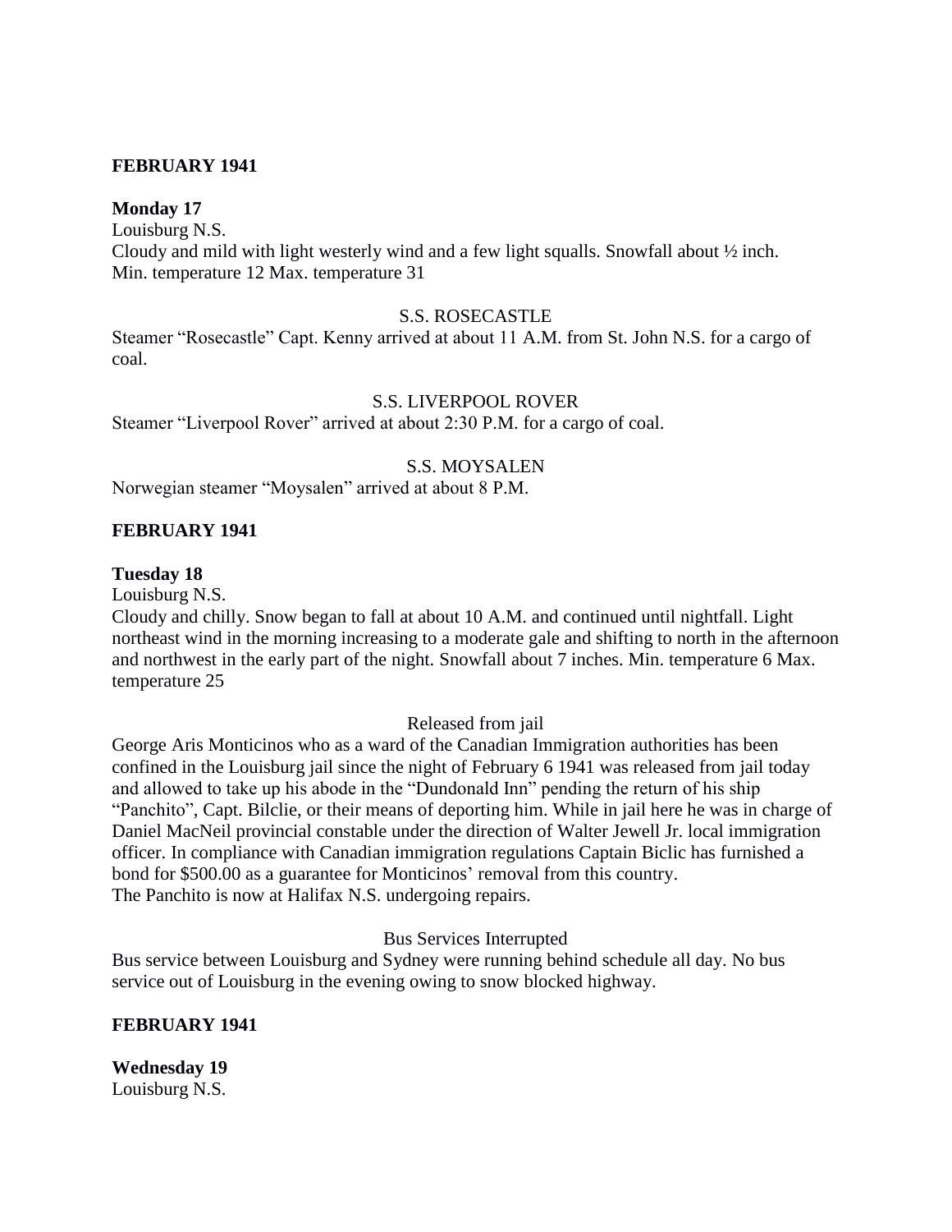**FEBRUARY 1941**

**Monday 17**

Louisburg N.S.

Cloudy and mild with light westerly wind and a few light squalls. Snowfall about ½ inch. Min. temperature 12 Max. temperature 31

S.S. ROSECASTLE

Steamer "Rosecastle" Capt. Kenny arrived at about 11 A.M. from St. John N.S. for a cargo of coal.

S.S. LIVERPOOL ROVER

Steamer "Liverpool Rover" arrived at about 2:30 P.M. for a cargo of coal.

S.S. MOYSALEN

Norwegian steamer "Moysalen" arrived at about 8 P.M.

**FEBRUARY 1941**

**Tuesday 18**

Louisburg N.S.

Cloudy and chilly. Snow began to fall at about 10 A.M. and continued until nightfall. Light northeast wind in the morning increasing to a moderate gale and shifting to north in the afternoon and northwest in the early part of the night. Snowfall about 7 inches. Min. temperature 6 Max. temperature 25

Released from jail

George Aris Monticinos who as a ward of the Canadian Immigration authorities has been confined in the Louisburg jail since the night of February 6 1941 was released from jail today and allowed to take up his abode in the "Dundonald Inn" pending the return of his ship "Panchito", Capt. Bilclie, or their means of deporting him. While in jail here he was in charge of Daniel MacNeil provincial constable under the direction of Walter Jewell Jr. local immigration officer. In compliance with Canadian immigration regulations Captain Biclic has furnished a bond for $500.00 as a guarantee for Monticinos' removal from this country.

The Panchito is now at Halifax N.S. undergoing repairs.

Bus Services Interrupted

Bus service between Louisburg and Sydney were running behind schedule all day. No bus service out of Louisburg in the evening owing to snow blocked highway.

**FEBRUARY 1941**

**Wednesday 19**

Louisburg N.S.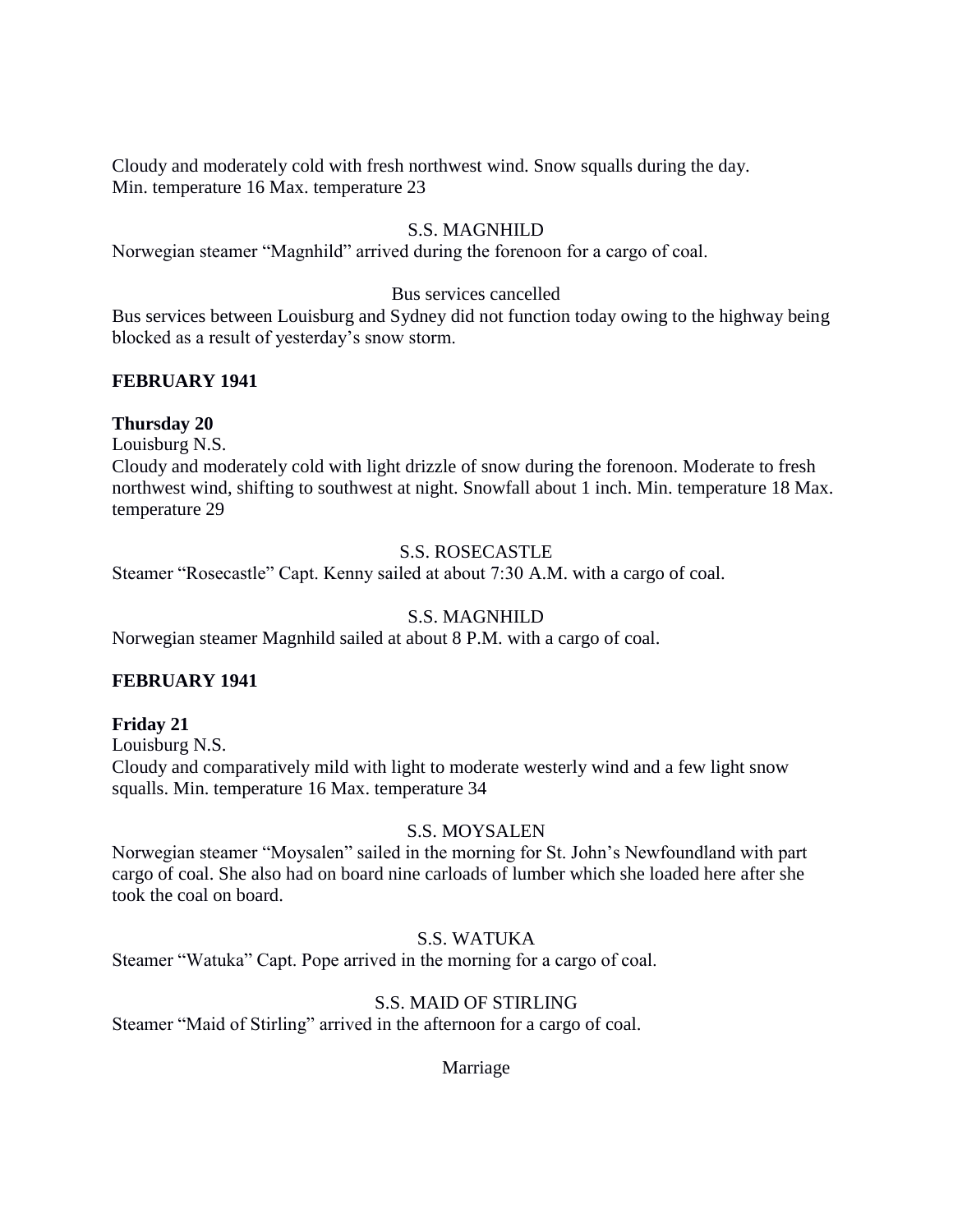Cloudy and moderately cold with fresh northwest wind. Snow squalls during the day.
Min. temperature 16 Max. temperature 23

S.S. MAGNHILD

Norwegian steamer "Magnhild" arrived during the forenoon for a cargo of coal.

Bus services cancelled

Bus services between Louisburg and Sydney did not function today owing to the highway being blocked as a result of yesterday's snow storm.

**FEBRUARY 1941**

**Thursday 20**

Louisburg N.S.

Cloudy and moderately cold with light drizzle of snow during the forenoon. Moderate to fresh northwest wind, shifting to southwest at night. Snowfall about 1 inch. Min. temperature 18 Max. temperature 29

S.S. ROSECASTLE

Steamer "Rosecastle" Capt. Kenny sailed at about 7:30 A.M. with a cargo of coal.

S.S. MAGNHILD

Norwegian steamer Magnhild sailed at about 8 P.M. with a cargo of coal.

**FEBRUARY 1941**

**Friday 21**

Louisburg N.S.

Cloudy and comparatively mild with light to moderate westerly wind and a few light snow squalls. Min. temperature 16 Max. temperature 34

S.S. MOYSALEN

Norwegian steamer "Moysalen" sailed in the morning for St. John's Newfoundland with part cargo of coal. She also had on board nine carloads of lumber which she loaded here after she took the coal on board.

S.S. WATUKA

Steamer "Watuka" Capt. Pope arrived in the morning for a cargo of coal.

S.S. MAID OF STIRLING

Steamer "Maid of Stirling" arrived in the afternoon for a cargo of coal.

Marriage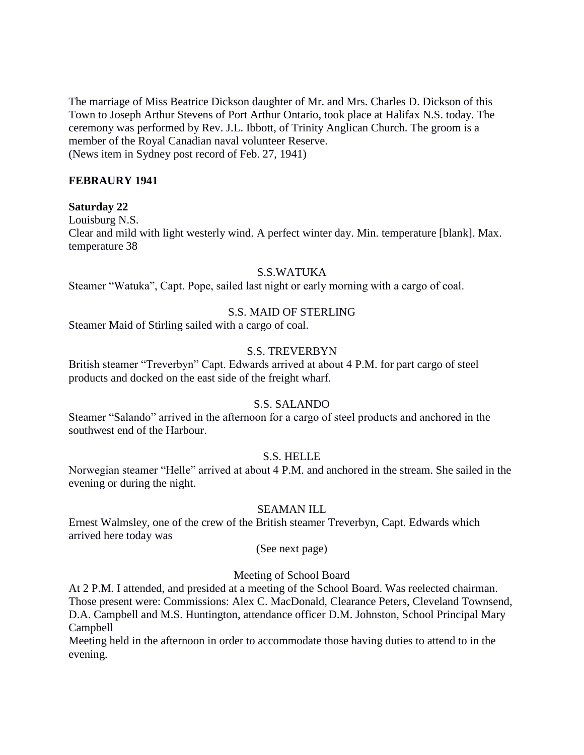The marriage of Miss Beatrice Dickson daughter of Mr. and Mrs. Charles D. Dickson of this Town to Joseph Arthur Stevens of Port Arthur Ontario, took place at Halifax N.S. today. The ceremony was performed by Rev. J.L. Ibbott, of Trinity Anglican Church. The groom is a member of the Royal Canadian naval volunteer Reserve.
(News item in Sydney post record of Feb. 27, 1941)

**FEBRAURY 1941**

**Saturday 22**
Louisburg N.S.
Clear and mild with light westerly wind. A perfect winter day. Min. temperature [blank]. Max. temperature 38

S.S.WATUKA

Steamer "Watuka", Capt. Pope, sailed last night or early morning with a cargo of coal.

S.S. MAID OF STERLING

Steamer Maid of Stirling sailed with a cargo of coal.

S.S. TREVERBYN

British steamer "Treverbyn" Capt. Edwards arrived at about 4 P.M. for part cargo of steel products and docked on the east side of the freight wharf.

S.S. SALANDO

Steamer "Salando" arrived in the afternoon for a cargo of steel products and anchored in the southwest end of the Harbour.

S.S. HELLE

Norwegian steamer "Helle" arrived at about 4 P.M. and anchored in the stream. She sailed in the evening or during the night.

SEAMAN ILL

Ernest Walmsley, one of the crew of the British steamer Treverbyn, Capt. Edwards which arrived here today was

(See next page)

Meeting of School Board

At 2 P.M. I attended, and presided at a meeting of the School Board. Was reelected chairman. Those present were: Commissions: Alex C. MacDonald, Clearance Peters, Cleveland Townsend, D.A. Campbell and M.S. Huntington, attendance officer D.M. Johnston, School Principal Mary Campbell
Meeting held in the afternoon in order to accommodate those having duties to attend to in the evening.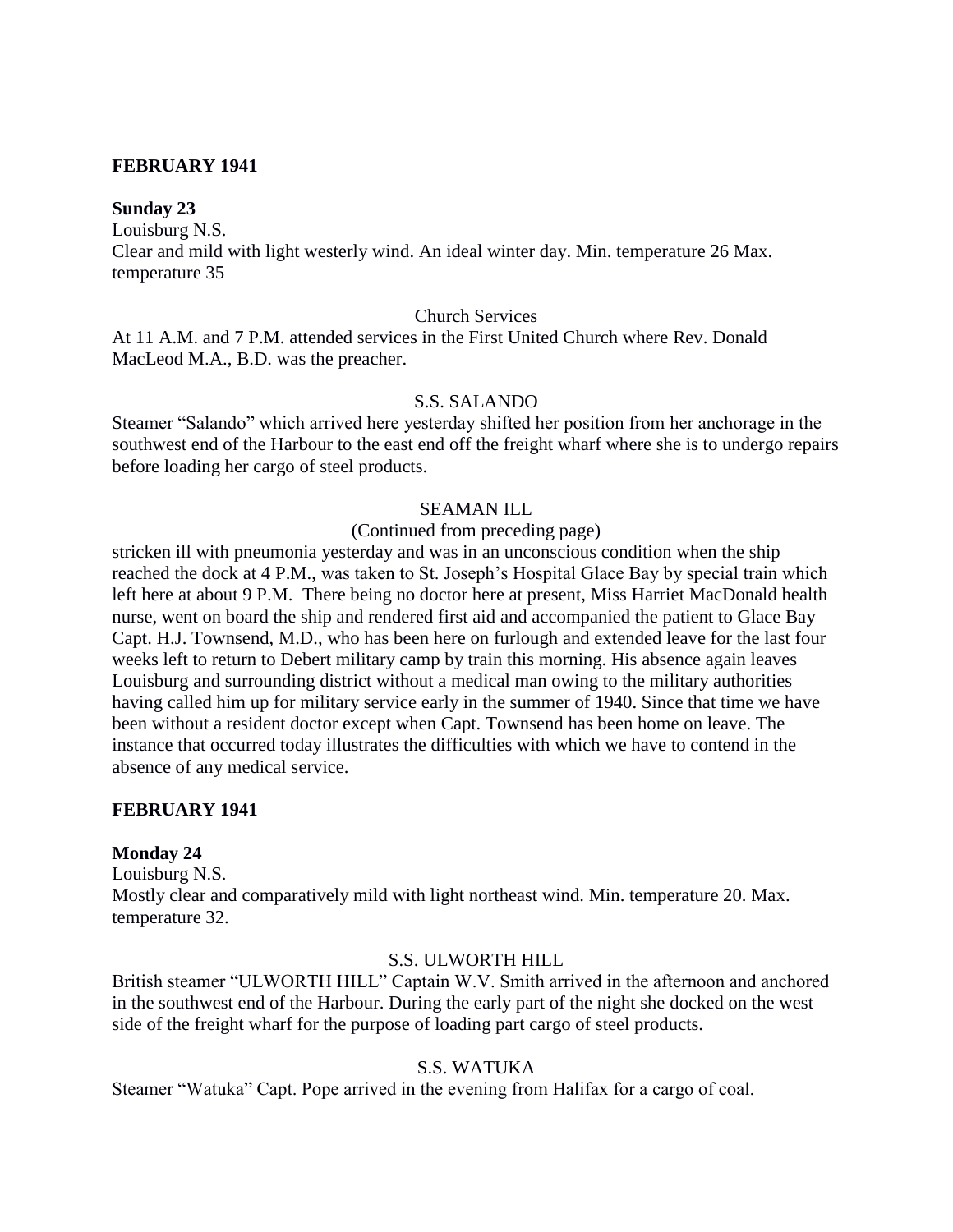**FEBRUARY 1941**

**Sunday 23**

Louisburg N.S.

Clear and mild with light westerly wind. An ideal winter day. Min. temperature 26 Max. temperature 35

Church Services

At 11 A.M. and 7 P.M. attended services in the First United Church where Rev. Donald MacLeod M.A., B.D. was the preacher.

S.S. SALANDO

Steamer "Salando" which arrived here yesterday shifted her position from her anchorage in the southwest end of the Harbour to the east end off the freight wharf where she is to undergo repairs before loading her cargo of steel products.

SEAMAN ILL

(Continued from preceding page)

stricken ill with pneumonia yesterday and was in an unconscious condition when the ship reached the dock at 4 P.M., was taken to St. Joseph's Hospital Glace Bay by special train which left here at about 9 P.M. There being no doctor here at present, Miss Harriet MacDonald health nurse, went on board the ship and rendered first aid and accompanied the patient to Glace Bay Capt. H.J. Townsend, M.D., who has been here on furlough and extended leave for the last four weeks left to return to Debert military camp by train this morning. His absence again leaves Louisburg and surrounding district without a medical man owing to the military authorities having called him up for military service early in the summer of 1940. Since that time we have been without a resident doctor except when Capt. Townsend has been home on leave. The instance that occurred today illustrates the difficulties with which we have to contend in the absence of any medical service.

**FEBRUARY 1941**

**Monday 24**

Louisburg N.S.

Mostly clear and comparatively mild with light northeast wind. Min. temperature 20. Max. temperature 32.

S.S. ULWORTH HILL

British steamer "ULWORTH HILL" Captain W.V. Smith arrived in the afternoon and anchored in the southwest end of the Harbour. During the early part of the night she docked on the west side of the freight wharf for the purpose of loading part cargo of steel products.

S.S. WATUKA

Steamer "Watuka" Capt. Pope arrived in the evening from Halifax for a cargo of coal.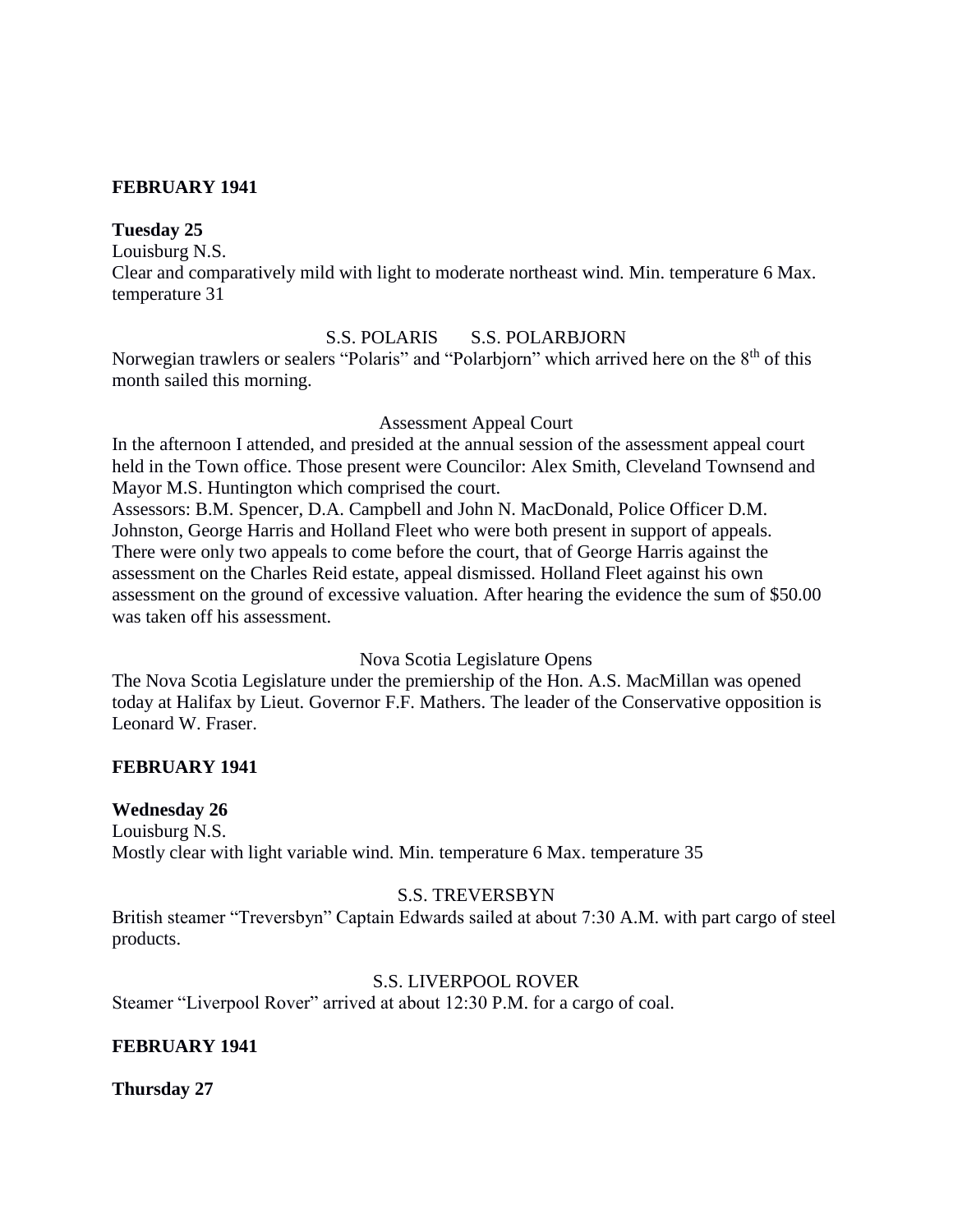**FEBRUARY 1941**

**Tuesday 25**

Louisburg N.S.

Clear and comparatively mild with light to moderate northeast wind. Min. temperature 6 Max. temperature 31

S.S. POLARIS S.S. POLARBJORN

Norwegian trawlers or sealers "Polaris" and "Polarbjorn" which arrived here on the 8th of this month sailed this morning.

Assessment Appeal Court

In the afternoon I attended, and presided at the annual session of the assessment appeal court held in the Town office. Those present were Councilor: Alex Smith, Cleveland Townsend and Mayor M.S. Huntington which comprised the court.

Assessors: B.M. Spencer, D.A. Campbell and John N. MacDonald, Police Officer D.M. Johnston, George Harris and Holland Fleet who were both present in support of appeals. There were only two appeals to come before the court, that of George Harris against the assessment on the Charles Reid estate, appeal dismissed. Holland Fleet against his own assessment on the ground of excessive valuation. After hearing the evidence the sum of $50.00 was taken off his assessment.

Nova Scotia Legislature Opens

The Nova Scotia Legislature under the premiership of the Hon. A.S. MacMillan was opened today at Halifax by Lieut. Governor F.F. Mathers. The leader of the Conservative opposition is Leonard W. Fraser.

**FEBRUARY 1941**

**Wednesday 26**

Louisburg N.S.

Mostly clear with light variable wind. Min. temperature 6 Max. temperature 35

S.S. TREVERSBYN

British steamer "Treversbyn" Captain Edwards sailed at about 7:30 A.M. with part cargo of steel products.

S.S. LIVERPOOL ROVER

Steamer "Liverpool Rover" arrived at about 12:30 P.M. for a cargo of coal.

**FEBRUARY 1941**

**Thursday 27**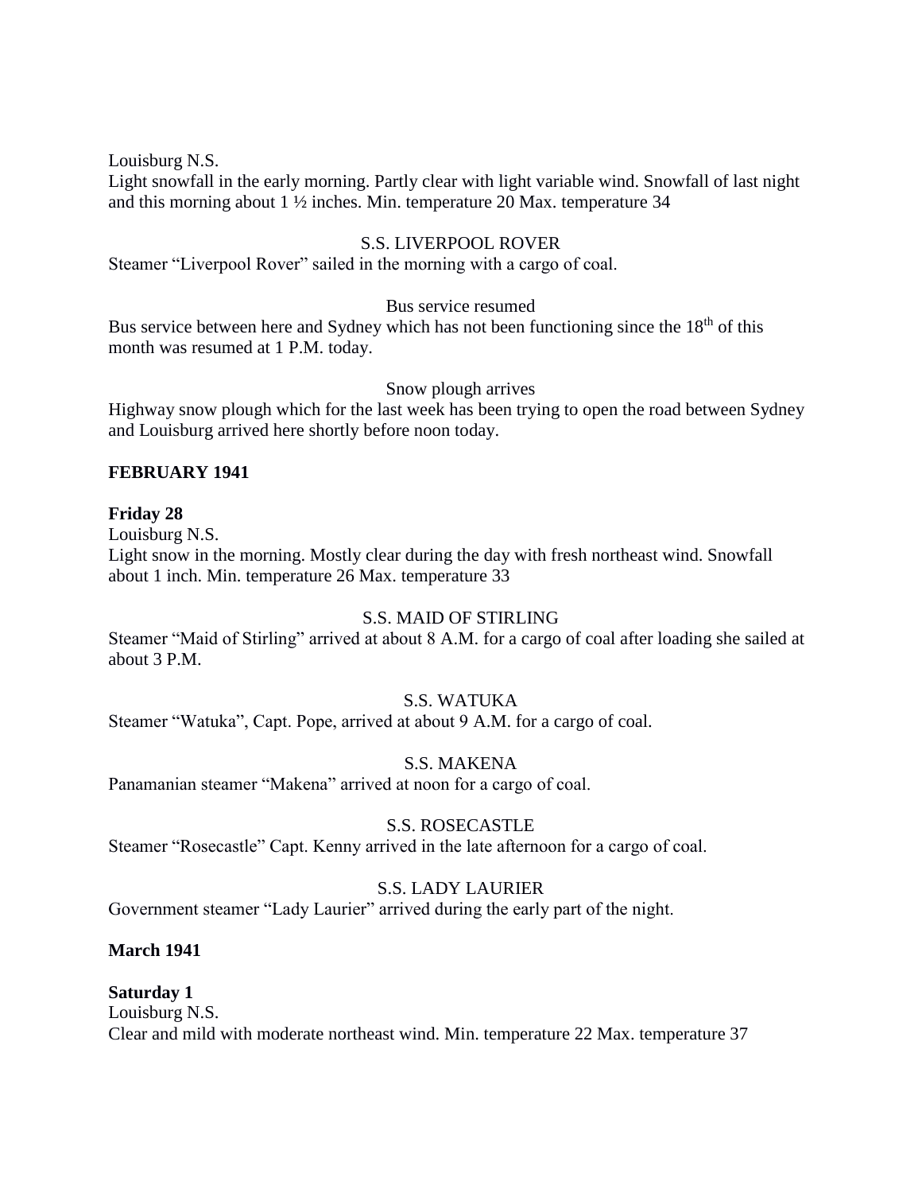Louisburg N.S.
Light snowfall in the early morning. Partly clear with light variable wind. Snowfall of last night and this morning about 1 ½ inches. Min. temperature 20 Max. temperature 34

S.S. LIVERPOOL ROVER
Steamer "Liverpool Rover" sailed in the morning with a cargo of coal.

Bus service resumed
Bus service between here and Sydney which has not been functioning since the 18th of this month was resumed at 1 P.M. today.

Snow plough arrives
Highway snow plough which for the last week has been trying to open the road between Sydney and Louisburg arrived here shortly before noon today.

**FEBRUARY 1941**

**Friday 28**
Louisburg N.S.
Light snow in the morning. Mostly clear during the day with fresh northeast wind. Snowfall about 1 inch. Min. temperature 26 Max. temperature 33

S.S. MAID OF STIRLING
Steamer "Maid of Stirling" arrived at about 8 A.M. for a cargo of coal after loading she sailed at about 3 P.M.

S.S. WATUKA
Steamer "Watuka", Capt. Pope, arrived at about 9 A.M. for a cargo of coal.

S.S. MAKENA
Panamanian steamer "Makena" arrived at noon for a cargo of coal.

S.S. ROSECASTLE
Steamer "Rosecastle" Capt. Kenny arrived in the late afternoon for a cargo of coal.

S.S. LADY LAURIER
Government steamer "Lady Laurier" arrived during the early part of the night.

**March 1941**

**Saturday 1**
Louisburg N.S.
Clear and mild with moderate northeast wind. Min. temperature 22 Max. temperature 37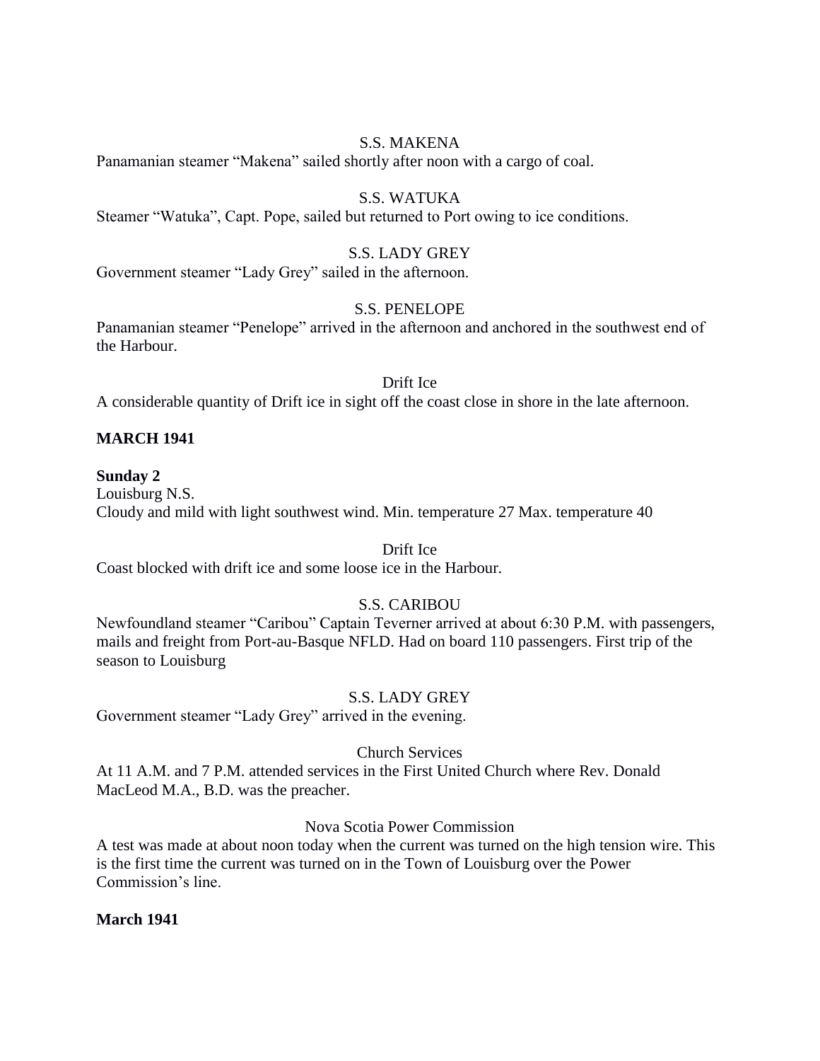S.S. MAKENA

Panamanian steamer "Makena" sailed shortly after noon with a cargo of coal.

S.S. WATUKA

Steamer "Watuka", Capt. Pope, sailed but returned to Port owing to ice conditions.

S.S. LADY GREY

Government steamer "Lady Grey" sailed in the afternoon.

S.S. PENELOPE

Panamanian steamer "Penelope" arrived in the afternoon and anchored in the southwest end of the Harbour.

Drift Ice

A considerable quantity of Drift ice in sight off the coast close in shore in the late afternoon.

**MARCH 1941**

**Sunday 2**

Louisburg N.S.

Cloudy and mild with light southwest wind. Min. temperature 27 Max. temperature 40

Drift Ice

Coast blocked with drift ice and some loose ice in the Harbour.

S.S. CARIBOU

Newfoundland steamer "Caribou" Captain Teverner arrived at about 6:30 P.M. with passengers, mails and freight from Port-au-Basque NFLD. Had on board 110 passengers. First trip of the season to Louisburg

S.S. LADY GREY

Government steamer "Lady Grey" arrived in the evening.

Church Services

At 11 A.M. and 7 P.M. attended services in the First United Church where Rev. Donald MacLeod M.A., B.D. was the preacher.

Nova Scotia Power Commission

A test was made at about noon today when the current was turned on the high tension wire. This is the first time the current was turned on in the Town of Louisburg over the Power Commission's line.

**March 1941**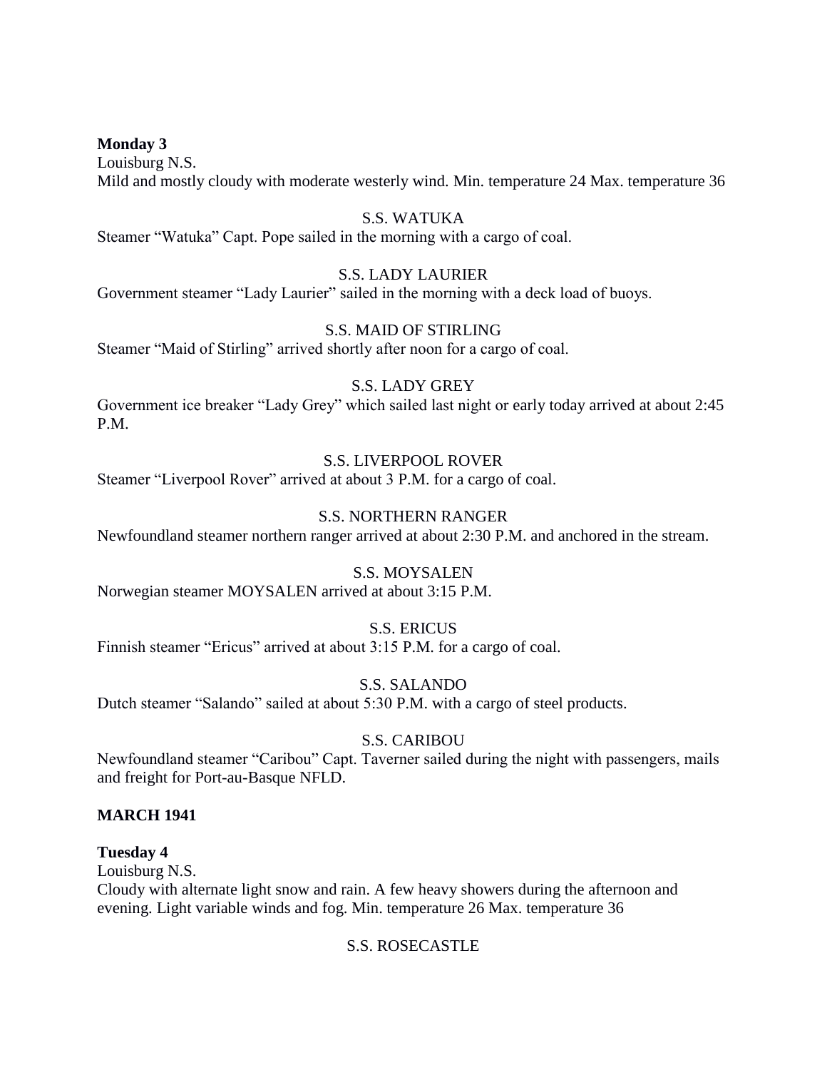**Monday 3**

Louisburg N.S.

Mild and mostly cloudy with moderate westerly wind. Min. temperature 24 Max. temperature 36

S.S. WATUKA

Steamer "Watuka" Capt. Pope sailed in the morning with a cargo of coal.

S.S. LADY LAURIER

Government steamer "Lady Laurier" sailed in the morning with a deck load of buoys.

S.S. MAID OF STIRLING

Steamer "Maid of Stirling" arrived shortly after noon for a cargo of coal.

S.S. LADY GREY

Government ice breaker "Lady Grey" which sailed last night or early today arrived at about 2:45 P.M.

S.S. LIVERPOOL ROVER

Steamer "Liverpool Rover" arrived at about 3 P.M. for a cargo of coal.

S.S. NORTHERN RANGER

Newfoundland steamer northern ranger arrived at about 2:30 P.M. and anchored in the stream.

S.S. MOYSALEN

Norwegian steamer MOYSALEN arrived at about 3:15 P.M.

S.S. ERICUS

Finnish steamer "Ericus" arrived at about 3:15 P.M. for a cargo of coal.

S.S. SALANDO

Dutch steamer "Salando" sailed at about 5:30 P.M. with a cargo of steel products.

S.S. CARIBOU

Newfoundland steamer "Caribou" Capt. Taverner sailed during the night with passengers, mails and freight for Port-au-Basque NFLD.

**MARCH 1941**

**Tuesday 4**

Louisburg N.S.

Cloudy with alternate light snow and rain. A few heavy showers during the afternoon and evening. Light variable winds and fog. Min. temperature 26 Max. temperature 36

S.S. ROSECASTLE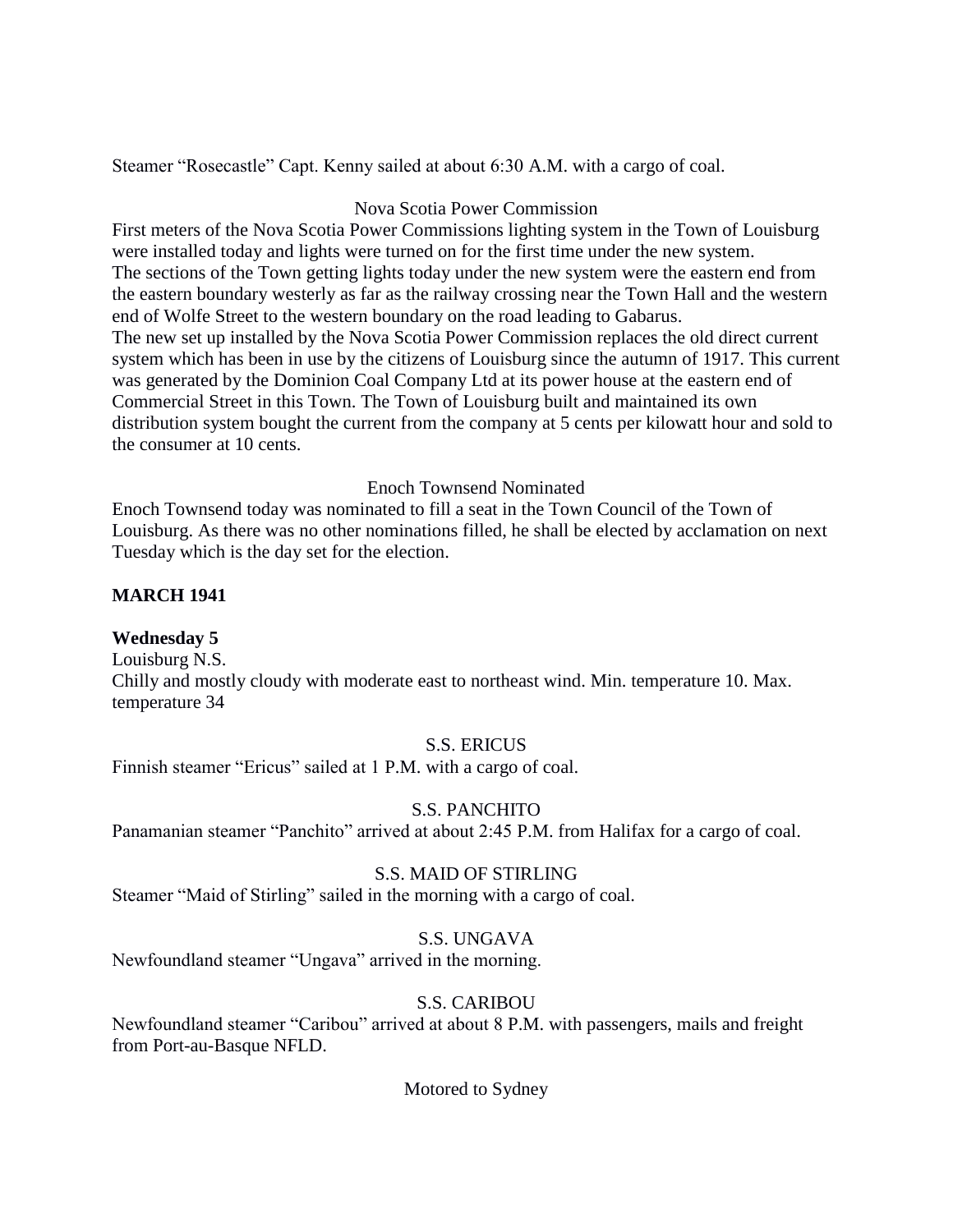Steamer “Rosecastle” Capt. Kenny sailed at about 6:30 A.M. with a cargo of coal.

Nova Scotia Power Commission

First meters of the Nova Scotia Power Commissions lighting system in the Town of Louisburg were installed today and lights were turned on for the first time under the new system.
The sections of the Town getting lights today under the new system were the eastern end from the eastern boundary westerly as far as the railway crossing near the Town Hall and the western end of Wolfe Street to the western boundary on the road leading to Gabarus.
The new set up installed by the Nova Scotia Power Commission replaces the old direct current system which has been in use by the citizens of Louisburg since the autumn of 1917. This current was generated by the Dominion Coal Company Ltd at its power house at the eastern end of Commercial Street in this Town. The Town of Louisburg built and maintained its own distribution system bought the current from the company at 5 cents per kilowatt hour and sold to the consumer at 10 cents.

Enoch Townsend Nominated

Enoch Townsend today was nominated to fill a seat in the Town Council of the Town of Louisburg. As there was no other nominations filled, he shall be elected by acclamation on next Tuesday which is the day set for the election.

**MARCH 1941**

**Wednesday 5**

Louisburg N.S.
Chilly and mostly cloudy with moderate east to northeast wind. Min. temperature 10. Max. temperature 34

S.S. ERICUS

Finnish steamer “Ericus” sailed at 1 P.M. with a cargo of coal.

S.S. PANCHITO

Panamanian steamer “Panchito” arrived at about 2:45 P.M. from Halifax for a cargo of coal.

S.S. MAID OF STIRLING

Steamer “Maid of Stirling” sailed in the morning with a cargo of coal.

S.S. UNGAVA

Newfoundland steamer “Ungava” arrived in the morning.

S.S. CARIBOU

Newfoundland steamer “Caribou” arrived at about 8 P.M. with passengers, mails and freight from Port-au-Basque NFLD.

Motored to Sydney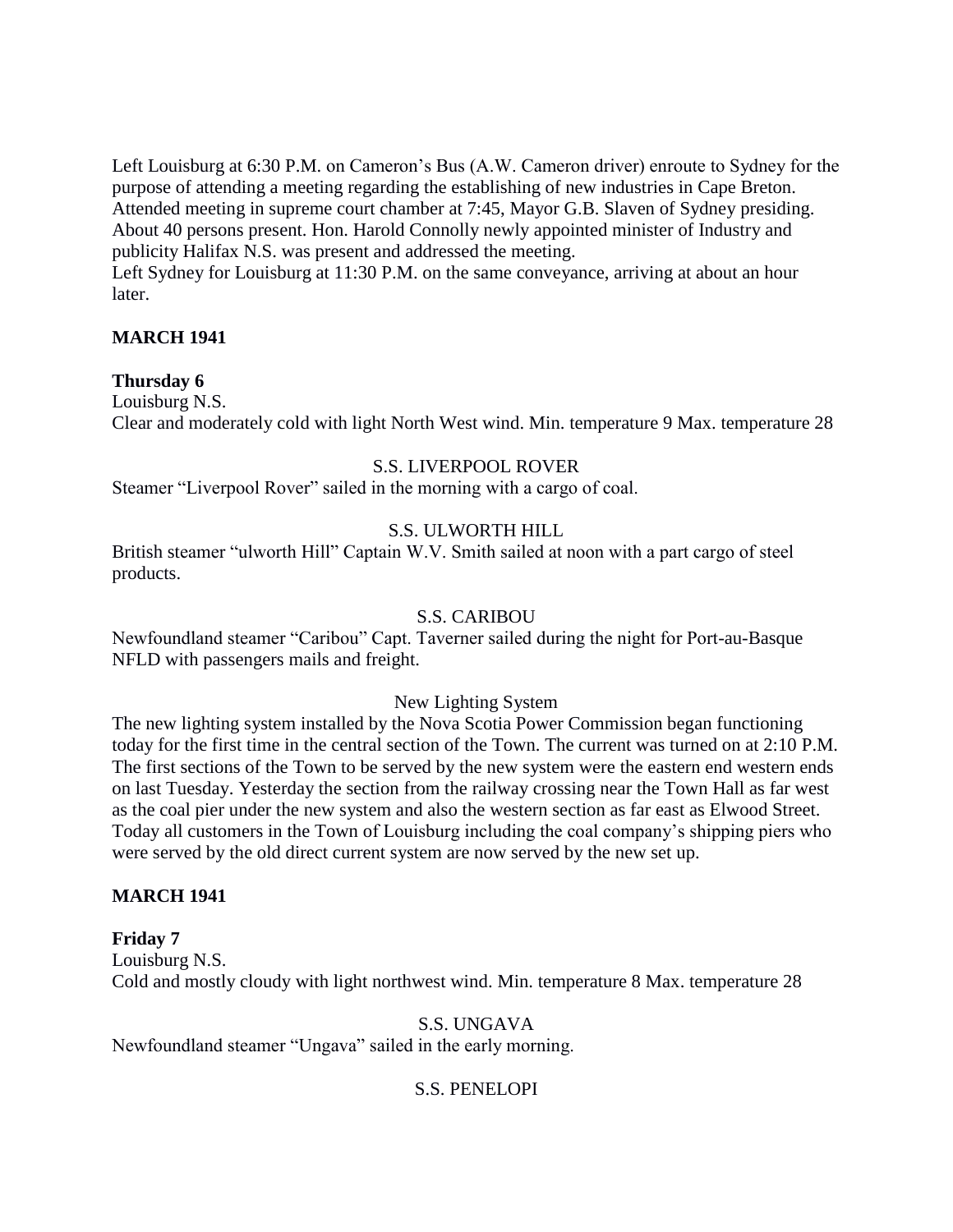Left Louisburg at 6:30 P.M. on Cameron's Bus (A.W. Cameron driver) enroute to Sydney for the purpose of attending a meeting regarding the establishing of new industries in Cape Breton. Attended meeting in supreme court chamber at 7:45, Mayor G.B. Slaven of Sydney presiding. About 40 persons present. Hon. Harold Connolly newly appointed minister of Industry and publicity Halifax N.S. was present and addressed the meeting.
Left Sydney for Louisburg at 11:30 P.M. on the same conveyance, arriving at about an hour later.

**MARCH 1941**

**Thursday 6**
Louisburg N.S.
Clear and moderately cold with light North West wind. Min. temperature 9 Max. temperature 28

S.S. LIVERPOOL ROVER
Steamer "Liverpool Rover" sailed in the morning with a cargo of coal.

S.S. ULWORTH HILL
British steamer "ulworth Hill" Captain W.V. Smith sailed at noon with a part cargo of steel products.

S.S. CARIBOU
Newfoundland steamer "Caribou" Capt. Taverner sailed during the night for Port-au-Basque NFLD with passengers mails and freight.

New Lighting System
The new lighting system installed by the Nova Scotia Power Commission began functioning today for the first time in the central section of the Town. The current was turned on at 2:10 P.M. The first sections of the Town to be served by the new system were the eastern end western ends on last Tuesday. Yesterday the section from the railway crossing near the Town Hall as far west as the coal pier under the new system and also the western section as far east as Elwood Street. Today all customers in the Town of Louisburg including the coal company's shipping piers who were served by the old direct current system are now served by the new set up.

**MARCH 1941**

**Friday 7**
Louisburg N.S.
Cold and mostly cloudy with light northwest wind. Min. temperature 8 Max. temperature 28

S.S. UNGAVA
Newfoundland steamer "Ungava" sailed in the early morning.

S.S. PENELOPI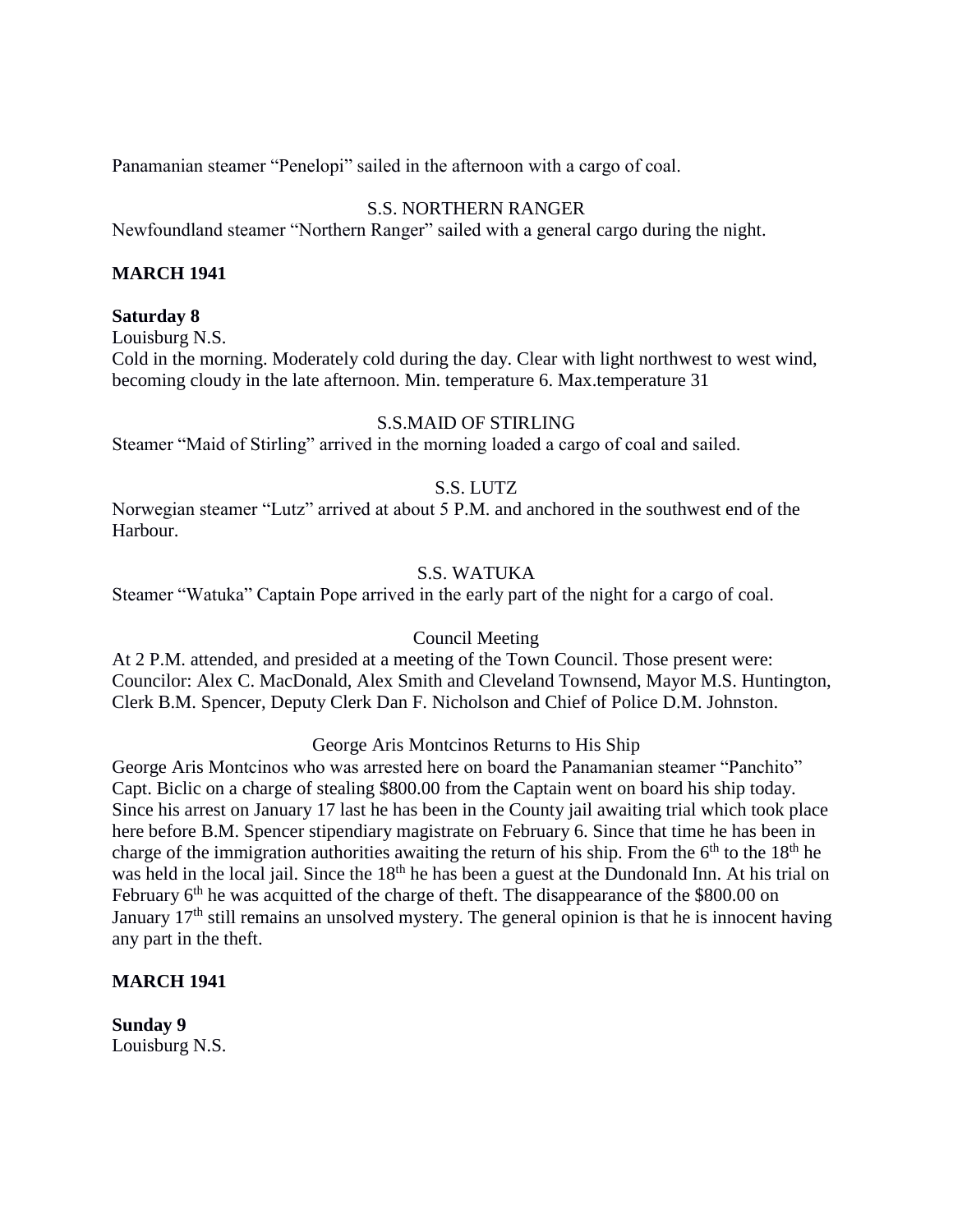Panamanian steamer "Penelopi" sailed in the afternoon with a cargo of coal.

S.S. NORTHERN RANGER

Newfoundland steamer "Northern Ranger" sailed with a general cargo during the night.

**MARCH 1941**

**Saturday 8**

Louisburg N.S.

Cold in the morning. Moderately cold during the day. Clear with light northwest to west wind, becoming cloudy in the late afternoon. Min. temperature 6. Max.temperature 31

S.S.MAID OF STIRLING

Steamer "Maid of Stirling" arrived in the morning loaded a cargo of coal and sailed.

S.S. LUTZ

Norwegian steamer "Lutz" arrived at about 5 P.M. and anchored in the southwest end of the Harbour.

S.S. WATUKA

Steamer "Watuka" Captain Pope arrived in the early part of the night for a cargo of coal.

Council Meeting

At 2 P.M. attended, and presided at a meeting of the Town Council. Those present were: Councilor: Alex C. MacDonald, Alex Smith and Cleveland Townsend, Mayor M.S. Huntington, Clerk B.M. Spencer, Deputy Clerk Dan F. Nicholson and Chief of Police D.M. Johnston.

George Aris Montcinos Returns to His Ship

George Aris Montcinos who was arrested here on board the Panamanian steamer "Panchito" Capt. Biclic on a charge of stealing $800.00 from the Captain went on board his ship today. Since his arrest on January 17 last he has been in the County jail awaiting trial which took place here before B.M. Spencer stipendiary magistrate on February 6. Since that time he has been in charge of the immigration authorities awaiting the return of his ship. From the 6th to the 18th he was held in the local jail. Since the 18th he has been a guest at the Dundonald Inn. At his trial on February 6th he was acquitted of the charge of theft. The disappearance of the $800.00 on January 17th still remains an unsolved mystery. The general opinion is that he is innocent having any part in the theft.

**MARCH 1941**

**Sunday 9**

Louisburg N.S.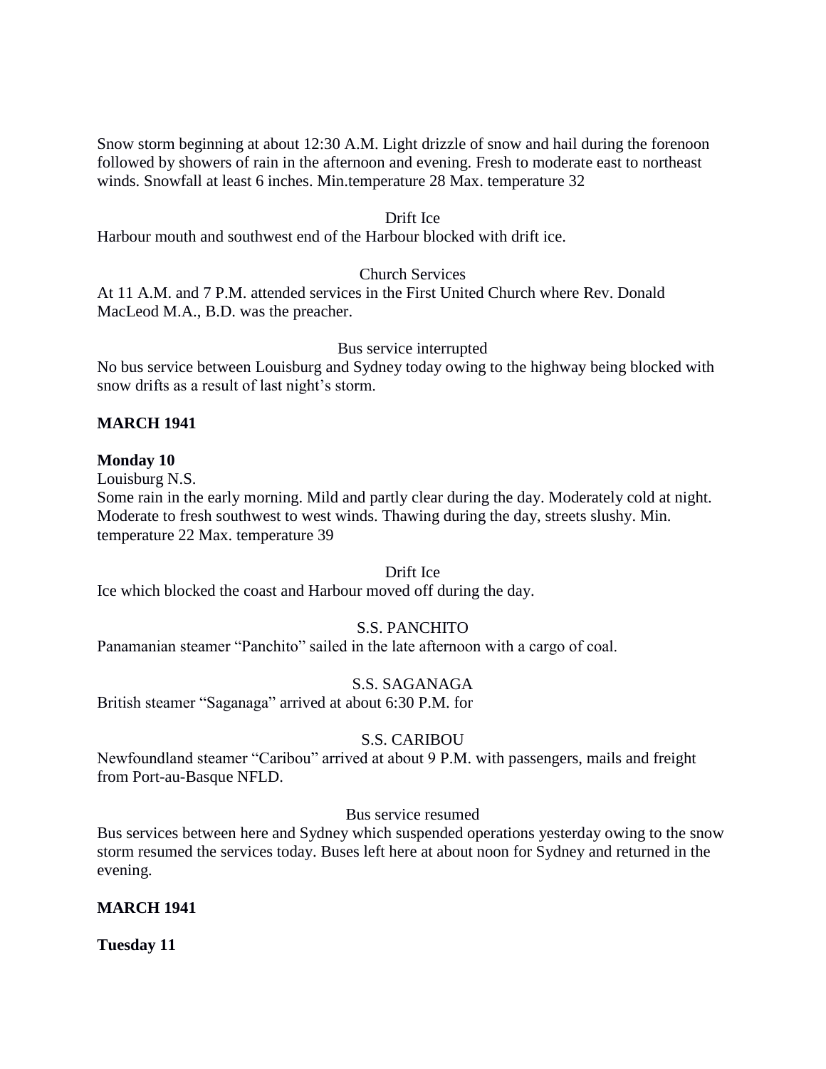Snow storm beginning at about 12:30 A.M. Light drizzle of snow and hail during the forenoon followed by showers of rain in the afternoon and evening. Fresh to moderate east to northeast winds. Snowfall at least 6 inches. Min.temperature 28 Max. temperature 32

Drift Ice

Harbour mouth and southwest end of the Harbour blocked with drift ice.

Church Services

At 11 A.M. and 7 P.M. attended services in the First United Church where Rev. Donald MacLeod M.A., B.D. was the preacher.

Bus service interrupted

No bus service between Louisburg and Sydney today owing to the highway being blocked with snow drifts as a result of last night's storm.

**MARCH 1941**

**Monday 10**

Louisburg N.S.

Some rain in the early morning. Mild and partly clear during the day. Moderately cold at night. Moderate to fresh southwest to west winds. Thawing during the day, streets slushy. Min. temperature 22 Max. temperature 39

Drift Ice

Ice which blocked the coast and Harbour moved off during the day.

S.S. PANCHITO

Panamanian steamer "Panchito" sailed in the late afternoon with a cargo of coal.

S.S. SAGANAGA

British steamer "Saganaga" arrived at about 6:30 P.M. for

S.S. CARIBOU

Newfoundland steamer "Caribou" arrived at about 9 P.M. with passengers, mails and freight from Port-au-Basque NFLD.

Bus service resumed

Bus services between here and Sydney which suspended operations yesterday owing to the snow storm resumed the services today. Buses left here at about noon for Sydney and returned in the evening.

**MARCH 1941**

**Tuesday 11**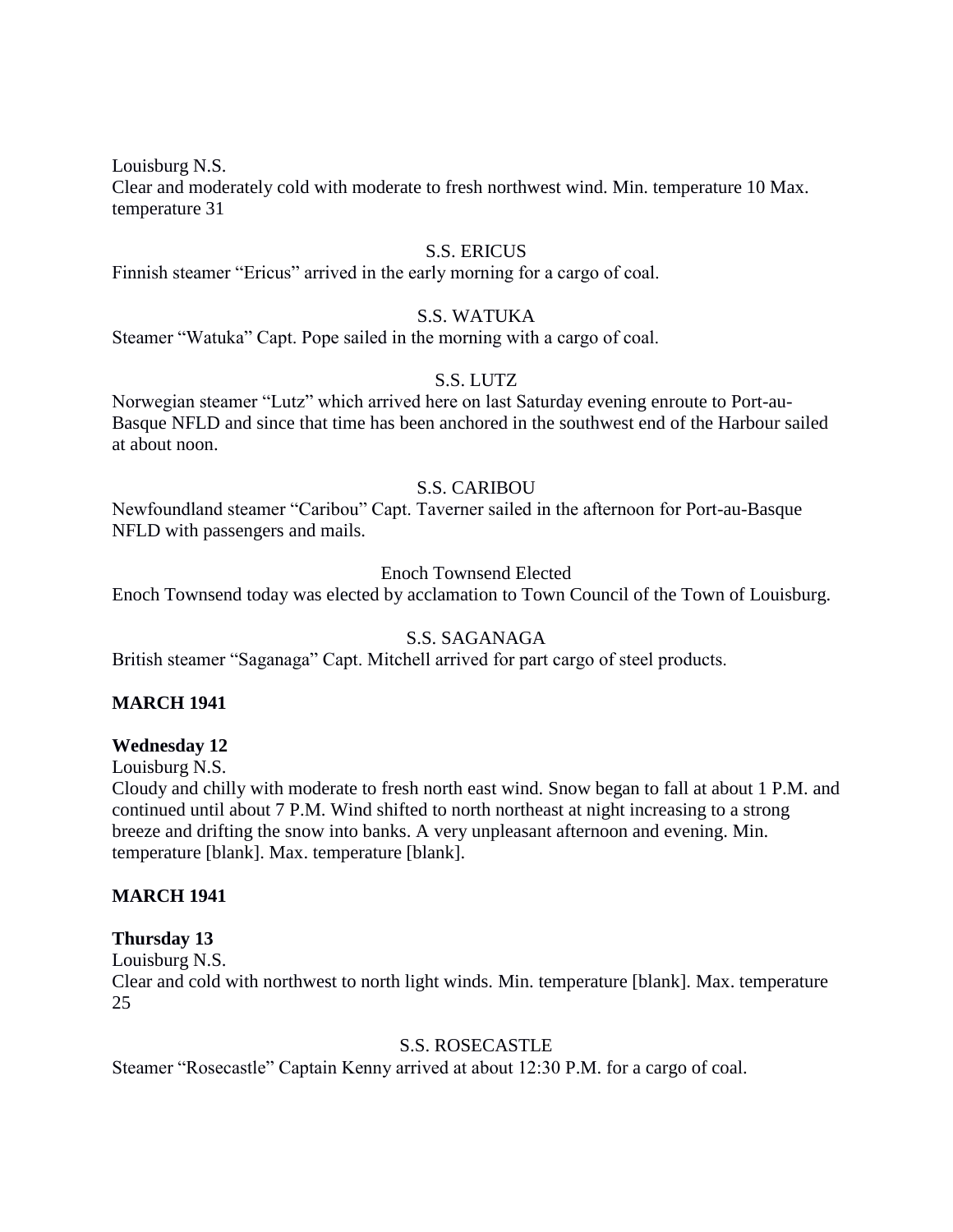Louisburg N.S.
Clear and moderately cold with moderate to fresh northwest wind. Min. temperature 10 Max. temperature 31

S.S. ERICUS
Finnish steamer "Ericus" arrived in the early morning for a cargo of coal.

S.S. WATUKA
Steamer "Watuka" Capt. Pope sailed in the morning with a cargo of coal.

S.S. LUTZ
Norwegian steamer "Lutz" which arrived here on last Saturday evening enroute to Port-au-Basque NFLD and since that time has been anchored in the southwest end of the Harbour sailed at about noon.

S.S. CARIBOU
Newfoundland steamer "Caribou" Capt. Taverner sailed in the afternoon for Port-au-Basque NFLD with passengers and mails.

Enoch Townsend Elected
Enoch Townsend today was elected by acclamation to Town Council of the Town of Louisburg.

S.S. SAGANAGA
British steamer "Saganaga" Capt. Mitchell arrived for part cargo of steel products.

**MARCH 1941**

**Wednesday 12**
Louisburg N.S.
Cloudy and chilly with moderate to fresh north east wind. Snow began to fall at about 1 P.M. and continued until about 7 P.M. Wind shifted to north northeast at night increasing to a strong breeze and drifting the snow into banks. A very unpleasant afternoon and evening. Min. temperature [blank]. Max. temperature [blank].

**MARCH 1941**

**Thursday 13**
Louisburg N.S.
Clear and cold with northwest to north light winds. Min. temperature [blank]. Max. temperature 25

S.S. ROSECASTLE
Steamer "Rosecastle" Captain Kenny arrived at about 12:30 P.M. for a cargo of coal.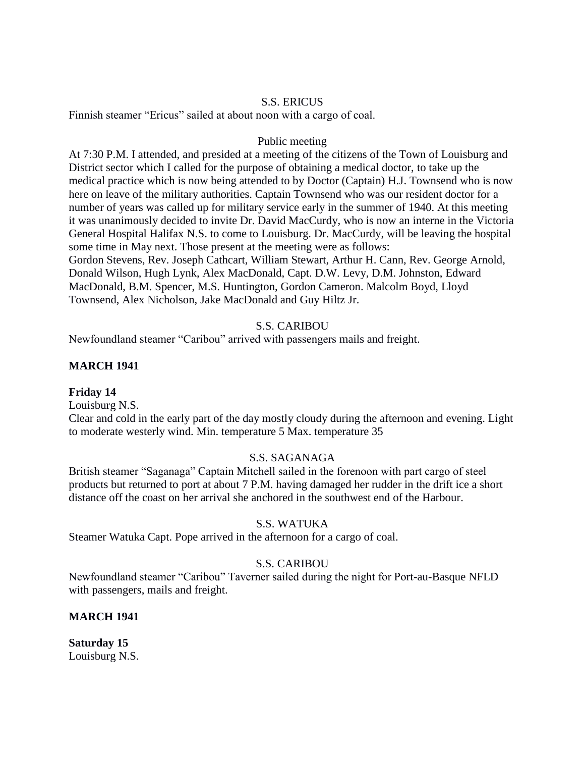S.S. ERICUS

Finnish steamer "Ericus" sailed at about noon with a cargo of coal.

Public meeting

At 7:30 P.M. I attended, and presided at a meeting of the citizens of the Town of Louisburg and District sector which I called for the purpose of obtaining a medical doctor, to take up the medical practice which is now being attended to by Doctor (Captain) H.J. Townsend who is now here on leave of the military authorities. Captain Townsend who was our resident doctor for a number of years was called up for military service early in the summer of 1940. At this meeting it was unanimously decided to invite Dr. David MacCurdy, who is now an interne in the Victoria General Hospital Halifax N.S. to come to Louisburg. Dr. MacCurdy, will be leaving the hospital some time in May next. Those present at the meeting were as follows:
Gordon Stevens, Rev. Joseph Cathcart, William Stewart, Arthur H. Cann, Rev. George Arnold, Donald Wilson, Hugh Lynk, Alex MacDonald, Capt. D.W. Levy, D.M. Johnston, Edward MacDonald, B.M. Spencer, M.S. Huntington, Gordon Cameron. Malcolm Boyd, Lloyd Townsend, Alex Nicholson, Jake MacDonald and Guy Hiltz Jr.

S.S. CARIBOU

Newfoundland steamer "Caribou" arrived with passengers mails and freight.

**MARCH 1941**

**Friday 14**

Louisburg N.S.
Clear and cold in the early part of the day mostly cloudy during the afternoon and evening. Light to moderate westerly wind. Min. temperature 5 Max. temperature 35

S.S. SAGANAGA

British steamer "Saganaga" Captain Mitchell sailed in the forenoon with part cargo of steel products but returned to port at about 7 P.M. having damaged her rudder in the drift ice a short distance off the coast on her arrival she anchored in the southwest end of the Harbour.

S.S. WATUKA

Steamer Watuka Capt. Pope arrived in the afternoon for a cargo of coal.

S.S. CARIBOU

Newfoundland steamer "Caribou" Taverner sailed during the night for Port-au-Basque NFLD with passengers, mails and freight.

**MARCH 1941**

**Saturday 15**

Louisburg N.S.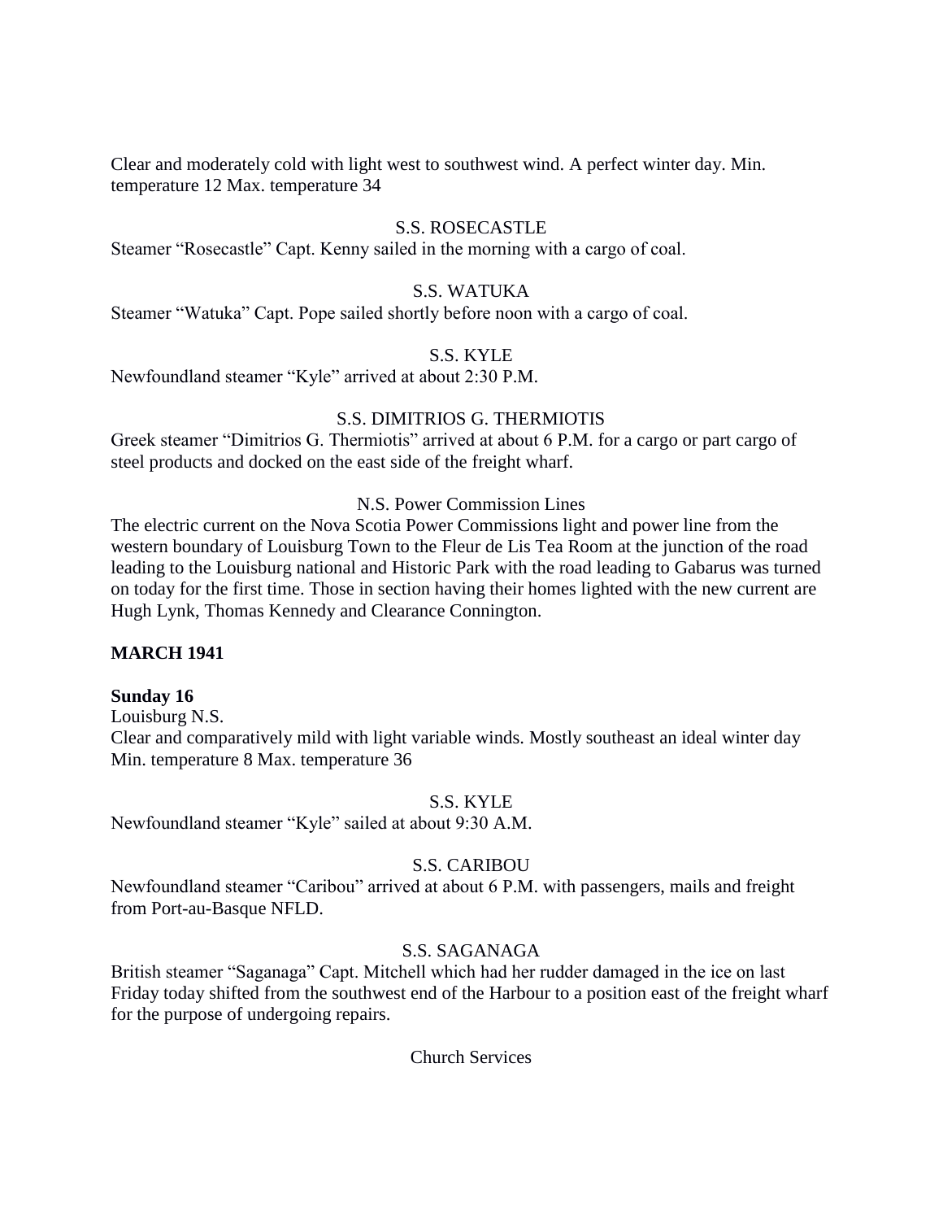Clear and moderately cold with light west to southwest wind. A perfect winter day. Min. temperature 12 Max. temperature 34

S.S. ROSECASTLE

Steamer "Rosecastle" Capt. Kenny sailed in the morning with a cargo of coal.

S.S. WATUKA

Steamer "Watuka" Capt. Pope sailed shortly before noon with a cargo of coal.

S.S. KYLE

Newfoundland steamer "Kyle" arrived at about 2:30 P.M.

S.S. DIMITRIOS G. THERMIOTIS

Greek steamer "Dimitrios G. Thermiotis" arrived at about 6 P.M. for a cargo or part cargo of steel products and docked on the east side of the freight wharf.

N.S. Power Commission Lines

The electric current on the Nova Scotia Power Commissions light and power line from the western boundary of Louisburg Town to the Fleur de Lis Tea Room at the junction of the road leading to the Louisburg national and Historic Park with the road leading to Gabarus was turned on today for the first time. Those in section having their homes lighted with the new current are Hugh Lynk, Thomas Kennedy and Clearance Connington.

**MARCH 1941**

**Sunday 16**

Louisburg N.S.

Clear and comparatively mild with light variable winds. Mostly southeast an ideal winter day Min. temperature 8 Max. temperature 36

S.S. KYLE

Newfoundland steamer "Kyle" sailed at about 9:30 A.M.

S.S. CARIBOU

Newfoundland steamer "Caribou" arrived at about 6 P.M. with passengers, mails and freight from Port-au-Basque NFLD.

S.S. SAGANAGA

British steamer "Saganaga" Capt. Mitchell which had her rudder damaged in the ice on last Friday today shifted from the southwest end of the Harbour to a position east of the freight wharf for the purpose of undergoing repairs.

Church Services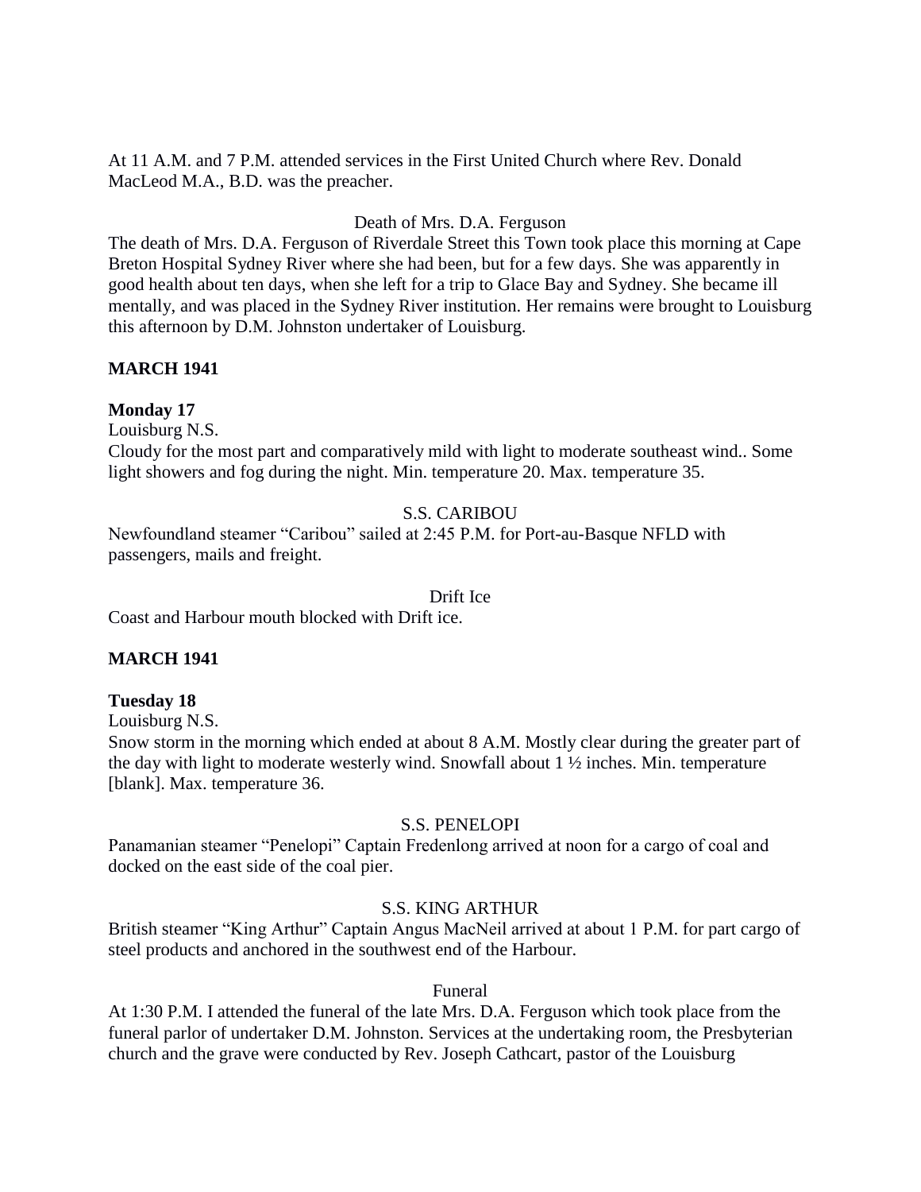At 11 A.M. and 7 P.M. attended services in the First United Church where Rev. Donald MacLeod M.A., B.D. was the preacher.

Death of Mrs. D.A. Ferguson

The death of Mrs. D.A. Ferguson of Riverdale Street this Town took place this morning at Cape Breton Hospital Sydney River where she had been, but for a few days. She was apparently in good health about ten days, when she left for a trip to Glace Bay and Sydney. She became ill mentally, and was placed in the Sydney River institution. Her remains were brought to Louisburg this afternoon by D.M. Johnston undertaker of Louisburg.

**MARCH 1941**

**Monday 17**

Louisburg N.S.

Cloudy for the most part and comparatively mild with light to moderate southeast wind.. Some light showers and fog during the night. Min. temperature 20. Max. temperature 35.

S.S. CARIBOU

Newfoundland steamer "Caribou" sailed at 2:45 P.M. for Port-au-Basque NFLD with passengers, mails and freight.

Drift Ice

Coast and Harbour mouth blocked with Drift ice.

**MARCH 1941**

**Tuesday 18**

Louisburg N.S.

Snow storm in the morning which ended at about 8 A.M. Mostly clear during the greater part of the day with light to moderate westerly wind. Snowfall about 1 ½ inches. Min. temperature [blank]. Max. temperature 36.

S.S. PENELOPI

Panamanian steamer "Penelopi" Captain Fredenlong arrived at noon for a cargo of coal and docked on the east side of the coal pier.

S.S. KING ARTHUR

British steamer "King Arthur" Captain Angus MacNeil arrived at about 1 P.M. for part cargo of steel products and anchored in the southwest end of the Harbour.

Funeral

At 1:30 P.M. I attended the funeral of the late Mrs. D.A. Ferguson which took place from the funeral parlor of undertaker D.M. Johnston. Services at the undertaking room, the Presbyterian church and the grave were conducted by Rev. Joseph Cathcart, pastor of the Louisburg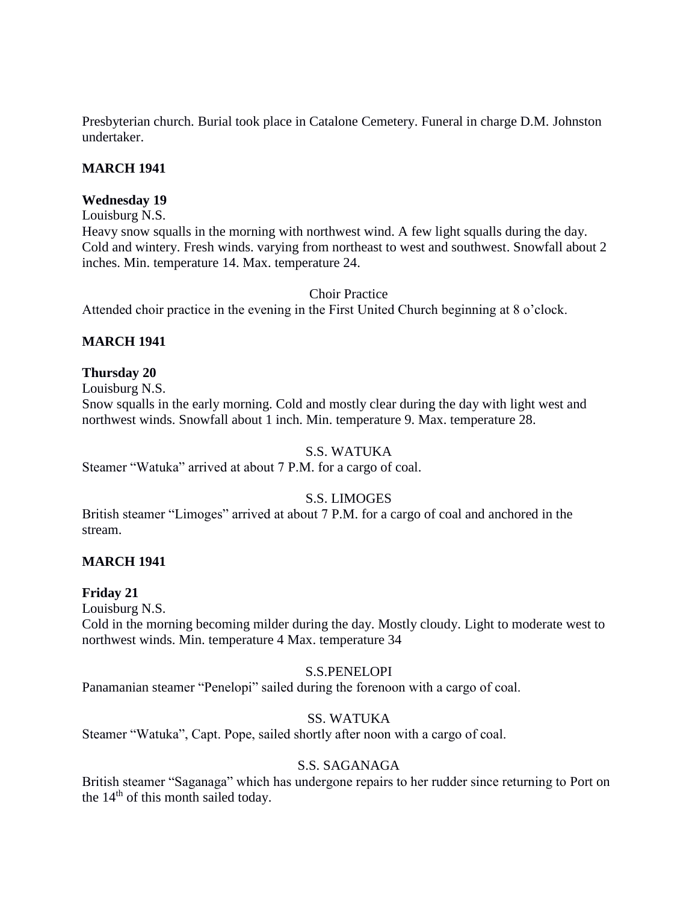Presbyterian church. Burial took place in Catalone Cemetery. Funeral in charge D.M. Johnston undertaker.

**MARCH 1941**

**Wednesday 19**

Louisburg N.S.

Heavy snow squalls in the morning with northwest wind. A few light squalls during the day. Cold and wintery. Fresh winds. varying from northeast to west and southwest. Snowfall about 2 inches. Min. temperature 14. Max. temperature 24.

Choir Practice

Attended choir practice in the evening in the First United Church beginning at 8 o'clock.

**MARCH 1941**

**Thursday 20**

Louisburg N.S.

Snow squalls in the early morning. Cold and mostly clear during the day with light west and northwest winds. Snowfall about 1 inch. Min. temperature 9. Max. temperature 28.

S.S. WATUKA

Steamer "Watuka" arrived at about 7 P.M. for a cargo of coal.

S.S. LIMOGES

British steamer "Limoges" arrived at about 7 P.M. for a cargo of coal and anchored in the stream.

**MARCH 1941**

**Friday 21**

Louisburg N.S.

Cold in the morning becoming milder during the day. Mostly cloudy. Light to moderate west to northwest winds. Min. temperature 4 Max. temperature 34

S.S.PENELOPI

Panamanian steamer "Penelopi" sailed during the forenoon with a cargo of coal.

SS. WATUKA

Steamer "Watuka", Capt. Pope, sailed shortly after noon with a cargo of coal.

S.S. SAGANAGA

British steamer "Saganaga" which has undergone repairs to her rudder since returning to Port on the 14th of this month sailed today.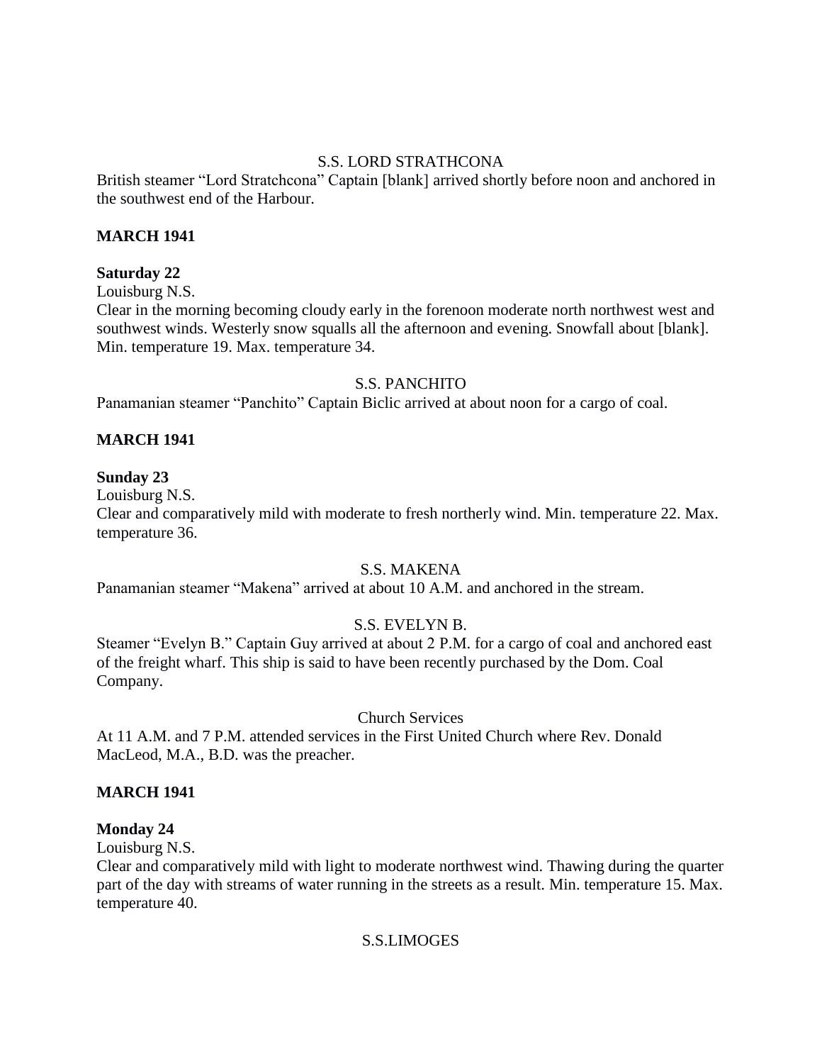S.S. LORD STRATHCONA

British steamer "Lord Stratchcona" Captain [blank] arrived shortly before noon and anchored in the southwest end of the Harbour.

**MARCH 1941**

**Saturday 22**

Louisburg N.S.

Clear in the morning becoming cloudy early in the forenoon moderate north northwest west and southwest winds. Westerly snow squalls all the afternoon and evening. Snowfall about [blank]. Min. temperature 19. Max. temperature 34.

S.S. PANCHITO

Panamanian steamer "Panchito" Captain Biclic arrived at about noon for a cargo of coal.

**MARCH 1941**

**Sunday 23**

Louisburg N.S.

Clear and comparatively mild with moderate to fresh northerly wind. Min. temperature 22. Max. temperature 36.

S.S. MAKENA

Panamanian steamer "Makena" arrived at about 10 A.M. and anchored in the stream.

S.S. EVELYN B.

Steamer "Evelyn B." Captain Guy arrived at about 2 P.M. for a cargo of coal and anchored east of the freight wharf. This ship is said to have been recently purchased by the Dom. Coal Company.

Church Services

At 11 A.M. and 7 P.M. attended services in the First United Church where Rev. Donald MacLeod, M.A., B.D. was the preacher.

**MARCH 1941**

**Monday 24**

Louisburg N.S.

Clear and comparatively mild with light to moderate northwest wind. Thawing during the quarter part of the day with streams of water running in the streets as a result. Min. temperature 15. Max. temperature 40.

S.S.LIMOGES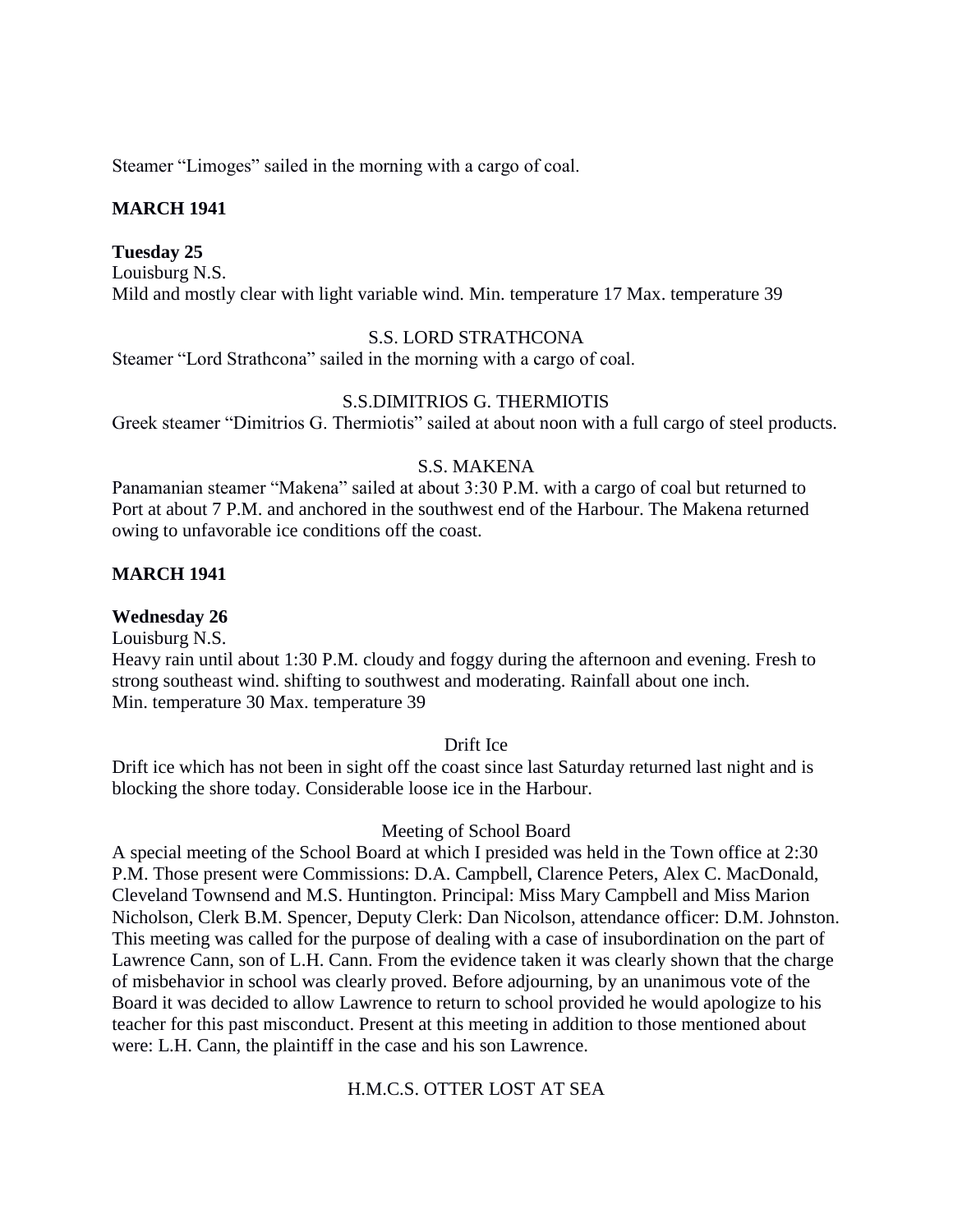Steamer "Limoges" sailed in the morning with a cargo of coal.

**MARCH 1941**

**Tuesday 25**

Louisburg N.S.

Mild and mostly clear with light variable wind. Min. temperature 17 Max. temperature 39

S.S. LORD STRATHCONA

Steamer "Lord Strathcona" sailed in the morning with a cargo of coal.

S.S.DIMITRIOS G. THERMIOTIS

Greek steamer "Dimitrios G. Thermiotis" sailed at about noon with a full cargo of steel products.

S.S. MAKENA

Panamanian steamer "Makena" sailed at about 3:30 P.M. with a cargo of coal but returned to Port at about 7 P.M. and anchored in the southwest end of the Harbour. The Makena returned owing to unfavorable ice conditions off the coast.

**MARCH 1941**

**Wednesday 26**

Louisburg N.S.

Heavy rain until about 1:30 P.M. cloudy and foggy during the afternoon and evening. Fresh to strong southeast wind. shifting to southwest and moderating. Rainfall about one inch.
Min. temperature 30 Max. temperature 39

Drift Ice

Drift ice which has not been in sight off the coast since last Saturday returned last night and is blocking the shore today. Considerable loose ice in the Harbour.

Meeting of School Board

A special meeting of the School Board at which I presided was held in the Town office at 2:30 P.M. Those present were Commissions: D.A. Campbell, Clarence Peters, Alex C. MacDonald, Cleveland Townsend and M.S. Huntington. Principal: Miss Mary Campbell and Miss Marion Nicholson, Clerk B.M. Spencer, Deputy Clerk: Dan Nicolson, attendance officer: D.M. Johnston. This meeting was called for the purpose of dealing with a case of insubordination on the part of Lawrence Cann, son of L.H. Cann. From the evidence taken it was clearly shown that the charge of misbehavior in school was clearly proved. Before adjourning, by an unanimous vote of the Board it was decided to allow Lawrence to return to school provided he would apologize to his teacher for this past misconduct. Present at this meeting in addition to those mentioned about were: L.H. Cann, the plaintiff in the case and his son Lawrence.

H.M.C.S. OTTER LOST AT SEA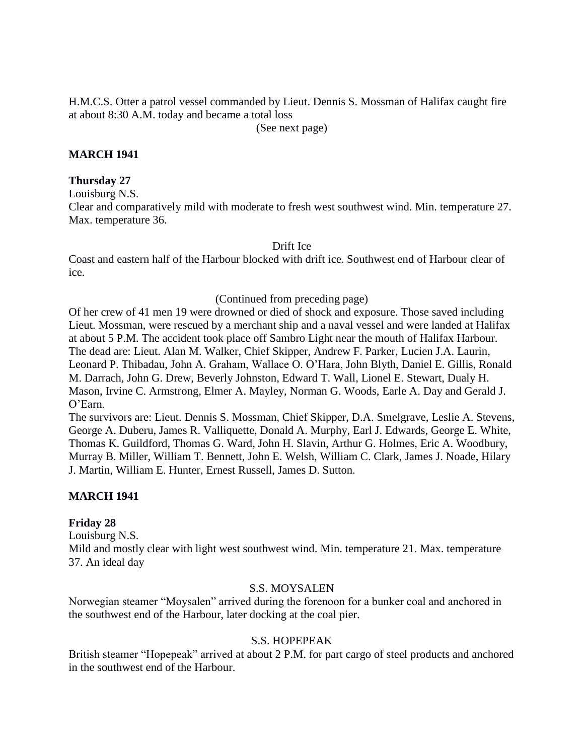H.M.C.S. Otter a patrol vessel commanded by Lieut. Dennis S. Mossman of Halifax caught fire at about 8:30 A.M. today and became a total loss

(See next page)

**MARCH 1941**

**Thursday 27**

Louisburg N.S.

Clear and comparatively mild with moderate to fresh west southwest wind. Min. temperature 27. Max. temperature 36.

Drift Ice

Coast and eastern half of the Harbour blocked with drift ice. Southwest end of Harbour clear of ice.

(Continued from preceding page)

Of her crew of 41 men 19 were drowned or died of shock and exposure. Those saved including Lieut. Mossman, were rescued by a merchant ship and a naval vessel and were landed at Halifax at about 5 P.M. The accident took place off Sambro Light near the mouth of Halifax Harbour. The dead are: Lieut. Alan M. Walker, Chief Skipper, Andrew F. Parker, Lucien J.A. Laurin, Leonard P. Thibadau, John A. Graham, Wallace O. O'Hara, John Blyth, Daniel E. Gillis, Ronald M. Darrach, John G. Drew, Beverly Johnston, Edward T. Wall, Lionel E. Stewart, Dualy H. Mason, Irvine C. Armstrong, Elmer A. Mayley, Norman G. Woods, Earle A. Day and Gerald J. O'Earn.

The survivors are: Lieut. Dennis S. Mossman, Chief Skipper, D.A. Smelgrave, Leslie A. Stevens, George A. Duberu, James R. Valliquette, Donald A. Murphy, Earl J. Edwards, George E. White, Thomas K. Guildford, Thomas G. Ward, John H. Slavin, Arthur G. Holmes, Eric A. Woodbury, Murray B. Miller, William T. Bennett, John E. Welsh, William C. Clark, James J. Noade, Hilary J. Martin, William E. Hunter, Ernest Russell, James D. Sutton.

**MARCH 1941**

**Friday 28**

Louisburg N.S.

Mild and mostly clear with light west southwest wind. Min. temperature 21. Max. temperature 37. An ideal day

S.S. MOYSALEN

Norwegian steamer "Moysalen" arrived during the forenoon for a bunker coal and anchored in the southwest end of the Harbour, later docking at the coal pier.

S.S. HOPEPEAK

British steamer "Hopepeak" arrived at about 2 P.M. for part cargo of steel products and anchored in the southwest end of the Harbour.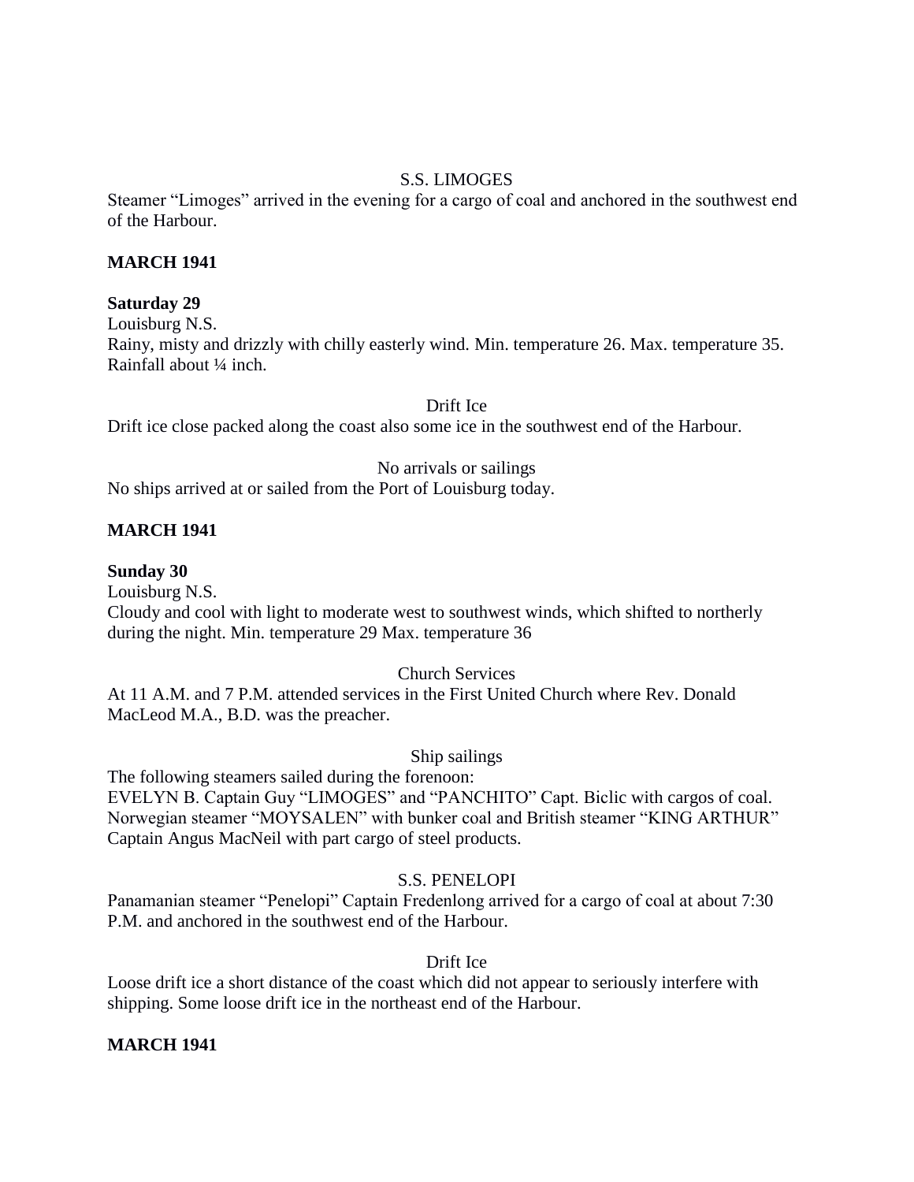S.S. LIMOGES

Steamer "Limoges" arrived in the evening for a cargo of coal and anchored in the southwest end of the Harbour.

**MARCH 1941**

**Saturday 29**

Louisburg N.S.

Rainy, misty and drizzly with chilly easterly wind. Min. temperature 26. Max. temperature 35. Rainfall about ¼ inch.

Drift Ice

Drift ice close packed along the coast also some ice in the southwest end of the Harbour.

No arrivals or sailings

No ships arrived at or sailed from the Port of Louisburg today.

**MARCH 1941**

**Sunday 30**

Louisburg N.S.

Cloudy and cool with light to moderate west to southwest winds, which shifted to northerly during the night. Min. temperature 29 Max. temperature 36

Church Services

At 11 A.M. and 7 P.M. attended services in the First United Church where Rev. Donald MacLeod M.A., B.D. was the preacher.

Ship sailings

The following steamers sailed during the forenoon:

EVELYN B. Captain Guy "LIMOGES" and "PANCHITO" Capt. Biclic with cargos of coal. Norwegian steamer "MOYSALEN" with bunker coal and British steamer "KING ARTHUR" Captain Angus MacNeil with part cargo of steel products.

S.S. PENELOPI

Panamanian steamer "Penelopi" Captain Fredenlong arrived for a cargo of coal at about 7:30 P.M. and anchored in the southwest end of the Harbour.

Drift Ice

Loose drift ice a short distance of the coast which did not appear to seriously interfere with shipping. Some loose drift ice in the northeast end of the Harbour.

**MARCH 1941**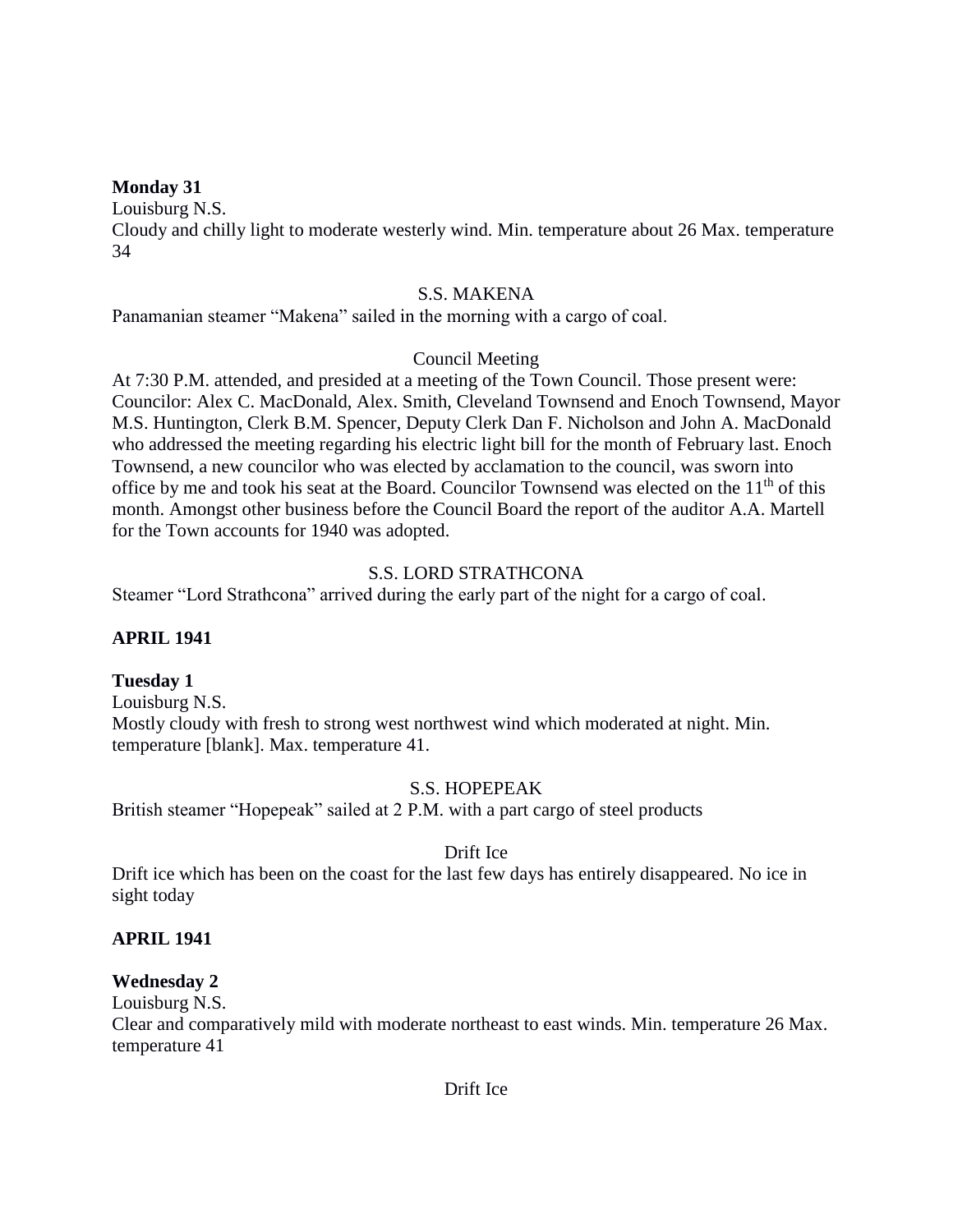**Monday 31**

Louisburg N.S.

Cloudy and chilly light to moderate westerly wind. Min. temperature about 26 Max. temperature 34

S.S. MAKENA

Panamanian steamer "Makena" sailed in the morning with a cargo of coal.

Council Meeting

At 7:30 P.M. attended, and presided at a meeting of the Town Council. Those present were: Councilor: Alex C. MacDonald, Alex. Smith, Cleveland Townsend and Enoch Townsend, Mayor M.S. Huntington, Clerk B.M. Spencer, Deputy Clerk Dan F. Nicholson and John A. MacDonald who addressed the meeting regarding his electric light bill for the month of February last. Enoch Townsend, a new councilor who was elected by acclamation to the council, was sworn into office by me and took his seat at the Board. Councilor Townsend was elected on the 11th of this month. Amongst other business before the Council Board the report of the auditor A.A. Martell for the Town accounts for 1940 was adopted.

S.S. LORD STRATHCONA

Steamer "Lord Strathcona" arrived during the early part of the night for a cargo of coal.

**APRIL 1941**

**Tuesday 1**

Louisburg N.S.

Mostly cloudy with fresh to strong west northwest wind which moderated at night. Min. temperature [blank]. Max. temperature 41.

S.S. HOPEPEAK

British steamer "Hopepeak" sailed at 2 P.M. with a part cargo of steel products

Drift Ice

Drift ice which has been on the coast for the last few days has entirely disappeared. No ice in sight today

**APRIL 1941**

**Wednesday 2**

Louisburg N.S.

Clear and comparatively mild with moderate northeast to east winds. Min. temperature 26 Max. temperature 41

Drift Ice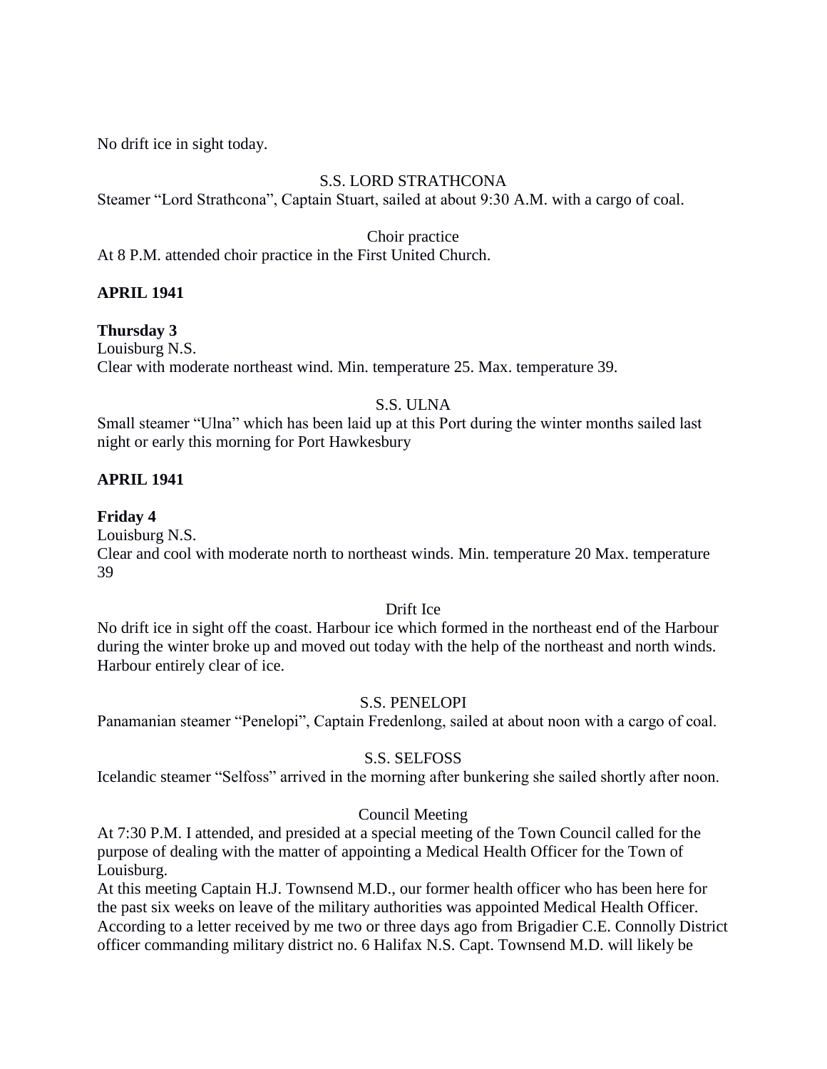No drift ice in sight today.

S.S. LORD STRATHCONA

Steamer "Lord Strathcona", Captain Stuart, sailed at about 9:30 A.M. with a cargo of coal.

Choir practice

At 8 P.M. attended choir practice in the First United Church.

**APRIL 1941**

**Thursday 3**

Louisburg N.S.

Clear with moderate northeast wind. Min. temperature 25. Max. temperature 39.

S.S. ULNA

Small steamer "Ulna" which has been laid up at this Port during the winter months sailed last night or early this morning for Port Hawkesbury

**APRIL 1941**

**Friday 4**

Louisburg N.S.

Clear and cool with moderate north to northeast winds. Min. temperature 20 Max. temperature 39

Drift Ice

No drift ice in sight off the coast. Harbour ice which formed in the northeast end of the Harbour during the winter broke up and moved out today with the help of the northeast and north winds. Harbour entirely clear of ice.

S.S. PENELOPI

Panamanian steamer "Penelopi", Captain Fredenlong, sailed at about noon with a cargo of coal.

S.S. SELFOSS

Icelandic steamer "Selfoss" arrived in the morning after bunkering she sailed shortly after noon.

Council Meeting

At 7:30 P.M. I attended, and presided at a special meeting of the Town Council called for the purpose of dealing with the matter of appointing a Medical Health Officer for the Town of Louisburg.

At this meeting Captain H.J. Townsend M.D., our former health officer who has been here for the past six weeks on leave of the military authorities was appointed Medical Health Officer. According to a letter received by me two or three days ago from Brigadier C.E. Connolly District officer commanding military district no. 6 Halifax N.S. Capt. Townsend M.D. will likely be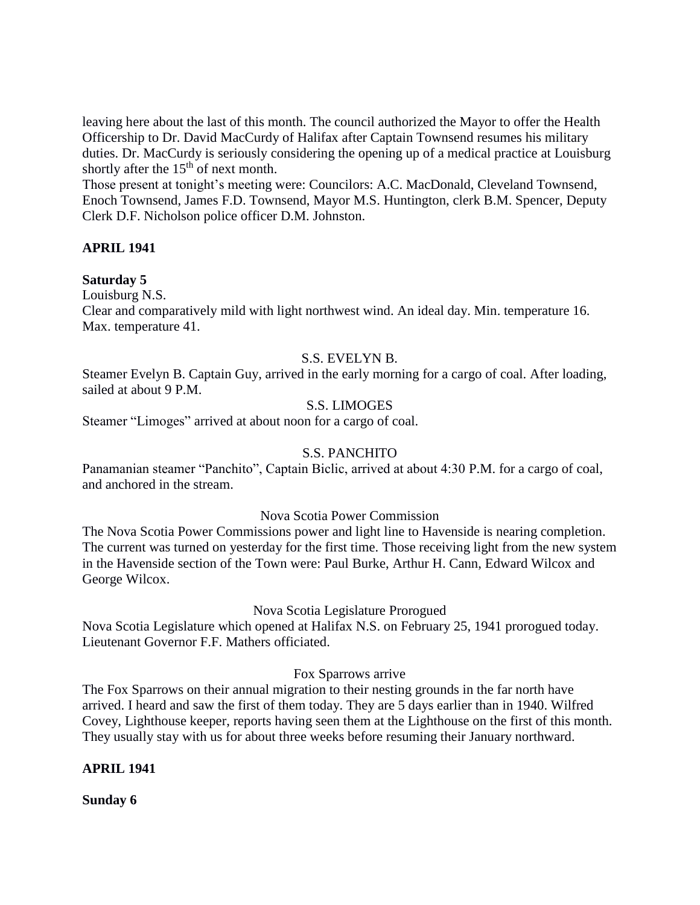leaving here about the last of this month. The council authorized the Mayor to offer the Health Officership to Dr. David MacCurdy of Halifax after Captain Townsend resumes his military duties. Dr. MacCurdy is seriously considering the opening up of a medical practice at Louisburg shortly after the 15th of next month.

Those present at tonight's meeting were: Councilors: A.C. MacDonald, Cleveland Townsend, Enoch Townsend, James F.D. Townsend, Mayor M.S. Huntington, clerk B.M. Spencer, Deputy Clerk D.F. Nicholson police officer D.M. Johnston.

**APRIL 1941**

**Saturday 5**

Louisburg N.S.
Clear and comparatively mild with light northwest wind. An ideal day. Min. temperature 16. Max. temperature 41.

S.S. EVELYN B.

Steamer Evelyn B. Captain Guy, arrived in the early morning for a cargo of coal. After loading, sailed at about 9 P.M.

S.S. LIMOGES

Steamer "Limoges" arrived at about noon for a cargo of coal.

S.S. PANCHITO

Panamanian steamer "Panchito", Captain Biclic, arrived at about 4:30 P.M. for a cargo of coal, and anchored in the stream.

Nova Scotia Power Commission

The Nova Scotia Power Commissions power and light line to Havenside is nearing completion. The current was turned on yesterday for the first time. Those receiving light from the new system in the Havenside section of the Town were: Paul Burke, Arthur H. Cann, Edward Wilcox and George Wilcox.

Nova Scotia Legislature Prorogued

Nova Scotia Legislature which opened at Halifax N.S. on February 25, 1941 prorogued today. Lieutenant Governor F.F. Mathers officiated.

Fox Sparrows arrive

The Fox Sparrows on their annual migration to their nesting grounds in the far north have arrived. I heard and saw the first of them today. They are 5 days earlier than in 1940. Wilfred Covey, Lighthouse keeper, reports having seen them at the Lighthouse on the first of this month. They usually stay with us for about three weeks before resuming their January northward.

**APRIL 1941**

**Sunday 6**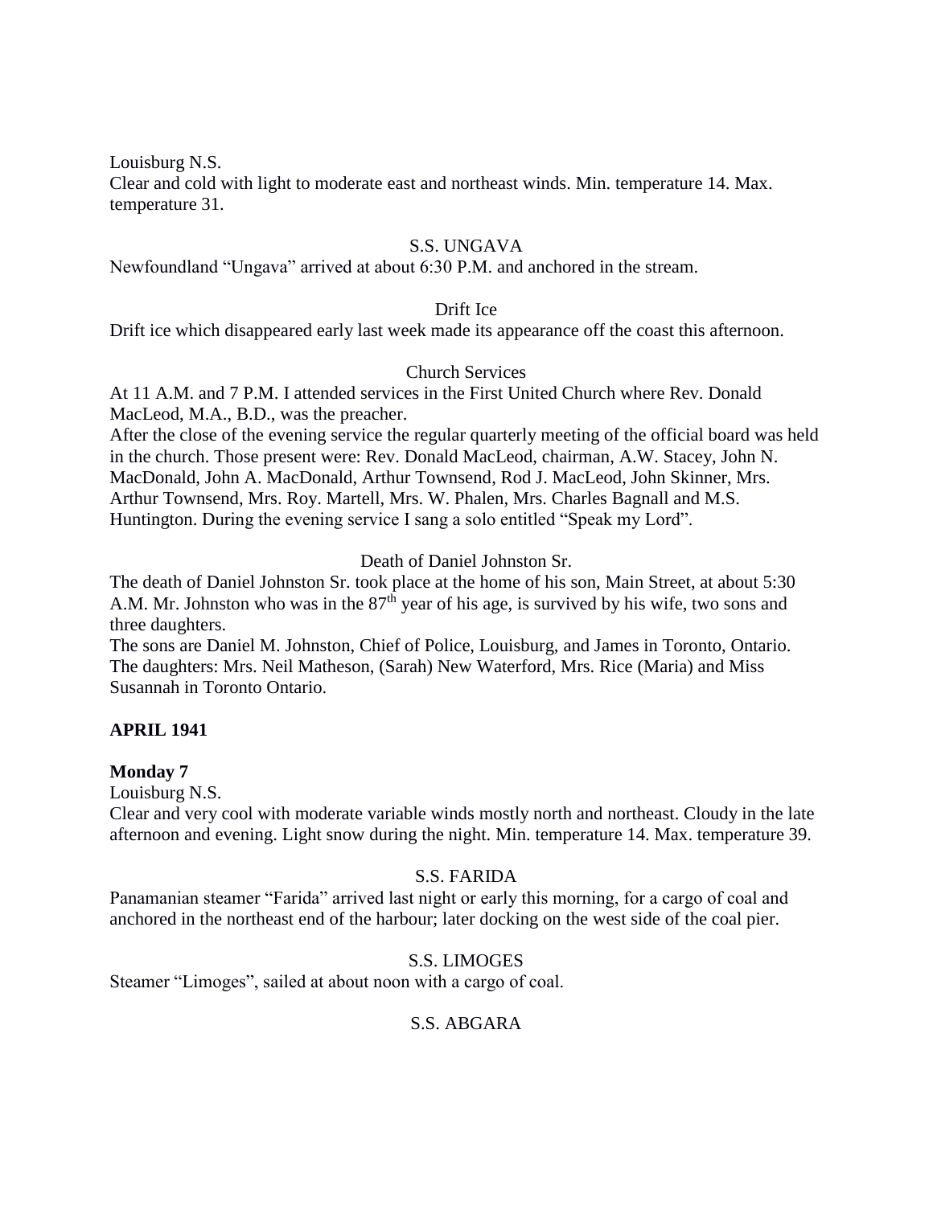Louisburg N.S.
Clear and cold with light to moderate east and northeast winds. Min. temperature 14. Max. temperature 31.

S.S. UNGAVA
Newfoundland "Ungava" arrived at about 6:30 P.M. and anchored in the stream.

Drift Ice
Drift ice which disappeared early last week made its appearance off the coast this afternoon.

Church Services
At 11 A.M. and 7 P.M. I attended services in the First United Church where Rev. Donald MacLeod, M.A., B.D., was the preacher.
After the close of the evening service the regular quarterly meeting of the official board was held in the church. Those present were: Rev. Donald MacLeod, chairman, A.W. Stacey, John N. MacDonald, John A. MacDonald, Arthur Townsend, Rod J. MacLeod, John Skinner, Mrs. Arthur Townsend, Mrs. Roy. Martell, Mrs. W. Phalen, Mrs. Charles Bagnall and M.S. Huntington. During the evening service I sang a solo entitled "Speak my Lord".

Death of Daniel Johnston Sr.
The death of Daniel Johnston Sr. took place at the home of his son, Main Street, at about 5:30 A.M. Mr. Johnston who was in the 87th year of his age, is survived by his wife, two sons and three daughters.
The sons are Daniel M. Johnston, Chief of Police, Louisburg, and James in Toronto, Ontario. The daughters: Mrs. Neil Matheson, (Sarah) New Waterford, Mrs. Rice (Maria) and Miss Susannah in Toronto Ontario.

**APRIL 1941**

**Monday 7**
Louisburg N.S.
Clear and very cool with moderate variable winds mostly north and northeast. Cloudy in the late afternoon and evening. Light snow during the night. Min. temperature 14. Max. temperature 39.

S.S. FARIDA
Panamanian steamer "Farida" arrived last night or early this morning, for a cargo of coal and anchored in the northeast end of the harbour; later docking on the west side of the coal pier.

S.S. LIMOGES
Steamer "Limoges", sailed at about noon with a cargo of coal.

S.S. ABGARA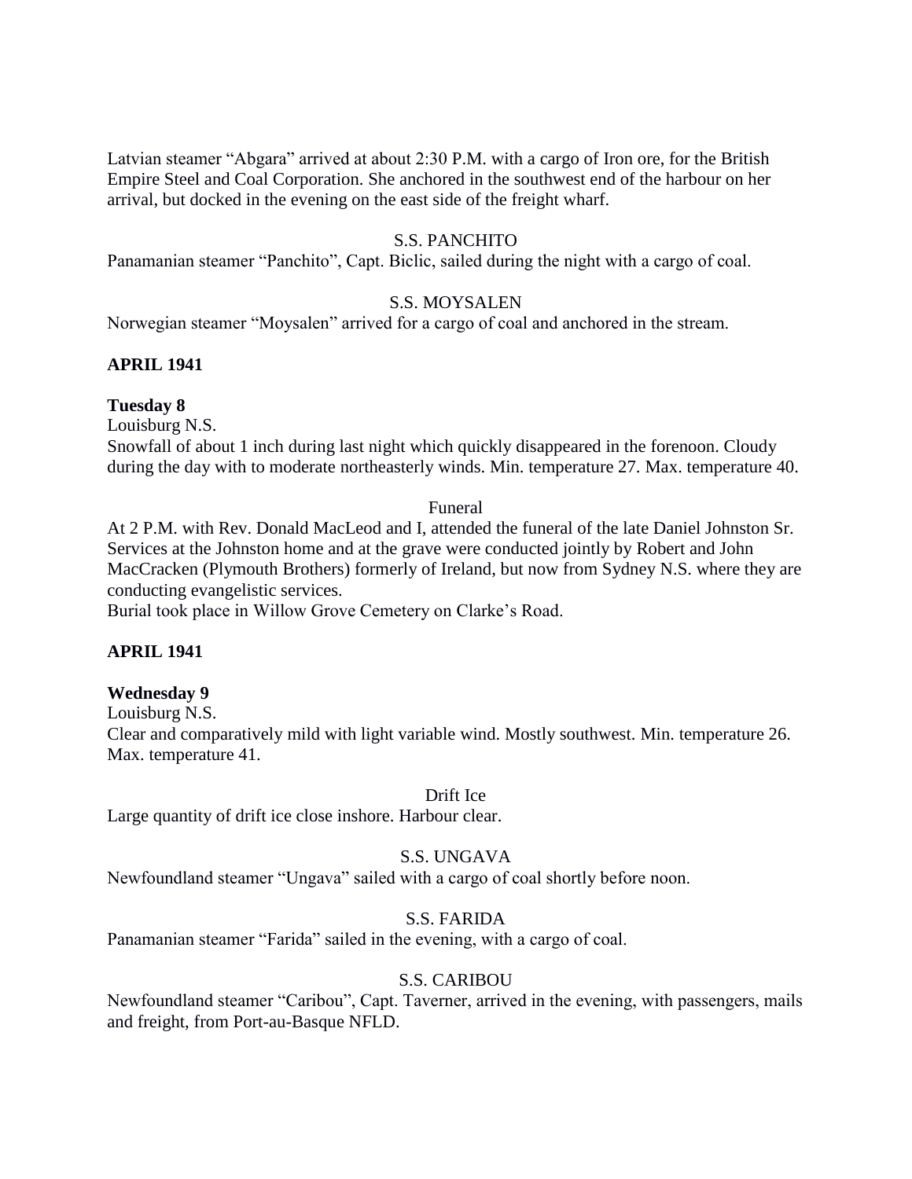Latvian steamer "Abgara" arrived at about 2:30 P.M. with a cargo of Iron ore, for the British Empire Steel and Coal Corporation. She anchored in the southwest end of the harbour on her arrival, but docked in the evening on the east side of the freight wharf.

S.S. PANCHITO

Panamanian steamer "Panchito", Capt. Biclic, sailed during the night with a cargo of coal.

S.S. MOYSALEN

Norwegian steamer "Moysalen" arrived for a cargo of coal and anchored in the stream.

**APRIL 1941**

**Tuesday 8**

Louisburg N.S.

Snowfall of about 1 inch during last night which quickly disappeared in the forenoon. Cloudy during the day with to moderate northeasterly winds. Min. temperature 27. Max. temperature 40.

Funeral

At 2 P.M. with Rev. Donald MacLeod and I, attended the funeral of the late Daniel Johnston Sr. Services at the Johnston home and at the grave were conducted jointly by Robert and John MacCracken (Plymouth Brothers) formerly of Ireland, but now from Sydney N.S. where they are conducting evangelistic services.

Burial took place in Willow Grove Cemetery on Clarke's Road.

**APRIL 1941**

**Wednesday 9**

Louisburg N.S.

Clear and comparatively mild with light variable wind. Mostly southwest. Min. temperature 26. Max. temperature 41.

Drift Ice

Large quantity of drift ice close inshore. Harbour clear.

S.S. UNGAVA

Newfoundland steamer "Ungava" sailed with a cargo of coal shortly before noon.

S.S. FARIDA

Panamanian steamer "Farida" sailed in the evening, with a cargo of coal.

S.S. CARIBOU

Newfoundland steamer "Caribou", Capt. Taverner, arrived in the evening, with passengers, mails and freight, from Port-au-Basque NFLD.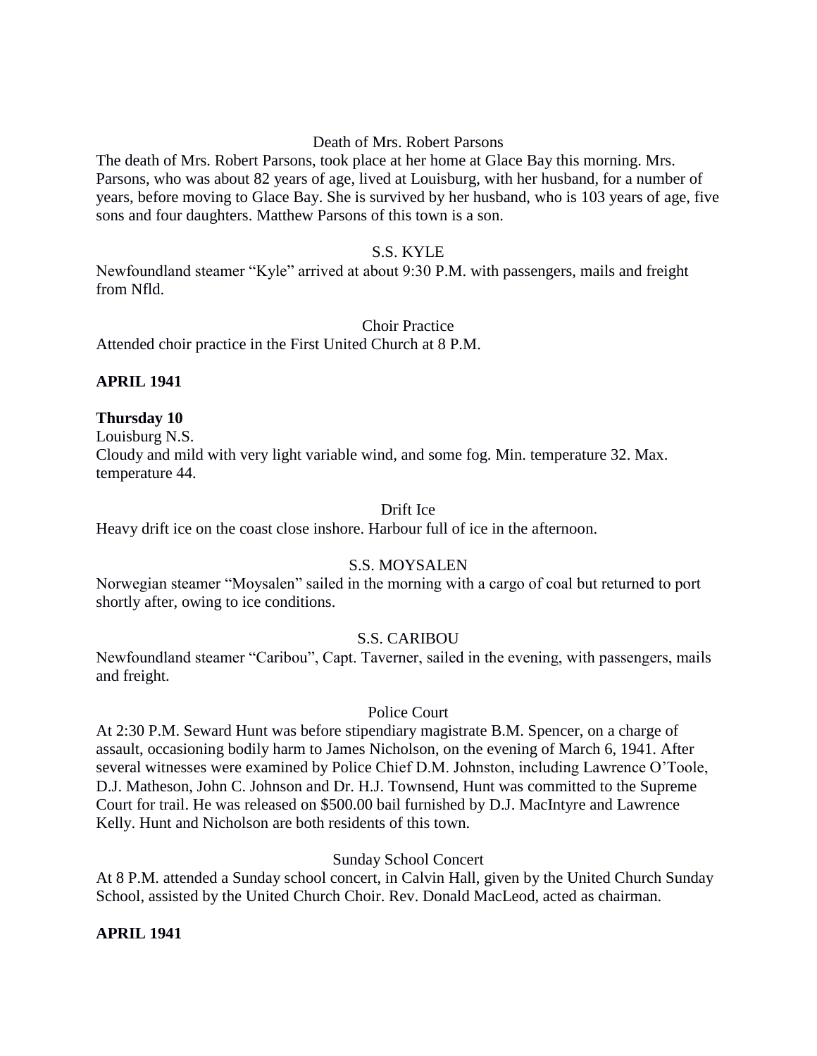Death of Mrs. Robert Parsons

The death of Mrs. Robert Parsons, took place at her home at Glace Bay this morning. Mrs. Parsons, who was about 82 years of age, lived at Louisburg, with her husband, for a number of years, before moving to Glace Bay. She is survived by her husband, who is 103 years of age, five sons and four daughters. Matthew Parsons of this town is a son.

S.S. KYLE

Newfoundland steamer "Kyle" arrived at about 9:30 P.M. with passengers, mails and freight from Nfld.

Choir Practice

Attended choir practice in the First United Church at 8 P.M.

**APRIL 1941**

**Thursday 10**

Louisburg N.S.

Cloudy and mild with very light variable wind, and some fog. Min. temperature 32. Max. temperature 44.

Drift Ice

Heavy drift ice on the coast close inshore. Harbour full of ice in the afternoon.

S.S. MOYSALEN

Norwegian steamer "Moysalen" sailed in the morning with a cargo of coal but returned to port shortly after, owing to ice conditions.

S.S. CARIBOU

Newfoundland steamer "Caribou", Capt. Taverner, sailed in the evening, with passengers, mails and freight.

Police Court

At 2:30 P.M. Seward Hunt was before stipendiary magistrate B.M. Spencer, on a charge of assault, occasioning bodily harm to James Nicholson, on the evening of March 6, 1941. After several witnesses were examined by Police Chief D.M. Johnston, including Lawrence O'Toole, D.J. Matheson, John C. Johnson and Dr. H.J. Townsend, Hunt was committed to the Supreme Court for trail. He was released on $500.00 bail furnished by D.J. MacIntyre and Lawrence Kelly. Hunt and Nicholson are both residents of this town.

Sunday School Concert

At 8 P.M. attended a Sunday school concert, in Calvin Hall, given by the United Church Sunday School, assisted by the United Church Choir. Rev. Donald MacLeod, acted as chairman.

**APRIL 1941**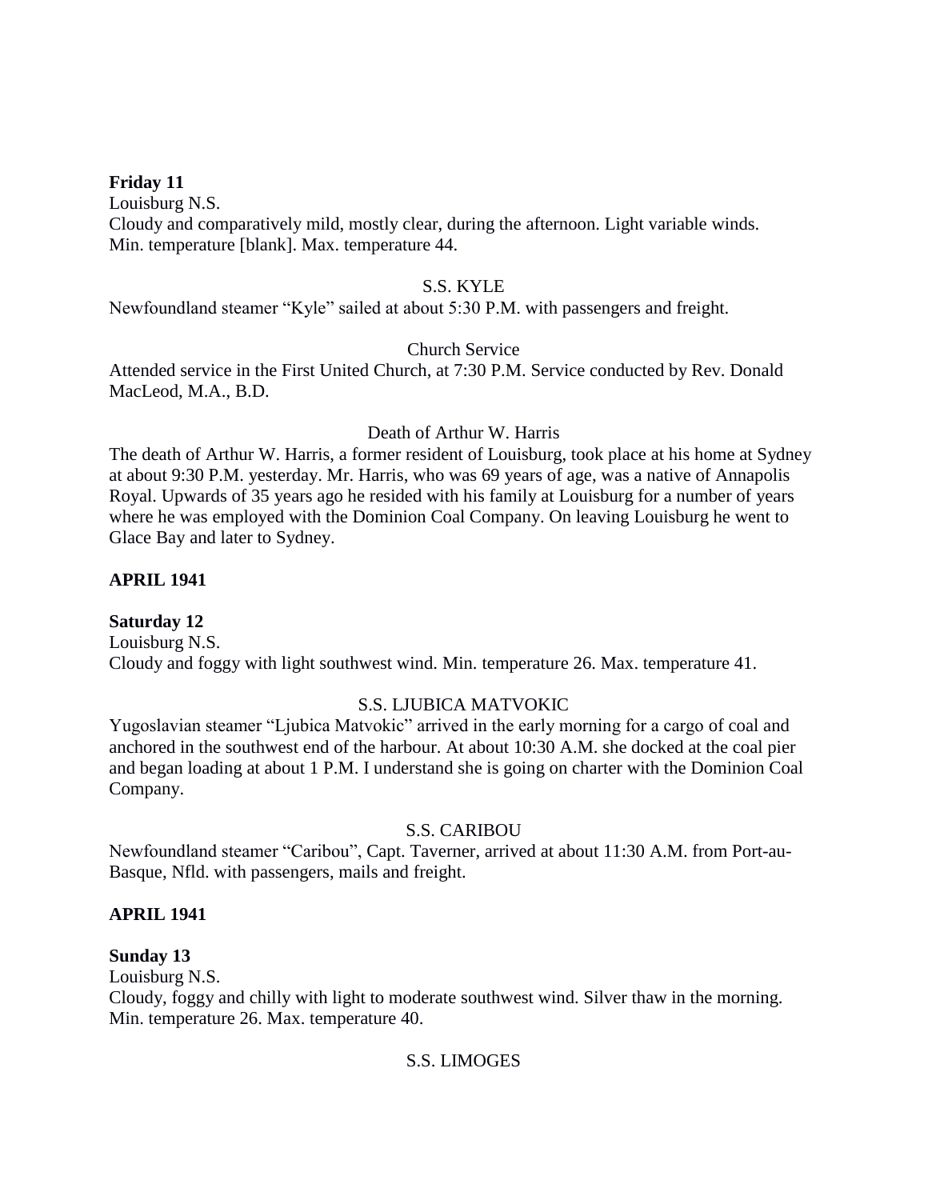**Friday 11**

Louisburg N.S.

Cloudy and comparatively mild, mostly clear, during the afternoon. Light variable winds. Min. temperature [blank]. Max. temperature 44.

S.S. KYLE

Newfoundland steamer "Kyle" sailed at about 5:30 P.M. with passengers and freight.

Church Service

Attended service in the First United Church, at 7:30 P.M. Service conducted by Rev. Donald MacLeod, M.A., B.D.

Death of Arthur W. Harris

The death of Arthur W. Harris, a former resident of Louisburg, took place at his home at Sydney at about 9:30 P.M. yesterday. Mr. Harris, who was 69 years of age, was a native of Annapolis Royal. Upwards of 35 years ago he resided with his family at Louisburg for a number of years where he was employed with the Dominion Coal Company. On leaving Louisburg he went to Glace Bay and later to Sydney.

**APRIL 1941**

**Saturday 12**

Louisburg N.S.

Cloudy and foggy with light southwest wind. Min. temperature 26. Max. temperature 41.

S.S. LJUBICA MATVOKIC

Yugoslavian steamer "Ljubica Matvokic" arrived in the early morning for a cargo of coal and anchored in the southwest end of the harbour. At about 10:30 A.M. she docked at the coal pier and began loading at about 1 P.M. I understand she is going on charter with the Dominion Coal Company.

S.S. CARIBOU

Newfoundland steamer "Caribou", Capt. Taverner, arrived at about 11:30 A.M. from Port-au-Basque, Nfld. with passengers, mails and freight.

**APRIL 1941**

**Sunday 13**

Louisburg N.S.

Cloudy, foggy and chilly with light to moderate southwest wind. Silver thaw in the morning. Min. temperature 26. Max. temperature 40.

S.S. LIMOGES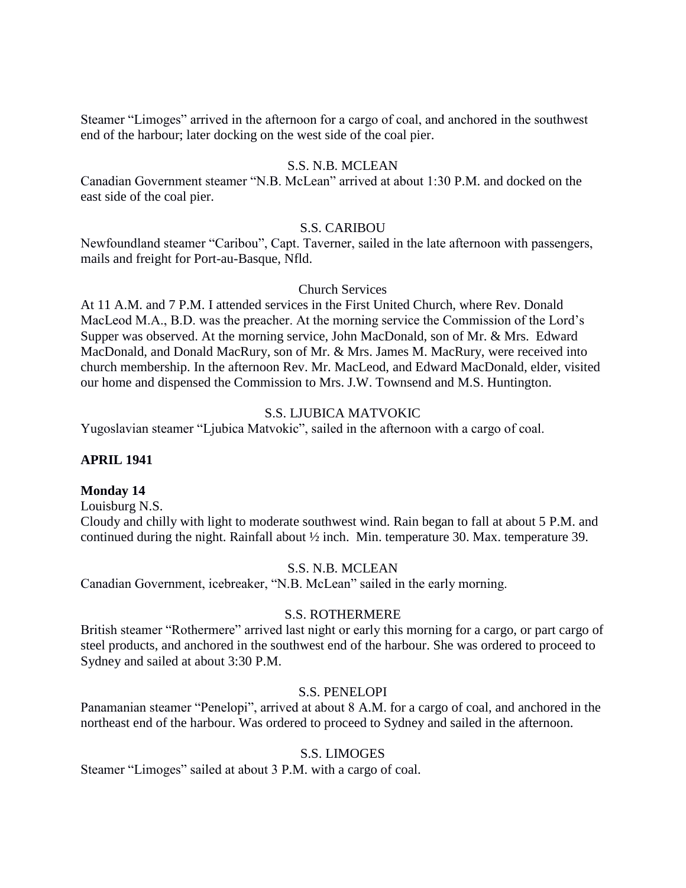Steamer "Limoges" arrived in the afternoon for a cargo of coal, and anchored in the southwest end of the harbour; later docking on the west side of the coal pier.

S.S. N.B. MCLEAN

Canadian Government steamer "N.B. McLean" arrived at about 1:30 P.M. and docked on the east side of the coal pier.

S.S. CARIBOU

Newfoundland steamer "Caribou", Capt. Taverner, sailed in the late afternoon with passengers, mails and freight for Port-au-Basque, Nfld.

Church Services

At 11 A.M. and 7 P.M. I attended services in the First United Church, where Rev. Donald MacLeod M.A., B.D. was the preacher. At the morning service the Commission of the Lord's Supper was observed. At the morning service, John MacDonald, son of Mr. & Mrs. Edward MacDonald, and Donald MacRury, son of Mr. & Mrs. James M. MacRury, were received into church membership. In the afternoon Rev. Mr. MacLeod, and Edward MacDonald, elder, visited our home and dispensed the Commission to Mrs. J.W. Townsend and M.S. Huntington.

S.S. LJUBICA MATVOKIC

Yugoslavian steamer "Ljubica Matvokic", sailed in the afternoon with a cargo of coal.

**APRIL 1941**

**Monday 14**

Louisburg N.S.

Cloudy and chilly with light to moderate southwest wind. Rain began to fall at about 5 P.M. and continued during the night. Rainfall about ½ inch. Min. temperature 30. Max. temperature 39.

S.S. N.B. MCLEAN

Canadian Government, icebreaker, "N.B. McLean" sailed in the early morning.

S.S. ROTHERMERE

British steamer "Rothermere" arrived last night or early this morning for a cargo, or part cargo of steel products, and anchored in the southwest end of the harbour. She was ordered to proceed to Sydney and sailed at about 3:30 P.M.

S.S. PENELOPI

Panamanian steamer "Penelopi", arrived at about 8 A.M. for a cargo of coal, and anchored in the northeast end of the harbour. Was ordered to proceed to Sydney and sailed in the afternoon.

S.S. LIMOGES

Steamer "Limoges" sailed at about 3 P.M. with a cargo of coal.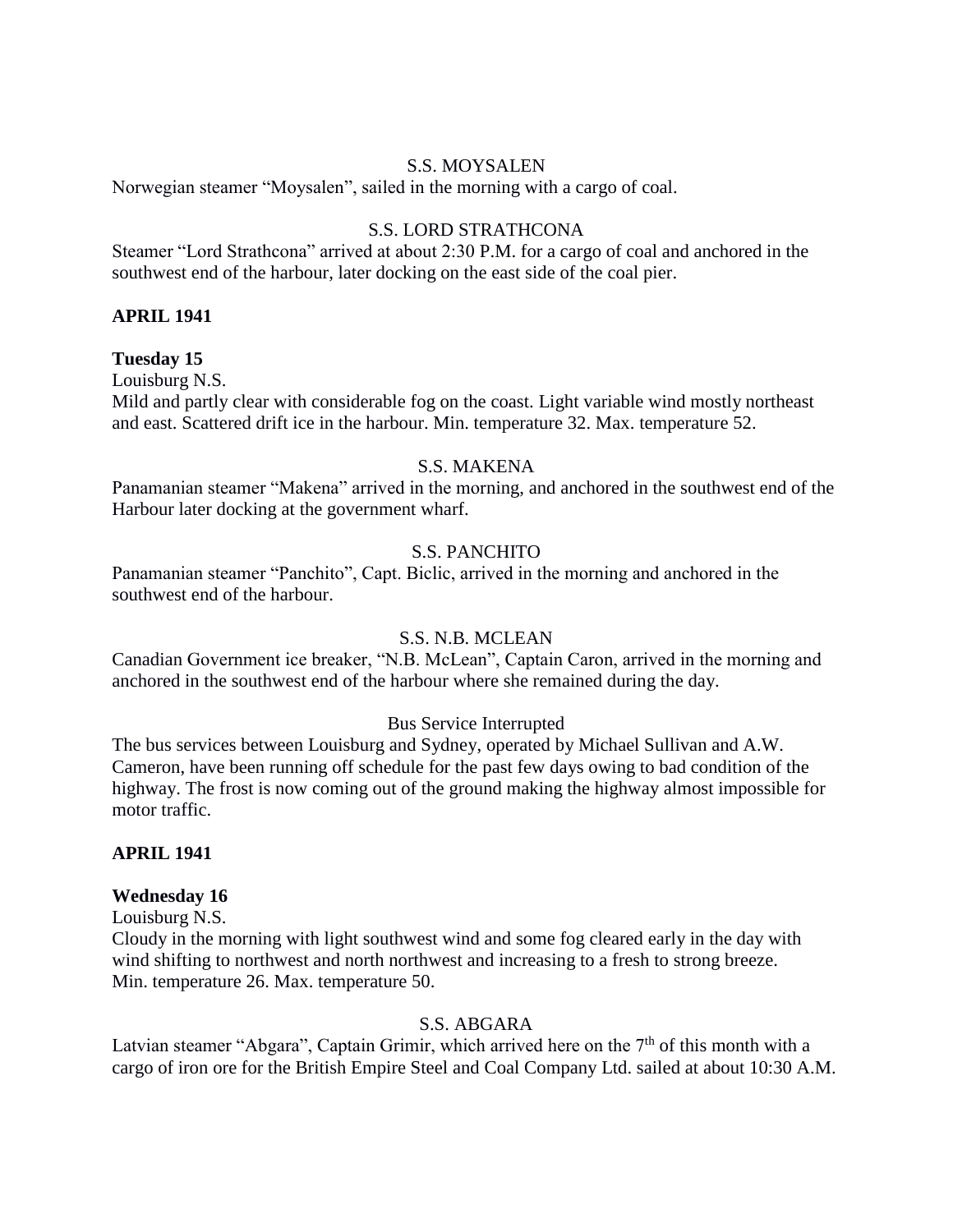S.S. MOYSALEN

Norwegian steamer "Moysalen", sailed in the morning with a cargo of coal.

S.S. LORD STRATHCONA

Steamer "Lord Strathcona" arrived at about 2:30 P.M. for a cargo of coal and anchored in the southwest end of the harbour, later docking on the east side of the coal pier.

**APRIL 1941**

**Tuesday 15**

Louisburg N.S.

Mild and partly clear with considerable fog on the coast. Light variable wind mostly northeast and east. Scattered drift ice in the harbour. Min. temperature 32. Max. temperature 52.

S.S. MAKENA

Panamanian steamer "Makena" arrived in the morning, and anchored in the southwest end of the Harbour later docking at the government wharf.

S.S. PANCHITO

Panamanian steamer "Panchito", Capt. Biclic, arrived in the morning and anchored in the southwest end of the harbour.

S.S. N.B. MCLEAN

Canadian Government ice breaker, "N.B. McLean", Captain Caron, arrived in the morning and anchored in the southwest end of the harbour where she remained during the day.

Bus Service Interrupted

The bus services between Louisburg and Sydney, operated by Michael Sullivan and A.W. Cameron, have been running off schedule for the past few days owing to bad condition of the highway. The frost is now coming out of the ground making the highway almost impossible for motor traffic.

**APRIL 1941**

**Wednesday 16**

Louisburg N.S.

Cloudy in the morning with light southwest wind and some fog cleared early in the day with wind shifting to northwest and north northwest and increasing to a fresh to strong breeze. Min. temperature 26. Max. temperature 50.

S.S. ABGARA

Latvian steamer "Abgara", Captain Grimir, which arrived here on the 7th of this month with a cargo of iron ore for the British Empire Steel and Coal Company Ltd. sailed at about 10:30 A.M.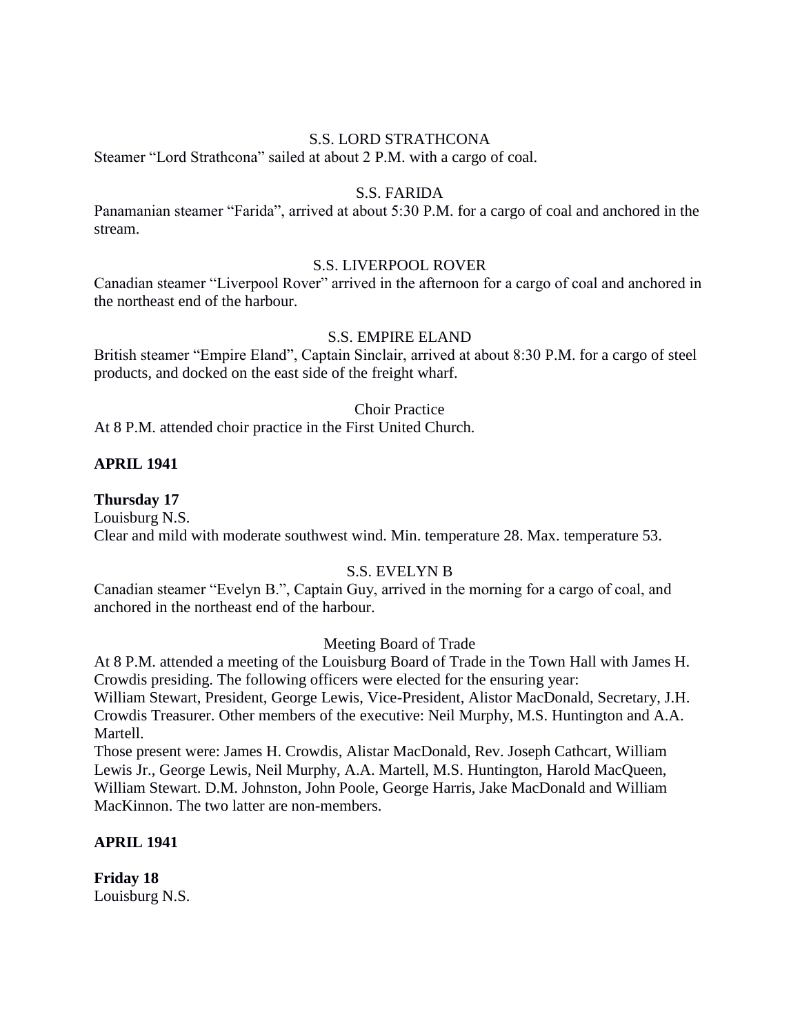S.S. LORD STRATHCONA

Steamer "Lord Strathcona" sailed at about 2 P.M. with a cargo of coal.

S.S. FARIDA

Panamanian steamer "Farida", arrived at about 5:30 P.M. for a cargo of coal and anchored in the stream.

S.S. LIVERPOOL ROVER

Canadian steamer "Liverpool Rover" arrived in the afternoon for a cargo of coal and anchored in the northeast end of the harbour.

S.S. EMPIRE ELAND

British steamer "Empire Eland", Captain Sinclair, arrived at about 8:30 P.M. for a cargo of steel products, and docked on the east side of the freight wharf.

Choir Practice

At 8 P.M. attended choir practice in the First United Church.

**APRIL 1941**

**Thursday 17**

Louisburg N.S.

Clear and mild with moderate southwest wind. Min. temperature 28. Max. temperature 53.

S.S. EVELYN B

Canadian steamer "Evelyn B.", Captain Guy, arrived in the morning for a cargo of coal, and anchored in the northeast end of the harbour.

Meeting Board of Trade

At 8 P.M. attended a meeting of the Louisburg Board of Trade in the Town Hall with James H. Crowdis presiding. The following officers were elected for the ensuring year:

William Stewart, President, George Lewis, Vice-President, Alistor MacDonald, Secretary, J.H. Crowdis Treasurer. Other members of the executive: Neil Murphy, M.S. Huntington and A.A. Martell.

Those present were: James H. Crowdis, Alistar MacDonald, Rev. Joseph Cathcart, William Lewis Jr., George Lewis, Neil Murphy, A.A. Martell, M.S. Huntington, Harold MacQueen, William Stewart. D.M. Johnston, John Poole, George Harris, Jake MacDonald and William MacKinnon. The two latter are non-members.

**APRIL 1941**

**Friday 18**

Louisburg N.S.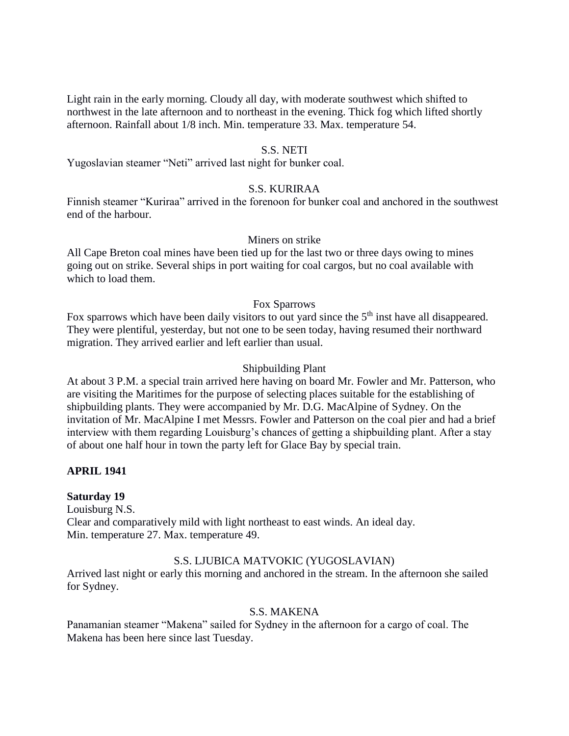Light rain in the early morning. Cloudy all day, with moderate southwest which shifted to northwest in the late afternoon and to northeast in the evening. Thick fog which lifted shortly afternoon. Rainfall about 1/8 inch. Min. temperature 33. Max. temperature 54.

S.S. NETI

Yugoslavian steamer "Neti" arrived last night for bunker coal.

S.S. KURIRAA

Finnish steamer "Kuriraa" arrived in the forenoon for bunker coal and anchored in the southwest end of the harbour.

Miners on strike

All Cape Breton coal mines have been tied up for the last two or three days owing to mines going out on strike. Several ships in port waiting for coal cargos, but no coal available with which to load them.

Fox Sparrows

Fox sparrows which have been daily visitors to out yard since the 5th inst have all disappeared. They were plentiful, yesterday, but not one to be seen today, having resumed their northward migration. They arrived earlier and left earlier than usual.

Shipbuilding Plant

At about 3 P.M. a special train arrived here having on board Mr. Fowler and Mr. Patterson, who are visiting the Maritimes for the purpose of selecting places suitable for the establishing of shipbuilding plants. They were accompanied by Mr. D.G. MacAlpine of Sydney. On the invitation of Mr. MacAlpine I met Messrs. Fowler and Patterson on the coal pier and had a brief interview with them regarding Louisburg's chances of getting a shipbuilding plant. After a stay of about one half hour in town the party left for Glace Bay by special train.

**APRIL 1941**

**Saturday 19**

Louisburg N.S.

Clear and comparatively mild with light northeast to east winds. An ideal day.

Min. temperature 27. Max. temperature 49.

S.S. LJUBICA MATVOKIC (YUGOSLAVIAN)

Arrived last night or early this morning and anchored in the stream. In the afternoon she sailed for Sydney.

S.S. MAKENA

Panamanian steamer "Makena" sailed for Sydney in the afternoon for a cargo of coal. The Makena has been here since last Tuesday.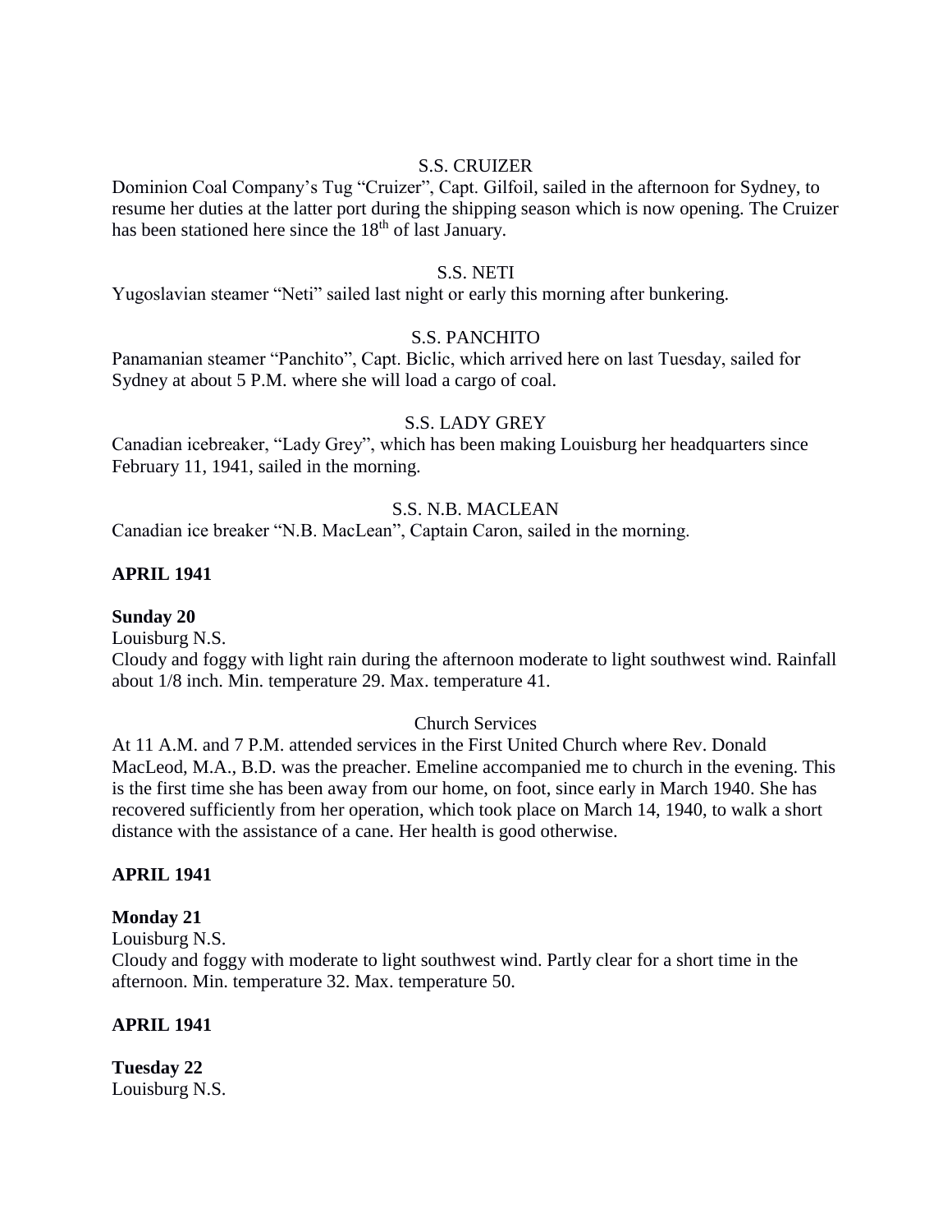S.S. CRUIZER

Dominion Coal Company's Tug "Cruizer", Capt. Gilfoil, sailed in the afternoon for Sydney, to resume her duties at the latter port during the shipping season which is now opening. The Cruizer has been stationed here since the 18th of last January.

S.S. NETI

Yugoslavian steamer "Neti" sailed last night or early this morning after bunkering.

S.S. PANCHITO

Panamanian steamer "Panchito", Capt. Biclic, which arrived here on last Tuesday, sailed for Sydney at about 5 P.M. where she will load a cargo of coal.

S.S. LADY GREY

Canadian icebreaker, "Lady Grey", which has been making Louisburg her headquarters since February 11, 1941, sailed in the morning.

S.S. N.B. MACLEAN

Canadian ice breaker "N.B. MacLean", Captain Caron, sailed in the morning.

**APRIL 1941**

**Sunday 20**

Louisburg N.S.

Cloudy and foggy with light rain during the afternoon moderate to light southwest wind. Rainfall about 1/8 inch. Min. temperature 29. Max. temperature 41.

Church Services

At 11 A.M. and 7 P.M. attended services in the First United Church where Rev. Donald MacLeod, M.A., B.D. was the preacher. Emeline accompanied me to church in the evening. This is the first time she has been away from our home, on foot, since early in March 1940. She has recovered sufficiently from her operation, which took place on March 14, 1940, to walk a short distance with the assistance of a cane. Her health is good otherwise.

**APRIL 1941**

**Monday 21**

Louisburg N.S.

Cloudy and foggy with moderate to light southwest wind. Partly clear for a short time in the afternoon. Min. temperature 32. Max. temperature 50.

**APRIL 1941**

**Tuesday 22**

Louisburg N.S.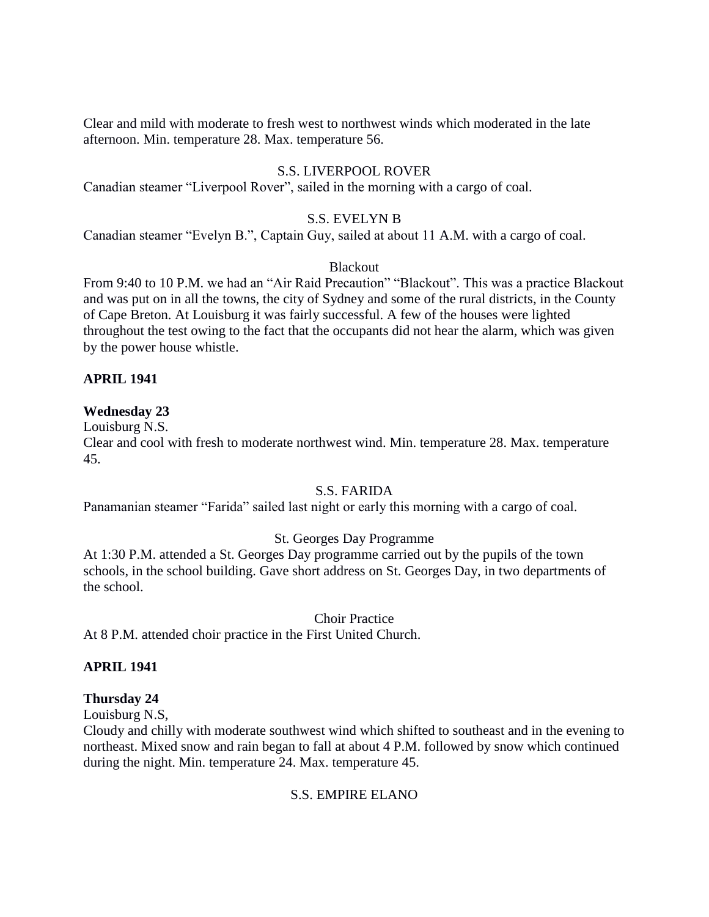Clear and mild with moderate to fresh west to northwest winds which moderated in the late afternoon. Min. temperature 28. Max. temperature 56.

S.S. LIVERPOOL ROVER

Canadian steamer "Liverpool Rover", sailed in the morning with a cargo of coal.

S.S. EVELYN B

Canadian steamer "Evelyn B.", Captain Guy, sailed at about 11 A.M. with a cargo of coal.

Blackout

From 9:40 to 10 P.M. we had an "Air Raid Precaution" "Blackout". This was a practice Blackout and was put on in all the towns, the city of Sydney and some of the rural districts, in the County of Cape Breton. At Louisburg it was fairly successful. A few of the houses were lighted throughout the test owing to the fact that the occupants did not hear the alarm, which was given by the power house whistle.

**APRIL 1941**

**Wednesday 23**

Louisburg N.S.

Clear and cool with fresh to moderate northwest wind. Min. temperature 28. Max. temperature 45.

S.S. FARIDA

Panamanian steamer "Farida" sailed last night or early this morning with a cargo of coal.

St. Georges Day Programme

At 1:30 P.M. attended a St. Georges Day programme carried out by the pupils of the town schools, in the school building. Gave short address on St. Georges Day, in two departments of the school.

Choir Practice

At 8 P.M. attended choir practice in the First United Church.

**APRIL 1941**

**Thursday 24**

Louisburg N.S,

Cloudy and chilly with moderate southwest wind which shifted to southeast and in the evening to northeast. Mixed snow and rain began to fall at about 4 P.M. followed by snow which continued during the night. Min. temperature 24. Max. temperature 45.

S.S. EMPIRE ELANO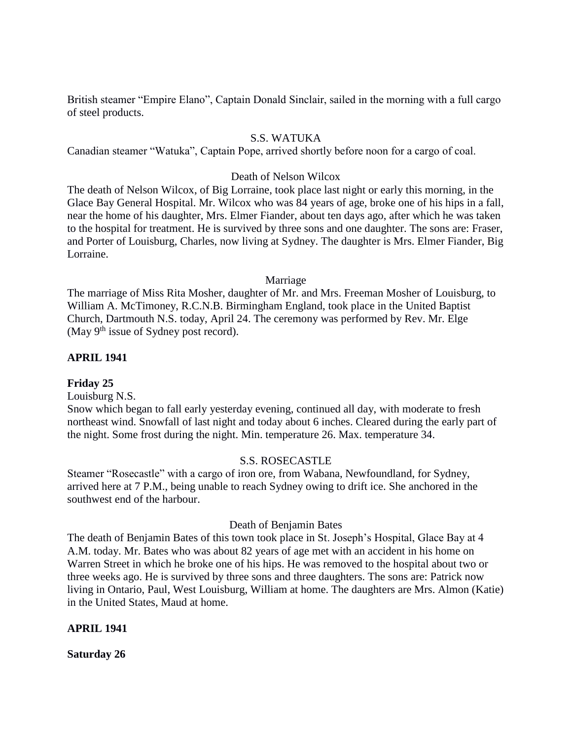British steamer “Empire Elano”, Captain Donald Sinclair, sailed in the morning with a full cargo of steel products.

S.S. WATUKA

Canadian steamer “Watuka”, Captain Pope, arrived shortly before noon for a cargo of coal.

Death of Nelson Wilcox

The death of Nelson Wilcox, of Big Lorraine, took place last night or early this morning, in the Glace Bay General Hospital. Mr. Wilcox who was 84 years of age, broke one of his hips in a fall, near the home of his daughter, Mrs. Elmer Fiander, about ten days ago, after which he was taken to the hospital for treatment. He is survived by three sons and one daughter. The sons are: Fraser, and Porter of Louisburg, Charles, now living at Sydney. The daughter is Mrs. Elmer Fiander, Big Lorraine.

Marriage

The marriage of Miss Rita Mosher, daughter of Mr. and Mrs. Freeman Mosher of Louisburg, to William A. McTimoney, R.C.N.B. Birmingham England, took place in the United Baptist Church, Dartmouth N.S. today, April 24. The ceremony was performed by Rev. Mr. Elge (May 9th issue of Sydney post record).

**APRIL 1941**

**Friday 25**

Louisburg N.S.

Snow which began to fall early yesterday evening, continued all day, with moderate to fresh northeast wind. Snowfall of last night and today about 6 inches. Cleared during the early part of the night. Some frost during the night. Min. temperature 26. Max. temperature 34.

S.S. ROSECASTLE

Steamer “Rosecastle” with a cargo of iron ore, from Wabana, Newfoundland, for Sydney, arrived here at 7 P.M., being unable to reach Sydney owing to drift ice. She anchored in the southwest end of the harbour.

Death of Benjamin Bates

The death of Benjamin Bates of this town took place in St. Joseph’s Hospital, Glace Bay at 4 A.M. today. Mr. Bates who was about 82 years of age met with an accident in his home on Warren Street in which he broke one of his hips. He was removed to the hospital about two or three weeks ago. He is survived by three sons and three daughters. The sons are: Patrick now living in Ontario, Paul, West Louisburg, William at home. The daughters are Mrs. Almon (Katie) in the United States, Maud at home.

**APRIL 1941**

**Saturday 26**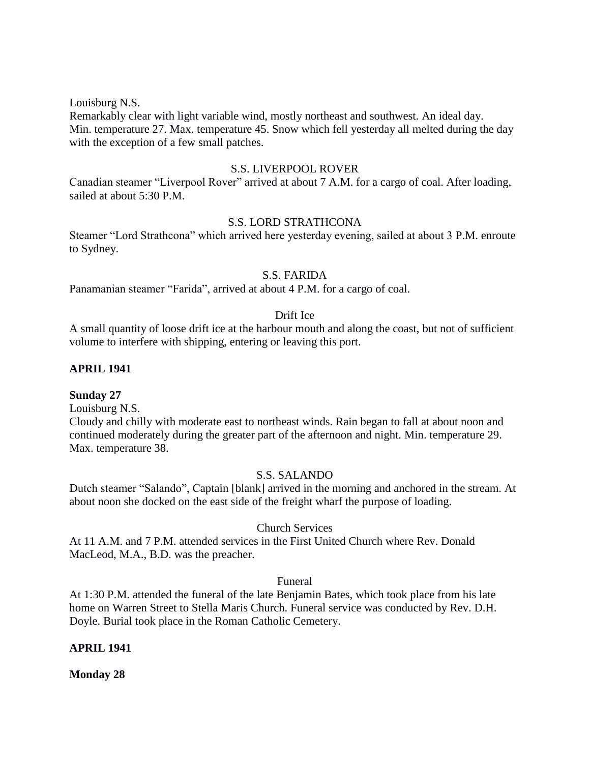Louisburg N.S.
Remarkably clear with light variable wind, mostly northeast and southwest. An ideal day. Min. temperature 27. Max. temperature 45. Snow which fell yesterday all melted during the day with the exception of a few small patches.

S.S. LIVERPOOL ROVER
Canadian steamer "Liverpool Rover" arrived at about 7 A.M. for a cargo of coal. After loading, sailed at about 5:30 P.M.

S.S. LORD STRATHCONA
Steamer "Lord Strathcona" which arrived here yesterday evening, sailed at about 3 P.M. enroute to Sydney.

S.S. FARIDA
Panamanian steamer "Farida", arrived at about 4 P.M. for a cargo of coal.

Drift Ice
A small quantity of loose drift ice at the harbour mouth and along the coast, but not of sufficient volume to interfere with shipping, entering or leaving this port.

**APRIL 1941**

**Sunday 27**

Louisburg N.S.
Cloudy and chilly with moderate east to northeast winds. Rain began to fall at about noon and continued moderately during the greater part of the afternoon and night. Min. temperature 29. Max. temperature 38.

S.S. SALANDO
Dutch steamer "Salando", Captain [blank] arrived in the morning and anchored in the stream. At about noon she docked on the east side of the freight wharf the purpose of loading.

Church Services
At 11 A.M. and 7 P.M. attended services in the First United Church where Rev. Donald MacLeod, M.A., B.D. was the preacher.

Funeral
At 1:30 P.M. attended the funeral of the late Benjamin Bates, which took place from his late home on Warren Street to Stella Maris Church. Funeral service was conducted by Rev. D.H. Doyle. Burial took place in the Roman Catholic Cemetery.

**APRIL 1941**

**Monday 28**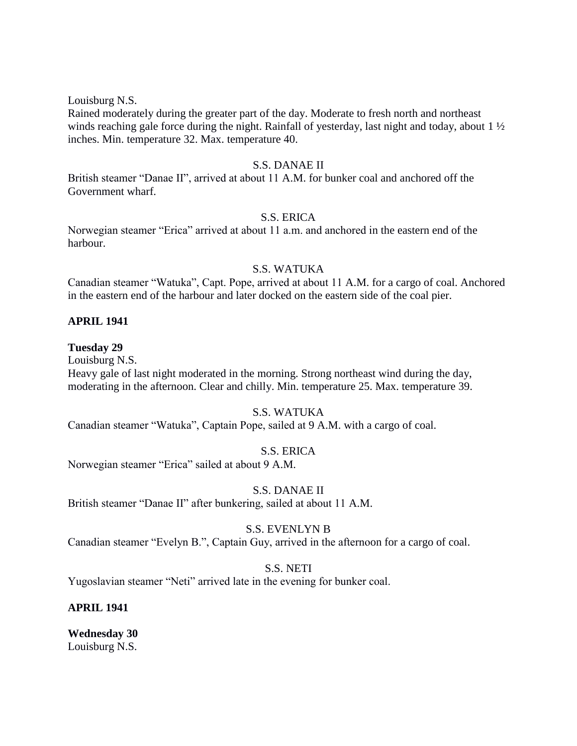Louisburg N.S.
Rained moderately during the greater part of the day. Moderate to fresh north and northeast winds reaching gale force during the night. Rainfall of yesterday, last night and today, about 1 ½ inches. Min. temperature 32. Max. temperature 40.

S.S. DANAE II
British steamer "Danae II", arrived at about 11 A.M. for bunker coal and anchored off the Government wharf.

S.S. ERICA
Norwegian steamer "Erica" arrived at about 11 a.m. and anchored in the eastern end of the harbour.

S.S. WATUKA
Canadian steamer "Watuka", Capt. Pope, arrived at about 11 A.M. for a cargo of coal. Anchored in the eastern end of the harbour and later docked on the eastern side of the coal pier.

**APRIL 1941**

**Tuesday 29**
Louisburg N.S.
Heavy gale of last night moderated in the morning. Strong northeast wind during the day, moderating in the afternoon. Clear and chilly. Min. temperature 25. Max. temperature 39.

S.S. WATUKA
Canadian steamer "Watuka", Captain Pope, sailed at 9 A.M. with a cargo of coal.

S.S. ERICA
Norwegian steamer "Erica" sailed at about 9 A.M.

S.S. DANAE II
British steamer "Danae II" after bunkering, sailed at about 11 A.M.

S.S. EVENLYN B
Canadian steamer "Evelyn B.", Captain Guy, arrived in the afternoon for a cargo of coal.

S.S. NETI
Yugoslavian steamer "Neti" arrived late in the evening for bunker coal.

**APRIL 1941**

**Wednesday 30**
Louisburg N.S.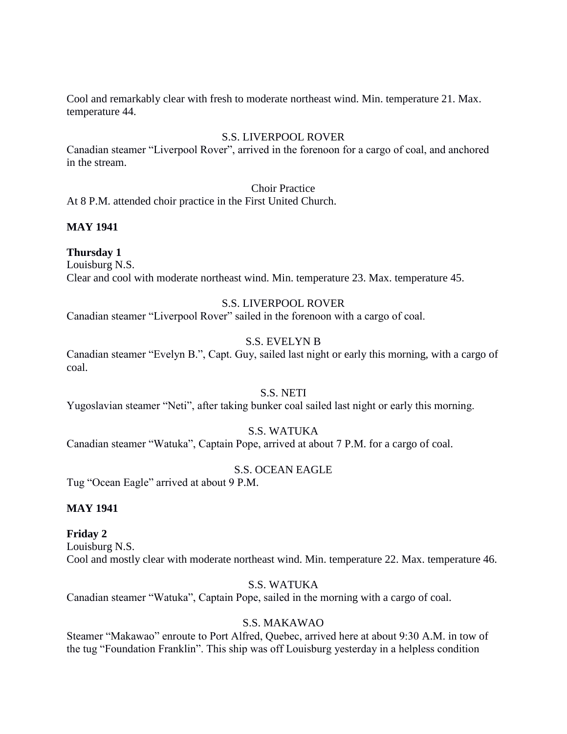Cool and remarkably clear with fresh to moderate northeast wind. Min. temperature 21. Max. temperature 44.

S.S. LIVERPOOL ROVER

Canadian steamer "Liverpool Rover", arrived in the forenoon for a cargo of coal, and anchored in the stream.

Choir Practice

At 8 P.M. attended choir practice in the First United Church.

**MAY 1941**

**Thursday 1**

Louisburg N.S.

Clear and cool with moderate northeast wind. Min. temperature 23. Max. temperature 45.

S.S. LIVERPOOL ROVER

Canadian steamer "Liverpool Rover" sailed in the forenoon with a cargo of coal.

S.S. EVELYN B

Canadian steamer "Evelyn B.", Capt. Guy, sailed last night or early this morning, with a cargo of coal.

S.S. NETI

Yugoslavian steamer "Neti", after taking bunker coal sailed last night or early this morning.

S.S. WATUKA

Canadian steamer "Watuka", Captain Pope, arrived at about 7 P.M. for a cargo of coal.

S.S. OCEAN EAGLE

Tug "Ocean Eagle" arrived at about 9 P.M.

**MAY 1941**

**Friday 2**

Louisburg N.S.

Cool and mostly clear with moderate northeast wind. Min. temperature 22. Max. temperature 46.

S.S. WATUKA

Canadian steamer "Watuka", Captain Pope, sailed in the morning with a cargo of coal.

S.S. MAKAWAO

Steamer "Makawao" enroute to Port Alfred, Quebec, arrived here at about 9:30 A.M. in tow of the tug "Foundation Franklin". This ship was off Louisburg yesterday in a helpless condition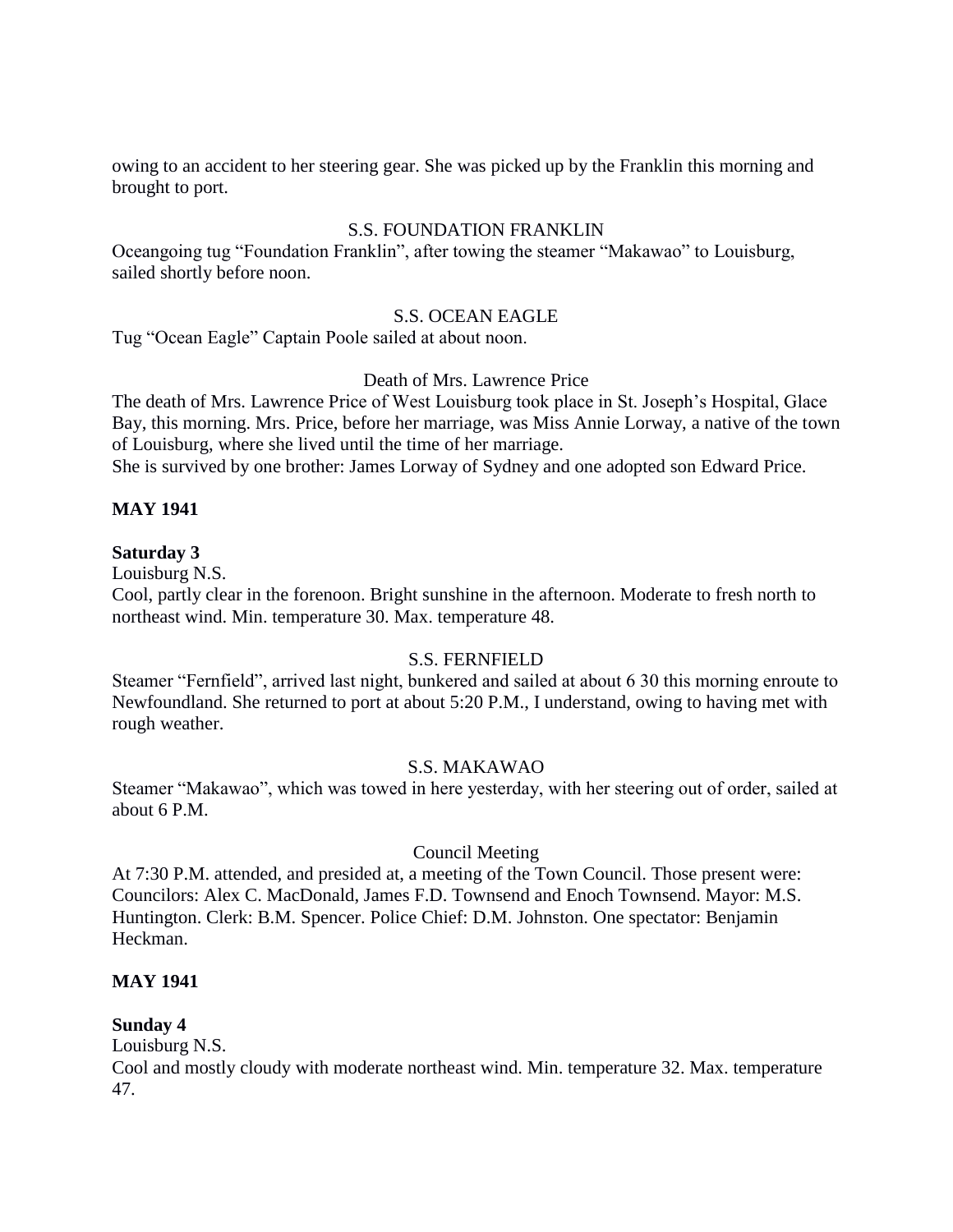owing to an accident to her steering gear. She was picked up by the Franklin this morning and brought to port.

S.S. FOUNDATION FRANKLIN

Oceangoing tug "Foundation Franklin", after towing the steamer "Makawao" to Louisburg, sailed shortly before noon.

S.S. OCEAN EAGLE

Tug "Ocean Eagle" Captain Poole sailed at about noon.

Death of Mrs. Lawrence Price

The death of Mrs. Lawrence Price of West Louisburg took place in St. Joseph's Hospital, Glace Bay, this morning. Mrs. Price, before her marriage, was Miss Annie Lorway, a native of the town of Louisburg, where she lived until the time of her marriage.
She is survived by one brother: James Lorway of Sydney and one adopted son Edward Price.

**MAY 1941**

**Saturday 3**

Louisburg N.S.

Cool, partly clear in the forenoon. Bright sunshine in the afternoon. Moderate to fresh north to northeast wind. Min. temperature 30. Max. temperature 48.

S.S. FERNFIELD

Steamer "Fernfield", arrived last night, bunkered and sailed at about 6 30 this morning enroute to Newfoundland. She returned to port at about 5:20 P.M., I understand, owing to having met with rough weather.

S.S. MAKAWAO

Steamer "Makawao", which was towed in here yesterday, with her steering out of order, sailed at about 6 P.M.

Council Meeting

At 7:30 P.M. attended, and presided at, a meeting of the Town Council. Those present were: Councilors: Alex C. MacDonald, James F.D. Townsend and Enoch Townsend. Mayor: M.S. Huntington. Clerk: B.M. Spencer. Police Chief: D.M. Johnston. One spectator: Benjamin Heckman.

**MAY 1941**

**Sunday 4**

Louisburg N.S.

Cool and mostly cloudy with moderate northeast wind. Min. temperature 32. Max. temperature 47.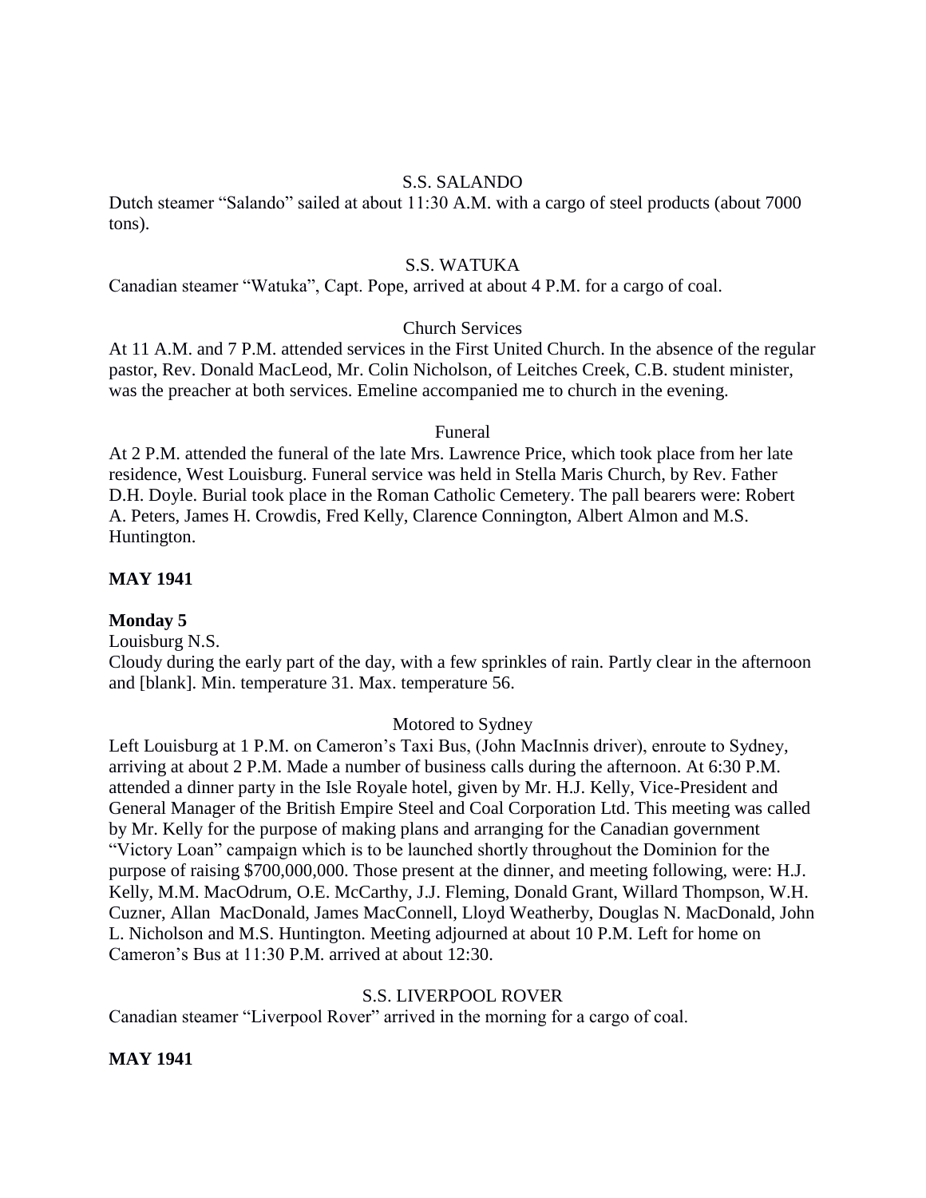S.S. SALANDO

Dutch steamer "Salando" sailed at about 11:30 A.M. with a cargo of steel products (about 7000 tons).

S.S. WATUKA

Canadian steamer "Watuka", Capt. Pope, arrived at about 4 P.M. for a cargo of coal.

Church Services

At 11 A.M. and 7 P.M. attended services in the First United Church. In the absence of the regular pastor, Rev. Donald MacLeod, Mr. Colin Nicholson, of Leitches Creek, C.B. student minister, was the preacher at both services. Emeline accompanied me to church in the evening.

Funeral

At 2 P.M. attended the funeral of the late Mrs. Lawrence Price, which took place from her late residence, West Louisburg. Funeral service was held in Stella Maris Church, by Rev. Father D.H. Doyle. Burial took place in the Roman Catholic Cemetery. The pall bearers were: Robert A. Peters, James H. Crowdis, Fred Kelly, Clarence Connington, Albert Almon and M.S. Huntington.

**MAY 1941**

**Monday 5**

Louisburg N.S.

Cloudy during the early part of the day, with a few sprinkles of rain. Partly clear in the afternoon and [blank]. Min. temperature 31. Max. temperature 56.

Motored to Sydney

Left Louisburg at 1 P.M. on Cameron's Taxi Bus, (John MacInnis driver), enroute to Sydney, arriving at about 2 P.M. Made a number of business calls during the afternoon. At 6:30 P.M. attended a dinner party in the Isle Royale hotel, given by Mr. H.J. Kelly, Vice-President and General Manager of the British Empire Steel and Coal Corporation Ltd. This meeting was called by Mr. Kelly for the purpose of making plans and arranging for the Canadian government "Victory Loan" campaign which is to be launched shortly throughout the Dominion for the purpose of raising $700,000,000. Those present at the dinner, and meeting following, were: H.J. Kelly, M.M. MacOdrum, O.E. McCarthy, J.J. Fleming, Donald Grant, Willard Thompson, W.H. Cuzner, Allan MacDonald, James MacConnell, Lloyd Weatherby, Douglas N. MacDonald, John L. Nicholson and M.S. Huntington. Meeting adjourned at about 10 P.M. Left for home on Cameron's Bus at 11:30 P.M. arrived at about 12:30.

S.S. LIVERPOOL ROVER

Canadian steamer "Liverpool Rover" arrived in the morning for a cargo of coal.

**MAY 1941**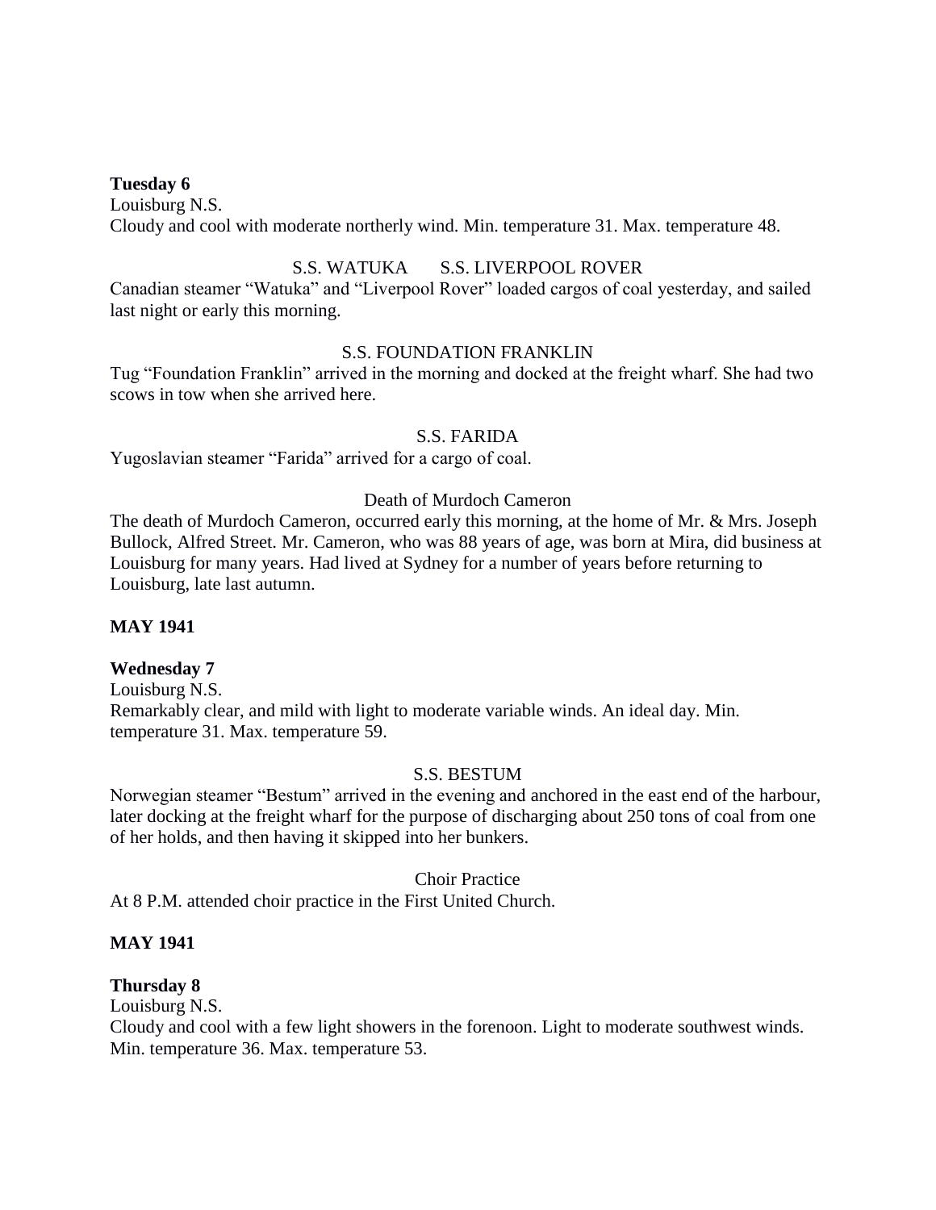**Tuesday 6**
Louisburg N.S.
Cloudy and cool with moderate northerly wind. Min. temperature 31. Max. temperature 48.

S.S. WATUKA S.S. LIVERPOOL ROVER

Canadian steamer "Watuka" and "Liverpool Rover" loaded cargos of coal yesterday, and sailed last night or early this morning.

S.S. FOUNDATION FRANKLIN

Tug "Foundation Franklin" arrived in the morning and docked at the freight wharf. She had two scows in tow when she arrived here.

S.S. FARIDA

Yugoslavian steamer "Farida" arrived for a cargo of coal.

Death of Murdoch Cameron

The death of Murdoch Cameron, occurred early this morning, at the home of Mr. & Mrs. Joseph Bullock, Alfred Street. Mr. Cameron, who was 88 years of age, was born at Mira, did business at Louisburg for many years. Had lived at Sydney for a number of years before returning to Louisburg, late last autumn.

**MAY 1941**

**Wednesday 7**
Louisburg N.S.
Remarkably clear, and mild with light to moderate variable winds. An ideal day. Min. temperature 31. Max. temperature 59.

S.S. BESTUM

Norwegian steamer "Bestum" arrived in the evening and anchored in the east end of the harbour, later docking at the freight wharf for the purpose of discharging about 250 tons of coal from one of her holds, and then having it skipped into her bunkers.

Choir Practice

At 8 P.M. attended choir practice in the First United Church.

**MAY 1941**

**Thursday 8**
Louisburg N.S.
Cloudy and cool with a few light showers in the forenoon. Light to moderate southwest winds. Min. temperature 36. Max. temperature 53.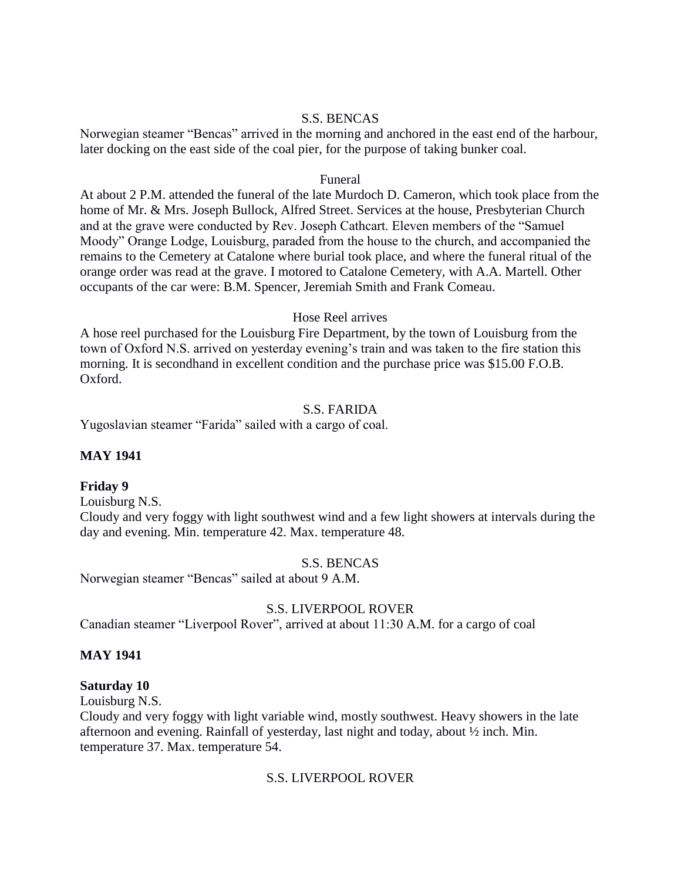S.S. BENCAS

Norwegian steamer "Bencas" arrived in the morning and anchored in the east end of the harbour, later docking on the east side of the coal pier, for the purpose of taking bunker coal.

Funeral

At about 2 P.M. attended the funeral of the late Murdoch D. Cameron, which took place from the home of Mr. & Mrs. Joseph Bullock, Alfred Street. Services at the house, Presbyterian Church and at the grave were conducted by Rev. Joseph Cathcart. Eleven members of the "Samuel Moody" Orange Lodge, Louisburg, paraded from the house to the church, and accompanied the remains to the Cemetery at Catalone where burial took place, and where the funeral ritual of the orange order was read at the grave. I motored to Catalone Cemetery, with A.A. Martell. Other occupants of the car were: B.M. Spencer, Jeremiah Smith and Frank Comeau.

Hose Reel arrives

A hose reel purchased for the Louisburg Fire Department, by the town of Louisburg from the town of Oxford N.S. arrived on yesterday evening's train and was taken to the fire station this morning. It is secondhand in excellent condition and the purchase price was $15.00 F.O.B. Oxford.

S.S. FARIDA

Yugoslavian steamer "Farida" sailed with a cargo of coal.

**MAY 1941**

**Friday 9**

Louisburg N.S.

Cloudy and very foggy with light southwest wind and a few light showers at intervals during the day and evening. Min. temperature 42. Max. temperature 48.

S.S. BENCAS

Norwegian steamer "Bencas" sailed at about 9 A.M.

S.S. LIVERPOOL ROVER

Canadian steamer "Liverpool Rover", arrived at about 11:30 A.M. for a cargo of coal

**MAY 1941**

**Saturday 10**

Louisburg N.S.

Cloudy and very foggy with light variable wind, mostly southwest. Heavy showers in the late afternoon and evening. Rainfall of yesterday, last night and today, about ½ inch. Min. temperature 37. Max. temperature 54.

S.S. LIVERPOOL ROVER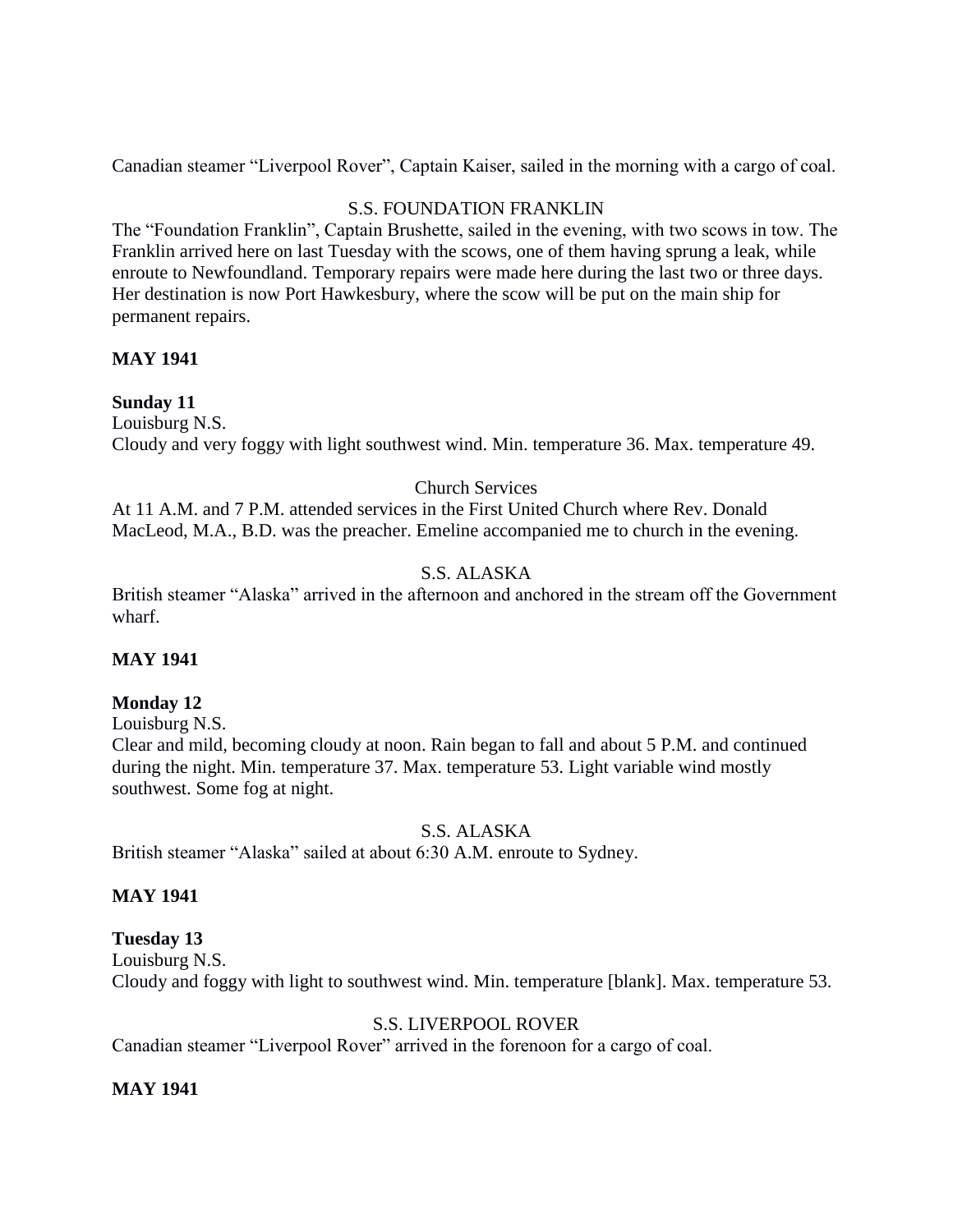Canadian steamer "Liverpool Rover", Captain Kaiser, sailed in the morning with a cargo of coal.

S.S. FOUNDATION FRANKLIN

The "Foundation Franklin", Captain Brushette, sailed in the evening, with two scows in tow. The Franklin arrived here on last Tuesday with the scows, one of them having sprung a leak, while enroute to Newfoundland. Temporary repairs were made here during the last two or three days. Her destination is now Port Hawkesbury, where the scow will be put on the main ship for permanent repairs.

**MAY 1941**

**Sunday 11**

Louisburg N.S.

Cloudy and very foggy with light southwest wind. Min. temperature 36. Max. temperature 49.

Church Services

At 11 A.M. and 7 P.M. attended services in the First United Church where Rev. Donald MacLeod, M.A., B.D. was the preacher. Emeline accompanied me to church in the evening.

S.S. ALASKA

British steamer "Alaska" arrived in the afternoon and anchored in the stream off the Government wharf.

**MAY 1941**

**Monday 12**

Louisburg N.S.

Clear and mild, becoming cloudy at noon. Rain began to fall and about 5 P.M. and continued during the night. Min. temperature 37. Max. temperature 53. Light variable wind mostly southwest. Some fog at night.

S.S. ALASKA

British steamer "Alaska" sailed at about 6:30 A.M. enroute to Sydney.

**MAY 1941**

**Tuesday 13**

Louisburg N.S.

Cloudy and foggy with light to southwest wind. Min. temperature [blank]. Max. temperature 53.

S.S. LIVERPOOL ROVER

Canadian steamer "Liverpool Rover" arrived in the forenoon for a cargo of coal.

**MAY 1941**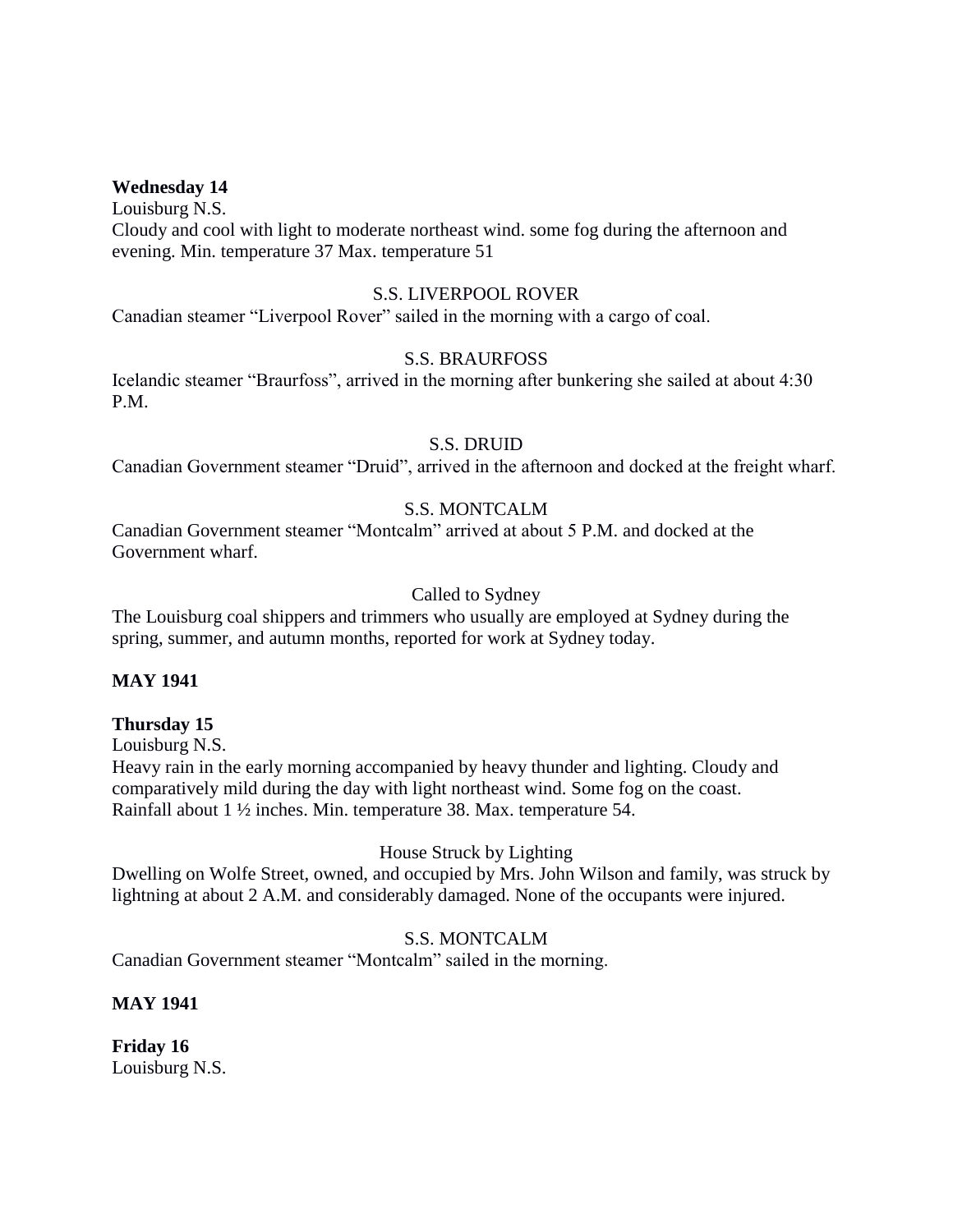**Wednesday 14**
Louisburg N.S.
Cloudy and cool with light to moderate northeast wind. some fog during the afternoon and evening. Min. temperature 37 Max. temperature 51

S.S. LIVERPOOL ROVER

Canadian steamer "Liverpool Rover" sailed in the morning with a cargo of coal.

S.S. BRAURFOSS

Icelandic steamer "Braurfoss", arrived in the morning after bunkering she sailed at about 4:30 P.M.

S.S. DRUID

Canadian Government steamer "Druid", arrived in the afternoon and docked at the freight wharf.

S.S. MONTCALM

Canadian Government steamer "Montcalm" arrived at about 5 P.M. and docked at the Government wharf.

Called to Sydney

The Louisburg coal shippers and trimmers who usually are employed at Sydney during the spring, summer, and autumn months, reported for work at Sydney today.

**MAY 1941**

**Thursday 15**
Louisburg N.S.
Heavy rain in the early morning accompanied by heavy thunder and lighting. Cloudy and comparatively mild during the day with light northeast wind. Some fog on the coast. Rainfall about 1 ½ inches. Min. temperature 38. Max. temperature 54.

House Struck by Lighting

Dwelling on Wolfe Street, owned, and occupied by Mrs. John Wilson and family, was struck by lightning at about 2 A.M. and considerably damaged. None of the occupants were injured.

S.S. MONTCALM

Canadian Government steamer "Montcalm" sailed in the morning.

**MAY 1941**

**Friday 16**
Louisburg N.S.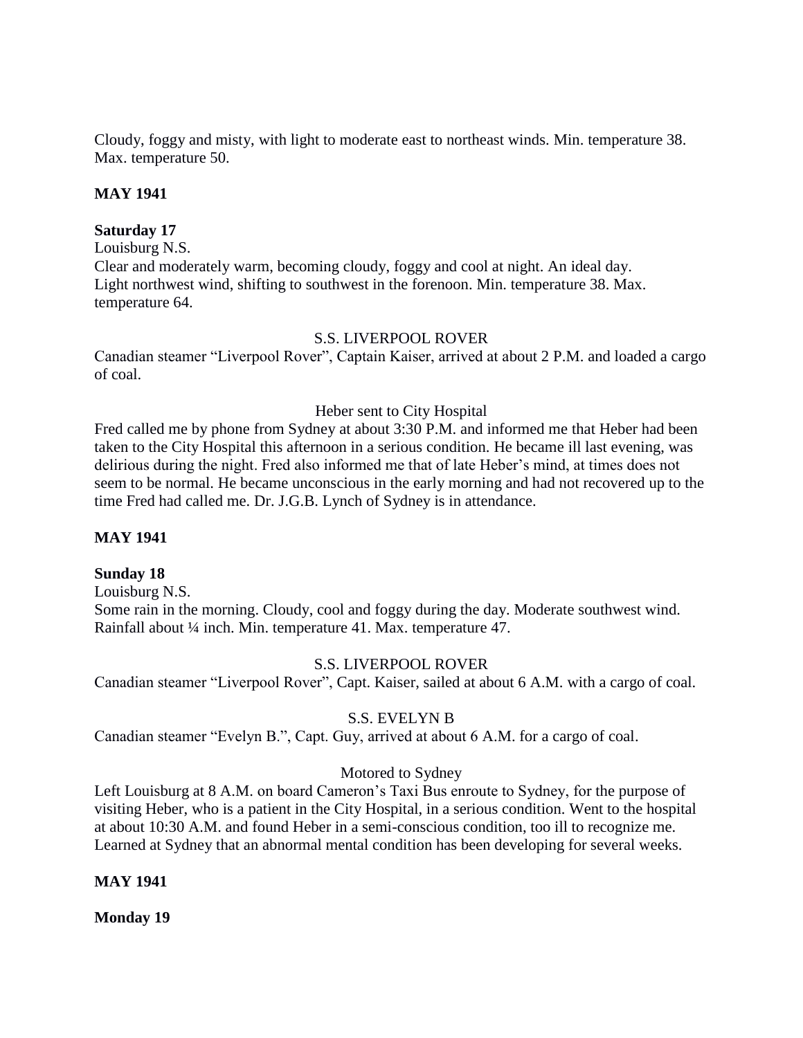Cloudy, foggy and misty, with light to moderate east to northeast winds. Min. temperature 38. Max. temperature 50.

**MAY 1941**

**Saturday 17**

Louisburg N.S.

Clear and moderately warm, becoming cloudy, foggy and cool at night. An ideal day. Light northwest wind, shifting to southwest in the forenoon. Min. temperature 38. Max. temperature 64.

S.S. LIVERPOOL ROVER

Canadian steamer "Liverpool Rover", Captain Kaiser, arrived at about 2 P.M. and loaded a cargo of coal.

Heber sent to City Hospital

Fred called me by phone from Sydney at about 3:30 P.M. and informed me that Heber had been taken to the City Hospital this afternoon in a serious condition. He became ill last evening, was delirious during the night. Fred also informed me that of late Heber's mind, at times does not seem to be normal. He became unconscious in the early morning and had not recovered up to the time Fred had called me. Dr. J.G.B. Lynch of Sydney is in attendance.

**MAY 1941**

**Sunday 18**

Louisburg N.S.

Some rain in the morning. Cloudy, cool and foggy during the day. Moderate southwest wind. Rainfall about ¼ inch. Min. temperature 41. Max. temperature 47.

S.S. LIVERPOOL ROVER

Canadian steamer "Liverpool Rover", Capt. Kaiser, sailed at about 6 A.M. with a cargo of coal.

S.S. EVELYN B

Canadian steamer "Evelyn B.", Capt. Guy, arrived at about 6 A.M. for a cargo of coal.

Motored to Sydney

Left Louisburg at 8 A.M. on board Cameron's Taxi Bus enroute to Sydney, for the purpose of visiting Heber, who is a patient in the City Hospital, in a serious condition. Went to the hospital at about 10:30 A.M. and found Heber in a semi-conscious condition, too ill to recognize me. Learned at Sydney that an abnormal mental condition has been developing for several weeks.

**MAY 1941**

**Monday 19**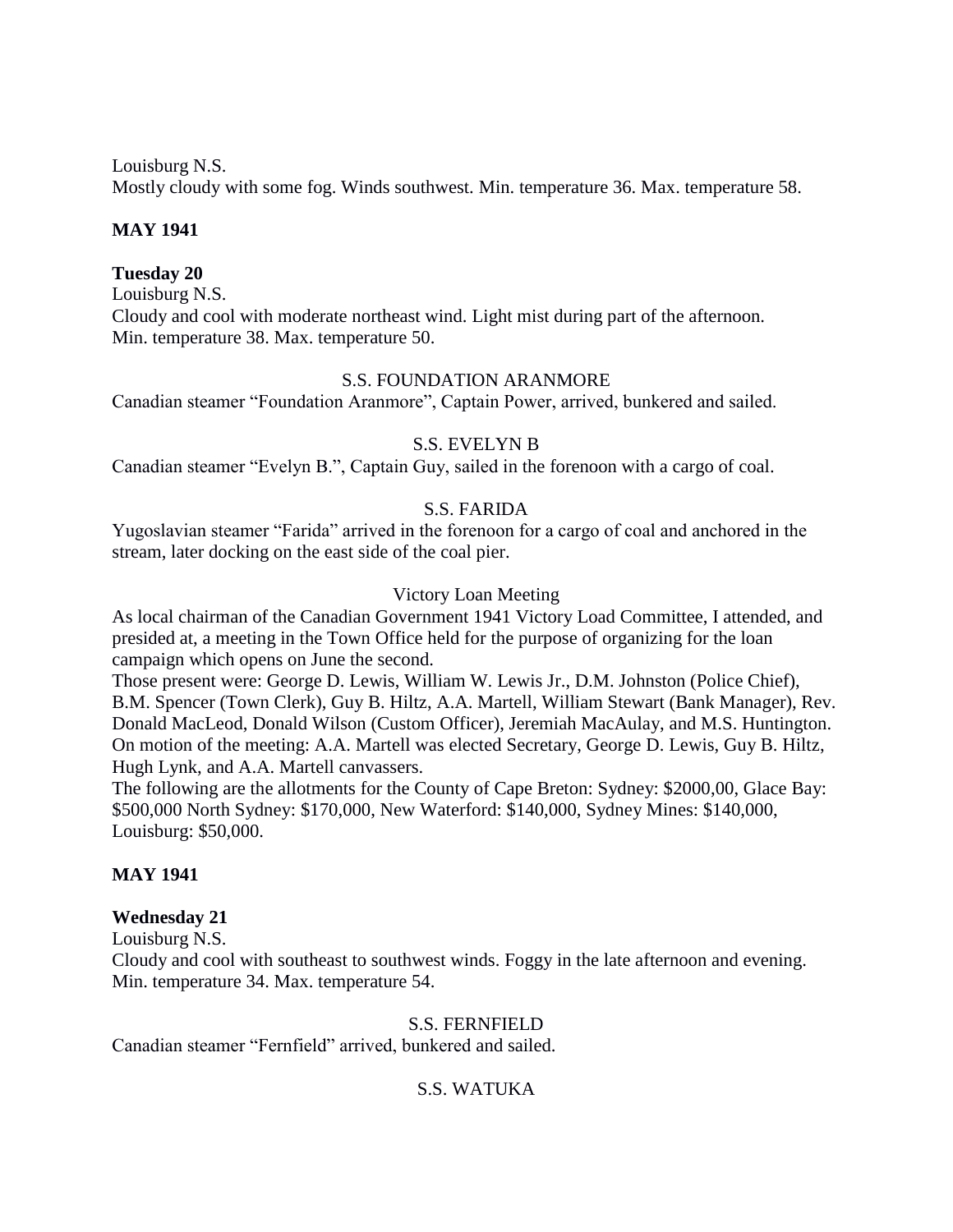Louisburg N.S.
Mostly cloudy with some fog. Winds southwest. Min. temperature 36. Max. temperature 58.

**MAY 1941**

**Tuesday 20**

Louisburg N.S.
Cloudy and cool with moderate northeast wind. Light mist during part of the afternoon. Min. temperature 38. Max. temperature 50.

S.S. FOUNDATION ARANMORE

Canadian steamer "Foundation Aranmore", Captain Power, arrived, bunkered and sailed.

S.S. EVELYN B

Canadian steamer "Evelyn B.", Captain Guy, sailed in the forenoon with a cargo of coal.

S.S. FARIDA

Yugoslavian steamer "Farida" arrived in the forenoon for a cargo of coal and anchored in the stream, later docking on the east side of the coal pier.

Victory Loan Meeting

As local chairman of the Canadian Government 1941 Victory Load Committee, I attended, and presided at, a meeting in the Town Office held for the purpose of organizing for the loan campaign which opens on June the second.
Those present were: George D. Lewis, William W. Lewis Jr., D.M. Johnston (Police Chief), B.M. Spencer (Town Clerk), Guy B. Hiltz, A.A. Martell, William Stewart (Bank Manager), Rev. Donald MacLeod, Donald Wilson (Custom Officer), Jeremiah MacAulay, and M.S. Huntington.
On motion of the meeting: A.A. Martell was elected Secretary, George D. Lewis, Guy B. Hiltz, Hugh Lynk, and A.A. Martell canvassers.
The following are the allotments for the County of Cape Breton: Sydney: $2000,00, Glace Bay: $500,000 North Sydney: $170,000, New Waterford: $140,000, Sydney Mines: $140,000, Louisburg: $50,000.

**MAY 1941**

**Wednesday 21**

Louisburg N.S.
Cloudy and cool with southeast to southwest winds. Foggy in the late afternoon and evening. Min. temperature 34. Max. temperature 54.

S.S. FERNFIELD

Canadian steamer "Fernfield" arrived, bunkered and sailed.

S.S. WATUKA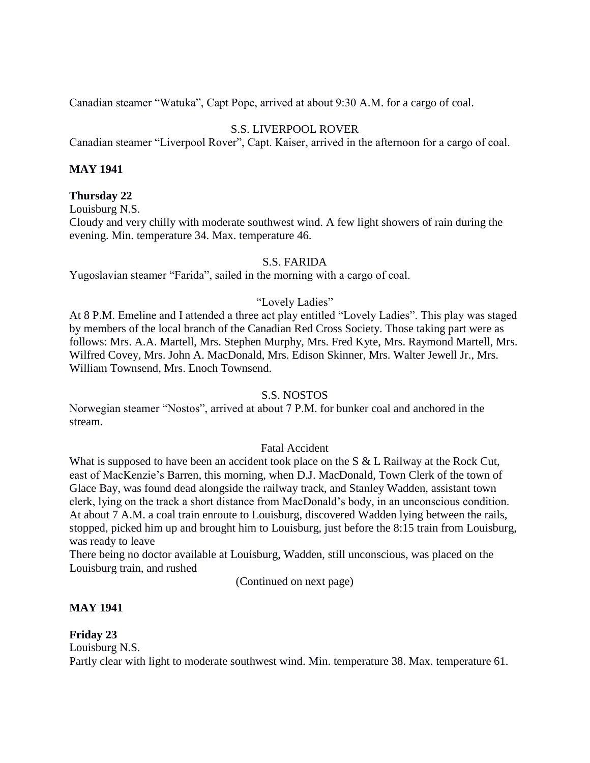Canadian steamer “Watuka”, Capt Pope, arrived at about 9:30 A.M. for a cargo of coal.

S.S. LIVERPOOL ROVER

Canadian steamer “Liverpool Rover”, Capt. Kaiser, arrived in the afternoon for a cargo of coal.

**MAY 1941**

**Thursday 22**

Louisburg N.S.

Cloudy and very chilly with moderate southwest wind. A few light showers of rain during the evening. Min. temperature 34. Max. temperature 46.

S.S. FARIDA

Yugoslavian steamer “Farida”, sailed in the morning with a cargo of coal.

“Lovely Ladies”

At 8 P.M. Emeline and I attended a three act play entitled “Lovely Ladies”. This play was staged by members of the local branch of the Canadian Red Cross Society. Those taking part were as follows: Mrs. A.A. Martell, Mrs. Stephen Murphy, Mrs. Fred Kyte, Mrs. Raymond Martell, Mrs. Wilfred Covey, Mrs. John A. MacDonald, Mrs. Edison Skinner, Mrs. Walter Jewell Jr., Mrs. William Townsend, Mrs. Enoch Townsend.

S.S. NOSTOS

Norwegian steamer “Nostos”, arrived at about 7 P.M. for bunker coal and anchored in the stream.

Fatal Accident

What is supposed to have been an accident took place on the S & L Railway at the Rock Cut, east of MacKenzie’s Barren, this morning, when D.J. MacDonald, Town Clerk of the town of Glace Bay, was found dead alongside the railway track, and Stanley Wadden, assistant town clerk, lying on the track a short distance from MacDonald’s body, in an unconscious condition. At about 7 A.M. a coal train enroute to Louisburg, discovered Wadden lying between the rails, stopped, picked him up and brought him to Louisburg, just before the 8:15 train from Louisburg, was ready to leave

There being no doctor available at Louisburg, Wadden, still unconscious, was placed on the Louisburg train, and rushed

(Continued on next page)

**MAY 1941**

**Friday 23**

Louisburg N.S.

Partly clear with light to moderate southwest wind. Min. temperature 38. Max. temperature 61.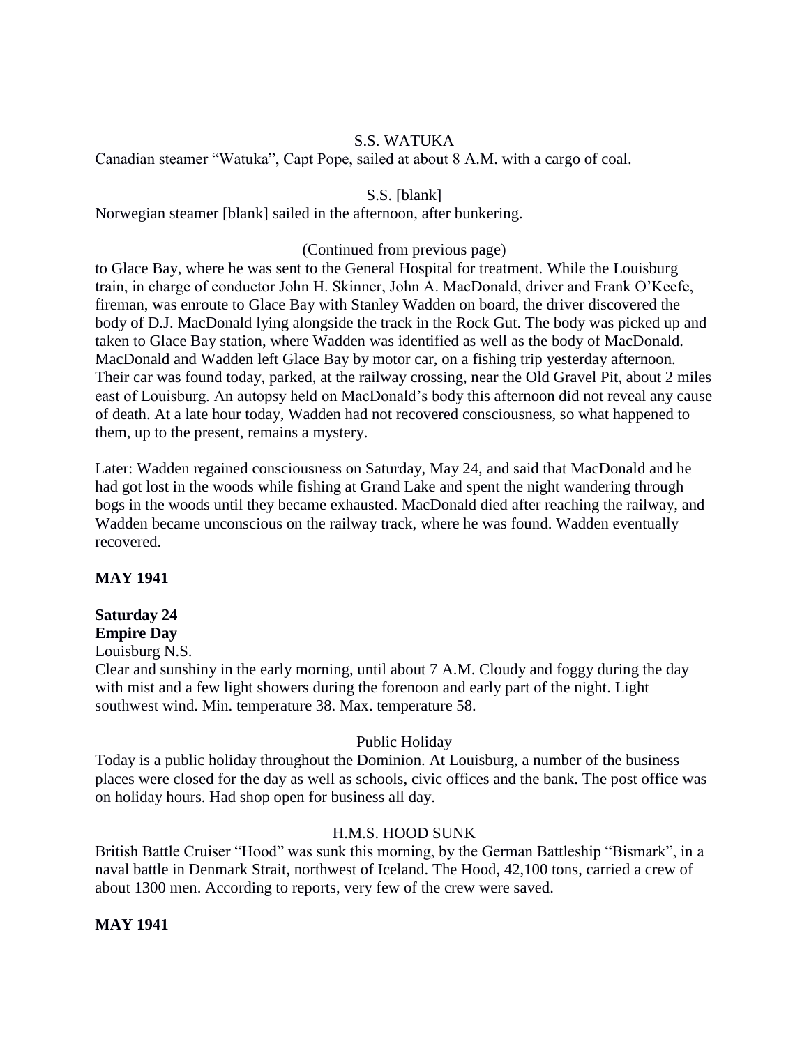S.S. WATUKA

Canadian steamer "Watuka", Capt Pope, sailed at about 8 A.M. with a cargo of coal.

S.S. [blank]

Norwegian steamer [blank] sailed in the afternoon, after bunkering.

(Continued from previous page)

to Glace Bay, where he was sent to the General Hospital for treatment. While the Louisburg train, in charge of conductor John H. Skinner, John A. MacDonald, driver and Frank O'Keefe, fireman, was enroute to Glace Bay with Stanley Wadden on board, the driver discovered the body of D.J. MacDonald lying alongside the track in the Rock Gut. The body was picked up and taken to Glace Bay station, where Wadden was identified as well as the body of MacDonald. MacDonald and Wadden left Glace Bay by motor car, on a fishing trip yesterday afternoon. Their car was found today, parked, at the railway crossing, near the Old Gravel Pit, about 2 miles east of Louisburg. An autopsy held on MacDonald's body this afternoon did not reveal any cause of death. At a late hour today, Wadden had not recovered consciousness, so what happened to them, up to the present, remains a mystery.

Later: Wadden regained consciousness on Saturday, May 24, and said that MacDonald and he had got lost in the woods while fishing at Grand Lake and spent the night wandering through bogs in the woods until they became exhausted. MacDonald died after reaching the railway, and Wadden became unconscious on the railway track, where he was found. Wadden eventually recovered.

**MAY 1941**

**Saturday 24**
**Empire Day**

Louisburg N.S.

Clear and sunshiny in the early morning, until about 7 A.M. Cloudy and foggy during the day with mist and a few light showers during the forenoon and early part of the night. Light southwest wind. Min. temperature 38. Max. temperature 58.

Public Holiday

Today is a public holiday throughout the Dominion. At Louisburg, a number of the business places were closed for the day as well as schools, civic offices and the bank. The post office was on holiday hours. Had shop open for business all day.

H.M.S. HOOD SUNK

British Battle Cruiser "Hood" was sunk this morning, by the German Battleship "Bismark", in a naval battle in Denmark Strait, northwest of Iceland. The Hood, 42,100 tons, carried a crew of about 1300 men. According to reports, very few of the crew were saved.

**MAY 1941**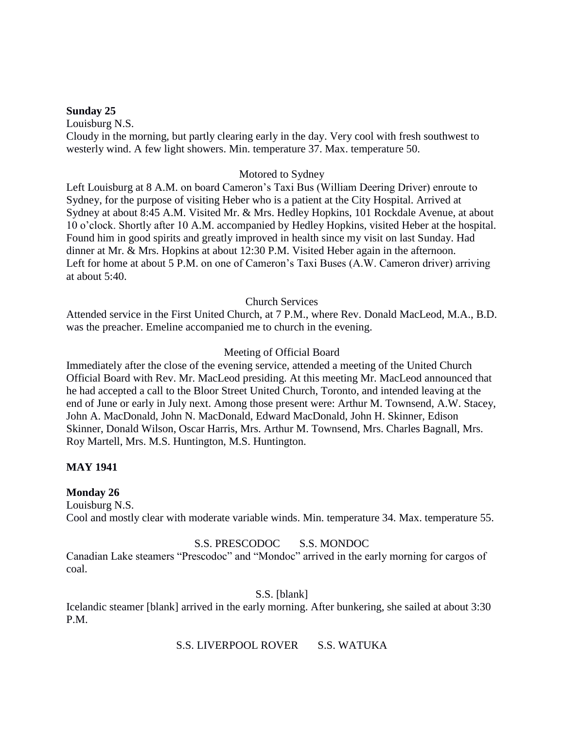**Sunday 25**

Louisburg N.S.

Cloudy in the morning, but partly clearing early in the day. Very cool with fresh southwest to westerly wind. A few light showers. Min. temperature 37. Max. temperature 50.

Motored to Sydney

Left Louisburg at 8 A.M. on board Cameron's Taxi Bus (William Deering Driver) enroute to Sydney, for the purpose of visiting Heber who is a patient at the City Hospital. Arrived at Sydney at about 8:45 A.M. Visited Mr. & Mrs. Hedley Hopkins, 101 Rockdale Avenue, at about 10 o'clock. Shortly after 10 A.M. accompanied by Hedley Hopkins, visited Heber at the hospital. Found him in good spirits and greatly improved in health since my visit on last Sunday. Had dinner at Mr. & Mrs. Hopkins at about 12:30 P.M. Visited Heber again in the afternoon. Left for home at about 5 P.M. on one of Cameron's Taxi Buses (A.W. Cameron driver) arriving at about 5:40.

Church Services

Attended service in the First United Church, at 7 P.M., where Rev. Donald MacLeod, M.A., B.D. was the preacher. Emeline accompanied me to church in the evening.

Meeting of Official Board

Immediately after the close of the evening service, attended a meeting of the United Church Official Board with Rev. Mr. MacLeod presiding. At this meeting Mr. MacLeod announced that he had accepted a call to the Bloor Street United Church, Toronto, and intended leaving at the end of June or early in July next. Among those present were: Arthur M. Townsend, A.W. Stacey, John A. MacDonald, John N. MacDonald, Edward MacDonald, John H. Skinner, Edison Skinner, Donald Wilson, Oscar Harris, Mrs. Arthur M. Townsend, Mrs. Charles Bagnall, Mrs. Roy Martell, Mrs. M.S. Huntington, M.S. Huntington.

**MAY 1941**

**Monday 26**

Louisburg N.S.

Cool and mostly clear with moderate variable winds. Min. temperature 34. Max. temperature 55.

S.S. PRESCODOC S.S. MONDOC

Canadian Lake steamers "Prescodoc" and "Mondoc" arrived in the early morning for cargos of coal.

S.S. [blank]

Icelandic steamer [blank] arrived in the early morning. After bunkering, she sailed at about 3:30 P.M.

S.S. LIVERPOOL ROVER S.S. WATUKA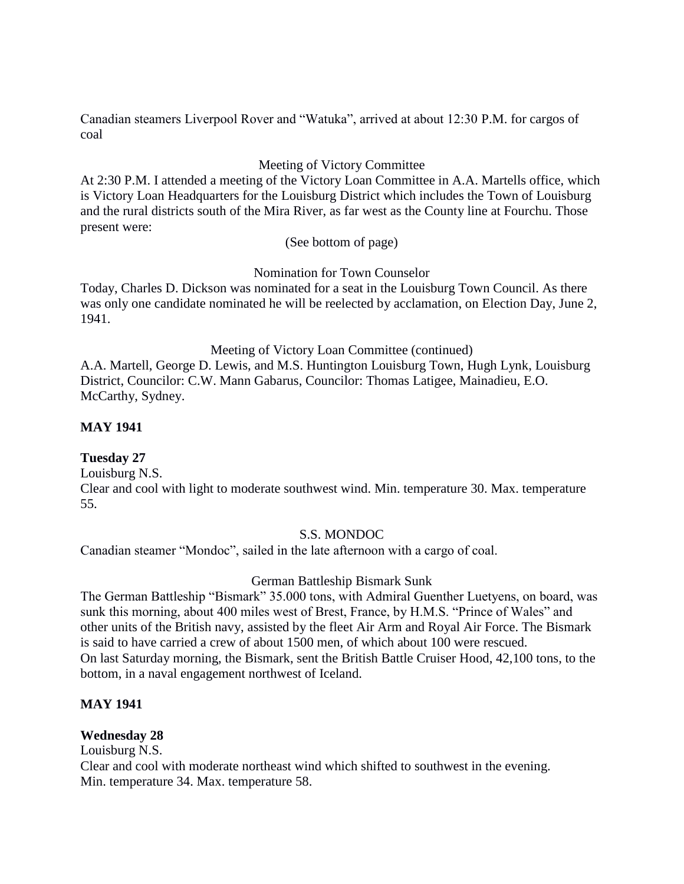Canadian steamers Liverpool Rover and "Watuka", arrived at about 12:30 P.M. for cargos of coal

Meeting of Victory Committee

At 2:30 P.M. I attended a meeting of the Victory Loan Committee in A.A. Martells office, which is Victory Loan Headquarters for the Louisburg District which includes the Town of Louisburg and the rural districts south of the Mira River, as far west as the County line at Fourchu. Those present were:

(See bottom of page)

Nomination for Town Counselor

Today, Charles D. Dickson was nominated for a seat in the Louisburg Town Council. As there was only one candidate nominated he will be reelected by acclamation, on Election Day, June 2, 1941.

Meeting of Victory Loan Committee (continued)

A.A. Martell, George D. Lewis, and M.S. Huntington Louisburg Town, Hugh Lynk, Louisburg District, Councilor: C.W. Mann Gabarus, Councilor: Thomas Latigee, Mainadieu, E.O. McCarthy, Sydney.

**MAY 1941**

**Tuesday 27**

Louisburg N.S.

Clear and cool with light to moderate southwest wind. Min. temperature 30. Max. temperature 55.

S.S. MONDOC

Canadian steamer "Mondoc", sailed in the late afternoon with a cargo of coal.

German Battleship Bismark Sunk

The German Battleship "Bismark" 35.000 tons, with Admiral Guenther Luetyens, on board, was sunk this morning, about 400 miles west of Brest, France, by H.M.S. "Prince of Wales" and other units of the British navy, assisted by the fleet Air Arm and Royal Air Force. The Bismark is said to have carried a crew of about 1500 men, of which about 100 were rescued.

On last Saturday morning, the Bismark, sent the British Battle Cruiser Hood, 42,100 tons, to the bottom, in a naval engagement northwest of Iceland.

**MAY 1941**

**Wednesday 28**

Louisburg N.S.

Clear and cool with moderate northeast wind which shifted to southwest in the evening. Min. temperature 34. Max. temperature 58.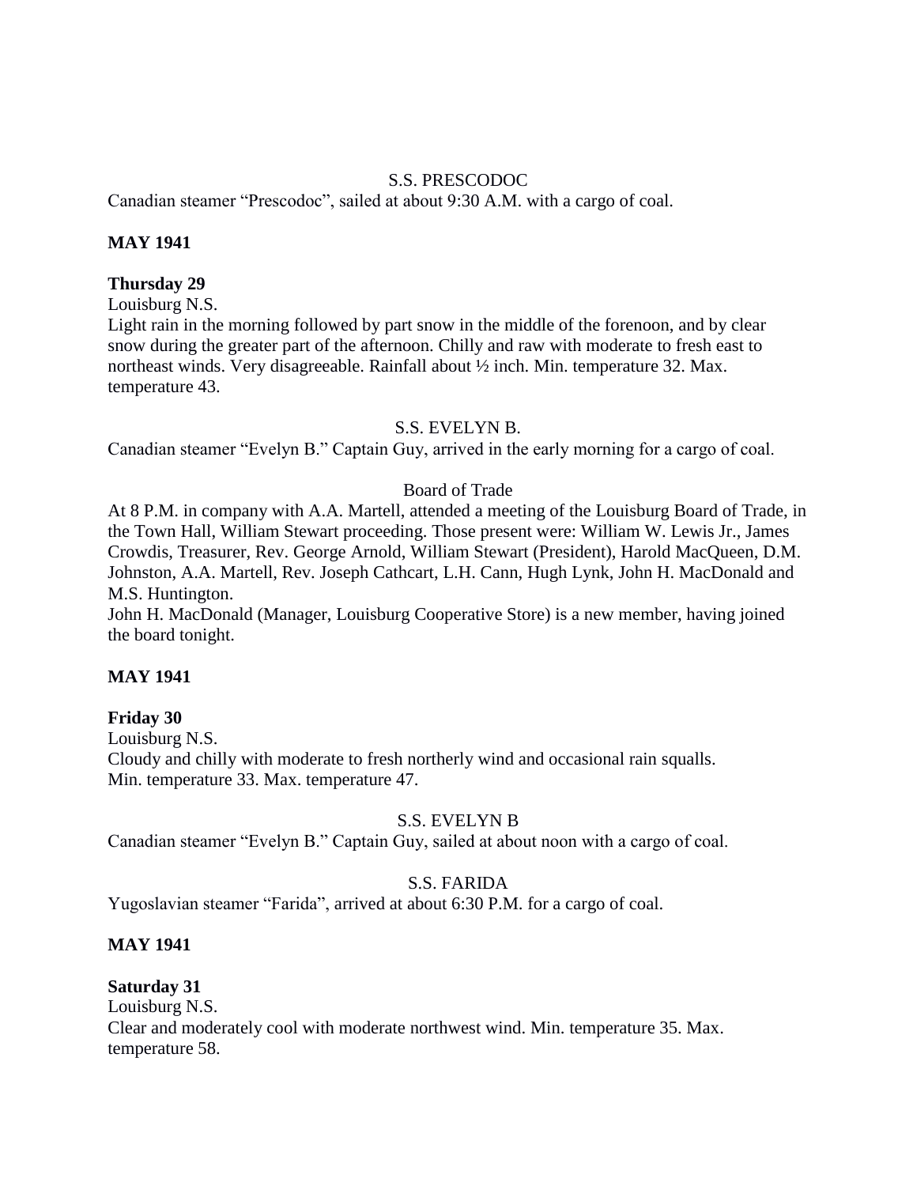S.S. PRESCODOC

Canadian steamer "Prescodoc", sailed at about 9:30 A.M. with a cargo of coal.

**MAY 1941**

**Thursday 29**

Louisburg N.S.

Light rain in the morning followed by part snow in the middle of the forenoon, and by clear snow during the greater part of the afternoon. Chilly and raw with moderate to fresh east to northeast winds. Very disagreeable. Rainfall about ½ inch. Min. temperature 32. Max. temperature 43.

S.S. EVELYN B.

Canadian steamer "Evelyn B." Captain Guy, arrived in the early morning for a cargo of coal.

Board of Trade

At 8 P.M. in company with A.A. Martell, attended a meeting of the Louisburg Board of Trade, in the Town Hall, William Stewart proceeding. Those present were: William W. Lewis Jr., James Crowdis, Treasurer, Rev. George Arnold, William Stewart (President), Harold MacQueen, D.M. Johnston, A.A. Martell, Rev. Joseph Cathcart, L.H. Cann, Hugh Lynk, John H. MacDonald and M.S. Huntington.

John H. MacDonald (Manager, Louisburg Cooperative Store) is a new member, having joined the board tonight.

**MAY 1941**

**Friday 30**

Louisburg N.S.

Cloudy and chilly with moderate to fresh northerly wind and occasional rain squalls.
Min. temperature 33. Max. temperature 47.

S.S. EVELYN B

Canadian steamer "Evelyn B." Captain Guy, sailed at about noon with a cargo of coal.

S.S. FARIDA

Yugoslavian steamer "Farida", arrived at about 6:30 P.M. for a cargo of coal.

**MAY 1941**

**Saturday 31**

Louisburg N.S.

Clear and moderately cool with moderate northwest wind. Min. temperature 35. Max. temperature 58.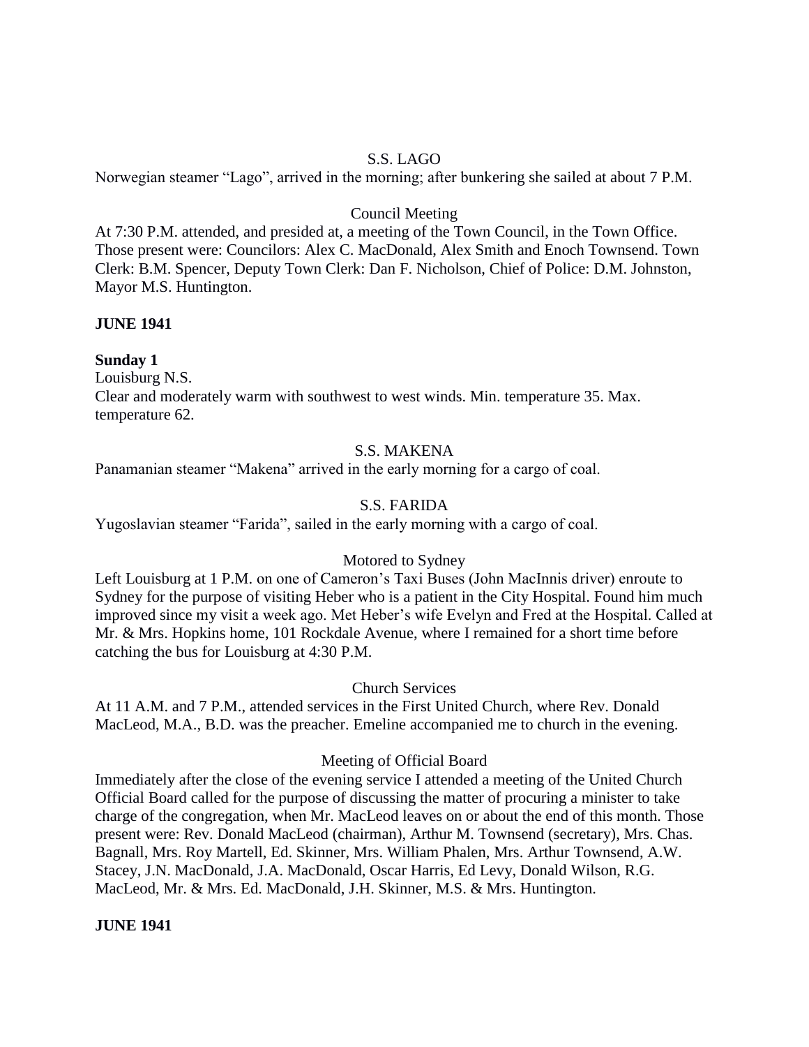S.S. LAGO

Norwegian steamer "Lago", arrived in the morning; after bunkering she sailed at about 7 P.M.

Council Meeting

At 7:30 P.M. attended, and presided at, a meeting of the Town Council, in the Town Office. Those present were: Councilors: Alex C. MacDonald, Alex Smith and Enoch Townsend. Town Clerk: B.M. Spencer, Deputy Town Clerk: Dan F. Nicholson, Chief of Police: D.M. Johnston, Mayor M.S. Huntington.

**JUNE 1941**

**Sunday 1**

Louisburg N.S.

Clear and moderately warm with southwest to west winds. Min. temperature 35. Max. temperature 62.

S.S. MAKENA

Panamanian steamer "Makena" arrived in the early morning for a cargo of coal.

S.S. FARIDA

Yugoslavian steamer "Farida", sailed in the early morning with a cargo of coal.

Motored to Sydney

Left Louisburg at 1 P.M. on one of Cameron's Taxi Buses (John MacInnis driver) enroute to Sydney for the purpose of visiting Heber who is a patient in the City Hospital. Found him much improved since my visit a week ago. Met Heber's wife Evelyn and Fred at the Hospital. Called at Mr. & Mrs. Hopkins home, 101 Rockdale Avenue, where I remained for a short time before catching the bus for Louisburg at 4:30 P.M.

Church Services

At 11 A.M. and 7 P.M., attended services in the First United Church, where Rev. Donald MacLeod, M.A., B.D. was the preacher. Emeline accompanied me to church in the evening.

Meeting of Official Board

Immediately after the close of the evening service I attended a meeting of the United Church Official Board called for the purpose of discussing the matter of procuring a minister to take charge of the congregation, when Mr. MacLeod leaves on or about the end of this month. Those present were: Rev. Donald MacLeod (chairman), Arthur M. Townsend (secretary), Mrs. Chas. Bagnall, Mrs. Roy Martell, Ed. Skinner, Mrs. William Phalen, Mrs. Arthur Townsend, A.W. Stacey, J.N. MacDonald, J.A. MacDonald, Oscar Harris, Ed Levy, Donald Wilson, R.G. MacLeod, Mr. & Mrs. Ed. MacDonald, J.H. Skinner, M.S. & Mrs. Huntington.

**JUNE 1941**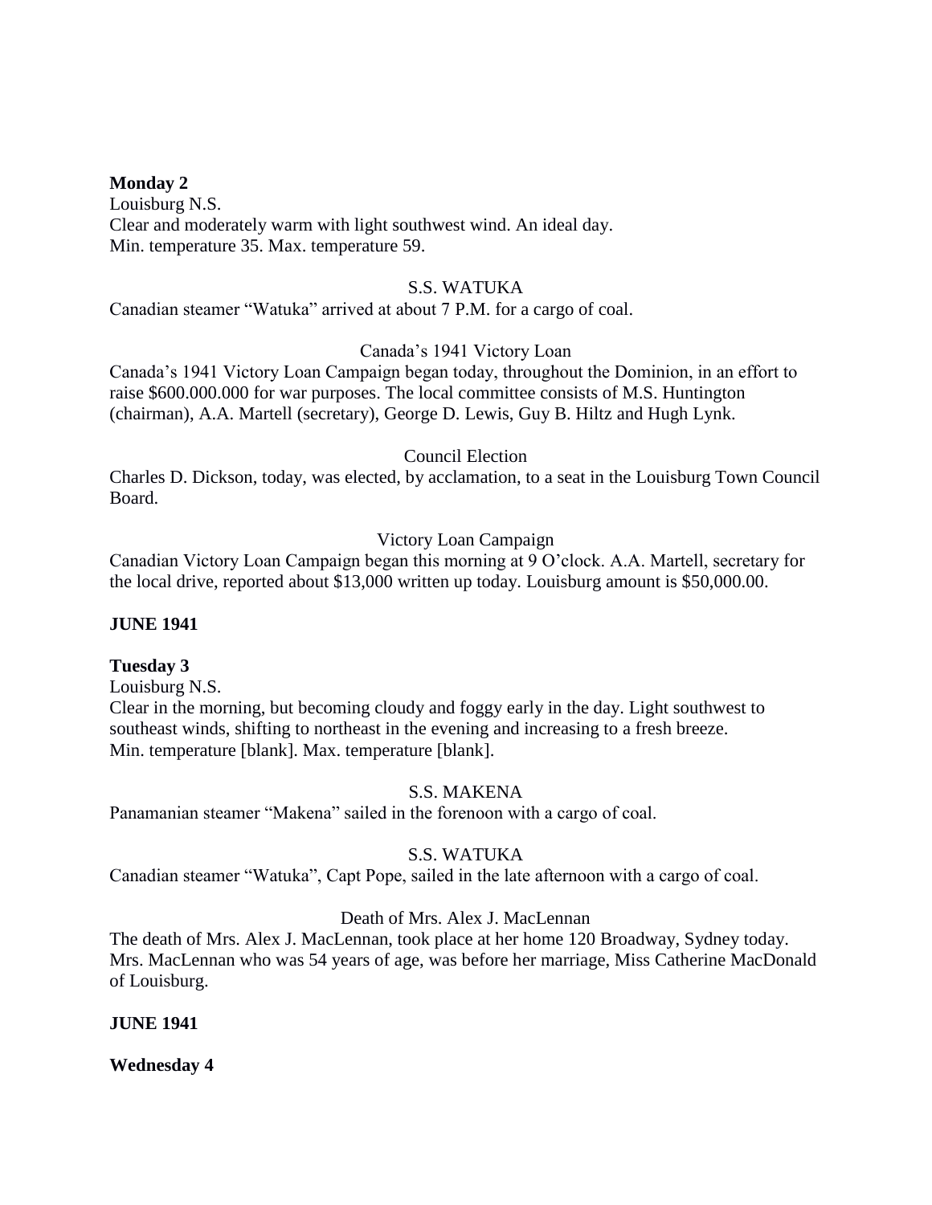**Monday 2**

Louisburg N.S.

Clear and moderately warm with light southwest wind. An ideal day.

Min. temperature 35. Max. temperature 59.

S.S. WATUKA

Canadian steamer "Watuka" arrived at about 7 P.M. for a cargo of coal.

Canada's 1941 Victory Loan

Canada's 1941 Victory Loan Campaign began today, throughout the Dominion, in an effort to raise $600.000.000 for war purposes. The local committee consists of M.S. Huntington (chairman), A.A. Martell (secretary), George D. Lewis, Guy B. Hiltz and Hugh Lynk.

Council Election

Charles D. Dickson, today, was elected, by acclamation, to a seat in the Louisburg Town Council Board.

Victory Loan Campaign

Canadian Victory Loan Campaign began this morning at 9 O'clock. A.A. Martell, secretary for the local drive, reported about $13,000 written up today. Louisburg amount is $50,000.00.

**JUNE 1941**

**Tuesday 3**

Louisburg N.S.

Clear in the morning, but becoming cloudy and foggy early in the day. Light southwest to southeast winds, shifting to northeast in the evening and increasing to a fresh breeze.

Min. temperature [blank]. Max. temperature [blank].

S.S. MAKENA

Panamanian steamer "Makena" sailed in the forenoon with a cargo of coal.

S.S. WATUKA

Canadian steamer "Watuka", Capt Pope, sailed in the late afternoon with a cargo of coal.

Death of Mrs. Alex J. MacLennan

The death of Mrs. Alex J. MacLennan, took place at her home 120 Broadway, Sydney today. Mrs. MacLennan who was 54 years of age, was before her marriage, Miss Catherine MacDonald of Louisburg.

**JUNE 1941**

**Wednesday 4**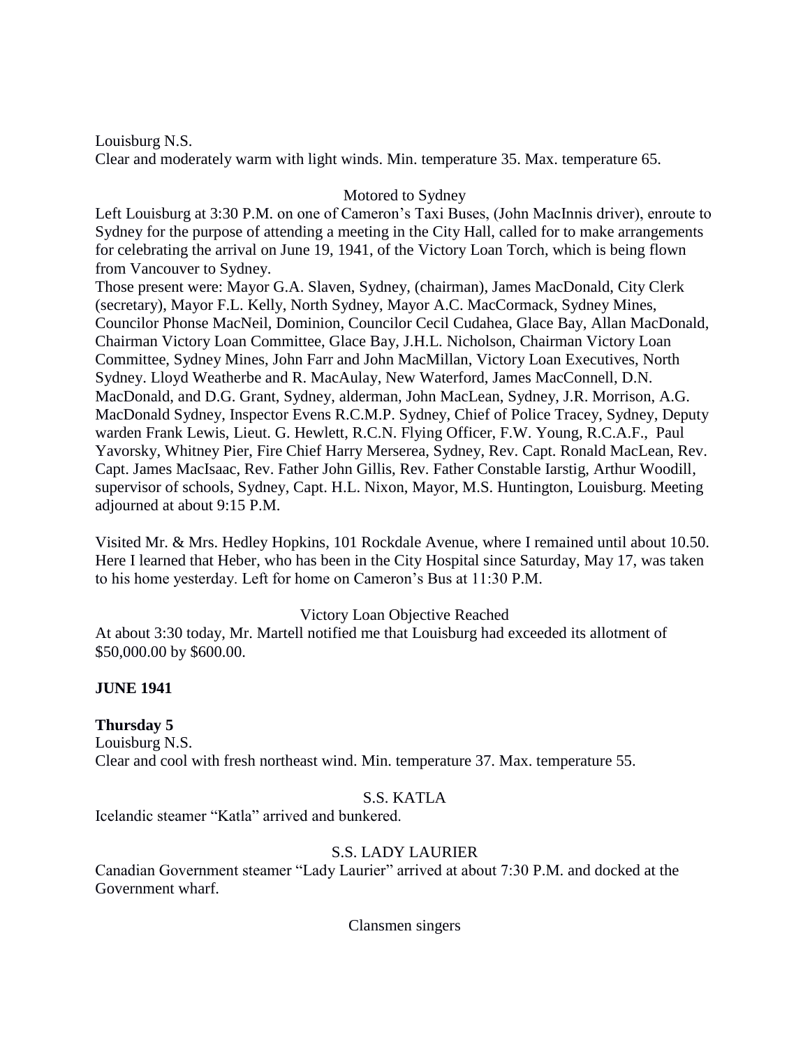Louisburg N.S.
Clear and moderately warm with light winds. Min. temperature 35. Max. temperature 65.

Motored to Sydney

Left Louisburg at 3:30 P.M. on one of Cameron's Taxi Buses, (John MacInnis driver), enroute to Sydney for the purpose of attending a meeting in the City Hall, called for to make arrangements for celebrating the arrival on June 19, 1941, of the Victory Loan Torch, which is being flown from Vancouver to Sydney.
Those present were: Mayor G.A. Slaven, Sydney, (chairman), James MacDonald, City Clerk (secretary), Mayor F.L. Kelly, North Sydney, Mayor A.C. MacCormack, Sydney Mines, Councilor Phonse MacNeil, Dominion, Councilor Cecil Cudahea, Glace Bay, Allan MacDonald, Chairman Victory Loan Committee, Glace Bay, J.H.L. Nicholson, Chairman Victory Loan Committee, Sydney Mines, John Farr and John MacMillan, Victory Loan Executives, North Sydney. Lloyd Weatherbe and R. MacAulay, New Waterford, James MacConnell, D.N. MacDonald, and D.G. Grant, Sydney, alderman, John MacLean, Sydney, J.R. Morrison, A.G. MacDonald Sydney, Inspector Evens R.C.M.P. Sydney, Chief of Police Tracey, Sydney, Deputy warden Frank Lewis, Lieut. G. Hewlett, R.C.N. Flying Officer, F.W. Young, R.C.A.F., Paul Yavorsky, Whitney Pier, Fire Chief Harry Merserea, Sydney, Rev. Capt. Ronald MacLean, Rev. Capt. James MacIsaac, Rev. Father John Gillis, Rev. Father Constable Iarstig, Arthur Woodill, supervisor of schools, Sydney, Capt. H.L. Nixon, Mayor, M.S. Huntington, Louisburg. Meeting adjourned at about 9:15 P.M.

Visited Mr. & Mrs. Hedley Hopkins, 101 Rockdale Avenue, where I remained until about 10.50. Here I learned that Heber, who has been in the City Hospital since Saturday, May 17, was taken to his home yesterday. Left for home on Cameron's Bus at 11:30 P.M.

Victory Loan Objective Reached

At about 3:30 today, Mr. Martell notified me that Louisburg had exceeded its allotment of $50,000.00 by $600.00.

**JUNE 1941**

**Thursday 5**

Louisburg N.S.
Clear and cool with fresh northeast wind. Min. temperature 37. Max. temperature 55.

S.S. KATLA

Icelandic steamer "Katla" arrived and bunkered.

S.S. LADY LAURIER

Canadian Government steamer "Lady Laurier" arrived at about 7:30 P.M. and docked at the Government wharf.

Clansmen singers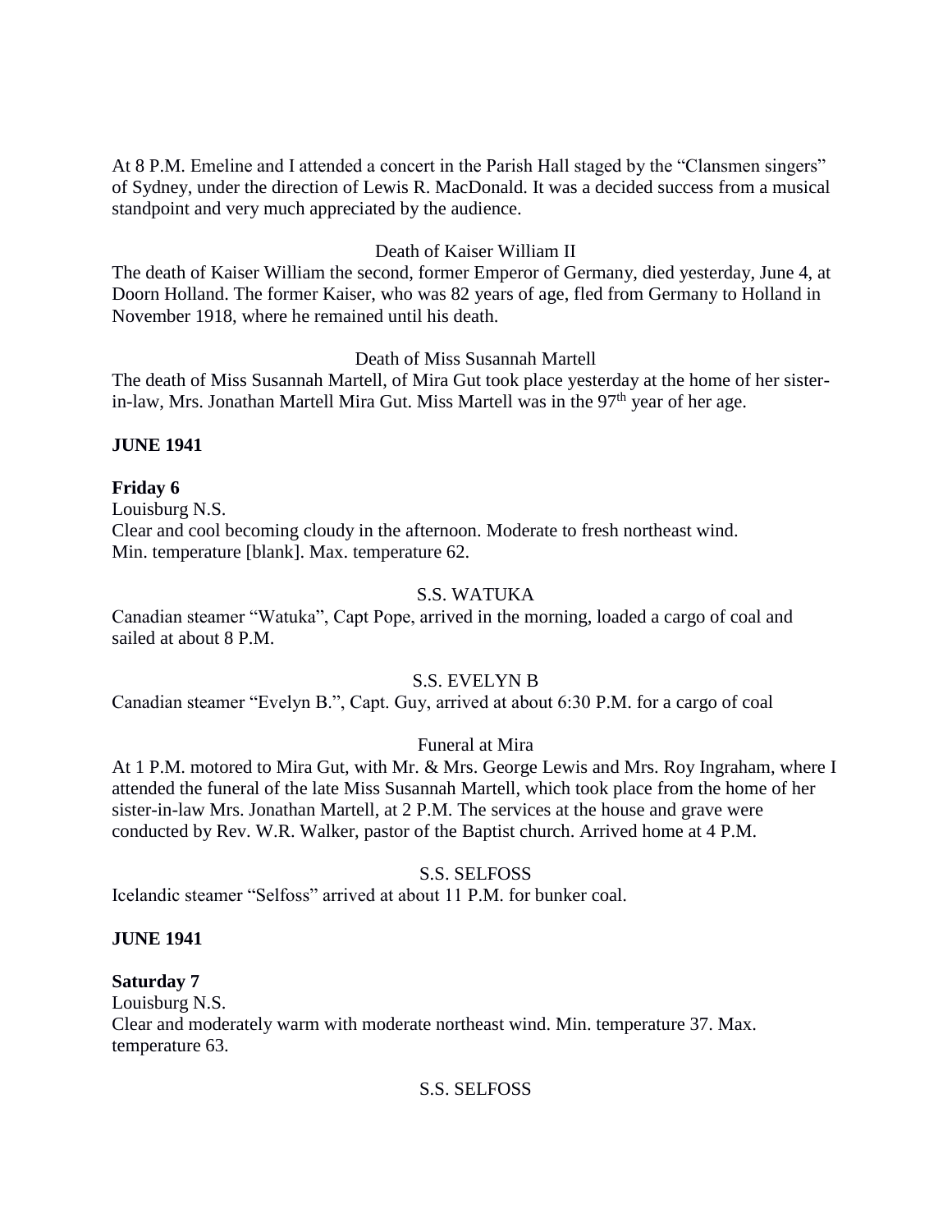At 8 P.M. Emeline and I attended a concert in the Parish Hall staged by the "Clansmen singers" of Sydney, under the direction of Lewis R. MacDonald. It was a decided success from a musical standpoint and very much appreciated by the audience.

Death of Kaiser William II

The death of Kaiser William the second, former Emperor of Germany, died yesterday, June 4, at Doorn Holland. The former Kaiser, who was 82 years of age, fled from Germany to Holland in November 1918, where he remained until his death.

Death of Miss Susannah Martell

The death of Miss Susannah Martell, of Mira Gut took place yesterday at the home of her sister-in-law, Mrs. Jonathan Martell Mira Gut. Miss Martell was in the 97th year of her age.

**JUNE 1941**

**Friday 6**

Louisburg N.S.

Clear and cool becoming cloudy in the afternoon. Moderate to fresh northeast wind.
Min. temperature [blank]. Max. temperature 62.

S.S. WATUKA

Canadian steamer "Watuka", Capt Pope, arrived in the morning, loaded a cargo of coal and sailed at about 8 P.M.

S.S. EVELYN B

Canadian steamer "Evelyn B.", Capt. Guy, arrived at about 6:30 P.M. for a cargo of coal

Funeral at Mira

At 1 P.M. motored to Mira Gut, with Mr. & Mrs. George Lewis and Mrs. Roy Ingraham, where I attended the funeral of the late Miss Susannah Martell, which took place from the home of her sister-in-law Mrs. Jonathan Martell, at 2 P.M. The services at the house and grave were conducted by Rev. W.R. Walker, pastor of the Baptist church. Arrived home at 4 P.M.

S.S. SELFOSS

Icelandic steamer "Selfoss" arrived at about 11 P.M. for bunker coal.

**JUNE 1941**

**Saturday 7**

Louisburg N.S.

Clear and moderately warm with moderate northeast wind. Min. temperature 37. Max. temperature 63.

S.S. SELFOSS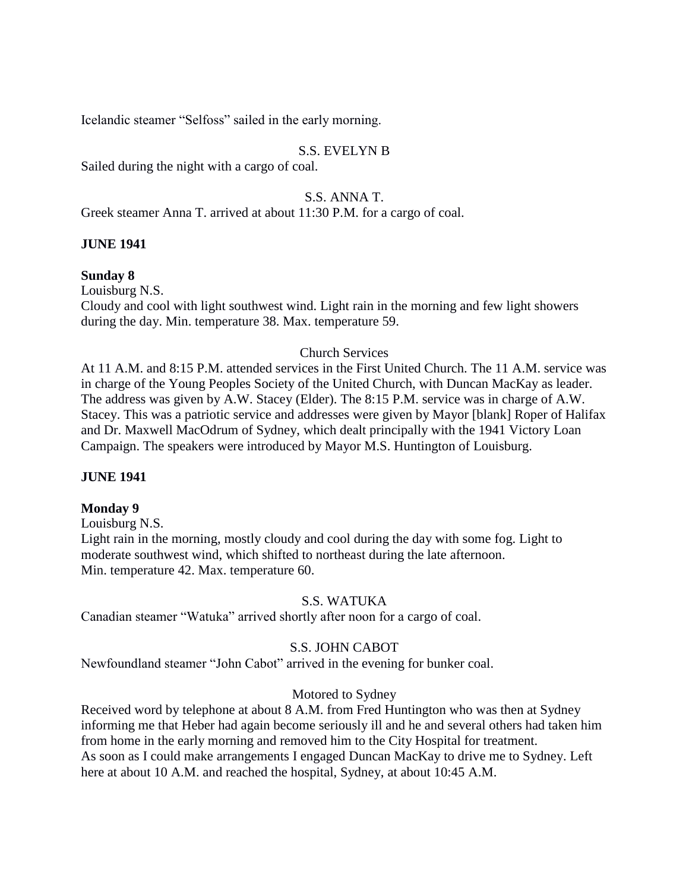Icelandic steamer "Selfoss" sailed in the early morning.

S.S. EVELYN B

Sailed during the night with a cargo of coal.

S.S. ANNA T.

Greek steamer Anna T. arrived at about 11:30 P.M. for a cargo of coal.

**JUNE 1941**

**Sunday 8**

Louisburg N.S.

Cloudy and cool with light southwest wind. Light rain in the morning and few light showers during the day. Min. temperature 38. Max. temperature 59.

Church Services

At 11 A.M. and 8:15 P.M. attended services in the First United Church. The 11 A.M. service was in charge of the Young Peoples Society of the United Church, with Duncan MacKay as leader. The address was given by A.W. Stacey (Elder). The 8:15 P.M. service was in charge of A.W. Stacey. This was a patriotic service and addresses were given by Mayor [blank] Roper of Halifax and Dr. Maxwell MacOdrum of Sydney, which dealt principally with the 1941 Victory Loan Campaign. The speakers were introduced by Mayor M.S. Huntington of Louisburg.

**JUNE 1941**

**Monday 9**

Louisburg N.S.

Light rain in the morning, mostly cloudy and cool during the day with some fog. Light to moderate southwest wind, which shifted to northeast during the late afternoon.
Min. temperature 42. Max. temperature 60.

S.S. WATUKA

Canadian steamer "Watuka" arrived shortly after noon for a cargo of coal.

S.S. JOHN CABOT

Newfoundland steamer "John Cabot" arrived in the evening for bunker coal.

Motored to Sydney

Received word by telephone at about 8 A.M. from Fred Huntington who was then at Sydney informing me that Heber had again become seriously ill and he and several others had taken him from home in the early morning and removed him to the City Hospital for treatment.
As soon as I could make arrangements I engaged Duncan MacKay to drive me to Sydney. Left here at about 10 A.M. and reached the hospital, Sydney, at about 10:45 A.M.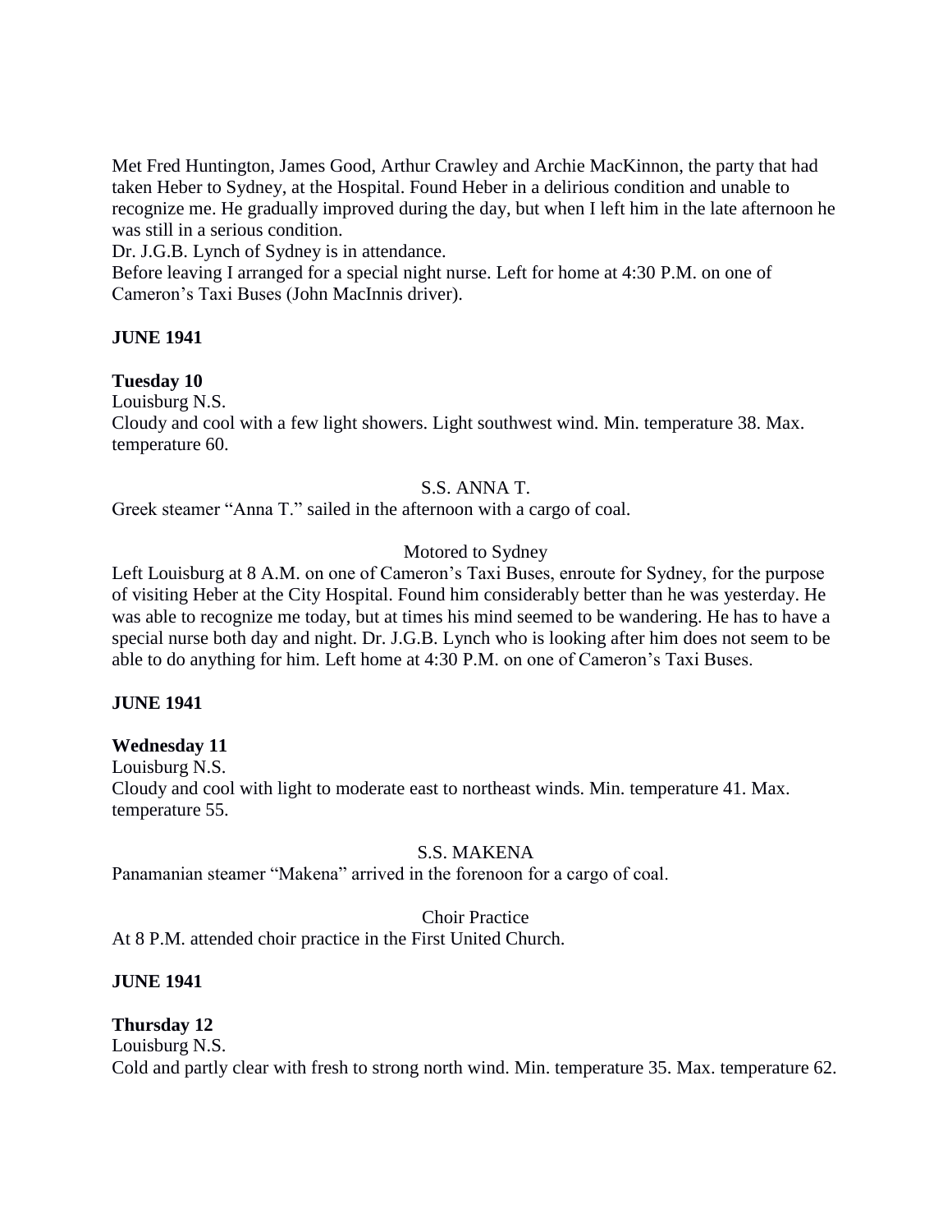Met Fred Huntington, James Good, Arthur Crawley and Archie MacKinnon, the party that had taken Heber to Sydney, at the Hospital. Found Heber in a delirious condition and unable to recognize me. He gradually improved during the day, but when I left him in the late afternoon he was still in a serious condition.

Dr. J.G.B. Lynch of Sydney is in attendance.

Before leaving I arranged for a special night nurse. Left for home at 4:30 P.M. on one of Cameron's Taxi Buses (John MacInnis driver).

**JUNE 1941**

**Tuesday 10**

Louisburg N.S.

Cloudy and cool with a few light showers. Light southwest wind. Min. temperature 38. Max. temperature 60.

S.S. ANNA T.

Greek steamer "Anna T." sailed in the afternoon with a cargo of coal.

Motored to Sydney

Left Louisburg at 8 A.M. on one of Cameron's Taxi Buses, enroute for Sydney, for the purpose of visiting Heber at the City Hospital. Found him considerably better than he was yesterday. He was able to recognize me today, but at times his mind seemed to be wandering. He has to have a special nurse both day and night. Dr. J.G.B. Lynch who is looking after him does not seem to be able to do anything for him. Left home at 4:30 P.M. on one of Cameron's Taxi Buses.

**JUNE 1941**

**Wednesday 11**

Louisburg N.S.

Cloudy and cool with light to moderate east to northeast winds. Min. temperature 41. Max. temperature 55.

S.S. MAKENA

Panamanian steamer "Makena" arrived in the forenoon for a cargo of coal.

Choir Practice

At 8 P.M. attended choir practice in the First United Church.

**JUNE 1941**

**Thursday 12**

Louisburg N.S.

Cold and partly clear with fresh to strong north wind. Min. temperature 35. Max. temperature 62.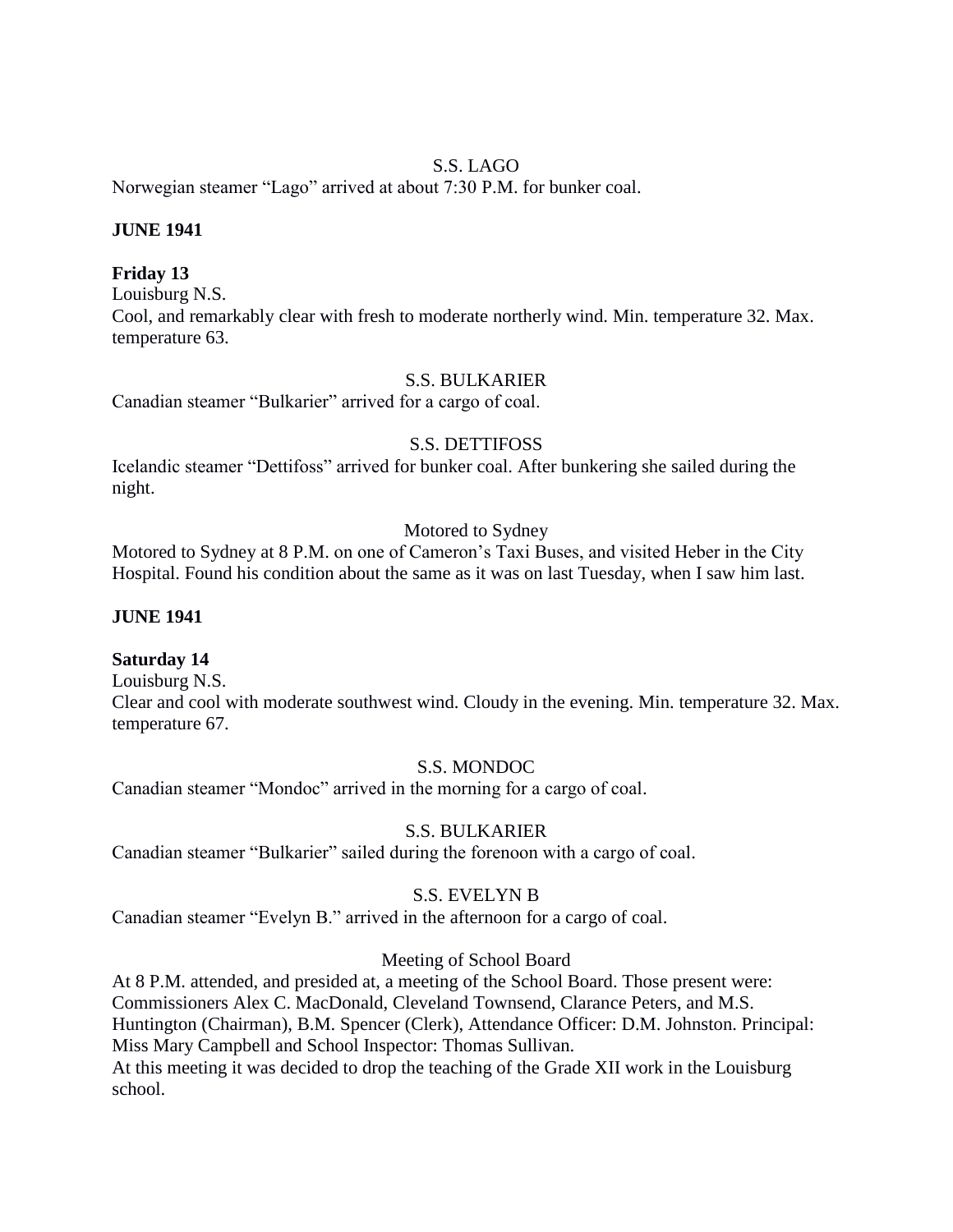S.S. LAGO

Norwegian steamer "Lago" arrived at about 7:30 P.M. for bunker coal.

**JUNE 1941**

**Friday 13**

Louisburg N.S.

Cool, and remarkably clear with fresh to moderate northerly wind. Min. temperature 32. Max. temperature 63.

S.S. BULKARIER

Canadian steamer "Bulkarier" arrived for a cargo of coal.

S.S. DETTIFOSS

Icelandic steamer "Dettifoss" arrived for bunker coal. After bunkering she sailed during the night.

Motored to Sydney

Motored to Sydney at 8 P.M. on one of Cameron's Taxi Buses, and visited Heber in the City Hospital. Found his condition about the same as it was on last Tuesday, when I saw him last.

**JUNE 1941**

**Saturday 14**

Louisburg N.S.

Clear and cool with moderate southwest wind. Cloudy in the evening. Min. temperature 32. Max. temperature 67.

S.S. MONDOC

Canadian steamer "Mondoc" arrived in the morning for a cargo of coal.

S.S. BULKARIER

Canadian steamer "Bulkarier" sailed during the forenoon with a cargo of coal.

S.S. EVELYN B

Canadian steamer "Evelyn B." arrived in the afternoon for a cargo of coal.

Meeting of School Board

At 8 P.M. attended, and presided at, a meeting of the School Board. Those present were: Commissioners Alex C. MacDonald, Cleveland Townsend, Clarance Peters, and M.S. Huntington (Chairman), B.M. Spencer (Clerk), Attendance Officer: D.M. Johnston. Principal: Miss Mary Campbell and School Inspector: Thomas Sullivan.
At this meeting it was decided to drop the teaching of the Grade XII work in the Louisburg school.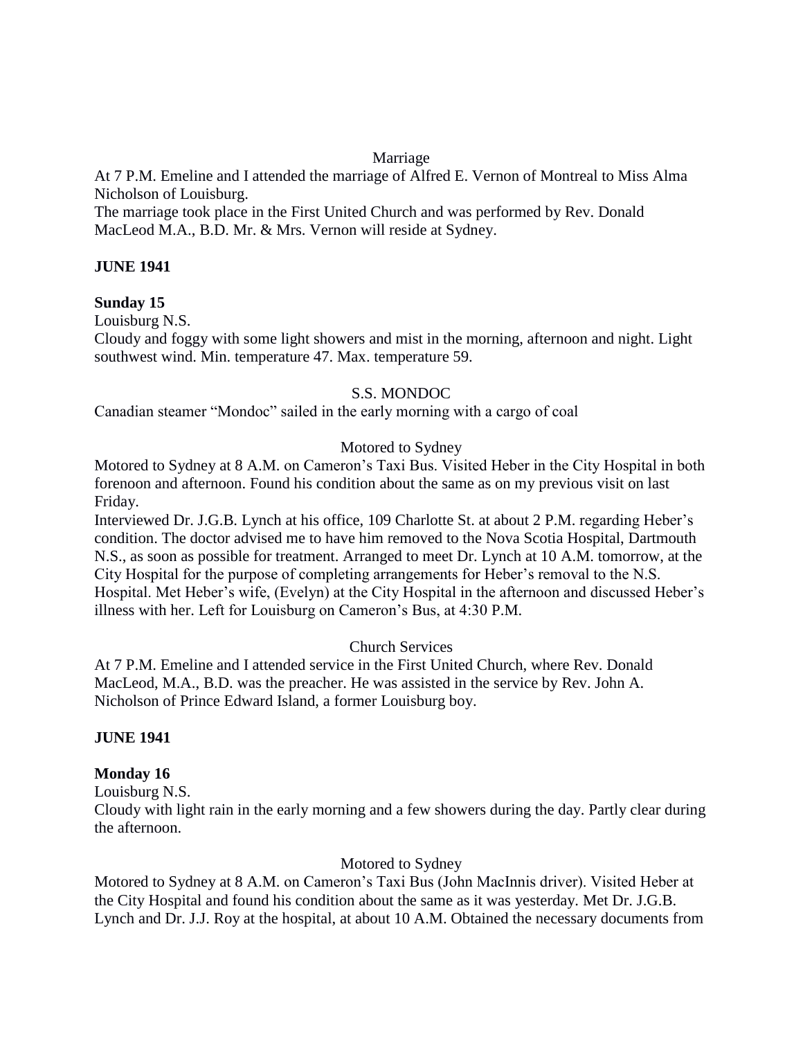Marriage

At 7 P.M. Emeline and I attended the marriage of Alfred E. Vernon of Montreal to Miss Alma Nicholson of Louisburg.
The marriage took place in the First United Church and was performed by Rev. Donald MacLeod M.A., B.D. Mr. & Mrs. Vernon will reside at Sydney.

**JUNE 1941**

**Sunday 15**

Louisburg N.S.
Cloudy and foggy with some light showers and mist in the morning, afternoon and night. Light southwest wind. Min. temperature 47. Max. temperature 59.

S.S. MONDOC

Canadian steamer "Mondoc" sailed in the early morning with a cargo of coal

Motored to Sydney

Motored to Sydney at 8 A.M. on Cameron's Taxi Bus. Visited Heber in the City Hospital in both forenoon and afternoon. Found his condition about the same as on my previous visit on last Friday.
Interviewed Dr. J.G.B. Lynch at his office, 109 Charlotte St. at about 2 P.M. regarding Heber's condition. The doctor advised me to have him removed to the Nova Scotia Hospital, Dartmouth N.S., as soon as possible for treatment. Arranged to meet Dr. Lynch at 10 A.M. tomorrow, at the City Hospital for the purpose of completing arrangements for Heber's removal to the N.S. Hospital. Met Heber's wife, (Evelyn) at the City Hospital in the afternoon and discussed Heber's illness with her. Left for Louisburg on Cameron's Bus, at 4:30 P.M.

Church Services

At 7 P.M. Emeline and I attended service in the First United Church, where Rev. Donald MacLeod, M.A., B.D. was the preacher. He was assisted in the service by Rev. John A. Nicholson of Prince Edward Island, a former Louisburg boy.

**JUNE 1941**

**Monday 16**

Louisburg N.S.
Cloudy with light rain in the early morning and a few showers during the day. Partly clear during the afternoon.

Motored to Sydney

Motored to Sydney at 8 A.M. on Cameron's Taxi Bus (John MacInnis driver). Visited Heber at the City Hospital and found his condition about the same as it was yesterday. Met Dr. J.G.B. Lynch and Dr. J.J. Roy at the hospital, at about 10 A.M. Obtained the necessary documents from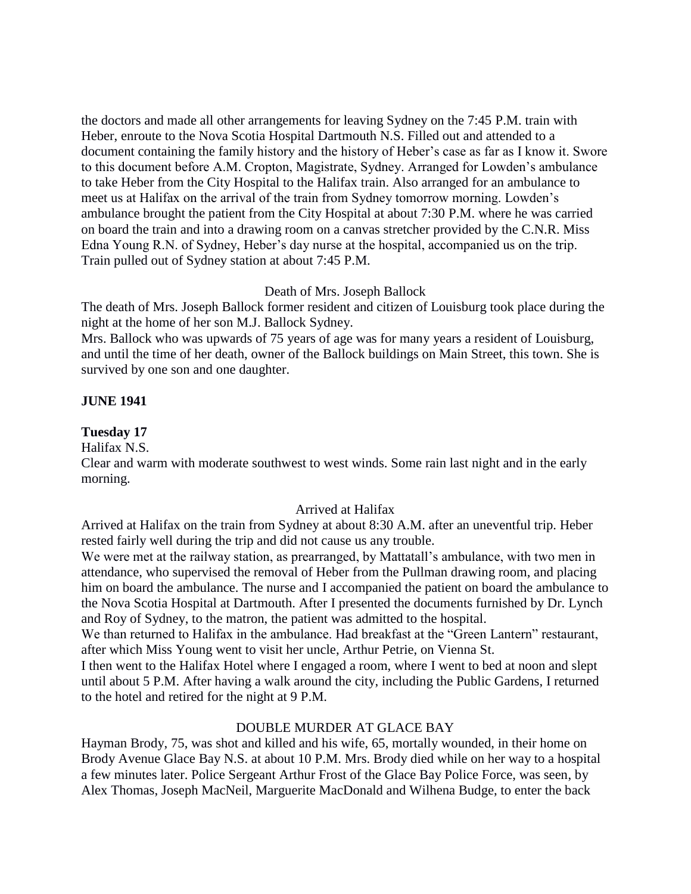the doctors and made all other arrangements for leaving Sydney on the 7:45 P.M. train with Heber, enroute to the Nova Scotia Hospital Dartmouth N.S. Filled out and attended to a document containing the family history and the history of Heber's case as far as I know it. Swore to this document before A.M. Cropton, Magistrate, Sydney. Arranged for Lowden's ambulance to take Heber from the City Hospital to the Halifax train. Also arranged for an ambulance to meet us at Halifax on the arrival of the train from Sydney tomorrow morning. Lowden's ambulance brought the patient from the City Hospital at about 7:30 P.M. where he was carried on board the train and into a drawing room on a canvas stretcher provided by the C.N.R. Miss Edna Young R.N. of Sydney, Heber's day nurse at the hospital, accompanied us on the trip. Train pulled out of Sydney station at about 7:45 P.M.

Death of Mrs. Joseph Ballock

The death of Mrs. Joseph Ballock former resident and citizen of Louisburg took place during the night at the home of her son M.J. Ballock Sydney.
Mrs. Ballock who was upwards of 75 years of age was for many years a resident of Louisburg, and until the time of her death, owner of the Ballock buildings on Main Street, this town. She is survived by one son and one daughter.

**JUNE 1941**

**Tuesday 17**

Halifax N.S.
Clear and warm with moderate southwest to west winds. Some rain last night and in the early morning.

Arrived at Halifax

Arrived at Halifax on the train from Sydney at about 8:30 A.M. after an uneventful trip. Heber rested fairly well during the trip and did not cause us any trouble.
We were met at the railway station, as prearranged, by Mattatall's ambulance, with two men in attendance, who supervised the removal of Heber from the Pullman drawing room, and placing him on board the ambulance. The nurse and I accompanied the patient on board the ambulance to the Nova Scotia Hospital at Dartmouth. After I presented the documents furnished by Dr. Lynch and Roy of Sydney, to the matron, the patient was admitted to the hospital.
We than returned to Halifax in the ambulance. Had breakfast at the "Green Lantern" restaurant, after which Miss Young went to visit her uncle, Arthur Petrie, on Vienna St.
I then went to the Halifax Hotel where I engaged a room, where I went to bed at noon and slept until about 5 P.M. After having a walk around the city, including the Public Gardens, I returned to the hotel and retired for the night at 9 P.M.

DOUBLE MURDER AT GLACE BAY

Hayman Brody, 75, was shot and killed and his wife, 65, mortally wounded, in their home on Brody Avenue Glace Bay N.S. at about 10 P.M. Mrs. Brody died while on her way to a hospital a few minutes later. Police Sergeant Arthur Frost of the Glace Bay Police Force, was seen, by Alex Thomas, Joseph MacNeil, Marguerite MacDonald and Wilhena Budge, to enter the back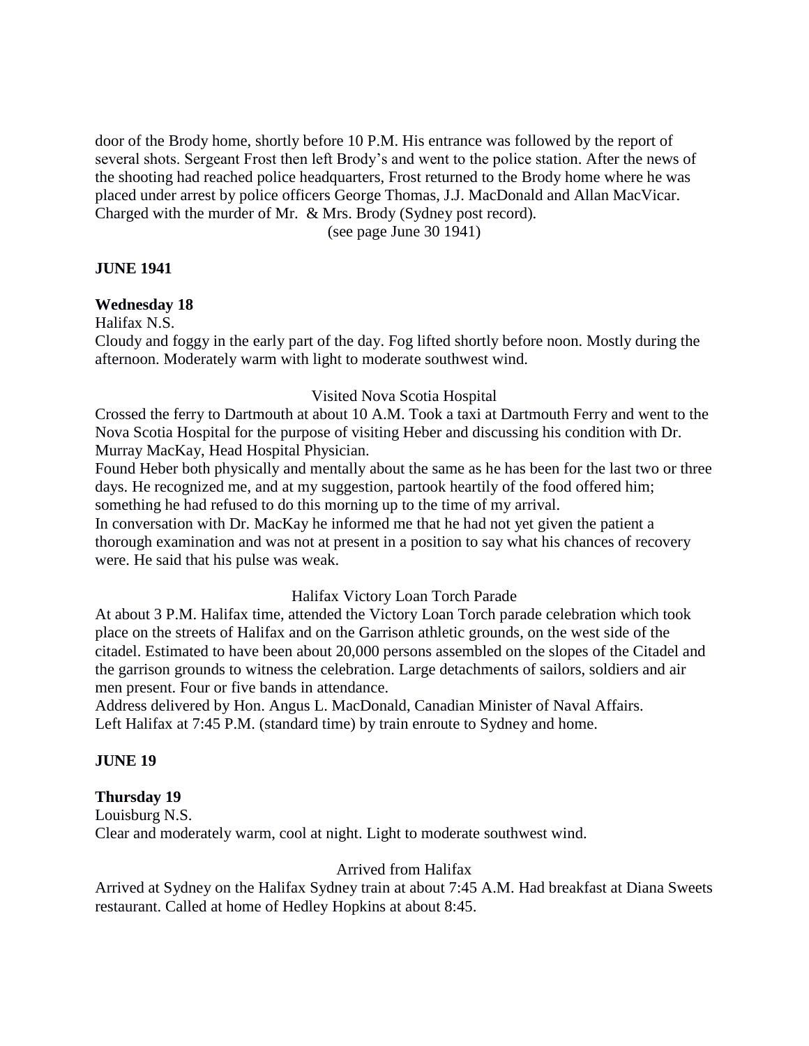door of the Brody home, shortly before 10 P.M. His entrance was followed by the report of several shots. Sergeant Frost then left Brody's and went to the police station. After the news of the shooting had reached police headquarters, Frost returned to the Brody home where he was placed under arrest by police officers George Thomas, J.J. MacDonald and Allan MacVicar. Charged with the murder of Mr. & Mrs. Brody (Sydney post record).

(see page June 30 1941)

**JUNE 1941**

**Wednesday 18**

Halifax N.S.

Cloudy and foggy in the early part of the day. Fog lifted shortly before noon. Mostly during the afternoon. Moderately warm with light to moderate southwest wind.

Visited Nova Scotia Hospital

Crossed the ferry to Dartmouth at about 10 A.M. Took a taxi at Dartmouth Ferry and went to the Nova Scotia Hospital for the purpose of visiting Heber and discussing his condition with Dr. Murray MacKay, Head Hospital Physician.

Found Heber both physically and mentally about the same as he has been for the last two or three days. He recognized me, and at my suggestion, partook heartily of the food offered him; something he had refused to do this morning up to the time of my arrival.

In conversation with Dr. MacKay he informed me that he had not yet given the patient a thorough examination and was not at present in a position to say what his chances of recovery were. He said that his pulse was weak.

Halifax Victory Loan Torch Parade

At about 3 P.M. Halifax time, attended the Victory Loan Torch parade celebration which took place on the streets of Halifax and on the Garrison athletic grounds, on the west side of the citadel. Estimated to have been about 20,000 persons assembled on the slopes of the Citadel and the garrison grounds to witness the celebration. Large detachments of sailors, soldiers and air men present. Four or five bands in attendance.

Address delivered by Hon. Angus L. MacDonald, Canadian Minister of Naval Affairs.

Left Halifax at 7:45 P.M. (standard time) by train enroute to Sydney and home.

**JUNE 19**

**Thursday 19**

Louisburg N.S.

Clear and moderately warm, cool at night. Light to moderate southwest wind.

Arrived from Halifax

Arrived at Sydney on the Halifax Sydney train at about 7:45 A.M. Had breakfast at Diana Sweets restaurant. Called at home of Hedley Hopkins at about 8:45.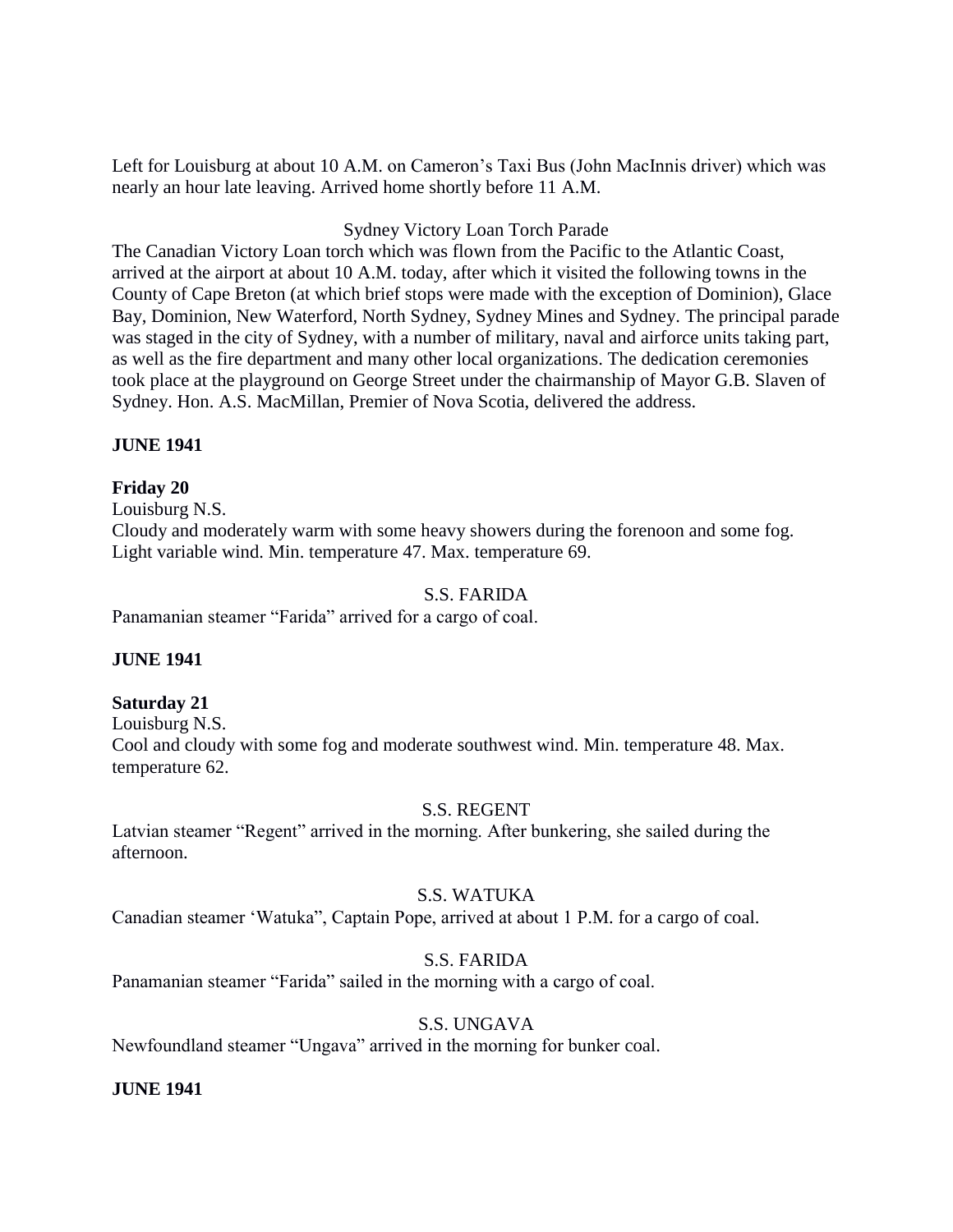Left for Louisburg at about 10 A.M. on Cameron's Taxi Bus (John MacInnis driver) which was nearly an hour late leaving. Arrived home shortly before 11 A.M.

Sydney Victory Loan Torch Parade

The Canadian Victory Loan torch which was flown from the Pacific to the Atlantic Coast, arrived at the airport at about 10 A.M. today, after which it visited the following towns in the County of Cape Breton (at which brief stops were made with the exception of Dominion), Glace Bay, Dominion, New Waterford, North Sydney, Sydney Mines and Sydney. The principal parade was staged in the city of Sydney, with a number of military, naval and airforce units taking part, as well as the fire department and many other local organizations. The dedication ceremonies took place at the playground on George Street under the chairmanship of Mayor G.B. Slaven of Sydney. Hon. A.S. MacMillan, Premier of Nova Scotia, delivered the address.

**JUNE 1941**

**Friday 20**

Louisburg N.S.

Cloudy and moderately warm with some heavy showers during the forenoon and some fog. Light variable wind. Min. temperature 47. Max. temperature 69.

S.S. FARIDA

Panamanian steamer "Farida" arrived for a cargo of coal.

**JUNE 1941**

**Saturday 21**

Louisburg N.S.

Cool and cloudy with some fog and moderate southwest wind. Min. temperature 48. Max. temperature 62.

S.S. REGENT

Latvian steamer "Regent" arrived in the morning. After bunkering, she sailed during the afternoon.

S.S. WATUKA

Canadian steamer 'Watuka", Captain Pope, arrived at about 1 P.M. for a cargo of coal.

S.S. FARIDA

Panamanian steamer "Farida" sailed in the morning with a cargo of coal.

S.S. UNGAVA

Newfoundland steamer "Ungava" arrived in the morning for bunker coal.

**JUNE 1941**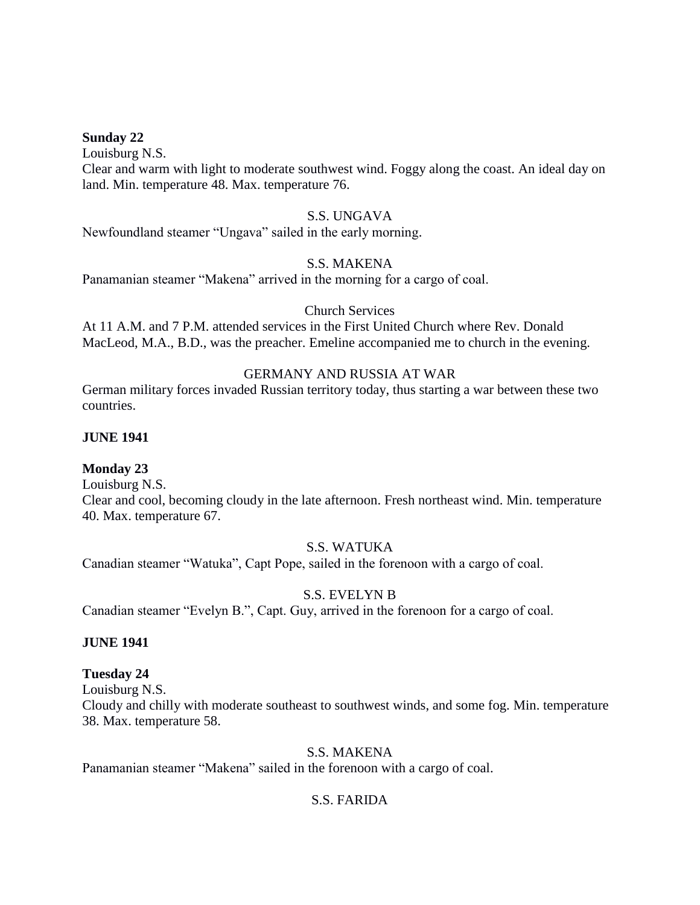**Sunday 22**

Louisburg N.S.

Clear and warm with light to moderate southwest wind. Foggy along the coast. An ideal day on land. Min. temperature 48. Max. temperature 76.

S.S. UNGAVA

Newfoundland steamer "Ungava" sailed in the early morning.

S.S. MAKENA

Panamanian steamer "Makena" arrived in the morning for a cargo of coal.

Church Services

At 11 A.M. and 7 P.M. attended services in the First United Church where Rev. Donald MacLeod, M.A., B.D., was the preacher. Emeline accompanied me to church in the evening.

GERMANY AND RUSSIA AT WAR

German military forces invaded Russian territory today, thus starting a war between these two countries.

**JUNE 1941**

**Monday 23**

Louisburg N.S.

Clear and cool, becoming cloudy in the late afternoon. Fresh northeast wind. Min. temperature 40. Max. temperature 67.

S.S. WATUKA

Canadian steamer "Watuka", Capt Pope, sailed in the forenoon with a cargo of coal.

S.S. EVELYN B

Canadian steamer "Evelyn B.", Capt. Guy, arrived in the forenoon for a cargo of coal.

**JUNE 1941**

**Tuesday 24**

Louisburg N.S.

Cloudy and chilly with moderate southeast to southwest winds, and some fog. Min. temperature 38. Max. temperature 58.

S.S. MAKENA

Panamanian steamer "Makena" sailed in the forenoon with a cargo of coal.

S.S. FARIDA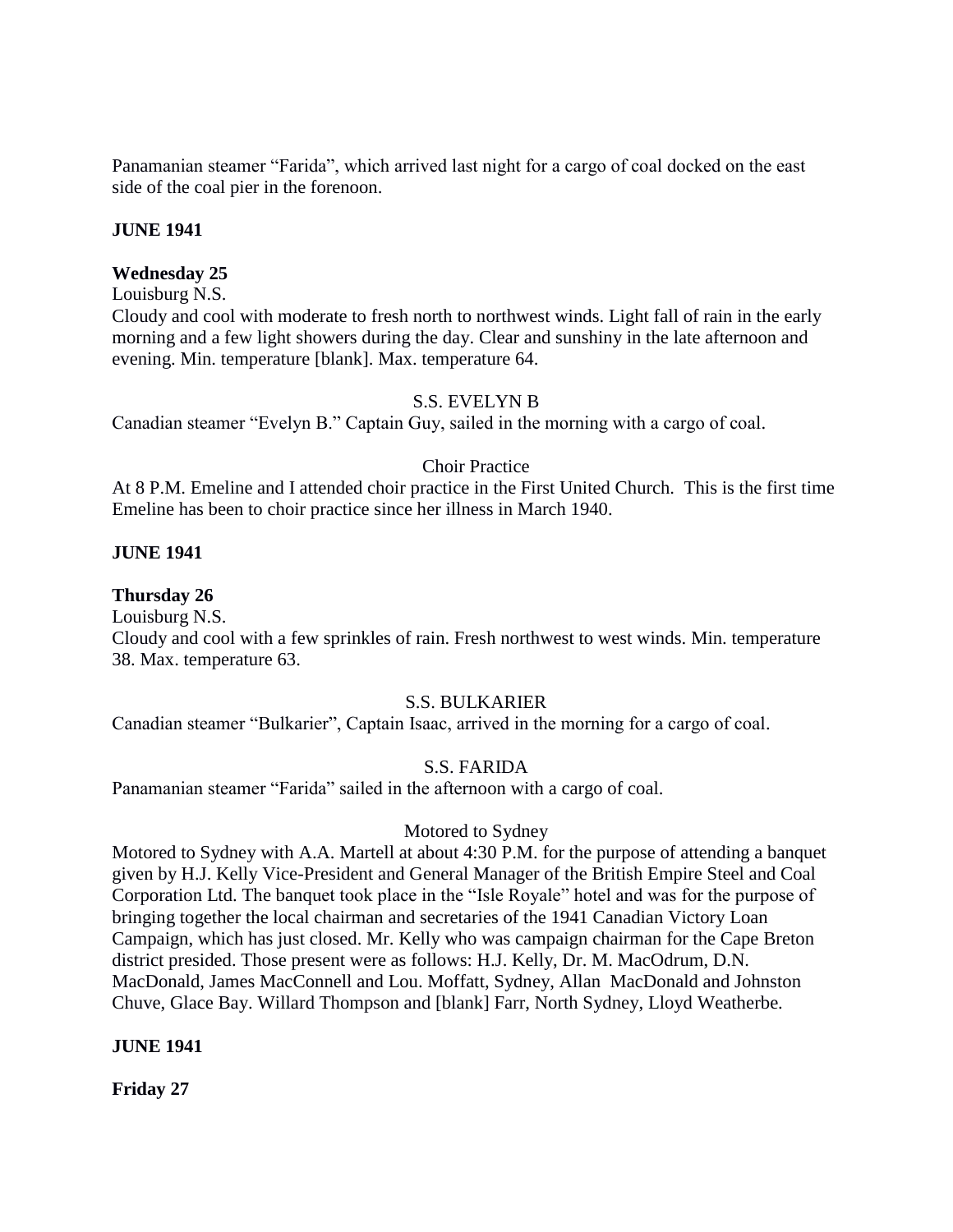Panamanian steamer “Farida”, which arrived last night for a cargo of coal docked on the east side of the coal pier in the forenoon.

**JUNE 1941**

**Wednesday 25**

Louisburg N.S.

Cloudy and cool with moderate to fresh north to northwest winds. Light fall of rain in the early morning and a few light showers during the day. Clear and sunshiny in the late afternoon and evening. Min. temperature [blank]. Max. temperature 64.

S.S. EVELYN B

Canadian steamer “Evelyn B.” Captain Guy, sailed in the morning with a cargo of coal.

Choir Practice

At 8 P.M. Emeline and I attended choir practice in the First United Church. This is the first time Emeline has been to choir practice since her illness in March 1940.

**JUNE 1941**

**Thursday 26**

Louisburg N.S.

Cloudy and cool with a few sprinkles of rain. Fresh northwest to west winds. Min. temperature 38. Max. temperature 63.

S.S. BULKARIER

Canadian steamer “Bulkarier”, Captain Isaac, arrived in the morning for a cargo of coal.

S.S. FARIDA

Panamanian steamer “Farida” sailed in the afternoon with a cargo of coal.

Motored to Sydney

Motored to Sydney with A.A. Martell at about 4:30 P.M. for the purpose of attending a banquet given by H.J. Kelly Vice-President and General Manager of the British Empire Steel and Coal Corporation Ltd. The banquet took place in the “Isle Royale” hotel and was for the purpose of bringing together the local chairman and secretaries of the 1941 Canadian Victory Loan Campaign, which has just closed. Mr. Kelly who was campaign chairman for the Cape Breton district presided. Those present were as follows: H.J. Kelly, Dr. M. MacOdrum, D.N. MacDonald, James MacConnell and Lou. Moffatt, Sydney, Allan MacDonald and Johnston Chuve, Glace Bay. Willard Thompson and [blank] Farr, North Sydney, Lloyd Weatherbe.

**JUNE 1941**

**Friday 27**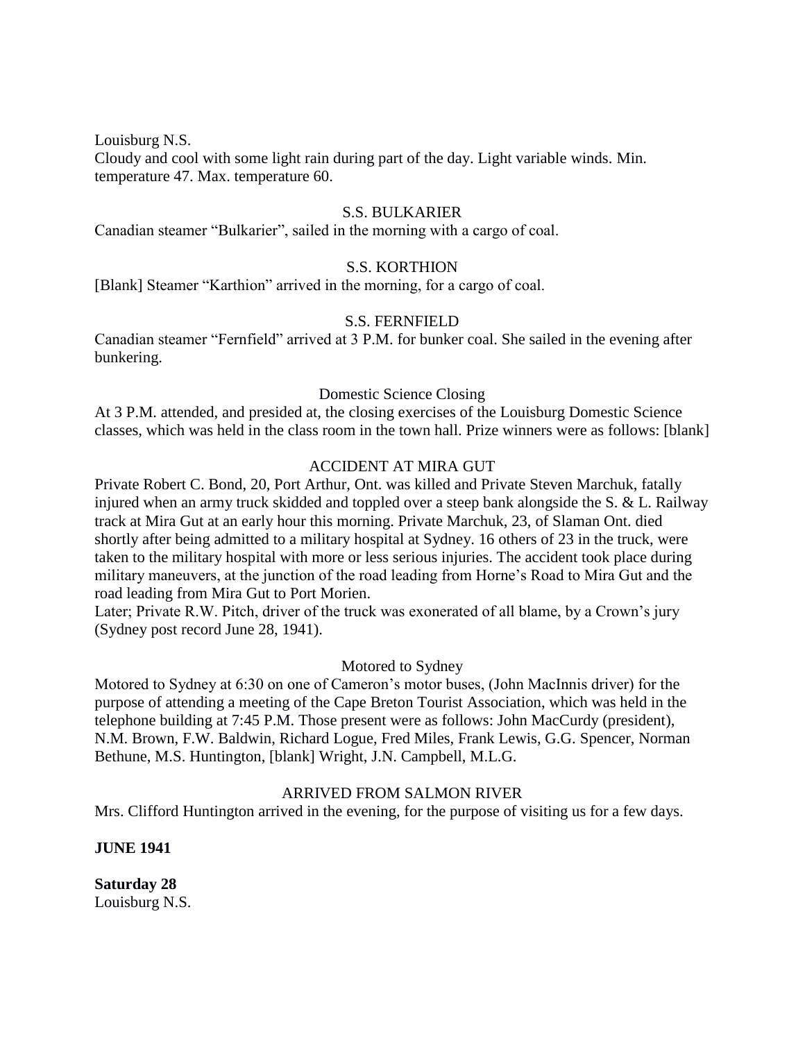Louisburg N.S.
Cloudy and cool with some light rain during part of the day. Light variable winds. Min. temperature 47. Max. temperature 60.

S.S. BULKARIER
Canadian steamer "Bulkarier", sailed in the morning with a cargo of coal.

S.S. KORTHION
[Blank] Steamer "Karthion" arrived in the morning, for a cargo of coal.

S.S. FERNFIELD
Canadian steamer "Fernfield" arrived at 3 P.M. for bunker coal. She sailed in the evening after bunkering.

Domestic Science Closing
At 3 P.M. attended, and presided at, the closing exercises of the Louisburg Domestic Science classes, which was held in the class room in the town hall. Prize winners were as follows: [blank]

ACCIDENT AT MIRA GUT
Private Robert C. Bond, 20, Port Arthur, Ont. was killed and Private Steven Marchuk, fatally injured when an army truck skidded and toppled over a steep bank alongside the S. & L. Railway track at Mira Gut at an early hour this morning. Private Marchuk, 23, of Slaman Ont. died shortly after being admitted to a military hospital at Sydney. 16 others of 23 in the truck, were taken to the military hospital with more or less serious injuries. The accident took place during military maneuvers, at the junction of the road leading from Horne's Road to Mira Gut and the road leading from Mira Gut to Port Morien.
Later; Private R.W. Pitch, driver of the truck was exonerated of all blame, by a Crown's jury (Sydney post record June 28, 1941).

Motored to Sydney
Motored to Sydney at 6:30 on one of Cameron's motor buses, (John MacInnis driver) for the purpose of attending a meeting of the Cape Breton Tourist Association, which was held in the telephone building at 7:45 P.M. Those present were as follows: John MacCurdy (president), N.M. Brown, F.W. Baldwin, Richard Logue, Fred Miles, Frank Lewis, G.G. Spencer, Norman Bethune, M.S. Huntington, [blank] Wright, J.N. Campbell, M.L.G.

ARRIVED FROM SALMON RIVER
Mrs. Clifford Huntington arrived in the evening, for the purpose of visiting us for a few days.

**JUNE 1941**

**Saturday 28**
Louisburg N.S.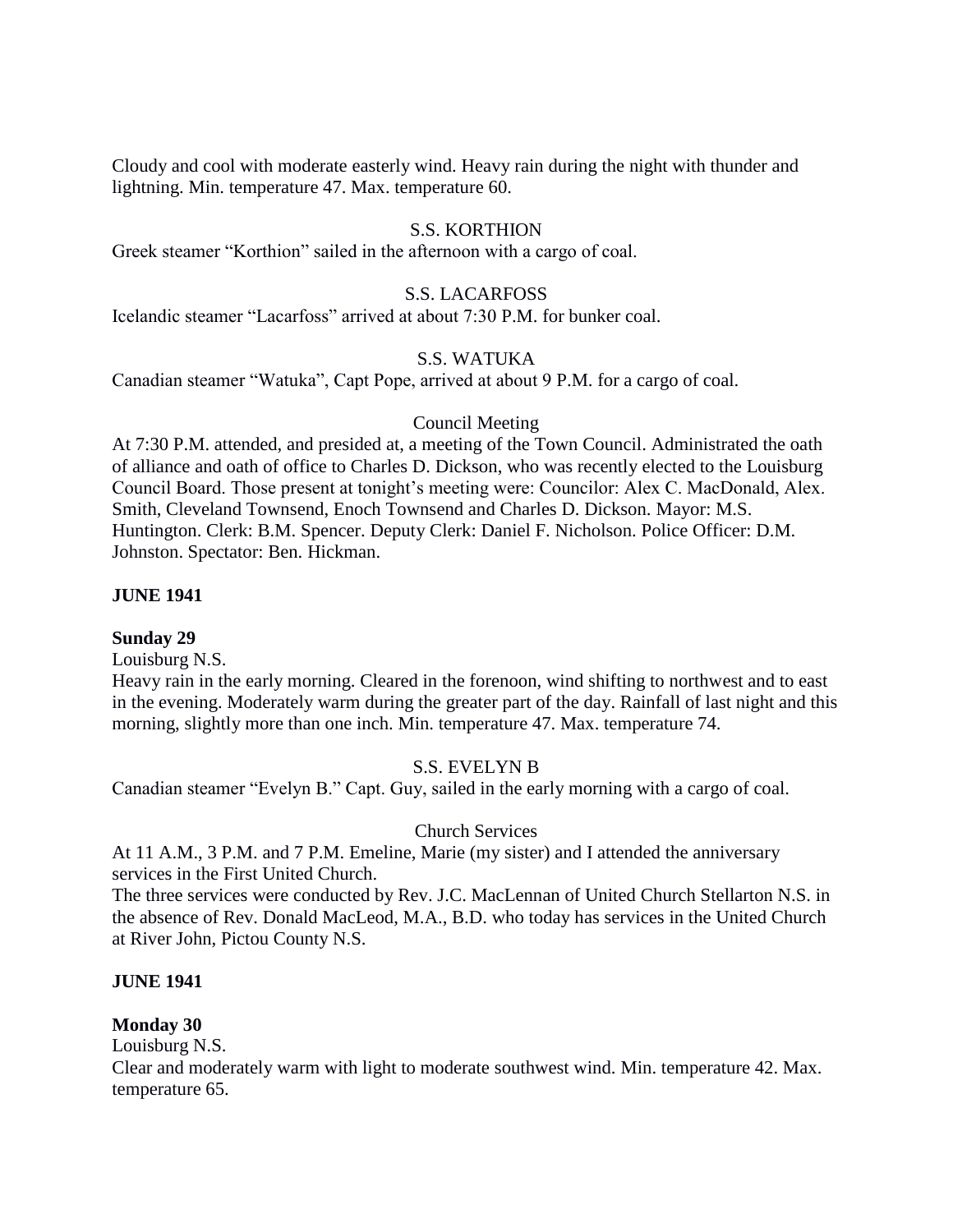Cloudy and cool with moderate easterly wind. Heavy rain during the night with thunder and lightning. Min. temperature 47. Max. temperature 60.

S.S. KORTHION

Greek steamer "Korthion" sailed in the afternoon with a cargo of coal.

S.S. LACARFOSS

Icelandic steamer "Lacarfoss" arrived at about 7:30 P.M. for bunker coal.

S.S. WATUKA

Canadian steamer "Watuka", Capt Pope, arrived at about 9 P.M. for a cargo of coal.

Council Meeting

At 7:30 P.M. attended, and presided at, a meeting of the Town Council. Administrated the oath of alliance and oath of office to Charles D. Dickson, who was recently elected to the Louisburg Council Board. Those present at tonight's meeting were: Councilor: Alex C. MacDonald, Alex. Smith, Cleveland Townsend, Enoch Townsend and Charles D. Dickson. Mayor: M.S. Huntington. Clerk: B.M. Spencer. Deputy Clerk: Daniel F. Nicholson. Police Officer: D.M. Johnston. Spectator: Ben. Hickman.

**JUNE 1941**

**Sunday 29**

Louisburg N.S.

Heavy rain in the early morning. Cleared in the forenoon, wind shifting to northwest and to east in the evening. Moderately warm during the greater part of the day. Rainfall of last night and this morning, slightly more than one inch. Min. temperature 47. Max. temperature 74.

S.S. EVELYN B

Canadian steamer "Evelyn B." Capt. Guy, sailed in the early morning with a cargo of coal.

Church Services

At 11 A.M., 3 P.M. and 7 P.M. Emeline, Marie (my sister) and I attended the anniversary services in the First United Church.

The three services were conducted by Rev. J.C. MacLennan of United Church Stellarton N.S. in the absence of Rev. Donald MacLeod, M.A., B.D. who today has services in the United Church at River John, Pictou County N.S.

**JUNE 1941**

**Monday 30**

Louisburg N.S.

Clear and moderately warm with light to moderate southwest wind. Min. temperature 42. Max. temperature 65.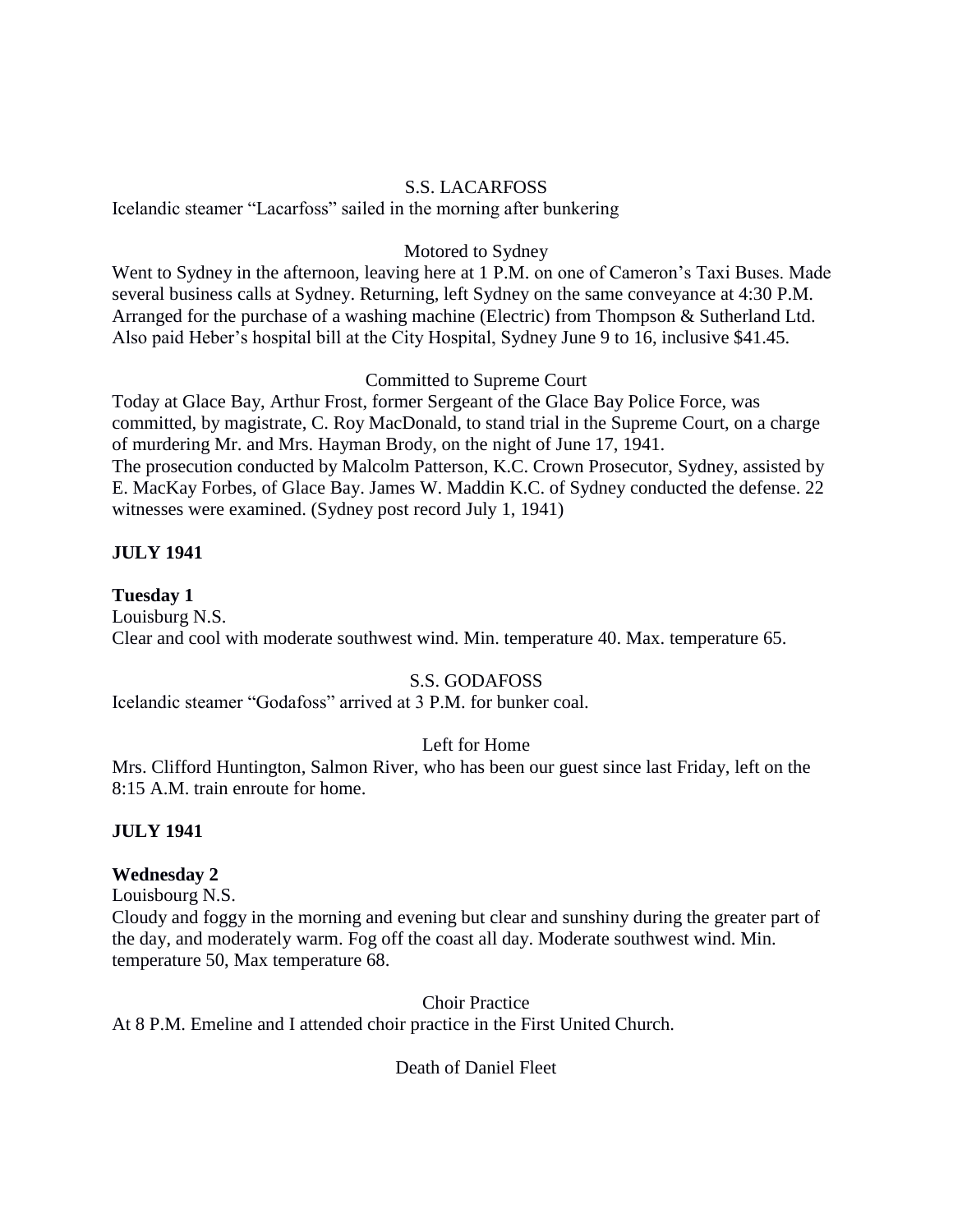S.S. LACARFOSS

Icelandic steamer "Lacarfoss" sailed in the morning after bunkering

Motored to Sydney

Went to Sydney in the afternoon, leaving here at 1 P.M. on one of Cameron's Taxi Buses. Made several business calls at Sydney. Returning, left Sydney on the same conveyance at 4:30 P.M. Arranged for the purchase of a washing machine (Electric) from Thompson & Sutherland Ltd. Also paid Heber's hospital bill at the City Hospital, Sydney June 9 to 16, inclusive $41.45.

Committed to Supreme Court

Today at Glace Bay, Arthur Frost, former Sergeant of the Glace Bay Police Force, was committed, by magistrate, C. Roy MacDonald, to stand trial in the Supreme Court, on a charge of murdering Mr. and Mrs. Hayman Brody, on the night of June 17, 1941.
The prosecution conducted by Malcolm Patterson, K.C. Crown Prosecutor, Sydney, assisted by E. MacKay Forbes, of Glace Bay. James W. Maddin K.C. of Sydney conducted the defense. 22 witnesses were examined. (Sydney post record July 1, 1941)

**JULY 1941**

**Tuesday 1**

Louisburg N.S.
Clear and cool with moderate southwest wind. Min. temperature 40. Max. temperature 65.

S.S. GODAFOSS

Icelandic steamer "Godafoss" arrived at 3 P.M. for bunker coal.

Left for Home

Mrs. Clifford Huntington, Salmon River, who has been our guest since last Friday, left on the 8:15 A.M. train enroute for home.

**JULY 1941**

**Wednesday 2**

Louisbourg N.S.
Cloudy and foggy in the morning and evening but clear and sunshiny during the greater part of the day, and moderately warm. Fog off the coast all day. Moderate southwest wind. Min. temperature 50, Max temperature 68.

Choir Practice

At 8 P.M. Emeline and I attended choir practice in the First United Church.

Death of Daniel Fleet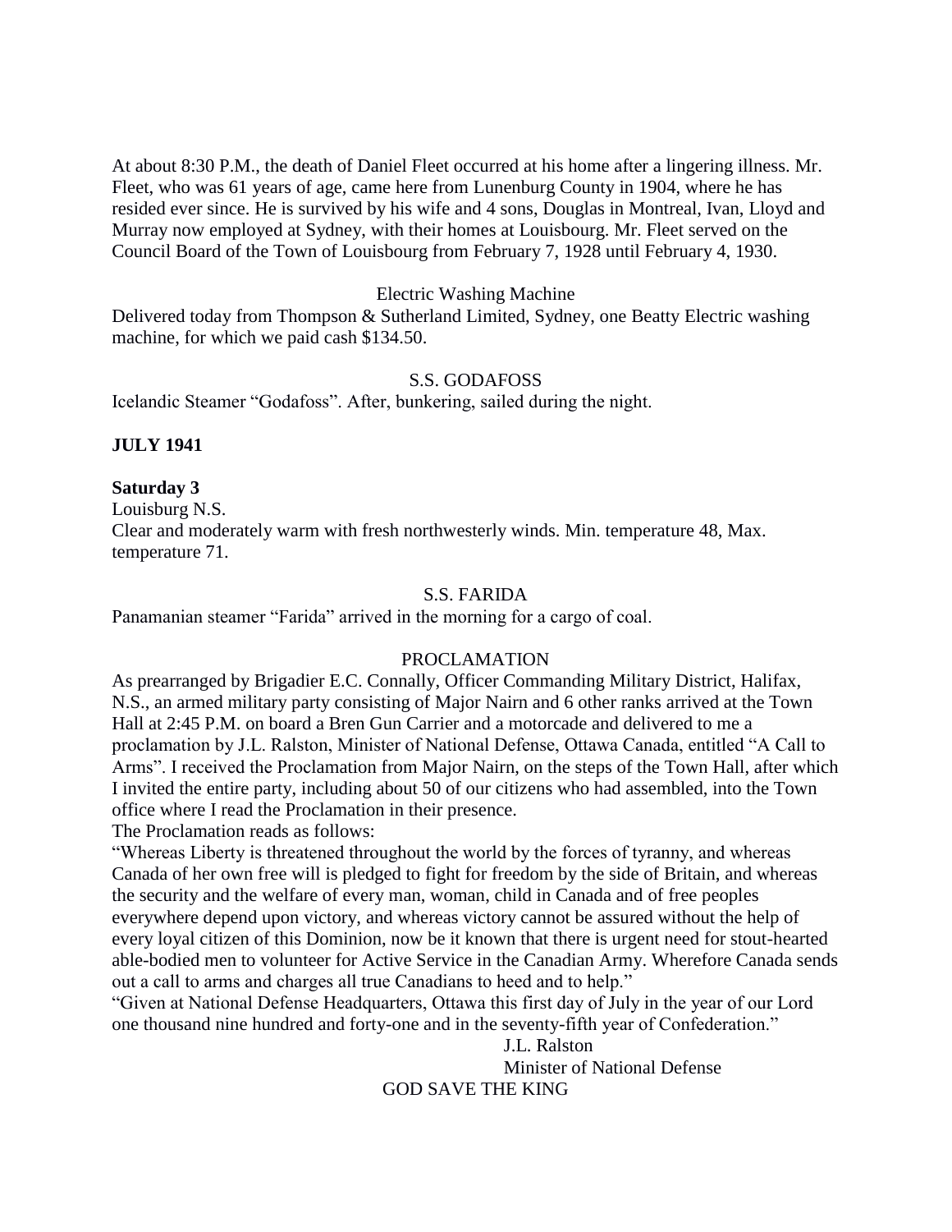At about 8:30 P.M., the death of Daniel Fleet occurred at his home after a lingering illness. Mr. Fleet, who was 61 years of age, came here from Lunenburg County in 1904, where he has resided ever since. He is survived by his wife and 4 sons, Douglas in Montreal, Ivan, Lloyd and Murray now employed at Sydney, with their homes at Louisbourg. Mr. Fleet served on the Council Board of the Town of Louisbourg from February 7, 1928 until February 4, 1930.

Electric Washing Machine

Delivered today from Thompson & Sutherland Limited, Sydney, one Beatty Electric washing machine, for which we paid cash $134.50.

S.S. GODAFOSS

Icelandic Steamer "Godafoss". After, bunkering, sailed during the night.

**JULY 1941**

**Saturday 3**

Louisburg N.S.

Clear and moderately warm with fresh northwesterly winds. Min. temperature 48, Max. temperature 71.

S.S. FARIDA

Panamanian steamer "Farida" arrived in the morning for a cargo of coal.

PROCLAMATION

As prearranged by Brigadier E.C. Connally, Officer Commanding Military District, Halifax, N.S., an armed military party consisting of Major Nairn and 6 other ranks arrived at the Town Hall at 2:45 P.M. on board a Bren Gun Carrier and a motorcade and delivered to me a proclamation by J.L. Ralston, Minister of National Defense, Ottawa Canada, entitled "A Call to Arms". I received the Proclamation from Major Nairn, on the steps of the Town Hall, after which I invited the entire party, including about 50 of our citizens who had assembled, into the Town office where I read the Proclamation in their presence.

The Proclamation reads as follows:

"Whereas Liberty is threatened throughout the world by the forces of tyranny, and whereas Canada of her own free will is pledged to fight for freedom by the side of Britain, and whereas the security and the welfare of every man, woman, child in Canada and of free peoples everywhere depend upon victory, and whereas victory cannot be assured without the help of every loyal citizen of this Dominion, now be it known that there is urgent need for stout-hearted able-bodied men to volunteer for Active Service in the Canadian Army. Wherefore Canada sends out a call to arms and charges all true Canadians to heed and to help."

"Given at National Defense Headquarters, Ottawa this first day of July in the year of our Lord one thousand nine hundred and forty-one and in the seventy-fifth year of Confederation."

J.L. Ralston

Minister of National Defense

GOD SAVE THE KING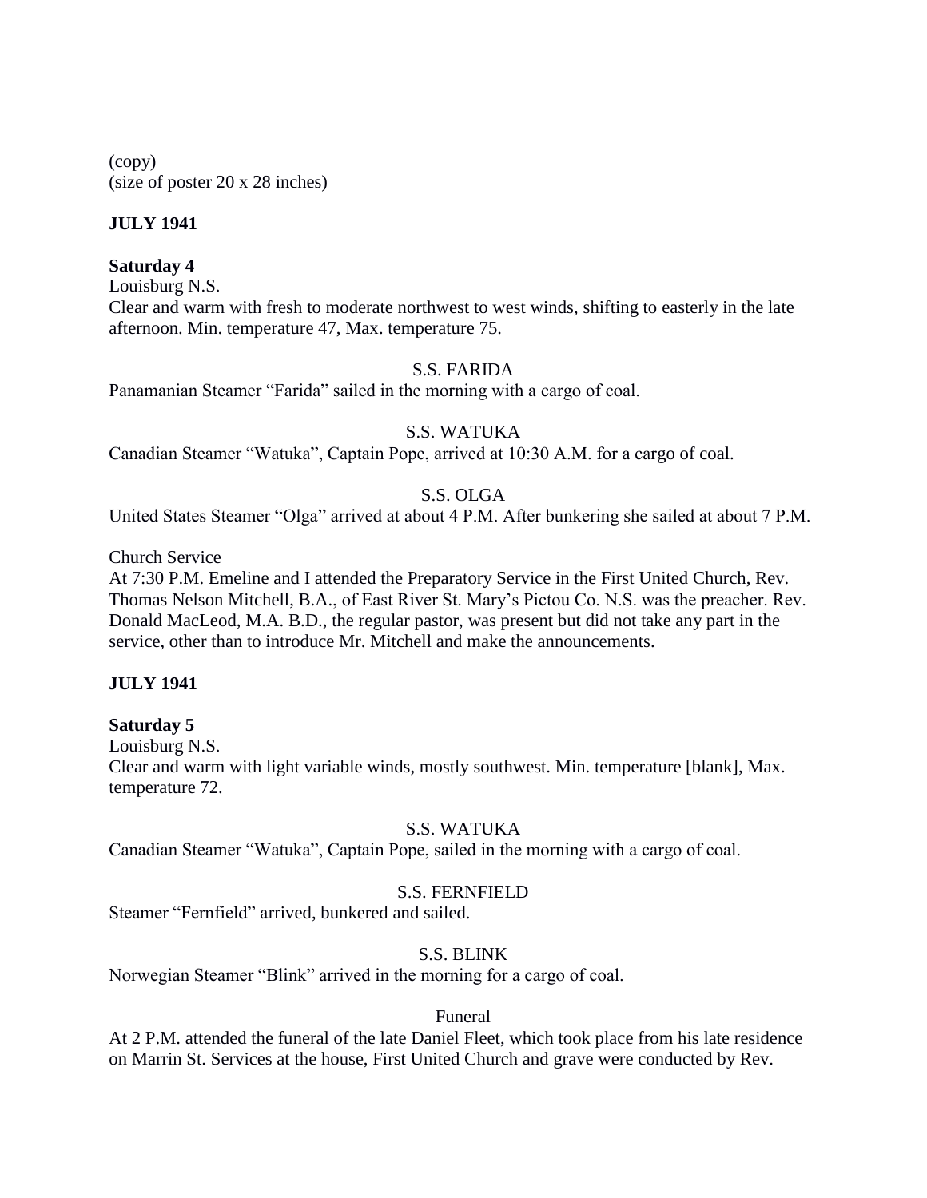(copy)
(size of poster 20 x 28 inches)

**JULY 1941**

**Saturday 4**
Louisburg N.S.
Clear and warm with fresh to moderate northwest to west winds, shifting to easterly in the late afternoon. Min. temperature 47, Max. temperature 75.

S.S. FARIDA
Panamanian Steamer "Farida" sailed in the morning with a cargo of coal.

S.S. WATUKA
Canadian Steamer "Watuka", Captain Pope, arrived at 10:30 A.M. for a cargo of coal.

S.S. OLGA
United States Steamer "Olga" arrived at about 4 P.M. After bunkering she sailed at about 7 P.M.

Church Service
At 7:30 P.M. Emeline and I attended the Preparatory Service in the First United Church, Rev. Thomas Nelson Mitchell, B.A., of East River St. Mary's Pictou Co. N.S. was the preacher. Rev. Donald MacLeod, M.A. B.D., the regular pastor, was present but did not take any part in the service, other than to introduce Mr. Mitchell and make the announcements.

**JULY 1941**

**Saturday 5**
Louisburg N.S.
Clear and warm with light variable winds, mostly southwest. Min. temperature [blank], Max. temperature 72.

S.S. WATUKA
Canadian Steamer "Watuka", Captain Pope, sailed in the morning with a cargo of coal.

S.S. FERNFIELD
Steamer "Fernfield" arrived, bunkered and sailed.

S.S. BLINK
Norwegian Steamer "Blink" arrived in the morning for a cargo of coal.

Funeral
At 2 P.M. attended the funeral of the late Daniel Fleet, which took place from his late residence on Marrin St. Services at the house, First United Church and grave were conducted by Rev.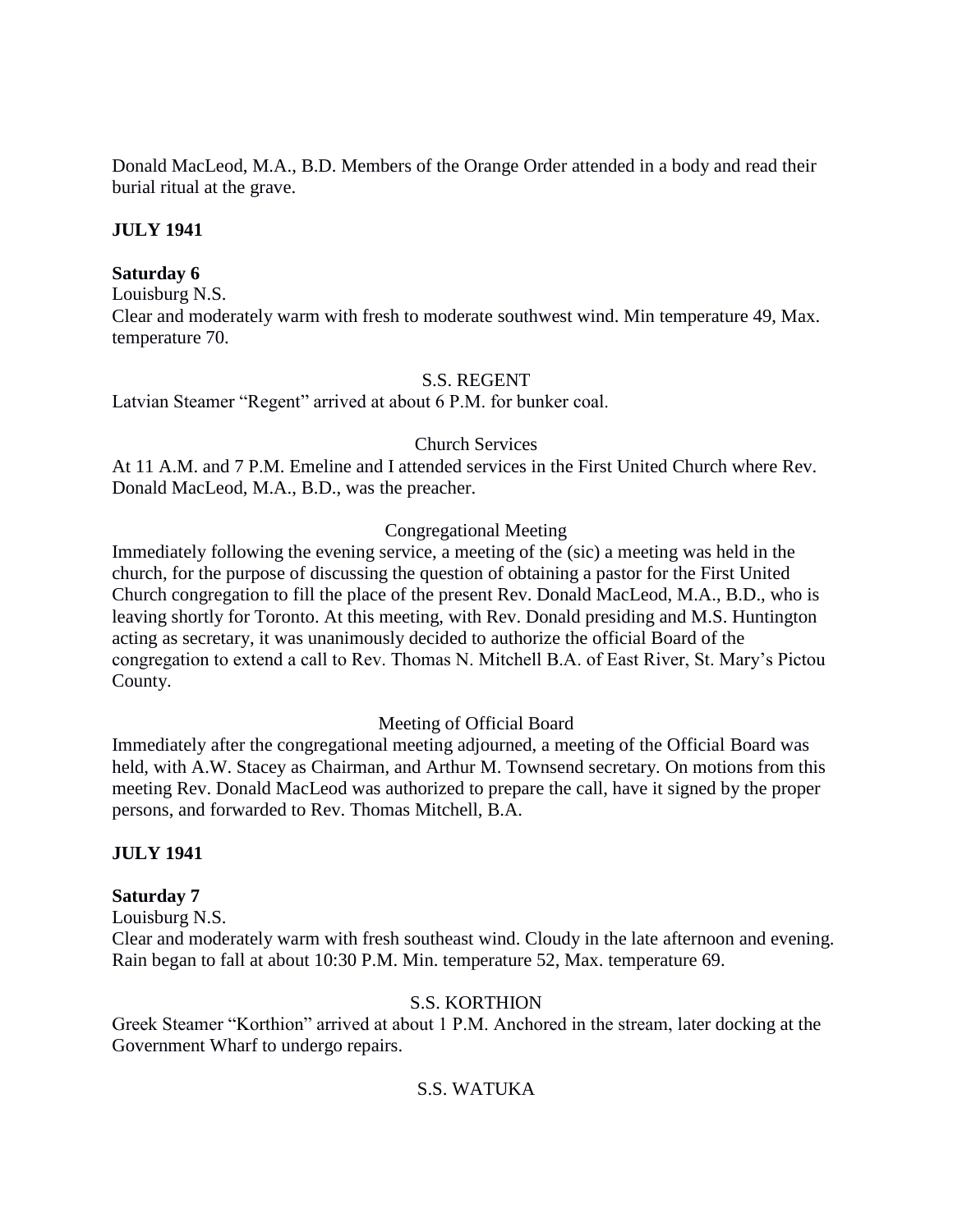Donald MacLeod, M.A., B.D. Members of the Orange Order attended in a body and read their burial ritual at the grave.

**JULY 1941**

**Saturday 6**

Louisburg N.S.

Clear and moderately warm with fresh to moderate southwest wind. Min temperature 49, Max. temperature 70.

S.S. REGENT

Latvian Steamer "Regent" arrived at about 6 P.M. for bunker coal.

Church Services

At 11 A.M. and 7 P.M. Emeline and I attended services in the First United Church where Rev. Donald MacLeod, M.A., B.D., was the preacher.

Congregational Meeting

Immediately following the evening service, a meeting of the (sic) a meeting was held in the church, for the purpose of discussing the question of obtaining a pastor for the First United Church congregation to fill the place of the present Rev. Donald MacLeod, M.A., B.D., who is leaving shortly for Toronto. At this meeting, with Rev. Donald presiding and M.S. Huntington acting as secretary, it was unanimously decided to authorize the official Board of the congregation to extend a call to Rev. Thomas N. Mitchell B.A. of East River, St. Mary's Pictou County.

Meeting of Official Board

Immediately after the congregational meeting adjourned, a meeting of the Official Board was held, with A.W. Stacey as Chairman, and Arthur M. Townsend secretary. On motions from this meeting Rev. Donald MacLeod was authorized to prepare the call, have it signed by the proper persons, and forwarded to Rev. Thomas Mitchell, B.A.

**JULY 1941**

**Saturday 7**

Louisburg N.S.

Clear and moderately warm with fresh southeast wind. Cloudy in the late afternoon and evening. Rain began to fall at about 10:30 P.M. Min. temperature 52, Max. temperature 69.

S.S. KORTHION

Greek Steamer "Korthion" arrived at about 1 P.M. Anchored in the stream, later docking at the Government Wharf to undergo repairs.

S.S. WATUKA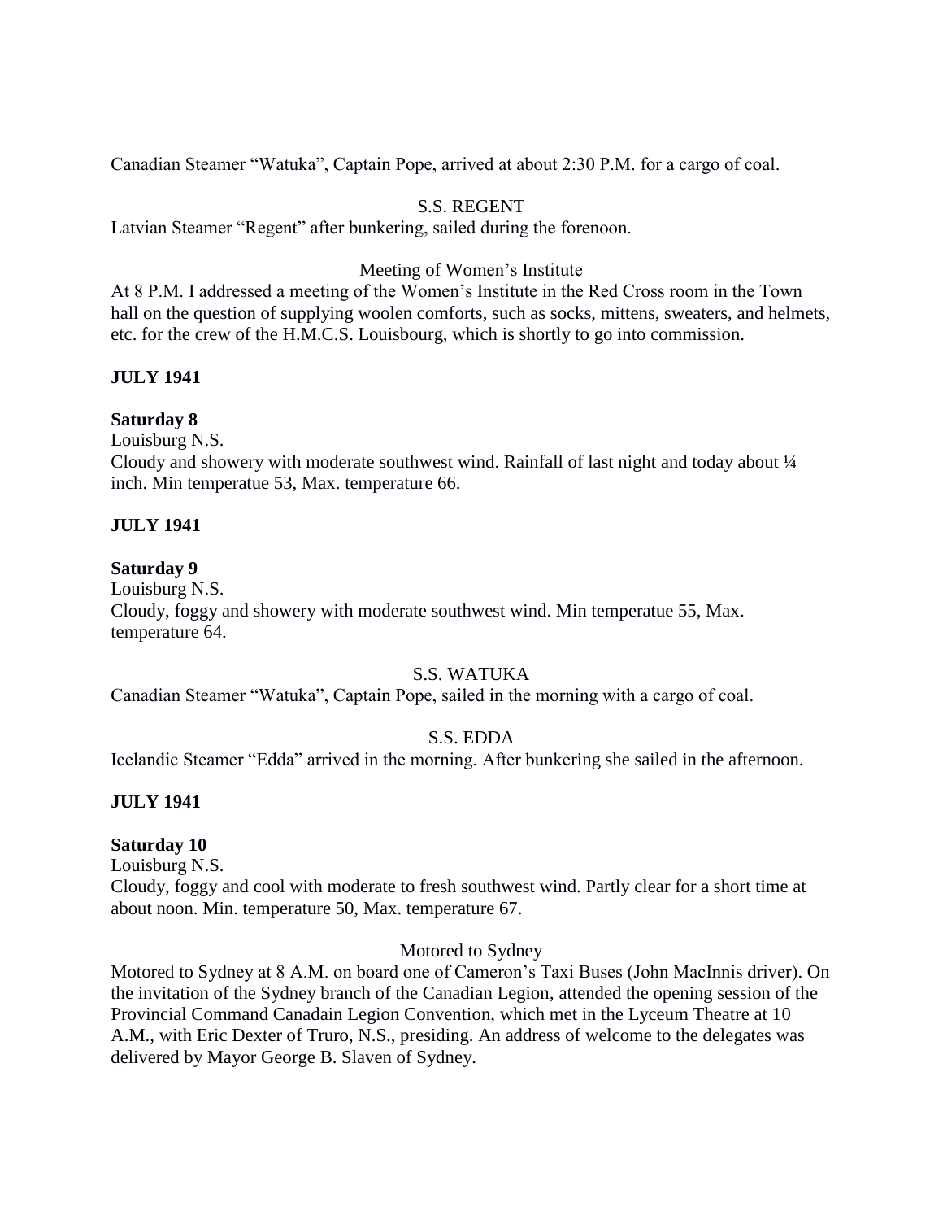Canadian Steamer "Watuka", Captain Pope, arrived at about 2:30 P.M. for a cargo of coal.

S.S. REGENT

Latvian Steamer "Regent" after bunkering, sailed during the forenoon.

Meeting of Women's Institute

At 8 P.M. I addressed a meeting of the Women's Institute in the Red Cross room in the Town hall on the question of supplying woolen comforts, such as socks, mittens, sweaters, and helmets, etc. for the crew of the H.M.C.S. Louisbourg, which is shortly to go into commission.

**JULY 1941**

**Saturday 8**

Louisburg N.S.

Cloudy and showery with moderate southwest wind. Rainfall of last night and today about ¼ inch. Min temperatue 53, Max. temperature 66.

**JULY 1941**

**Saturday 9**

Louisburg N.S.

Cloudy, foggy and showery with moderate southwest wind. Min temperatue 55, Max. temperature 64.

S.S. WATUKA

Canadian Steamer "Watuka", Captain Pope, sailed in the morning with a cargo of coal.

S.S. EDDA

Icelandic Steamer "Edda" arrived in the morning. After bunkering she sailed in the afternoon.

**JULY 1941**

**Saturday 10**

Louisburg N.S.

Cloudy, foggy and cool with moderate to fresh southwest wind. Partly clear for a short time at about noon. Min. temperature 50, Max. temperature 67.

Motored to Sydney

Motored to Sydney at 8 A.M. on board one of Cameron's Taxi Buses (John MacInnis driver). On the invitation of the Sydney branch of the Canadian Legion, attended the opening session of the Provincial Command Canadain Legion Convention, which met in the Lyceum Theatre at 10 A.M., with Eric Dexter of Truro, N.S., presiding. An address of welcome to the delegates was delivered by Mayor George B. Slaven of Sydney.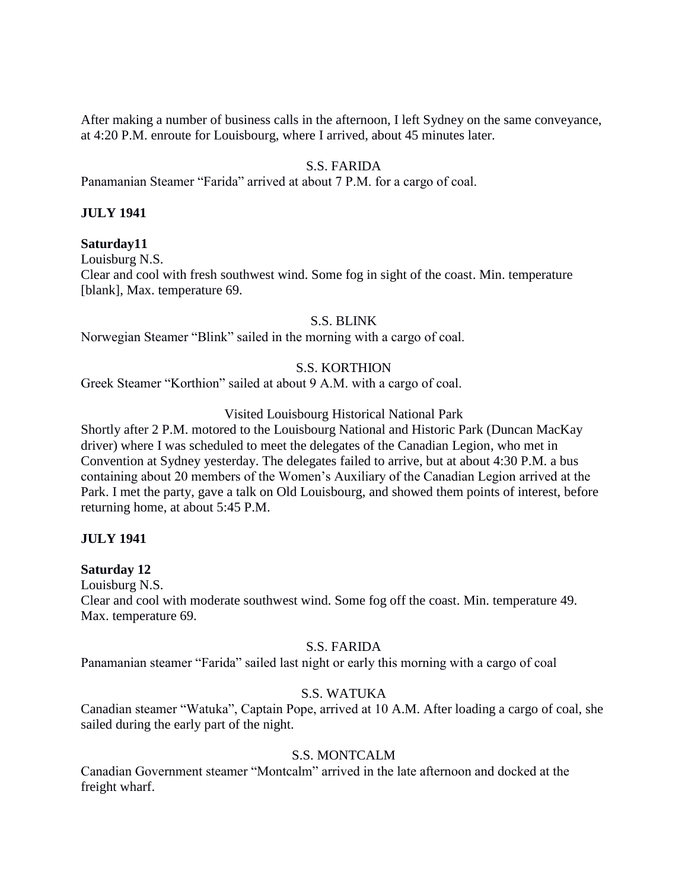After making a number of business calls in the afternoon, I left Sydney on the same conveyance, at 4:20 P.M. enroute for Louisbourg, where I arrived, about 45 minutes later.

S.S. FARIDA

Panamanian Steamer "Farida" arrived at about 7 P.M. for a cargo of coal.

**JULY 1941**

**Saturday11**

Louisburg N.S.

Clear and cool with fresh southwest wind. Some fog in sight of the coast. Min. temperature [blank], Max. temperature 69.

S.S. BLINK

Norwegian Steamer "Blink" sailed in the morning with a cargo of coal.

S.S. KORTHION

Greek Steamer "Korthion" sailed at about 9 A.M. with a cargo of coal.

Visited Louisbourg Historical National Park

Shortly after 2 P.M. motored to the Louisbourg National and Historic Park (Duncan MacKay driver) where I was scheduled to meet the delegates of the Canadian Legion, who met in Convention at Sydney yesterday. The delegates failed to arrive, but at about 4:30 P.M. a bus containing about 20 members of the Women's Auxiliary of the Canadian Legion arrived at the Park. I met the party, gave a talk on Old Louisbourg, and showed them points of interest, before returning home, at about 5:45 P.M.

**JULY 1941**

**Saturday 12**

Louisburg N.S.

Clear and cool with moderate southwest wind. Some fog off the coast. Min. temperature 49. Max. temperature 69.

S.S. FARIDA

Panamanian steamer "Farida" sailed last night or early this morning with a cargo of coal

S.S. WATUKA

Canadian steamer "Watuka", Captain Pope, arrived at 10 A.M. After loading a cargo of coal, she sailed during the early part of the night.

S.S. MONTCALM

Canadian Government steamer "Montcalm" arrived in the late afternoon and docked at the freight wharf.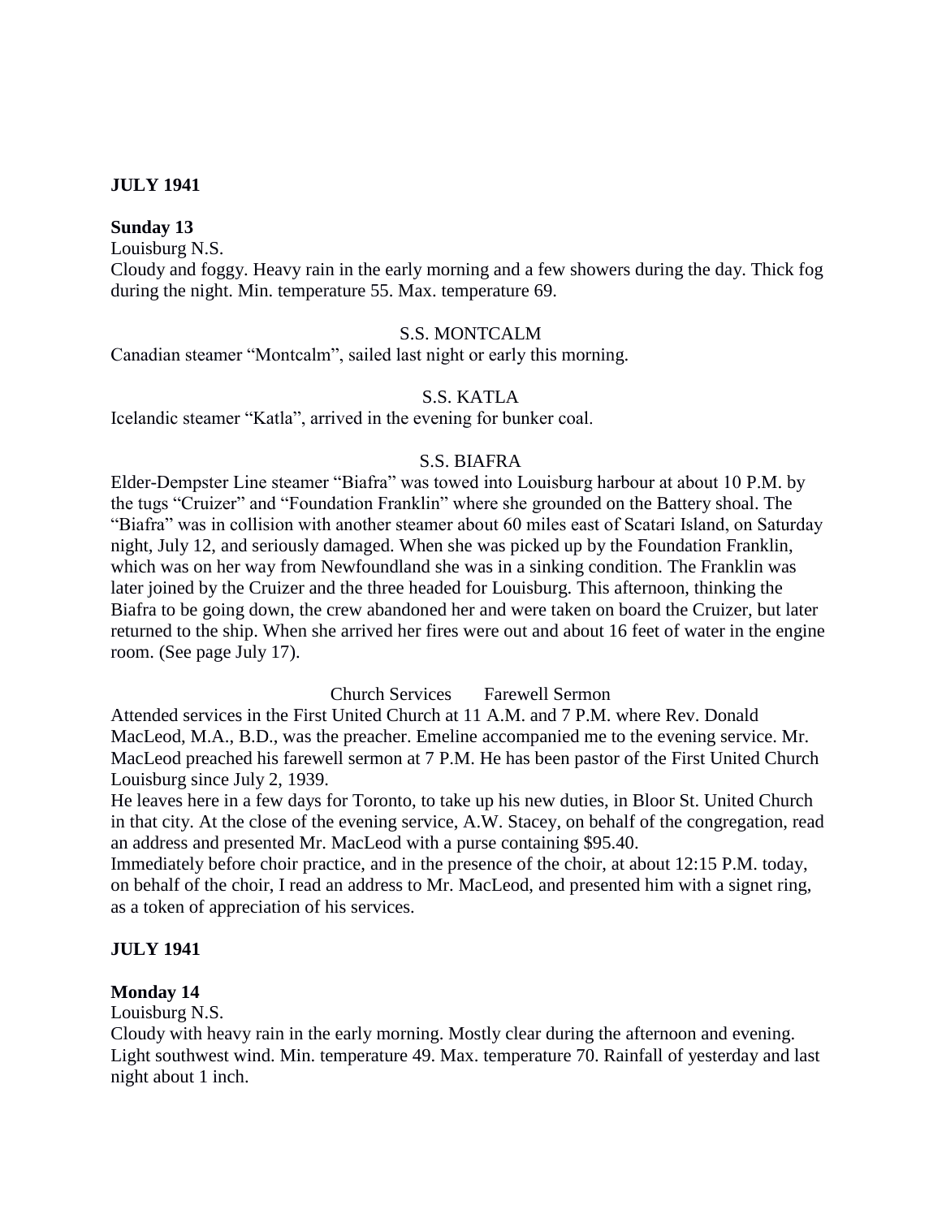**JULY 1941**

**Sunday 13**

Louisburg N.S.

Cloudy and foggy. Heavy rain in the early morning and a few showers during the day. Thick fog during the night. Min. temperature 55. Max. temperature 69.

S.S. MONTCALM

Canadian steamer "Montcalm", sailed last night or early this morning.

S.S. KATLA

Icelandic steamer "Katla", arrived in the evening for bunker coal.

S.S. BIAFRA

Elder-Dempster Line steamer "Biafra" was towed into Louisburg harbour at about 10 P.M. by the tugs "Cruizer" and "Foundation Franklin" where she grounded on the Battery shoal. The "Biafra" was in collision with another steamer about 60 miles east of Scatari Island, on Saturday night, July 12, and seriously damaged. When she was picked up by the Foundation Franklin, which was on her way from Newfoundland she was in a sinking condition. The Franklin was later joined by the Cruizer and the three headed for Louisburg. This afternoon, thinking the Biafra to be going down, the crew abandoned her and were taken on board the Cruizer, but later returned to the ship. When she arrived her fires were out and about 16 feet of water in the engine room. (See page July 17).

Church Services Farewell Sermon

Attended services in the First United Church at 11 A.M. and 7 P.M. where Rev. Donald MacLeod, M.A., B.D., was the preacher. Emeline accompanied me to the evening service. Mr. MacLeod preached his farewell sermon at 7 P.M. He has been pastor of the First United Church Louisburg since July 2, 1939.

He leaves here in a few days for Toronto, to take up his new duties, in Bloor St. United Church in that city. At the close of the evening service, A.W. Stacey, on behalf of the congregation, read an address and presented Mr. MacLeod with a purse containing $95.40.

Immediately before choir practice, and in the presence of the choir, at about 12:15 P.M. today, on behalf of the choir, I read an address to Mr. MacLeod, and presented him with a signet ring, as a token of appreciation of his services.

**JULY 1941**

**Monday 14**

Louisburg N.S.

Cloudy with heavy rain in the early morning. Mostly clear during the afternoon and evening. Light southwest wind. Min. temperature 49. Max. temperature 70. Rainfall of yesterday and last night about 1 inch.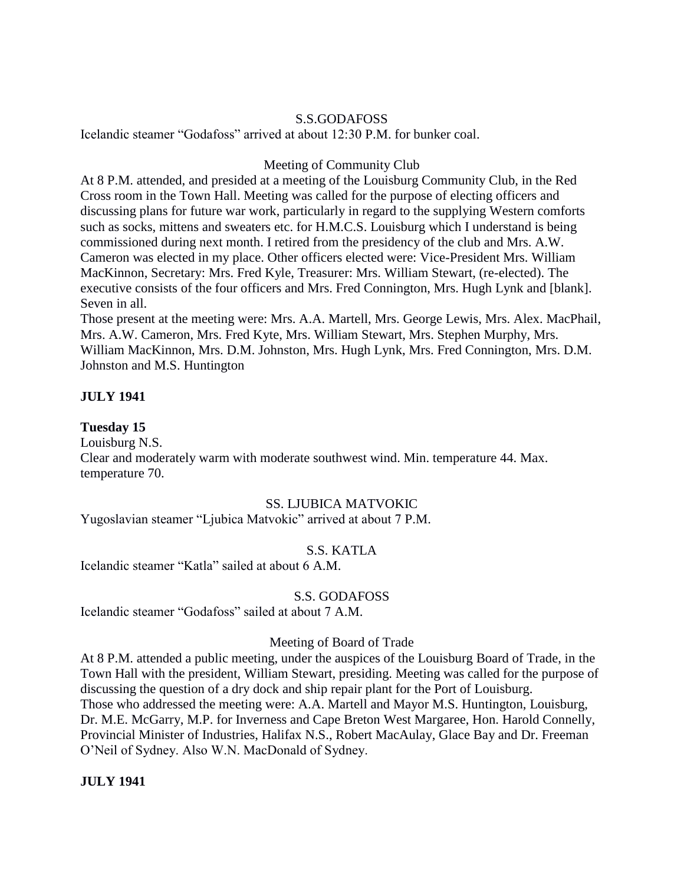S.S.GODAFOSS

Icelandic steamer "Godafoss" arrived at about 12:30 P.M. for bunker coal.

Meeting of Community Club

At 8 P.M. attended, and presided at a meeting of the Louisburg Community Club, in the Red Cross room in the Town Hall. Meeting was called for the purpose of electing officers and discussing plans for future war work, particularly in regard to the supplying Western comforts such as socks, mittens and sweaters etc. for H.M.C.S. Louisburg which I understand is being commissioned during next month. I retired from the presidency of the club and Mrs. A.W. Cameron was elected in my place. Other officers elected were: Vice-President Mrs. William MacKinnon, Secretary: Mrs. Fred Kyle, Treasurer: Mrs. William Stewart, (re-elected). The executive consists of the four officers and Mrs. Fred Connington, Mrs. Hugh Lynk and [blank]. Seven in all.

Those present at the meeting were: Mrs. A.A. Martell, Mrs. George Lewis, Mrs. Alex. MacPhail, Mrs. A.W. Cameron, Mrs. Fred Kyte, Mrs. William Stewart, Mrs. Stephen Murphy, Mrs. William MacKinnon, Mrs. D.M. Johnston, Mrs. Hugh Lynk, Mrs. Fred Connington, Mrs. D.M. Johnston and M.S. Huntington

**JULY 1941**

**Tuesday 15**

Louisburg N.S.

Clear and moderately warm with moderate southwest wind. Min. temperature 44. Max. temperature 70.

SS. LJUBICA MATVOKIC

Yugoslavian steamer "Ljubica Matvokic" arrived at about 7 P.M.

S.S. KATLA

Icelandic steamer "Katla" sailed at about 6 A.M.

S.S. GODAFOSS

Icelandic steamer "Godafoss" sailed at about 7 A.M.

Meeting of Board of Trade

At 8 P.M. attended a public meeting, under the auspices of the Louisburg Board of Trade, in the Town Hall with the president, William Stewart, presiding. Meeting was called for the purpose of discussing the question of a dry dock and ship repair plant for the Port of Louisburg.

Those who addressed the meeting were: A.A. Martell and Mayor M.S. Huntington, Louisburg, Dr. M.E. McGarry, M.P. for Inverness and Cape Breton West Margaree, Hon. Harold Connelly, Provincial Minister of Industries, Halifax N.S., Robert MacAulay, Glace Bay and Dr. Freeman O'Neil of Sydney. Also W.N. MacDonald of Sydney.

**JULY 1941**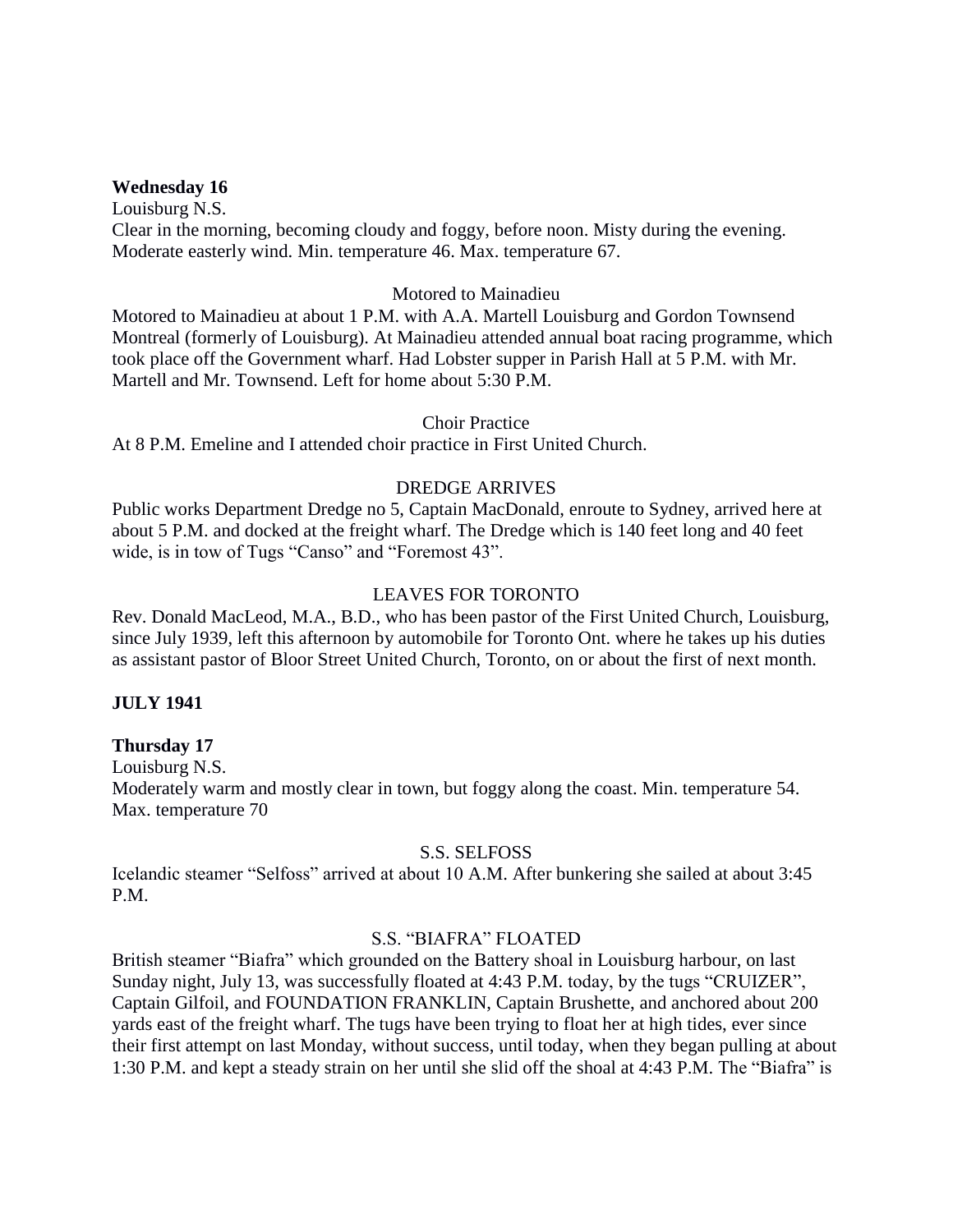**Wednesday 16**

Louisburg N.S.

Clear in the morning, becoming cloudy and foggy, before noon. Misty during the evening. Moderate easterly wind. Min. temperature 46. Max. temperature 67.

Motored to Mainadieu

Motored to Mainadieu at about 1 P.M. with A.A. Martell Louisburg and Gordon Townsend Montreal (formerly of Louisburg). At Mainadieu attended annual boat racing programme, which took place off the Government wharf. Had Lobster supper in Parish Hall at 5 P.M. with Mr. Martell and Mr. Townsend. Left for home about 5:30 P.M.

Choir Practice

At 8 P.M. Emeline and I attended choir practice in First United Church.

DREDGE ARRIVES

Public works Department Dredge no 5, Captain MacDonald, enroute to Sydney, arrived here at about 5 P.M. and docked at the freight wharf. The Dredge which is 140 feet long and 40 feet wide, is in tow of Tugs "Canso" and "Foremost 43".

LEAVES FOR TORONTO

Rev. Donald MacLeod, M.A., B.D., who has been pastor of the First United Church, Louisburg, since July 1939, left this afternoon by automobile for Toronto Ont. where he takes up his duties as assistant pastor of Bloor Street United Church, Toronto, on or about the first of next month.

**JULY 1941**

**Thursday 17**

Louisburg N.S.

Moderately warm and mostly clear in town, but foggy along the coast. Min. temperature 54. Max. temperature 70

S.S. SELFOSS

Icelandic steamer "Selfoss" arrived at about 10 A.M. After bunkering she sailed at about 3:45 P.M.

S.S. "BIAFRA" FLOATED

British steamer "Biafra" which grounded on the Battery shoal in Louisburg harbour, on last Sunday night, July 13, was successfully floated at 4:43 P.M. today, by the tugs "CRUIZER", Captain Gilfoil, and FOUNDATION FRANKLIN, Captain Brushette, and anchored about 200 yards east of the freight wharf. The tugs have been trying to float her at high tides, ever since their first attempt on last Monday, without success, until today, when they began pulling at about 1:30 P.M. and kept a steady strain on her until she slid off the shoal at 4:43 P.M. The "Biafra" is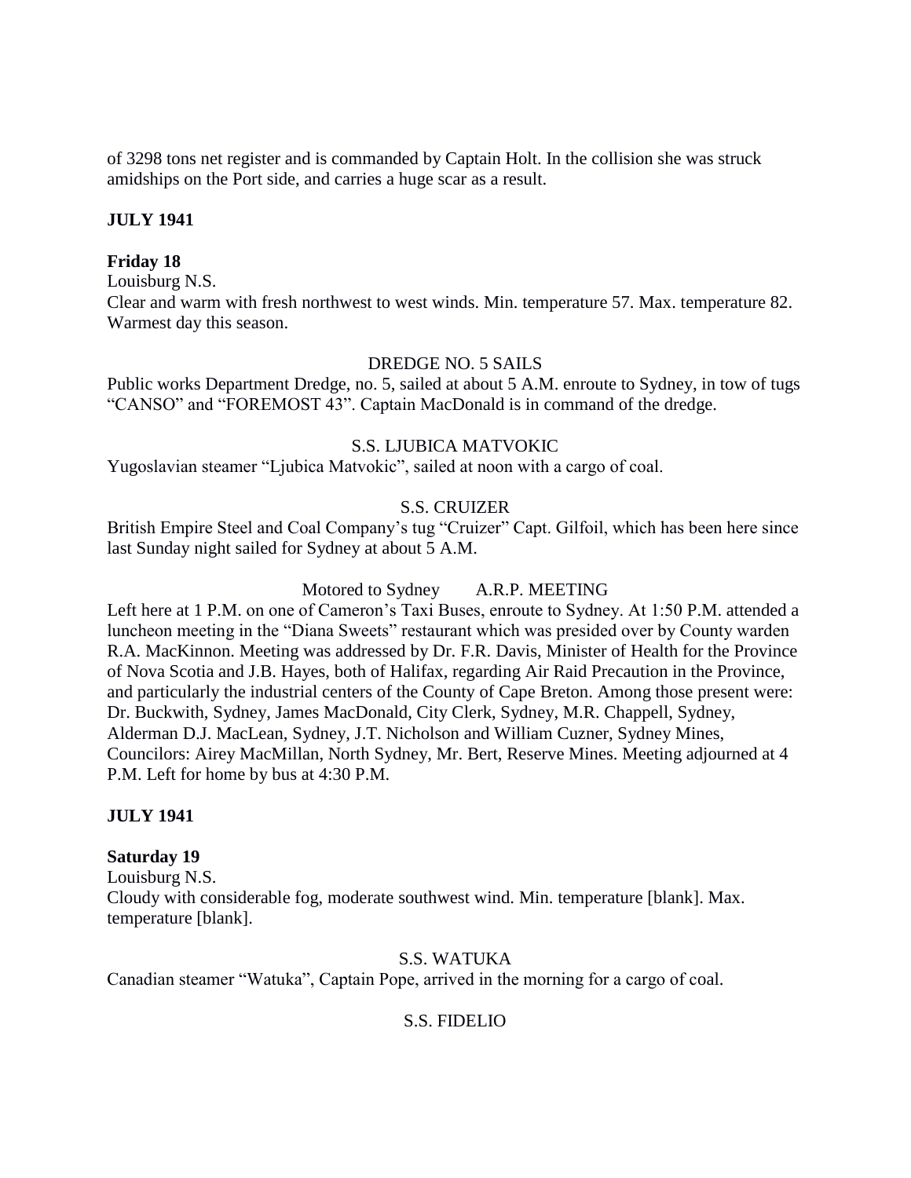of 3298 tons net register and is commanded by Captain Holt. In the collision she was struck amidships on the Port side, and carries a huge scar as a result.

**JULY 1941**

**Friday 18**

Louisburg N.S.

Clear and warm with fresh northwest to west winds. Min. temperature 57. Max. temperature 82. Warmest day this season.

DREDGE NO. 5 SAILS

Public works Department Dredge, no. 5, sailed at about 5 A.M. enroute to Sydney, in tow of tugs "CANSO" and "FOREMOST 43". Captain MacDonald is in command of the dredge.

S.S. LJUBICA MATVOKIC

Yugoslavian steamer "Ljubica Matvokic", sailed at noon with a cargo of coal.

S.S. CRUIZER

British Empire Steel and Coal Company's tug "Cruizer" Capt. Gilfoil, which has been here since last Sunday night sailed for Sydney at about 5 A.M.

Motored to Sydney A.R.P. MEETING

Left here at 1 P.M. on one of Cameron's Taxi Buses, enroute to Sydney. At 1:50 P.M. attended a luncheon meeting in the "Diana Sweets" restaurant which was presided over by County warden R.A. MacKinnon. Meeting was addressed by Dr. F.R. Davis, Minister of Health for the Province of Nova Scotia and J.B. Hayes, both of Halifax, regarding Air Raid Precaution in the Province, and particularly the industrial centers of the County of Cape Breton. Among those present were: Dr. Buckwith, Sydney, James MacDonald, City Clerk, Sydney, M.R. Chappell, Sydney, Alderman D.J. MacLean, Sydney, J.T. Nicholson and William Cuzner, Sydney Mines, Councilors: Airey MacMillan, North Sydney, Mr. Bert, Reserve Mines. Meeting adjourned at 4 P.M. Left for home by bus at 4:30 P.M.

**JULY 1941**

**Saturday 19**

Louisburg N.S.

Cloudy with considerable fog, moderate southwest wind. Min. temperature [blank]. Max. temperature [blank].

S.S. WATUKA

Canadian steamer "Watuka", Captain Pope, arrived in the morning for a cargo of coal.

S.S. FIDELIO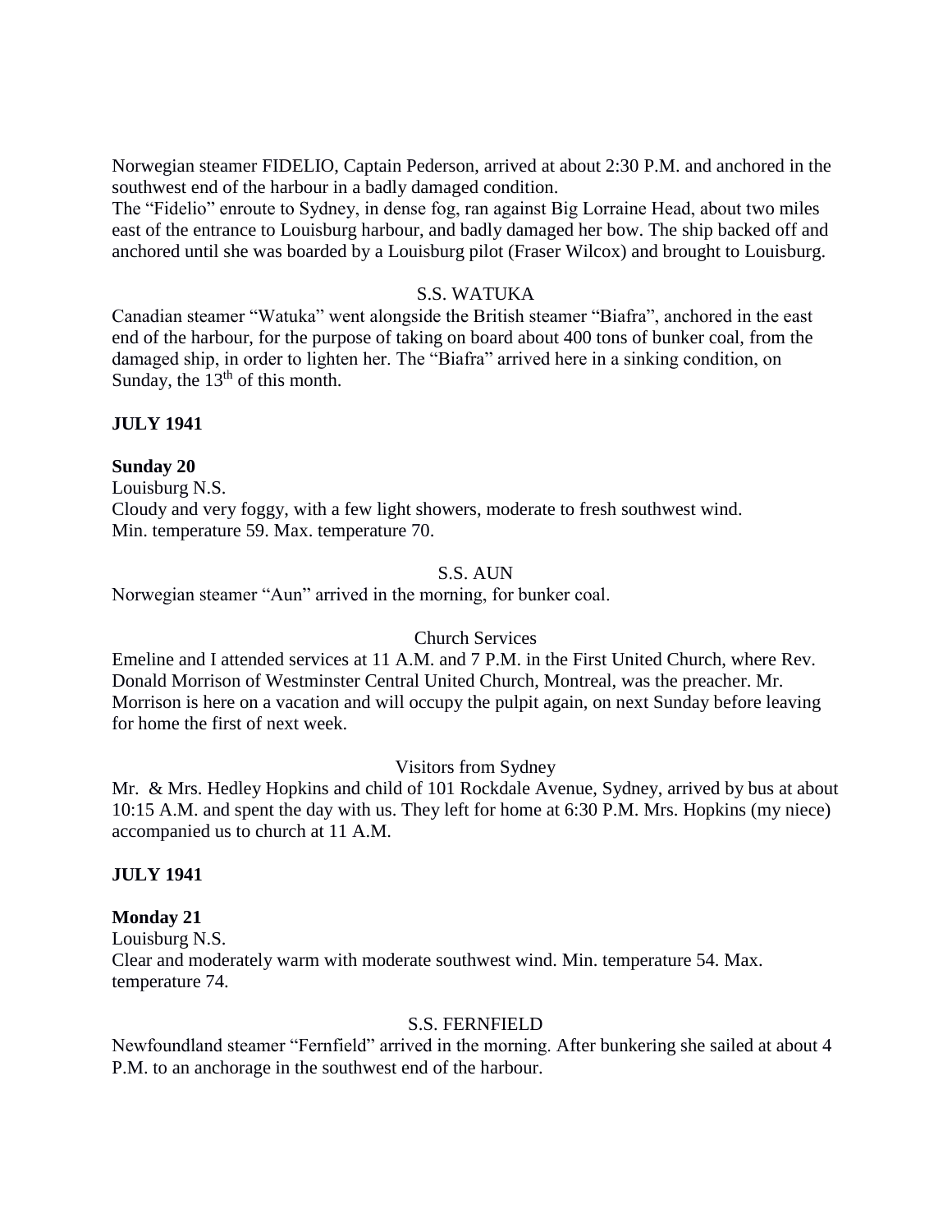Norwegian steamer FIDELIO, Captain Pederson, arrived at about 2:30 P.M. and anchored in the southwest end of the harbour in a badly damaged condition.
The "Fidelio" enroute to Sydney, in dense fog, ran against Big Lorraine Head, about two miles east of the entrance to Louisburg harbour, and badly damaged her bow. The ship backed off and anchored until she was boarded by a Louisburg pilot (Fraser Wilcox) and brought to Louisburg.

S.S. WATUKA

Canadian steamer "Watuka" went alongside the British steamer "Biafra", anchored in the east end of the harbour, for the purpose of taking on board about 400 tons of bunker coal, from the damaged ship, in order to lighten her. The "Biafra" arrived here in a sinking condition, on Sunday, the 13th of this month.

**JULY 1941**

**Sunday 20**

Louisburg N.S.
Cloudy and very foggy, with a few light showers, moderate to fresh southwest wind.
Min. temperature 59. Max. temperature 70.

S.S. AUN

Norwegian steamer "Aun" arrived in the morning, for bunker coal.

Church Services

Emeline and I attended services at 11 A.M. and 7 P.M. in the First United Church, where Rev. Donald Morrison of Westminster Central United Church, Montreal, was the preacher. Mr. Morrison is here on a vacation and will occupy the pulpit again, on next Sunday before leaving for home the first of next week.

Visitors from Sydney

Mr. & Mrs. Hedley Hopkins and child of 101 Rockdale Avenue, Sydney, arrived by bus at about 10:15 A.M. and spent the day with us. They left for home at 6:30 P.M. Mrs. Hopkins (my niece) accompanied us to church at 11 A.M.

**JULY 1941**

**Monday 21**

Louisburg N.S.
Clear and moderately warm with moderate southwest wind. Min. temperature 54. Max. temperature 74.

S.S. FERNFIELD

Newfoundland steamer "Fernfield" arrived in the morning. After bunkering she sailed at about 4 P.M. to an anchorage in the southwest end of the harbour.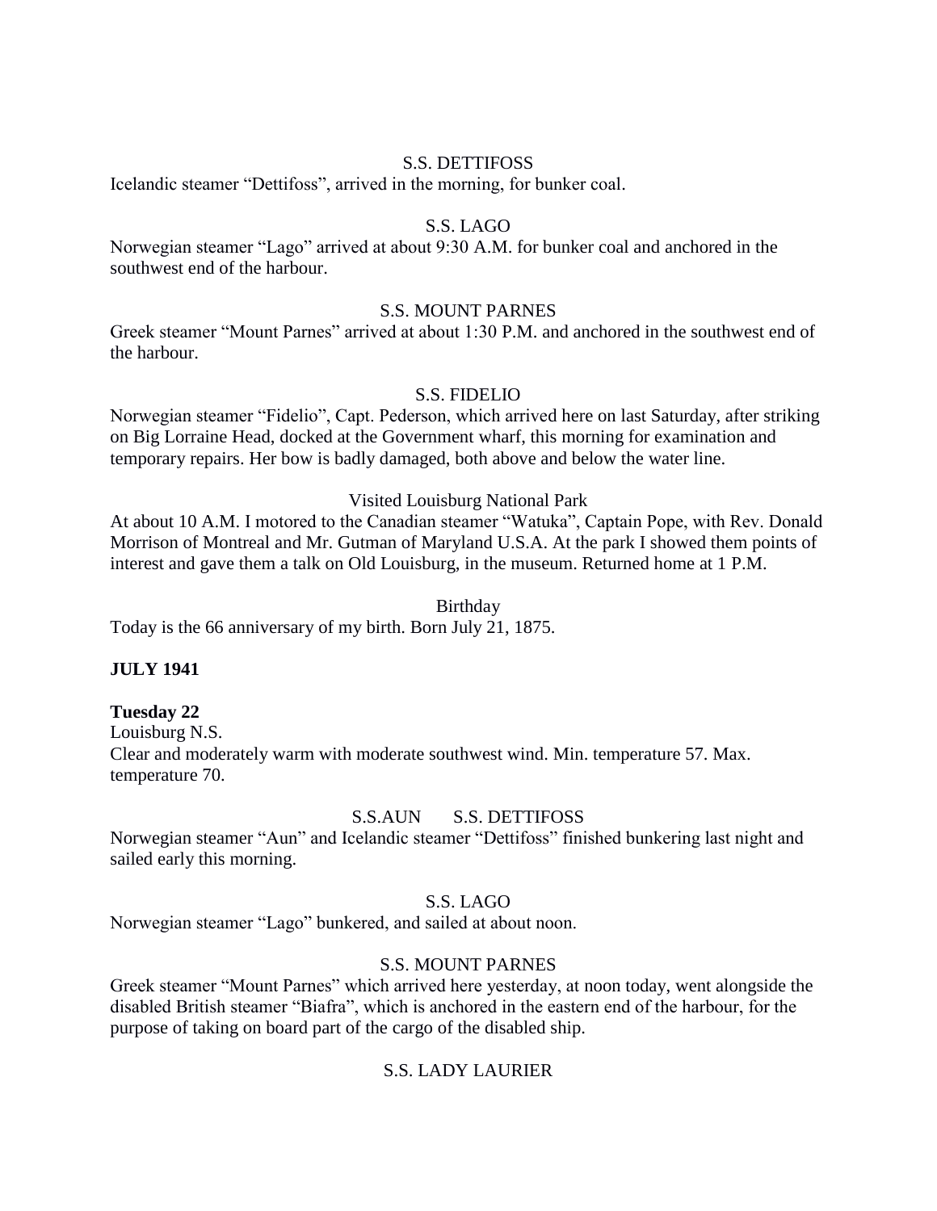S.S. DETTIFOSS

Icelandic steamer "Dettifoss", arrived in the morning, for bunker coal.

S.S. LAGO

Norwegian steamer "Lago" arrived at about 9:30 A.M. for bunker coal and anchored in the southwest end of the harbour.

S.S. MOUNT PARNES

Greek steamer "Mount Parnes" arrived at about 1:30 P.M. and anchored in the southwest end of the harbour.

S.S. FIDELIO

Norwegian steamer "Fidelio", Capt. Pederson, which arrived here on last Saturday, after striking on Big Lorraine Head, docked at the Government wharf, this morning for examination and temporary repairs. Her bow is badly damaged, both above and below the water line.

Visited Louisburg National Park

At about 10 A.M. I motored to the Canadian steamer "Watuka", Captain Pope, with Rev. Donald Morrison of Montreal and Mr. Gutman of Maryland U.S.A. At the park I showed them points of interest and gave them a talk on Old Louisburg, in the museum. Returned home at 1 P.M.

Birthday

Today is the 66 anniversary of my birth. Born July 21, 1875.

**JULY 1941**

**Tuesday 22**

Louisburg N.S.

Clear and moderately warm with moderate southwest wind. Min. temperature 57. Max. temperature 70.

S.S.AUN S.S. DETTIFOSS

Norwegian steamer "Aun" and Icelandic steamer "Dettifoss" finished bunkering last night and sailed early this morning.

S.S. LAGO

Norwegian steamer "Lago" bunkered, and sailed at about noon.

S.S. MOUNT PARNES

Greek steamer "Mount Parnes" which arrived here yesterday, at noon today, went alongside the disabled British steamer "Biafra", which is anchored in the eastern end of the harbour, for the purpose of taking on board part of the cargo of the disabled ship.

S.S. LADY LAURIER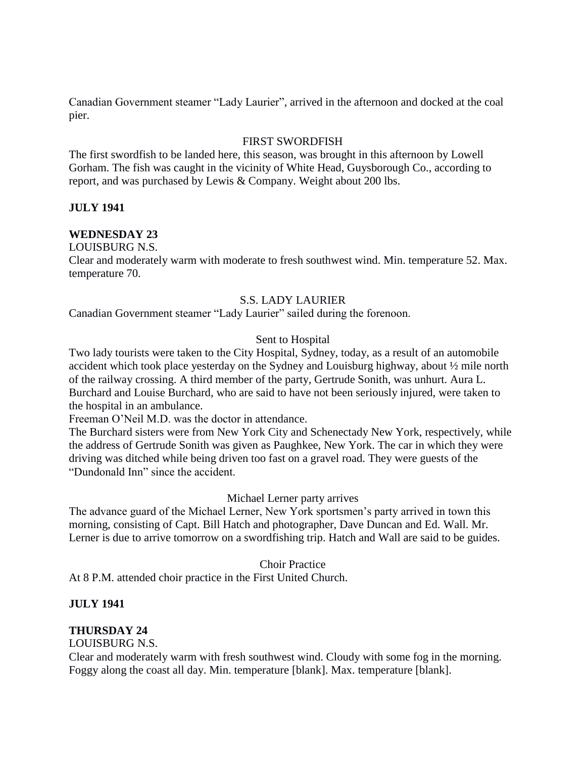Canadian Government steamer "Lady Laurier", arrived in the afternoon and docked at the coal pier.

FIRST SWORDFISH

The first swordfish to be landed here, this season, was brought in this afternoon by Lowell Gorham. The fish was caught in the vicinity of White Head, Guysborough Co., according to report, and was purchased by Lewis & Company. Weight about 200 lbs.

**JULY 1941**

**WEDNESDAY 23**

LOUISBURG N.S.

Clear and moderately warm with moderate to fresh southwest wind. Min. temperature 52. Max. temperature 70.

S.S. LADY LAURIER

Canadian Government steamer "Lady Laurier" sailed during the forenoon.

Sent to Hospital

Two lady tourists were taken to the City Hospital, Sydney, today, as a result of an automobile accident which took place yesterday on the Sydney and Louisburg highway, about ½ mile north of the railway crossing. A third member of the party, Gertrude Sonith, was unhurt. Aura L. Burchard and Louise Burchard, who are said to have not been seriously injured, were taken to the hospital in an ambulance.

Freeman O'Neil M.D. was the doctor in attendance.

The Burchard sisters were from New York City and Schenectady New York, respectively, while the address of Gertrude Sonith was given as Paughkee, New York. The car in which they were driving was ditched while being driven too fast on a gravel road. They were guests of the "Dundonald Inn" since the accident.

Michael Lerner party arrives

The advance guard of the Michael Lerner, New York sportsmen's party arrived in town this morning, consisting of Capt. Bill Hatch and photographer, Dave Duncan and Ed. Wall. Mr. Lerner is due to arrive tomorrow on a swordfishing trip. Hatch and Wall are said to be guides.

Choir Practice

At 8 P.M. attended choir practice in the First United Church.

**JULY 1941**

**THURSDAY 24**

LOUISBURG N.S.

Clear and moderately warm with fresh southwest wind. Cloudy with some fog in the morning. Foggy along the coast all day. Min. temperature [blank]. Max. temperature [blank].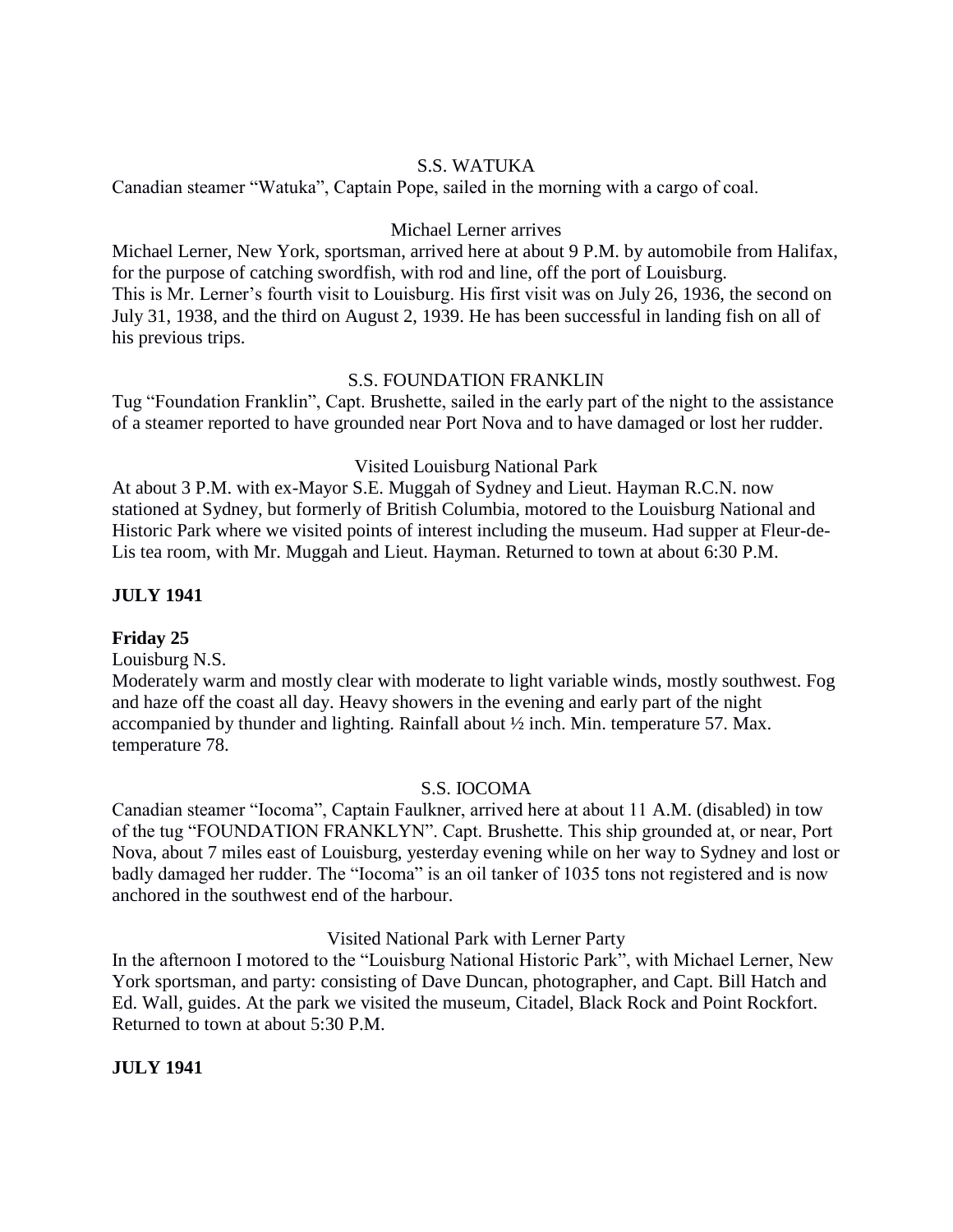S.S. WATUKA

Canadian steamer "Watuka", Captain Pope, sailed in the morning with a cargo of coal.

Michael Lerner arrives

Michael Lerner, New York, sportsman, arrived here at about 9 P.M. by automobile from Halifax, for the purpose of catching swordfish, with rod and line, off the port of Louisburg.
This is Mr. Lerner's fourth visit to Louisburg. His first visit was on July 26, 1936, the second on July 31, 1938, and the third on August 2, 1939. He has been successful in landing fish on all of his previous trips.

S.S. FOUNDATION FRANKLIN

Tug "Foundation Franklin", Capt. Brushette, sailed in the early part of the night to the assistance of a steamer reported to have grounded near Port Nova and to have damaged or lost her rudder.

Visited Louisburg National Park

At about 3 P.M. with ex-Mayor S.E. Muggah of Sydney and Lieut. Hayman R.C.N. now stationed at Sydney, but formerly of British Columbia, motored to the Louisburg National and Historic Park where we visited points of interest including the museum. Had supper at Fleur-de-Lis tea room, with Mr. Muggah and Lieut. Hayman. Returned to town at about 6:30 P.M.

**JULY 1941**

**Friday 25**

Louisburg N.S.

Moderately warm and mostly clear with moderate to light variable winds, mostly southwest. Fog and haze off the coast all day. Heavy showers in the evening and early part of the night accompanied by thunder and lighting. Rainfall about ½ inch. Min. temperature 57. Max. temperature 78.

S.S. IOCOMA

Canadian steamer "Iocoma", Captain Faulkner, arrived here at about 11 A.M. (disabled) in tow of the tug "FOUNDATION FRANKLYN". Capt. Brushette. This ship grounded at, or near, Port Nova, about 7 miles east of Louisburg, yesterday evening while on her way to Sydney and lost or badly damaged her rudder. The "Iocoma" is an oil tanker of 1035 tons not registered and is now anchored in the southwest end of the harbour.

Visited National Park with Lerner Party

In the afternoon I motored to the "Louisburg National Historic Park", with Michael Lerner, New York sportsman, and party: consisting of Dave Duncan, photographer, and Capt. Bill Hatch and Ed. Wall, guides. At the park we visited the museum, Citadel, Black Rock and Point Rockfort. Returned to town at about 5:30 P.M.

**JULY 1941**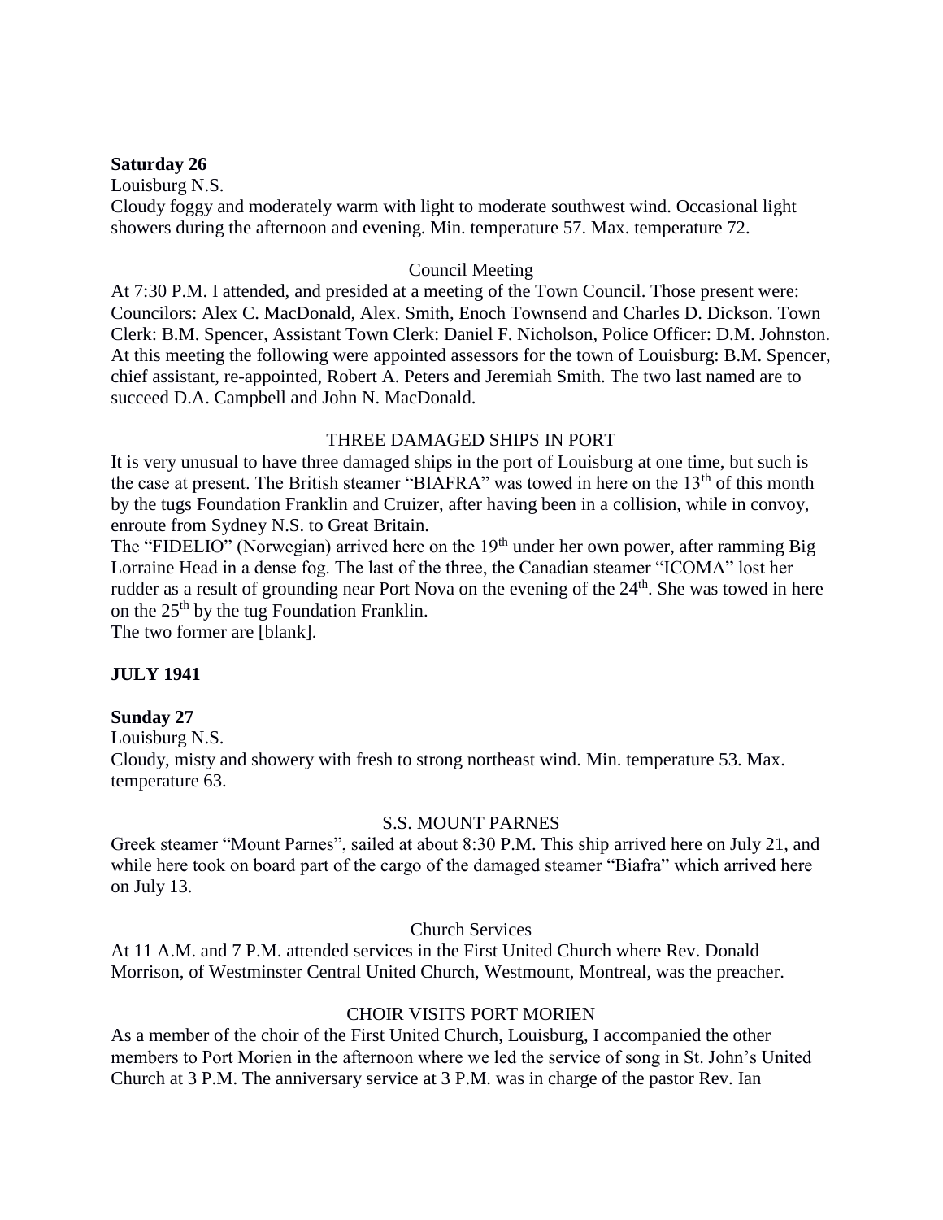**Saturday 26**

Louisburg N.S.

Cloudy foggy and moderately warm with light to moderate southwest wind. Occasional light showers during the afternoon and evening. Min. temperature 57. Max. temperature 72.

Council Meeting

At 7:30 P.M. I attended, and presided at a meeting of the Town Council. Those present were: Councilors: Alex C. MacDonald, Alex. Smith, Enoch Townsend and Charles D. Dickson. Town Clerk: B.M. Spencer, Assistant Town Clerk: Daniel F. Nicholson, Police Officer: D.M. Johnston. At this meeting the following were appointed assessors for the town of Louisburg: B.M. Spencer, chief assistant, re-appointed, Robert A. Peters and Jeremiah Smith. The two last named are to succeed D.A. Campbell and John N. MacDonald.

THREE DAMAGED SHIPS IN PORT

It is very unusual to have three damaged ships in the port of Louisburg at one time, but such is the case at present. The British steamer "BIAFRA" was towed in here on the 13th of this month by the tugs Foundation Franklin and Cruizer, after having been in a collision, while in convoy, enroute from Sydney N.S. to Great Britain.

The "FIDELIO" (Norwegian) arrived here on the 19th under her own power, after ramming Big Lorraine Head in a dense fog. The last of the three, the Canadian steamer "ICOMA" lost her rudder as a result of grounding near Port Nova on the evening of the 24th. She was towed in here on the 25th by the tug Foundation Franklin.

The two former are [blank].

**JULY 1941**

**Sunday 27**

Louisburg N.S.

Cloudy, misty and showery with fresh to strong northeast wind. Min. temperature 53. Max. temperature 63.

S.S. MOUNT PARNES

Greek steamer "Mount Parnes", sailed at about 8:30 P.M. This ship arrived here on July 21, and while here took on board part of the cargo of the damaged steamer "Biafra" which arrived here on July 13.

Church Services

At 11 A.M. and 7 P.M. attended services in the First United Church where Rev. Donald Morrison, of Westminster Central United Church, Westmount, Montreal, was the preacher.

CHOIR VISITS PORT MORIEN

As a member of the choir of the First United Church, Louisburg, I accompanied the other members to Port Morien in the afternoon where we led the service of song in St. John's United Church at 3 P.M. The anniversary service at 3 P.M. was in charge of the pastor Rev. Ian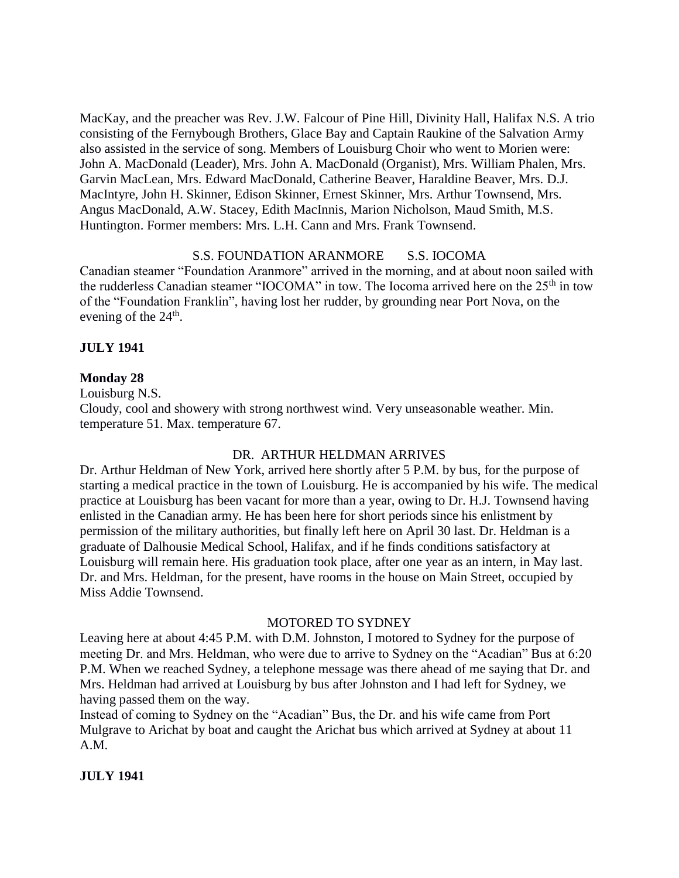MacKay, and the preacher was Rev. J.W. Falcour of Pine Hill, Divinity Hall, Halifax N.S. A trio consisting of the Fernybough Brothers, Glace Bay and Captain Raukine of the Salvation Army also assisted in the service of song. Members of Louisburg Choir who went to Morien were: John A. MacDonald (Leader), Mrs. John A. MacDonald (Organist), Mrs. William Phalen, Mrs. Garvin MacLean, Mrs. Edward MacDonald, Catherine Beaver, Haraldine Beaver, Mrs. D.J. MacIntyre, John H. Skinner, Edison Skinner, Ernest Skinner, Mrs. Arthur Townsend, Mrs. Angus MacDonald, A.W. Stacey, Edith MacInnis, Marion Nicholson, Maud Smith, M.S. Huntington. Former members: Mrs. L.H. Cann and Mrs. Frank Townsend.

S.S. FOUNDATION ARANMORE S.S. IOCOMA

Canadian steamer "Foundation Aranmore" arrived in the morning, and at about noon sailed with the rudderless Canadian steamer "IOCOMA" in tow. The Iocoma arrived here on the 25th in tow of the "Foundation Franklin", having lost her rudder, by grounding near Port Nova, on the evening of the 24th.

**JULY 1941**

**Monday 28**

Louisburg N.S.

Cloudy, cool and showery with strong northwest wind. Very unseasonable weather. Min. temperature 51. Max. temperature 67.

DR. ARTHUR HELDMAN ARRIVES

Dr. Arthur Heldman of New York, arrived here shortly after 5 P.M. by bus, for the purpose of starting a medical practice in the town of Louisburg. He is accompanied by his wife. The medical practice at Louisburg has been vacant for more than a year, owing to Dr. H.J. Townsend having enlisted in the Canadian army. He has been here for short periods since his enlistment by permission of the military authorities, but finally left here on April 30 last. Dr. Heldman is a graduate of Dalhousie Medical School, Halifax, and if he finds conditions satisfactory at Louisburg will remain here. His graduation took place, after one year as an intern, in May last. Dr. and Mrs. Heldman, for the present, have rooms in the house on Main Street, occupied by Miss Addie Townsend.

MOTORED TO SYDNEY

Leaving here at about 4:45 P.M. with D.M. Johnston, I motored to Sydney for the purpose of meeting Dr. and Mrs. Heldman, who were due to arrive to Sydney on the "Acadian" Bus at 6:20 P.M. When we reached Sydney, a telephone message was there ahead of me saying that Dr. and Mrs. Heldman had arrived at Louisburg by bus after Johnston and I had left for Sydney, we having passed them on the way.

Instead of coming to Sydney on the "Acadian" Bus, the Dr. and his wife came from Port Mulgrave to Arichat by boat and caught the Arichat bus which arrived at Sydney at about 11 A.M.

**JULY 1941**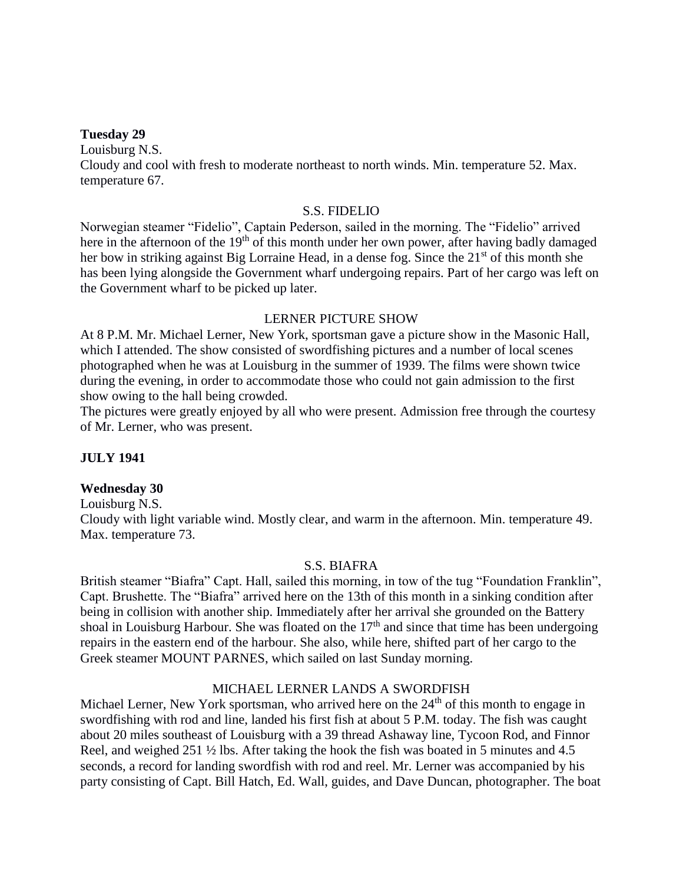**Tuesday 29**

Louisburg N.S.

Cloudy and cool with fresh to moderate northeast to north winds. Min. temperature 52. Max. temperature 67.

S.S. FIDELIO

Norwegian steamer "Fidelio", Captain Pederson, sailed in the morning. The "Fidelio" arrived here in the afternoon of the 19th of this month under her own power, after having badly damaged her bow in striking against Big Lorraine Head, in a dense fog. Since the 21st of this month she has been lying alongside the Government wharf undergoing repairs. Part of her cargo was left on the Government wharf to be picked up later.

LERNER PICTURE SHOW

At 8 P.M. Mr. Michael Lerner, New York, sportsman gave a picture show in the Masonic Hall, which I attended. The show consisted of swordfishing pictures and a number of local scenes photographed when he was at Louisburg in the summer of 1939. The films were shown twice during the evening, in order to accommodate those who could not gain admission to the first show owing to the hall being crowded.

The pictures were greatly enjoyed by all who were present. Admission free through the courtesy of Mr. Lerner, who was present.

**JULY 1941**

**Wednesday 30**

Louisburg N.S.

Cloudy with light variable wind. Mostly clear, and warm in the afternoon. Min. temperature 49. Max. temperature 73.

S.S. BIAFRA

British steamer "Biafra" Capt. Hall, sailed this morning, in tow of the tug "Foundation Franklin", Capt. Brushette. The "Biafra" arrived here on the 13th of this month in a sinking condition after being in collision with another ship. Immediately after her arrival she grounded on the Battery shoal in Louisburg Harbour. She was floated on the 17th and since that time has been undergoing repairs in the eastern end of the harbour. She also, while here, shifted part of her cargo to the Greek steamer MOUNT PARNES, which sailed on last Sunday morning.

MICHAEL LERNER LANDS A SWORDFISH

Michael Lerner, New York sportsman, who arrived here on the 24th of this month to engage in swordfishing with rod and line, landed his first fish at about 5 P.M. today. The fish was caught about 20 miles southeast of Louisburg with a 39 thread Ashaway line, Tycoon Rod, and Finnor Reel, and weighed 251 ½ lbs. After taking the hook the fish was boated in 5 minutes and 4.5 seconds, a record for landing swordfish with rod and reel. Mr. Lerner was accompanied by his party consisting of Capt. Bill Hatch, Ed. Wall, guides, and Dave Duncan, photographer. The boat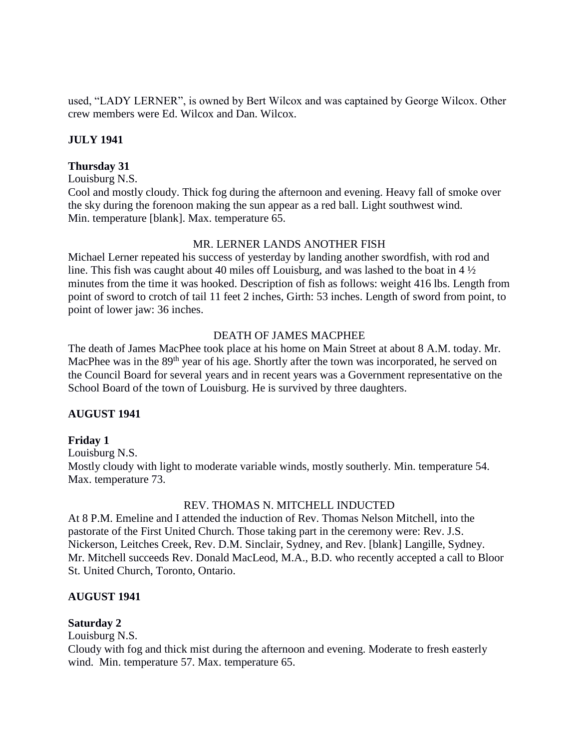used, "LADY LERNER", is owned by Bert Wilcox and was captained by George Wilcox. Other crew members were Ed. Wilcox and Dan. Wilcox.

**JULY 1941**

**Thursday 31**

Louisburg N.S.

Cool and mostly cloudy. Thick fog during the afternoon and evening. Heavy fall of smoke over the sky during the forenoon making the sun appear as a red ball. Light southwest wind. Min. temperature [blank]. Max. temperature 65.

MR. LERNER LANDS ANOTHER FISH

Michael Lerner repeated his success of yesterday by landing another swordfish, with rod and line. This fish was caught about 40 miles off Louisburg, and was lashed to the boat in 4 ½ minutes from the time it was hooked. Description of fish as follows: weight 416 lbs. Length from point of sword to crotch of tail 11 feet 2 inches, Girth: 53 inches. Length of sword from point, to point of lower jaw: 36 inches.

DEATH OF JAMES MACPHEE

The death of James MacPhee took place at his home on Main Street at about 8 A.M. today. Mr. MacPhee was in the 89th year of his age. Shortly after the town was incorporated, he served on the Council Board for several years and in recent years was a Government representative on the School Board of the town of Louisburg. He is survived by three daughters.

**AUGUST 1941**

**Friday 1**

Louisburg N.S.

Mostly cloudy with light to moderate variable winds, mostly southerly. Min. temperature 54. Max. temperature 73.

REV. THOMAS N. MITCHELL INDUCTED

At 8 P.M. Emeline and I attended the induction of Rev. Thomas Nelson Mitchell, into the pastorate of the First United Church. Those taking part in the ceremony were: Rev. J.S. Nickerson, Leitches Creek, Rev. D.M. Sinclair, Sydney, and Rev. [blank] Langille, Sydney. Mr. Mitchell succeeds Rev. Donald MacLeod, M.A., B.D. who recently accepted a call to Bloor St. United Church, Toronto, Ontario.

**AUGUST 1941**

**Saturday 2**

Louisburg N.S.

Cloudy with fog and thick mist during the afternoon and evening. Moderate to fresh easterly wind. Min. temperature 57. Max. temperature 65.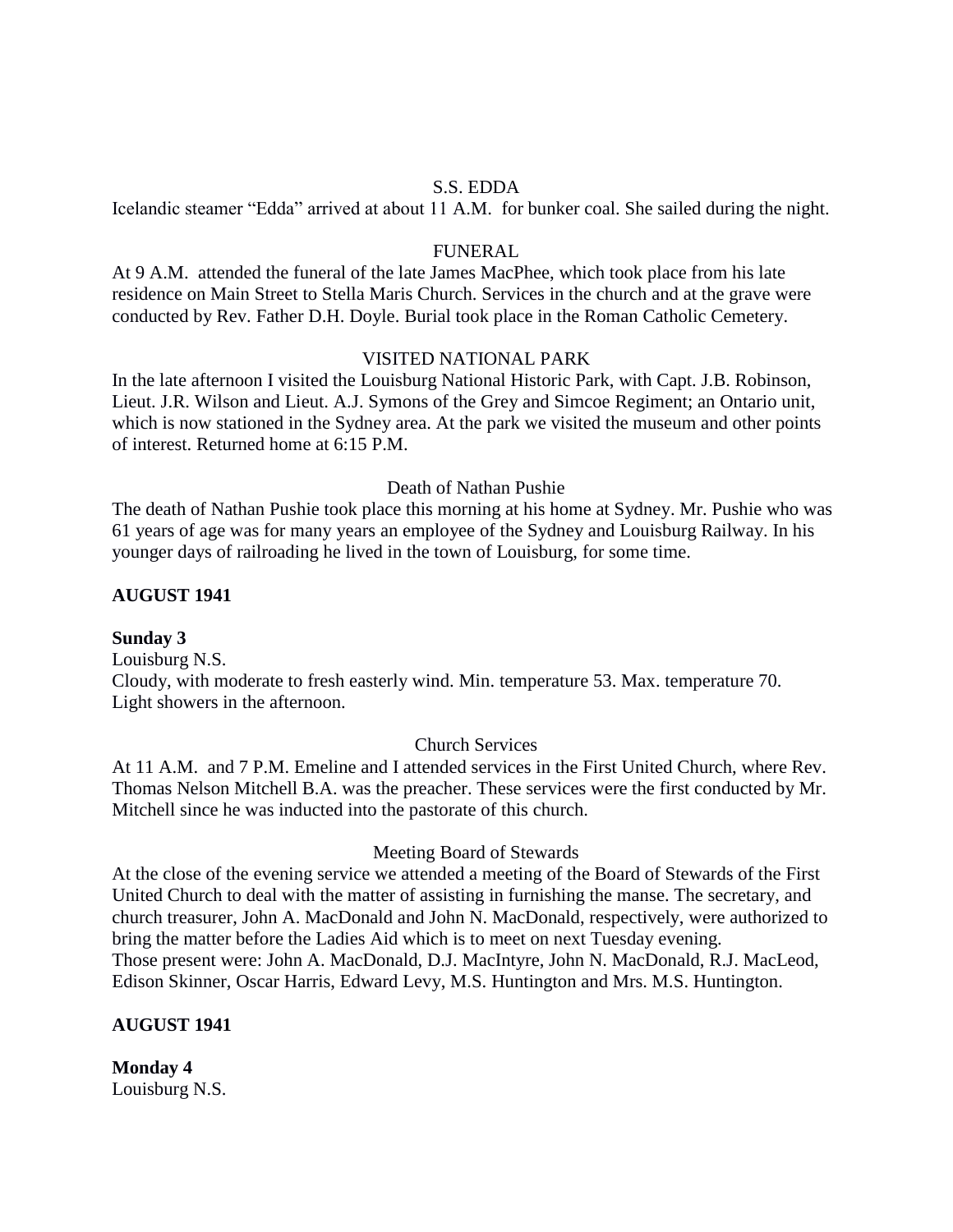S.S. EDDA

Icelandic steamer "Edda" arrived at about 11 A.M. for bunker coal. She sailed during the night.

FUNERAL

At 9 A.M. attended the funeral of the late James MacPhee, which took place from his late residence on Main Street to Stella Maris Church. Services in the church and at the grave were conducted by Rev. Father D.H. Doyle. Burial took place in the Roman Catholic Cemetery.

VISITED NATIONAL PARK

In the late afternoon I visited the Louisburg National Historic Park, with Capt. J.B. Robinson, Lieut. J.R. Wilson and Lieut. A.J. Symons of the Grey and Simcoe Regiment; an Ontario unit, which is now stationed in the Sydney area. At the park we visited the museum and other points of interest. Returned home at 6:15 P.M.

Death of Nathan Pushie

The death of Nathan Pushie took place this morning at his home at Sydney. Mr. Pushie who was 61 years of age was for many years an employee of the Sydney and Louisburg Railway. In his younger days of railroading he lived in the town of Louisburg, for some time.

**AUGUST 1941**

**Sunday 3**

Louisburg N.S.

Cloudy, with moderate to fresh easterly wind. Min. temperature 53. Max. temperature 70. Light showers in the afternoon.

Church Services

At 11 A.M. and 7 P.M. Emeline and I attended services in the First United Church, where Rev. Thomas Nelson Mitchell B.A. was the preacher. These services were the first conducted by Mr. Mitchell since he was inducted into the pastorate of this church.

Meeting Board of Stewards

At the close of the evening service we attended a meeting of the Board of Stewards of the First United Church to deal with the matter of assisting in furnishing the manse. The secretary, and church treasurer, John A. MacDonald and John N. MacDonald, respectively, were authorized to bring the matter before the Ladies Aid which is to meet on next Tuesday evening.
Those present were: John A. MacDonald, D.J. MacIntyre, John N. MacDonald, R.J. MacLeod, Edison Skinner, Oscar Harris, Edward Levy, M.S. Huntington and Mrs. M.S. Huntington.

**AUGUST 1941**

**Monday 4**

Louisburg N.S.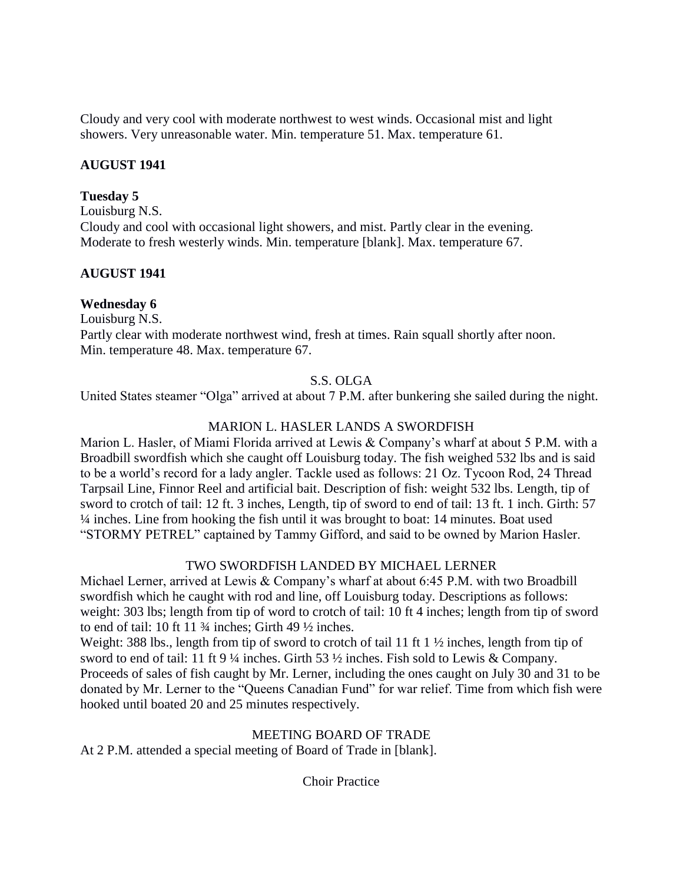Cloudy and very cool with moderate northwest to west winds. Occasional mist and light showers. Very unreasonable water. Min. temperature 51. Max. temperature 61.

**AUGUST 1941**

**Tuesday 5**
Louisburg N.S.
Cloudy and cool with occasional light showers, and mist. Partly clear in the evening. Moderate to fresh westerly winds. Min. temperature [blank]. Max. temperature 67.

**AUGUST 1941**

**Wednesday 6**
Louisburg N.S.
Partly clear with moderate northwest wind, fresh at times. Rain squall shortly after noon. Min. temperature 48. Max. temperature 67.

S.S. OLGA

United States steamer "Olga" arrived at about 7 P.M. after bunkering she sailed during the night.

MARION L. HASLER LANDS A SWORDFISH

Marion L. Hasler, of Miami Florida arrived at Lewis & Company's wharf at about 5 P.M. with a Broadbill swordfish which she caught off Louisburg today. The fish weighed 532 lbs and is said to be a world's record for a lady angler. Tackle used as follows: 21 Oz. Tycoon Rod, 24 Thread Tarpsail Line, Finnor Reel and artificial bait. Description of fish: weight 532 lbs. Length, tip of sword to crotch of tail: 12 ft. 3 inches, Length, tip of sword to end of tail: 13 ft. 1 inch. Girth: 57 ¼ inches. Line from hooking the fish until it was brought to boat: 14 minutes. Boat used "STORMY PETREL" captained by Tammy Gifford, and said to be owned by Marion Hasler.

TWO SWORDFISH LANDED BY MICHAEL LERNER

Michael Lerner, arrived at Lewis & Company's wharf at about 6:45 P.M. with two Broadbill swordfish which he caught with rod and line, off Louisburg today. Descriptions as follows: weight: 303 lbs; length from tip of word to crotch of tail: 10 ft 4 inches; length from tip of sword to end of tail: 10 ft 11 ¾ inches; Girth 49 ½ inches.
Weight: 388 lbs., length from tip of sword to crotch of tail 11 ft 1 ½ inches, length from tip of sword to end of tail: 11 ft 9 ¼ inches. Girth 53 ½ inches. Fish sold to Lewis & Company. Proceeds of sales of fish caught by Mr. Lerner, including the ones caught on July 30 and 31 to be donated by Mr. Lerner to the "Queens Canadian Fund" for war relief. Time from which fish were hooked until boated 20 and 25 minutes respectively.

MEETING BOARD OF TRADE

At 2 P.M. attended a special meeting of Board of Trade in [blank].

Choir Practice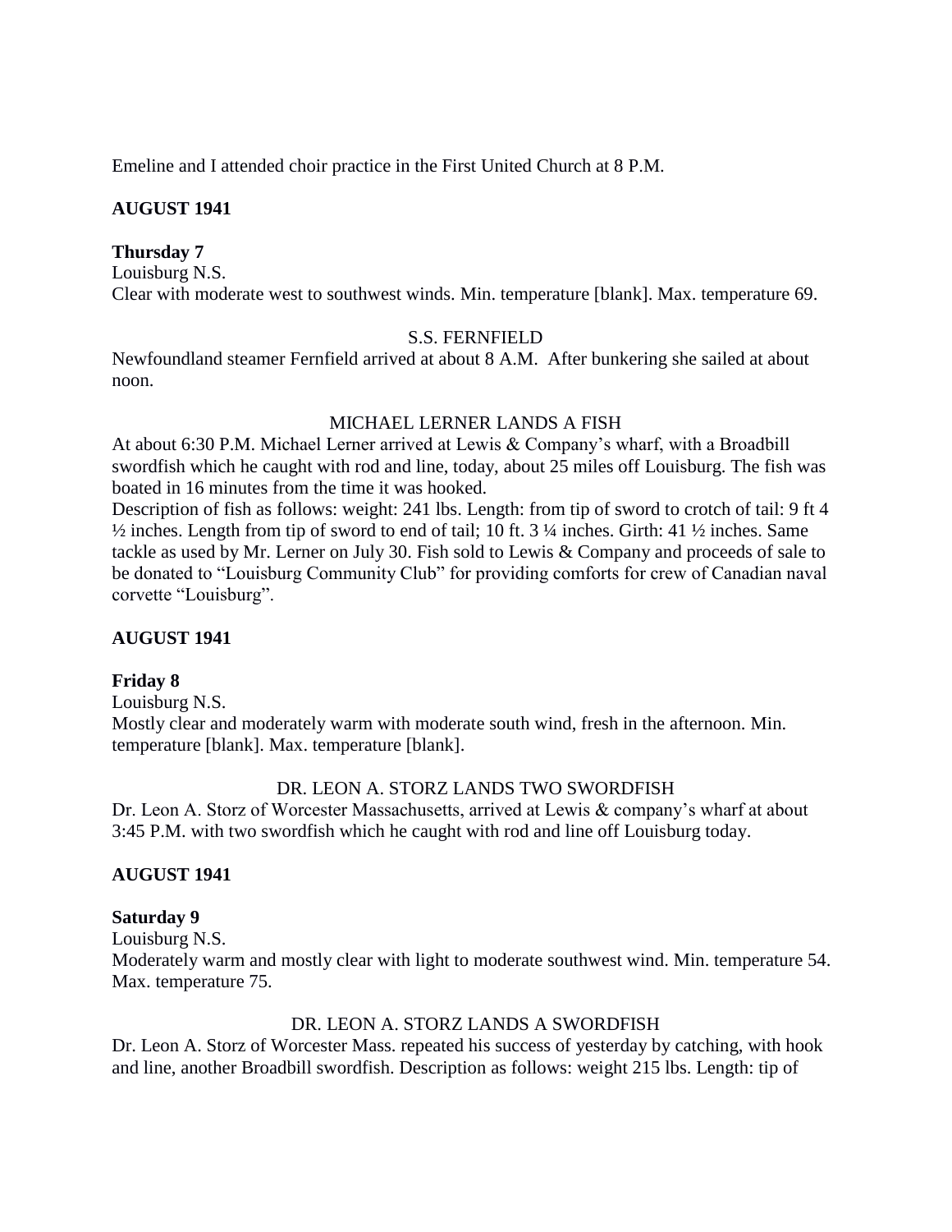Emeline and I attended choir practice in the First United Church at 8 P.M.

**AUGUST 1941**

**Thursday 7**

Louisburg N.S.

Clear with moderate west to southwest winds. Min. temperature [blank]. Max. temperature 69.

S.S. FERNFIELD

Newfoundland steamer Fernfield arrived at about 8 A.M. After bunkering she sailed at about noon.

MICHAEL LERNER LANDS A FISH

At about 6:30 P.M. Michael Lerner arrived at Lewis & Company's wharf, with a Broadbill swordfish which he caught with rod and line, today, about 25 miles off Louisburg. The fish was boated in 16 minutes from the time it was hooked.

Description of fish as follows: weight: 241 lbs. Length: from tip of sword to crotch of tail: 9 ft 4 ½ inches. Length from tip of sword to end of tail; 10 ft. 3 ¼ inches. Girth: 41 ½ inches. Same tackle as used by Mr. Lerner on July 30. Fish sold to Lewis & Company and proceeds of sale to be donated to "Louisburg Community Club" for providing comforts for crew of Canadian naval corvette "Louisburg".

**AUGUST 1941**

**Friday 8**

Louisburg N.S.

Mostly clear and moderately warm with moderate south wind, fresh in the afternoon. Min. temperature [blank]. Max. temperature [blank].

DR. LEON A. STORZ LANDS TWO SWORDFISH

Dr. Leon A. Storz of Worcester Massachusetts, arrived at Lewis & company's wharf at about 3:45 P.M. with two swordfish which he caught with rod and line off Louisburg today.

**AUGUST 1941**

**Saturday 9**

Louisburg N.S.

Moderately warm and mostly clear with light to moderate southwest wind. Min. temperature 54. Max. temperature 75.

DR. LEON A. STORZ LANDS A SWORDFISH

Dr. Leon A. Storz of Worcester Mass. repeated his success of yesterday by catching, with hook and line, another Broadbill swordfish. Description as follows: weight 215 lbs. Length: tip of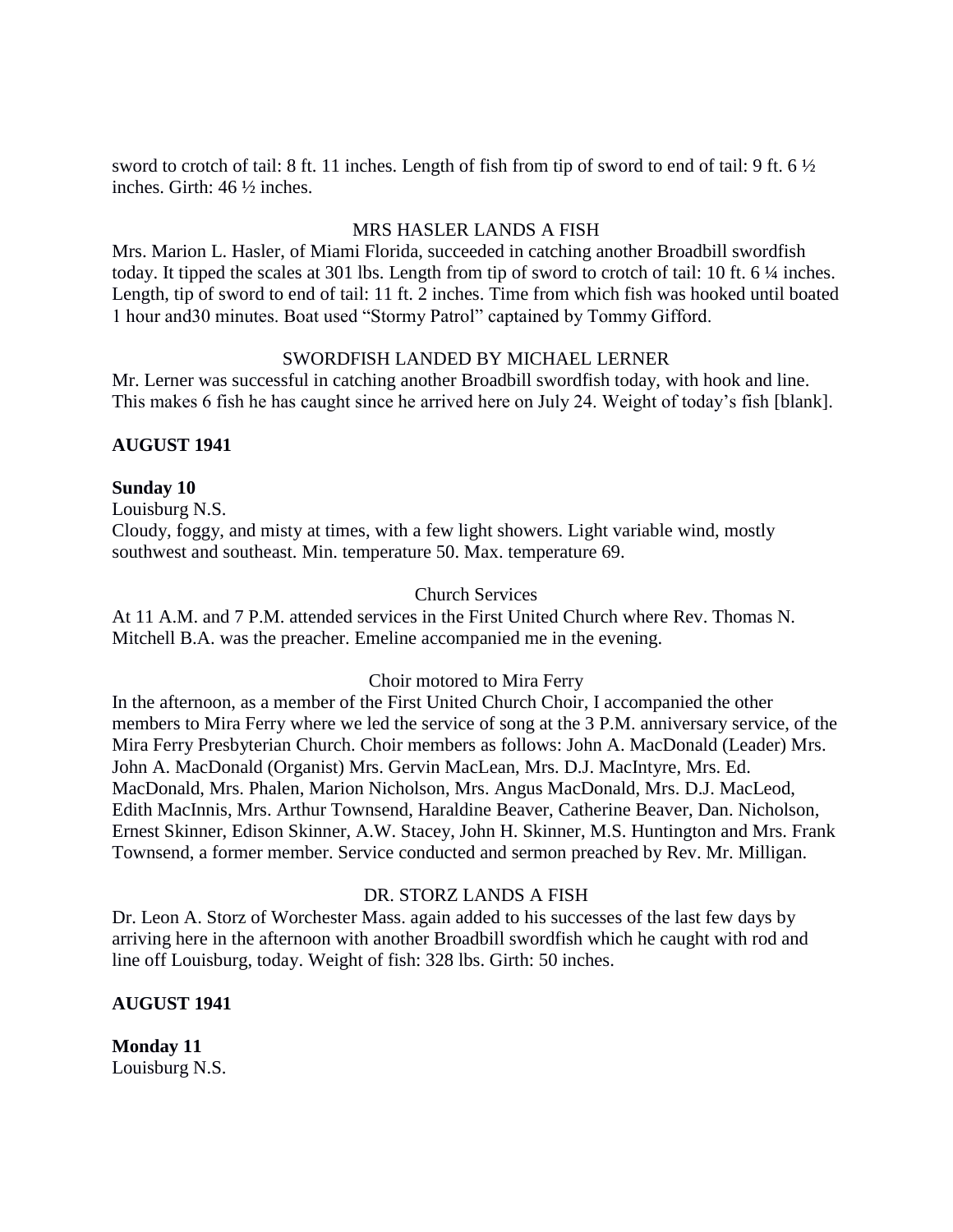sword to crotch of tail: 8 ft. 11 inches. Length of fish from tip of sword to end of tail: 9 ft. 6 ½ inches. Girth: 46 ½ inches.

MRS HASLER LANDS A FISH

Mrs. Marion L. Hasler, of Miami Florida, succeeded in catching another Broadbill swordfish today. It tipped the scales at 301 lbs. Length from tip of sword to crotch of tail: 10 ft. 6 ¼ inches. Length, tip of sword to end of tail: 11 ft. 2 inches. Time from which fish was hooked until boated 1 hour and30 minutes. Boat used "Stormy Patrol" captained by Tommy Gifford.

SWORDFISH LANDED BY MICHAEL LERNER

Mr. Lerner was successful in catching another Broadbill swordfish today, with hook and line. This makes 6 fish he has caught since he arrived here on July 24. Weight of today's fish [blank].

**AUGUST 1941**

**Sunday 10**

Louisburg N.S.

Cloudy, foggy, and misty at times, with a few light showers. Light variable wind, mostly southwest and southeast. Min. temperature 50. Max. temperature 69.

Church Services

At 11 A.M. and 7 P.M. attended services in the First United Church where Rev. Thomas N. Mitchell B.A. was the preacher. Emeline accompanied me in the evening.

Choir motored to Mira Ferry

In the afternoon, as a member of the First United Church Choir, I accompanied the other members to Mira Ferry where we led the service of song at the 3 P.M. anniversary service, of the Mira Ferry Presbyterian Church. Choir members as follows: John A. MacDonald (Leader) Mrs. John A. MacDonald (Organist) Mrs. Gervin MacLean, Mrs. D.J. MacIntyre, Mrs. Ed. MacDonald, Mrs. Phalen, Marion Nicholson, Mrs. Angus MacDonald, Mrs. D.J. MacLeod, Edith MacInnis, Mrs. Arthur Townsend, Haraldine Beaver, Catherine Beaver, Dan. Nicholson, Ernest Skinner, Edison Skinner, A.W. Stacey, John H. Skinner, M.S. Huntington and Mrs. Frank Townsend, a former member. Service conducted and sermon preached by Rev. Mr. Milligan.

DR. STORZ LANDS A FISH

Dr. Leon A. Storz of Worchester Mass. again added to his successes of the last few days by arriving here in the afternoon with another Broadbill swordfish which he caught with rod and line off Louisburg, today. Weight of fish: 328 lbs. Girth: 50 inches.

**AUGUST 1941**

**Monday 11**

Louisburg N.S.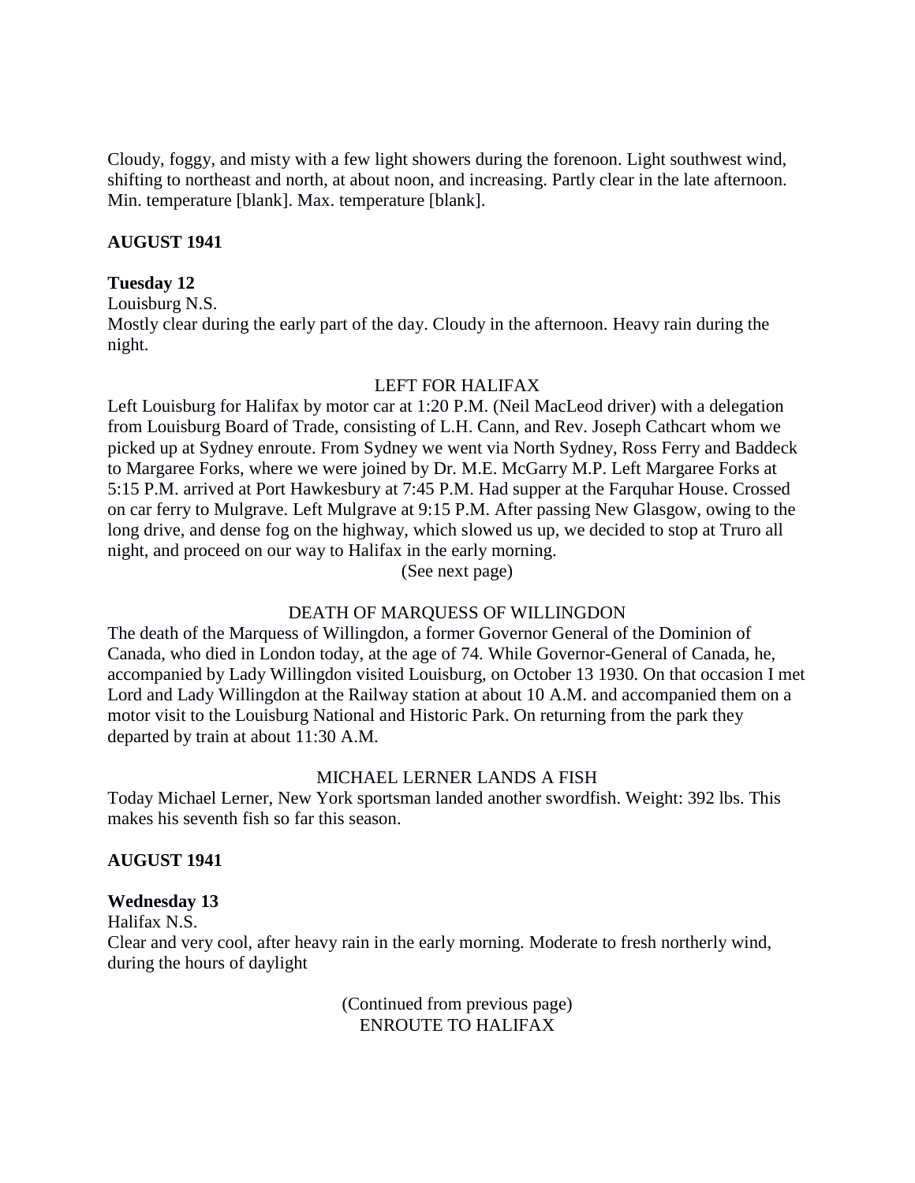Cloudy, foggy, and misty with a few light showers during the forenoon. Light southwest wind, shifting to northeast and north, at about noon, and increasing. Partly clear in the late afternoon. Min. temperature [blank]. Max. temperature [blank].

**AUGUST 1941**

**Tuesday 12**
Louisburg N.S.
Mostly clear during the early part of the day. Cloudy in the afternoon. Heavy rain during the night.

LEFT FOR HALIFAX

Left Louisburg for Halifax by motor car at 1:20 P.M. (Neil MacLeod driver) with a delegation from Louisburg Board of Trade, consisting of L.H. Cann, and Rev. Joseph Cathcart whom we picked up at Sydney enroute. From Sydney we went via North Sydney, Ross Ferry and Baddeck to Margaree Forks, where we were joined by Dr. M.E. McGarry M.P. Left Margaree Forks at 5:15 P.M. arrived at Port Hawkesbury at 7:45 P.M. Had supper at the Farquhar House. Crossed on car ferry to Mulgrave. Left Mulgrave at 9:15 P.M. After passing New Glasgow, owing to the long drive, and dense fog on the highway, which slowed us up, we decided to stop at Truro all night, and proceed on our way to Halifax in the early morning.

(See next page)

DEATH OF MARQUESS OF WILLINGDON

The death of the Marquess of Willingdon, a former Governor General of the Dominion of Canada, who died in London today, at the age of 74. While Governor-General of Canada, he, accompanied by Lady Willingdon visited Louisburg, on October 13 1930. On that occasion I met Lord and Lady Willingdon at the Railway station at about 10 A.M. and accompanied them on a motor visit to the Louisburg National and Historic Park. On returning from the park they departed by train at about 11:30 A.M.

MICHAEL LERNER LANDS A FISH

Today Michael Lerner, New York sportsman landed another swordfish. Weight: 392 lbs. This makes his seventh fish so far this season.

**AUGUST 1941**

**Wednesday 13**
Halifax N.S.
Clear and very cool, after heavy rain in the early morning. Moderate to fresh northerly wind, during the hours of daylight

(Continued from previous page)
ENROUTE TO HALIFAX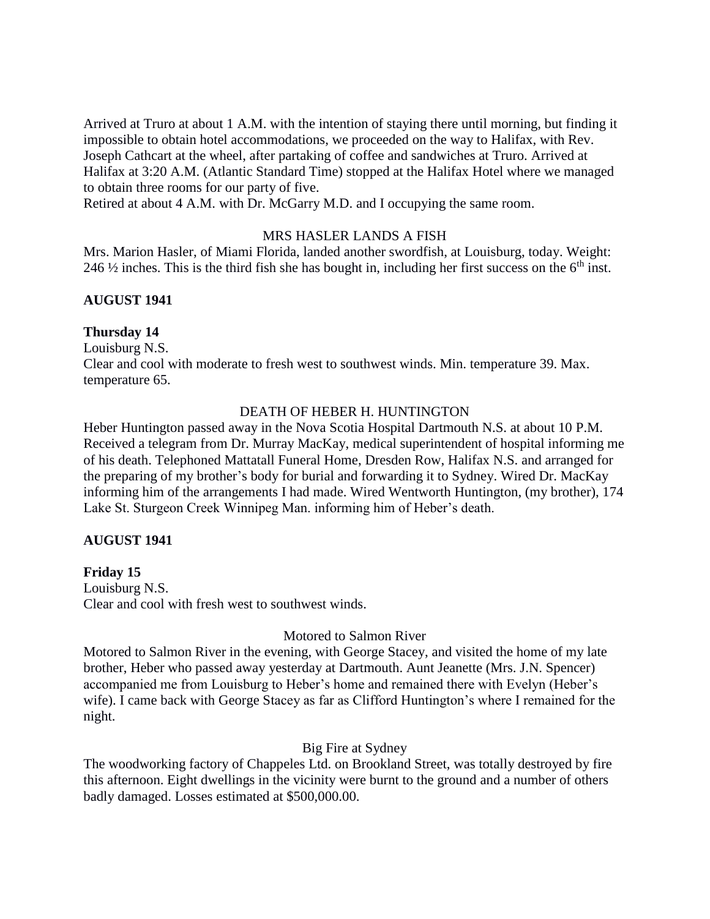Arrived at Truro at about 1 A.M. with the intention of staying there until morning, but finding it impossible to obtain hotel accommodations, we proceeded on the way to Halifax, with Rev. Joseph Cathcart at the wheel, after partaking of coffee and sandwiches at Truro. Arrived at Halifax at 3:20 A.M. (Atlantic Standard Time) stopped at the Halifax Hotel where we managed to obtain three rooms for our party of five.
Retired at about 4 A.M. with Dr. McGarry M.D. and I occupying the same room.

MRS HASLER LANDS A FISH

Mrs. Marion Hasler, of Miami Florida, landed another swordfish, at Louisburg, today. Weight: 246 ½ inches. This is the third fish she has bought in, including her first success on the 6th inst.

**AUGUST 1941**

**Thursday 14**

Louisburg N.S.
Clear and cool with moderate to fresh west to southwest winds. Min. temperature 39. Max. temperature 65.

DEATH OF HEBER H. HUNTINGTON

Heber Huntington passed away in the Nova Scotia Hospital Dartmouth N.S. at about 10 P.M. Received a telegram from Dr. Murray MacKay, medical superintendent of hospital informing me of his death. Telephoned Mattatall Funeral Home, Dresden Row, Halifax N.S. and arranged for the preparing of my brother's body for burial and forwarding it to Sydney. Wired Dr. MacKay informing him of the arrangements I had made. Wired Wentworth Huntington, (my brother), 174 Lake St. Sturgeon Creek Winnipeg Man. informing him of Heber's death.

**AUGUST 1941**

**Friday 15**

Louisburg N.S.
Clear and cool with fresh west to southwest winds.

Motored to Salmon River

Motored to Salmon River in the evening, with George Stacey, and visited the home of my late brother, Heber who passed away yesterday at Dartmouth. Aunt Jeanette (Mrs. J.N. Spencer) accompanied me from Louisburg to Heber's home and remained there with Evelyn (Heber's wife). I came back with George Stacey as far as Clifford Huntington's where I remained for the night.

Big Fire at Sydney

The woodworking factory of Chappeles Ltd. on Brookland Street, was totally destroyed by fire this afternoon. Eight dwellings in the vicinity were burnt to the ground and a number of others badly damaged. Losses estimated at $500,000.00.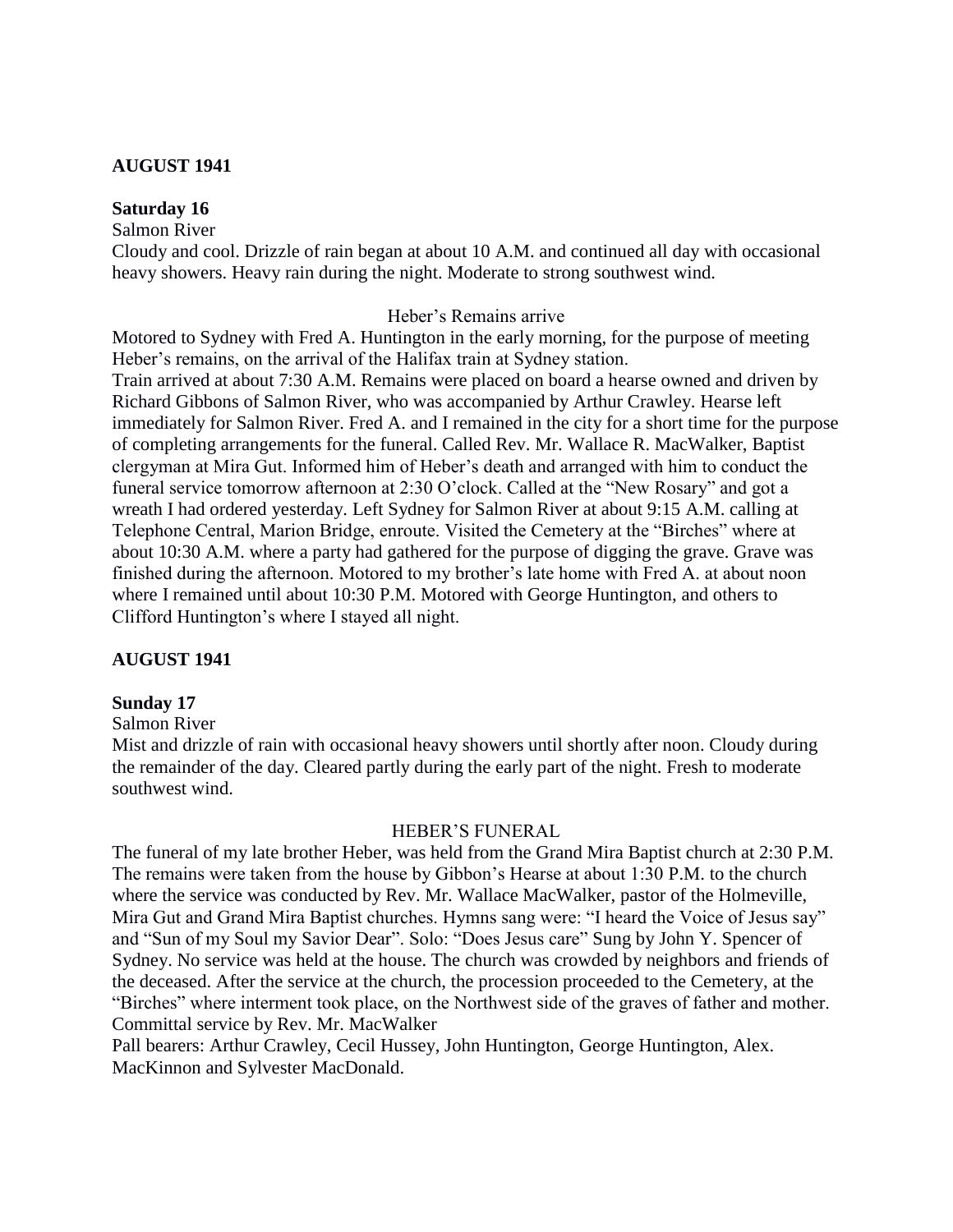**AUGUST 1941**

**Saturday 16**

Salmon River

Cloudy and cool. Drizzle of rain began at about 10 A.M. and continued all day with occasional heavy showers. Heavy rain during the night. Moderate to strong southwest wind.

Heber's Remains arrive

Motored to Sydney with Fred A. Huntington in the early morning, for the purpose of meeting Heber's remains, on the arrival of the Halifax train at Sydney station.

Train arrived at about 7:30 A.M. Remains were placed on board a hearse owned and driven by Richard Gibbons of Salmon River, who was accompanied by Arthur Crawley. Hearse left immediately for Salmon River. Fred A. and I remained in the city for a short time for the purpose of completing arrangements for the funeral. Called Rev. Mr. Wallace R. MacWalker, Baptist clergyman at Mira Gut. Informed him of Heber's death and arranged with him to conduct the funeral service tomorrow afternoon at 2:30 O'clock. Called at the "New Rosary" and got a wreath I had ordered yesterday. Left Sydney for Salmon River at about 9:15 A.M. calling at Telephone Central, Marion Bridge, enroute. Visited the Cemetery at the "Birches" where at about 10:30 A.M. where a party had gathered for the purpose of digging the grave. Grave was finished during the afternoon. Motored to my brother's late home with Fred A. at about noon where I remained until about 10:30 P.M. Motored with George Huntington, and others to Clifford Huntington's where I stayed all night.

**AUGUST 1941**

**Sunday 17**

Salmon River

Mist and drizzle of rain with occasional heavy showers until shortly after noon. Cloudy during the remainder of the day. Cleared partly during the early part of the night. Fresh to moderate southwest wind.

HEBER'S FUNERAL

The funeral of my late brother Heber, was held from the Grand Mira Baptist church at 2:30 P.M. The remains were taken from the house by Gibbon's Hearse at about 1:30 P.M. to the church where the service was conducted by Rev. Mr. Wallace MacWalker, pastor of the Holmeville, Mira Gut and Grand Mira Baptist churches. Hymns sang were: "I heard the Voice of Jesus say" and "Sun of my Soul my Savior Dear". Solo: "Does Jesus care" Sung by John Y. Spencer of Sydney. No service was held at the house. The church was crowded by neighbors and friends of the deceased. After the service at the church, the procession proceeded to the Cemetery, at the "Birches" where interment took place, on the Northwest side of the graves of father and mother. Committal service by Rev. Mr. MacWalker

Pall bearers: Arthur Crawley, Cecil Hussey, John Huntington, George Huntington, Alex. MacKinnon and Sylvester MacDonald.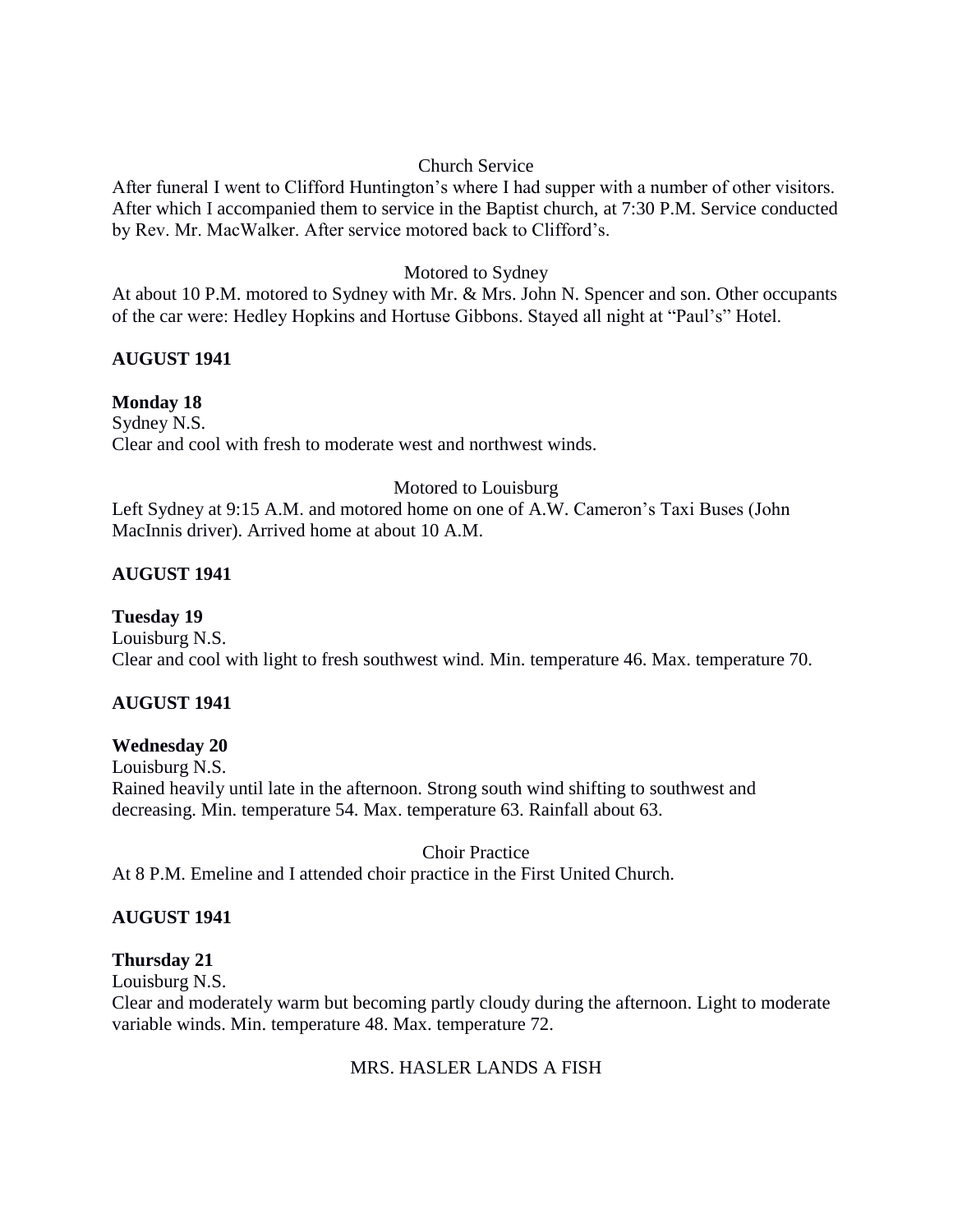Church Service

After funeral I went to Clifford Huntington's where I had supper with a number of other visitors. After which I accompanied them to service in the Baptist church, at 7:30 P.M. Service conducted by Rev. Mr. MacWalker. After service motored back to Clifford's.

Motored to Sydney

At about 10 P.M. motored to Sydney with Mr. & Mrs. John N. Spencer and son. Other occupants of the car were: Hedley Hopkins and Hortuse Gibbons. Stayed all night at "Paul's" Hotel.

**AUGUST 1941**

**Monday 18**

Sydney N.S.

Clear and cool with fresh to moderate west and northwest winds.

Motored to Louisburg

Left Sydney at 9:15 A.M. and motored home on one of A.W. Cameron's Taxi Buses (John MacInnis driver). Arrived home at about 10 A.M.

**AUGUST 1941**

**Tuesday 19**

Louisburg N.S.

Clear and cool with light to fresh southwest wind. Min. temperature 46. Max. temperature 70.

**AUGUST 1941**

**Wednesday 20**

Louisburg N.S.

Rained heavily until late in the afternoon. Strong south wind shifting to southwest and decreasing. Min. temperature 54. Max. temperature 63. Rainfall about 63.

Choir Practice

At 8 P.M. Emeline and I attended choir practice in the First United Church.

**AUGUST 1941**

**Thursday 21**

Louisburg N.S.

Clear and moderately warm but becoming partly cloudy during the afternoon. Light to moderate variable winds. Min. temperature 48. Max. temperature 72.

MRS. HASLER LANDS A FISH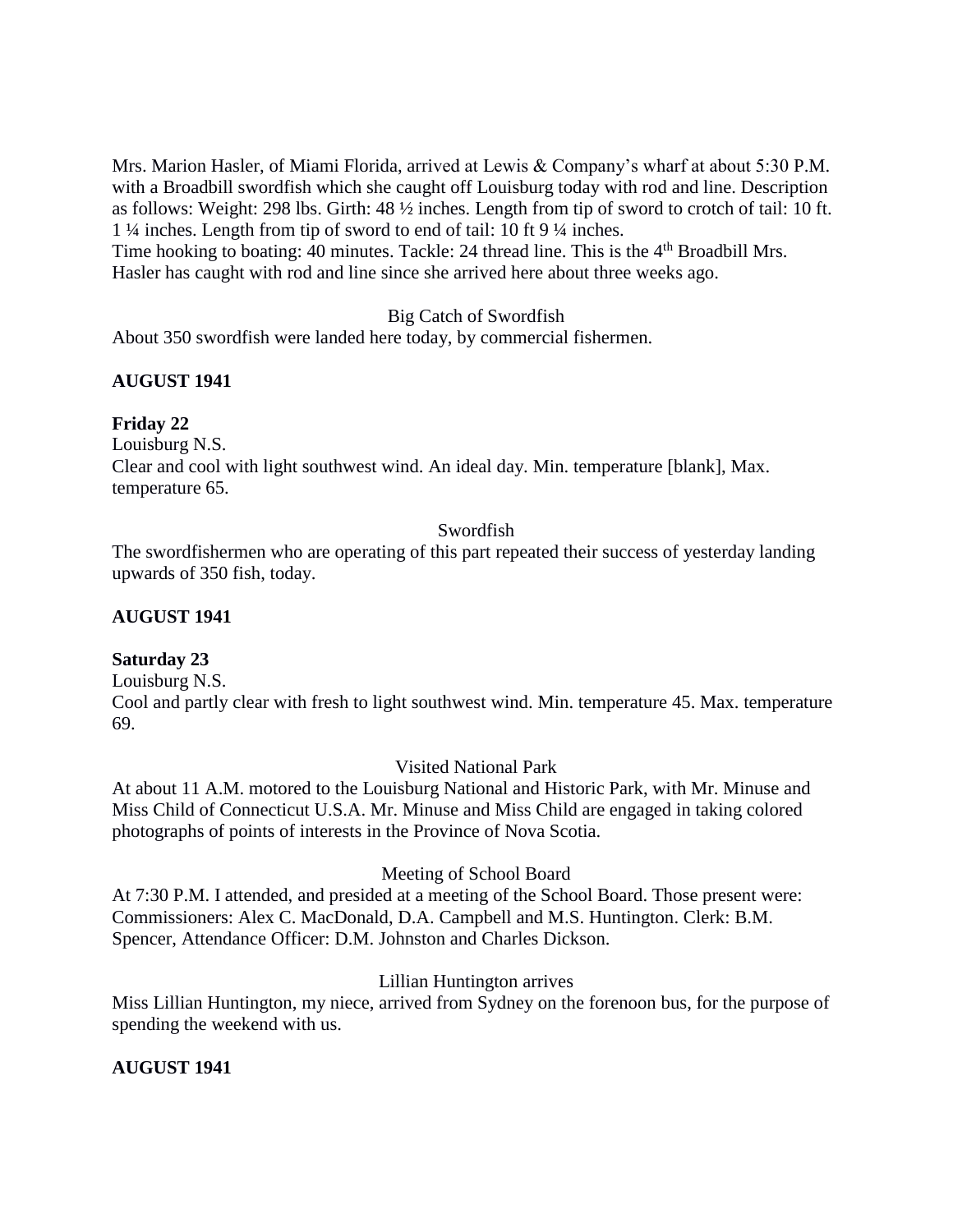Mrs. Marion Hasler, of Miami Florida, arrived at Lewis & Company's wharf at about 5:30 P.M. with a Broadbill swordfish which she caught off Louisburg today with rod and line. Description as follows: Weight: 298 lbs. Girth: 48 ½ inches. Length from tip of sword to crotch of tail: 10 ft. 1 ¼ inches. Length from tip of sword to end of tail: 10 ft 9 ¼ inches.
Time hooking to boating: 40 minutes. Tackle: 24 thread line. This is the 4th Broadbill Mrs. Hasler has caught with rod and line since she arrived here about three weeks ago.

Big Catch of Swordfish

About 350 swordfish were landed here today, by commercial fishermen.

**AUGUST 1941**

**Friday 22**

Louisburg N.S.
Clear and cool with light southwest wind. An ideal day. Min. temperature [blank], Max. temperature 65.

Swordfish

The swordfishermen who are operating of this part repeated their success of yesterday landing upwards of 350 fish, today.

**AUGUST 1941**

**Saturday 23**

Louisburg N.S.
Cool and partly clear with fresh to light southwest wind. Min. temperature 45. Max. temperature 69.

Visited National Park

At about 11 A.M. motored to the Louisburg National and Historic Park, with Mr. Minuse and Miss Child of Connecticut U.S.A. Mr. Minuse and Miss Child are engaged in taking colored photographs of points of interests in the Province of Nova Scotia.

Meeting of School Board

At 7:30 P.M. I attended, and presided at a meeting of the School Board. Those present were: Commissioners: Alex C. MacDonald, D.A. Campbell and M.S. Huntington. Clerk: B.M. Spencer, Attendance Officer: D.M. Johnston and Charles Dickson.

Lillian Huntington arrives

Miss Lillian Huntington, my niece, arrived from Sydney on the forenoon bus, for the purpose of spending the weekend with us.

**AUGUST 1941**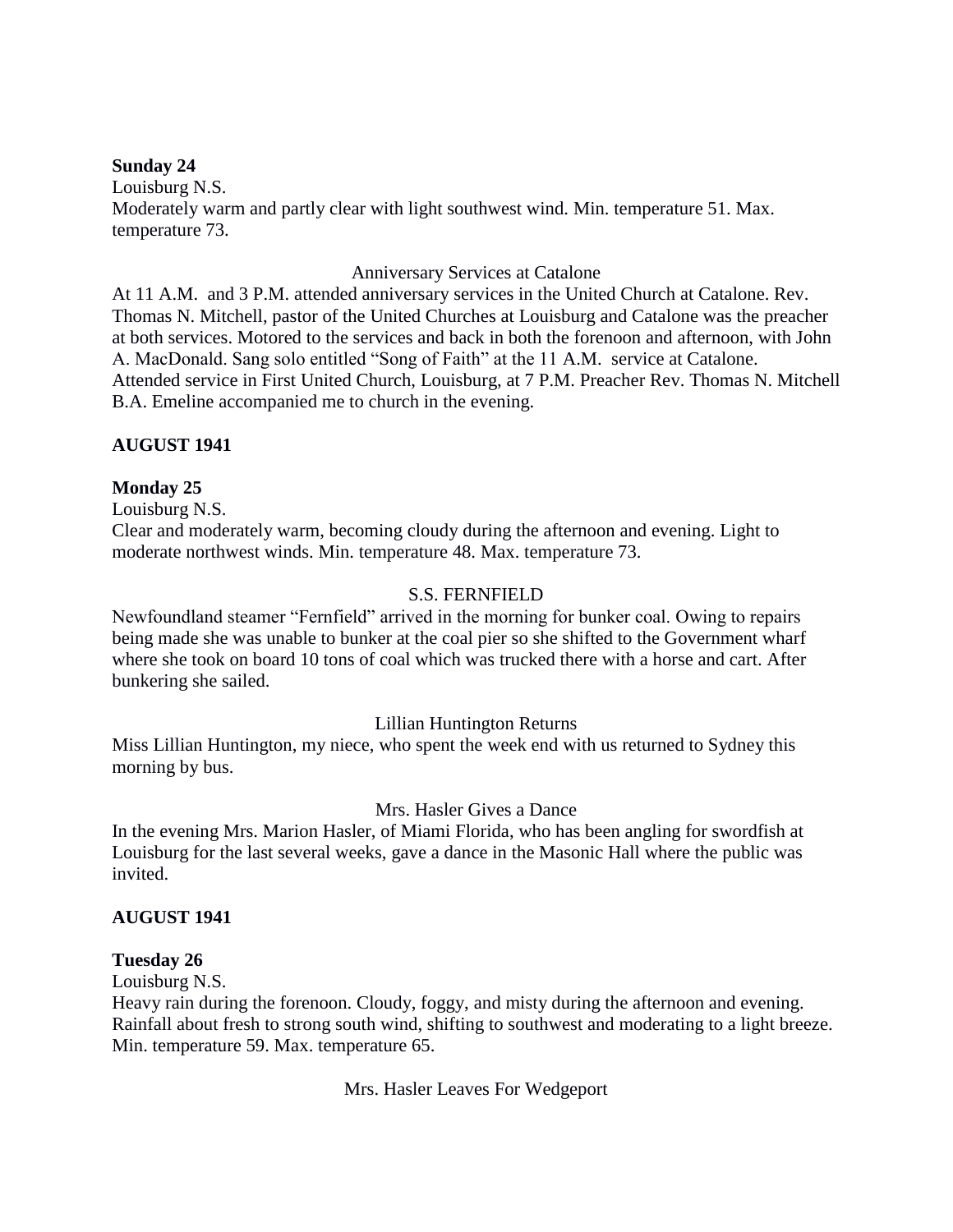**Sunday 24**
Louisburg N.S.
Moderately warm and partly clear with light southwest wind. Min. temperature 51. Max. temperature 73.

Anniversary Services at Catalone

At 11 A.M. and 3 P.M. attended anniversary services in the United Church at Catalone. Rev. Thomas N. Mitchell, pastor of the United Churches at Louisburg and Catalone was the preacher at both services. Motored to the services and back in both the forenoon and afternoon, with John A. MacDonald. Sang solo entitled "Song of Faith" at the 11 A.M. service at Catalone. Attended service in First United Church, Louisburg, at 7 P.M. Preacher Rev. Thomas N. Mitchell B.A. Emeline accompanied me to church in the evening.

**AUGUST 1941**

**Monday 25**
Louisburg N.S.
Clear and moderately warm, becoming cloudy during the afternoon and evening. Light to moderate northwest winds. Min. temperature 48. Max. temperature 73.

S.S. FERNFIELD

Newfoundland steamer "Fernfield" arrived in the morning for bunker coal. Owing to repairs being made she was unable to bunker at the coal pier so she shifted to the Government wharf where she took on board 10 tons of coal which was trucked there with a horse and cart. After bunkering she sailed.

Lillian Huntington Returns

Miss Lillian Huntington, my niece, who spent the week end with us returned to Sydney this morning by bus.

Mrs. Hasler Gives a Dance

In the evening Mrs. Marion Hasler, of Miami Florida, who has been angling for swordfish at Louisburg for the last several weeks, gave a dance in the Masonic Hall where the public was invited.

**AUGUST 1941**

**Tuesday 26**
Louisburg N.S.
Heavy rain during the forenoon. Cloudy, foggy, and misty during the afternoon and evening. Rainfall about fresh to strong south wind, shifting to southwest and moderating to a light breeze. Min. temperature 59. Max. temperature 65.

Mrs. Hasler Leaves For Wedgeport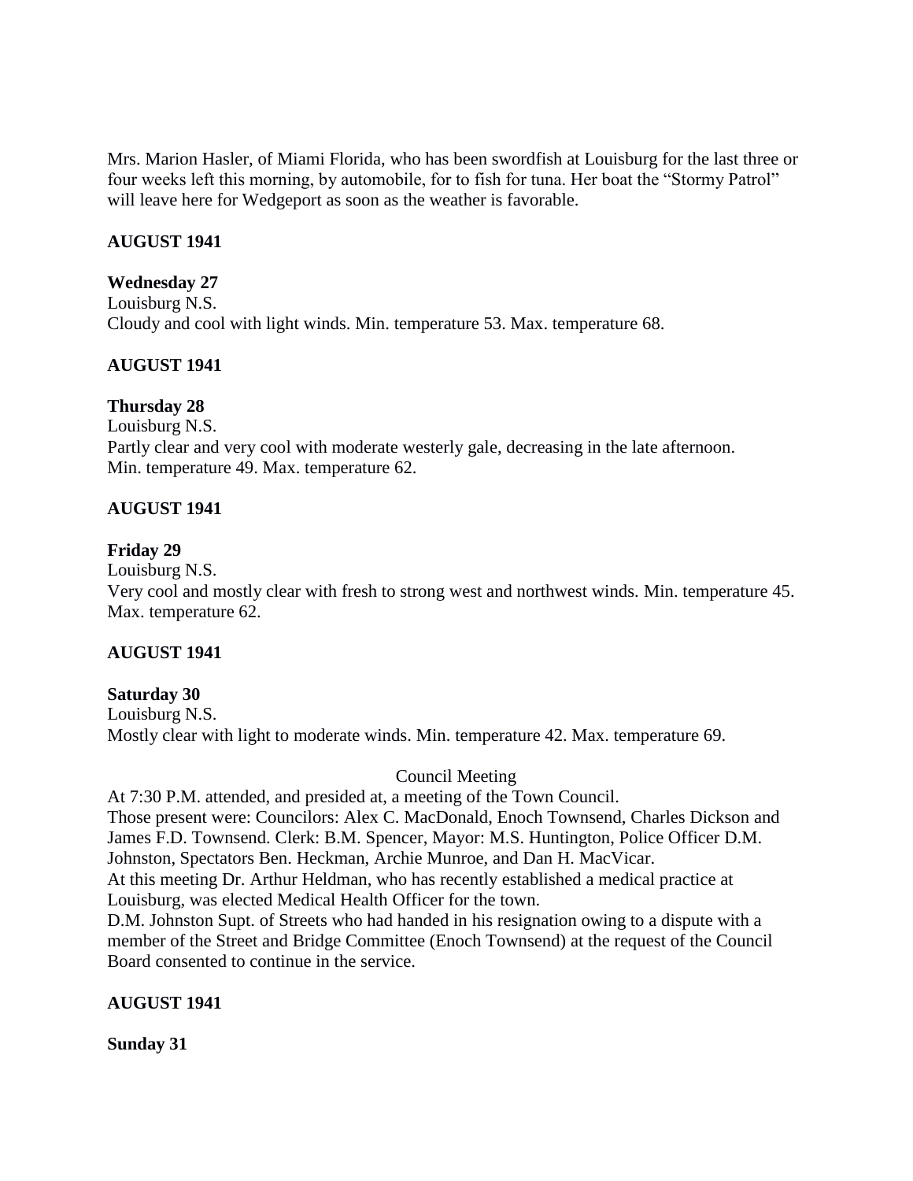Mrs. Marion Hasler, of Miami Florida, who has been swordfish at Louisburg for the last three or four weeks left this morning, by automobile, for to fish for tuna. Her boat the "Stormy Patrol" will leave here for Wedgeport as soon as the weather is favorable.

**AUGUST 1941**

**Wednesday 27**
Louisburg N.S.
Cloudy and cool with light winds. Min. temperature 53. Max. temperature 68.

**AUGUST 1941**

**Thursday 28**
Louisburg N.S.
Partly clear and very cool with moderate westerly gale, decreasing in the late afternoon.
Min. temperature 49. Max. temperature 62.

**AUGUST 1941**

**Friday 29**
Louisburg N.S.
Very cool and mostly clear with fresh to strong west and northwest winds. Min. temperature 45. Max. temperature 62.

**AUGUST 1941**

**Saturday 30**
Louisburg N.S.
Mostly clear with light to moderate winds. Min. temperature 42. Max. temperature 69.

Council Meeting

At 7:30 P.M. attended, and presided at, a meeting of the Town Council.
Those present were: Councilors: Alex C. MacDonald, Enoch Townsend, Charles Dickson and James F.D. Townsend. Clerk: B.M. Spencer, Mayor: M.S. Huntington, Police Officer D.M. Johnston, Spectators Ben. Heckman, Archie Munroe, and Dan H. MacVicar.
At this meeting Dr. Arthur Heldman, who has recently established a medical practice at Louisburg, was elected Medical Health Officer for the town.
D.M. Johnston Supt. of Streets who had handed in his resignation owing to a dispute with a member of the Street and Bridge Committee (Enoch Townsend) at the request of the Council Board consented to continue in the service.

**AUGUST 1941**

**Sunday 31**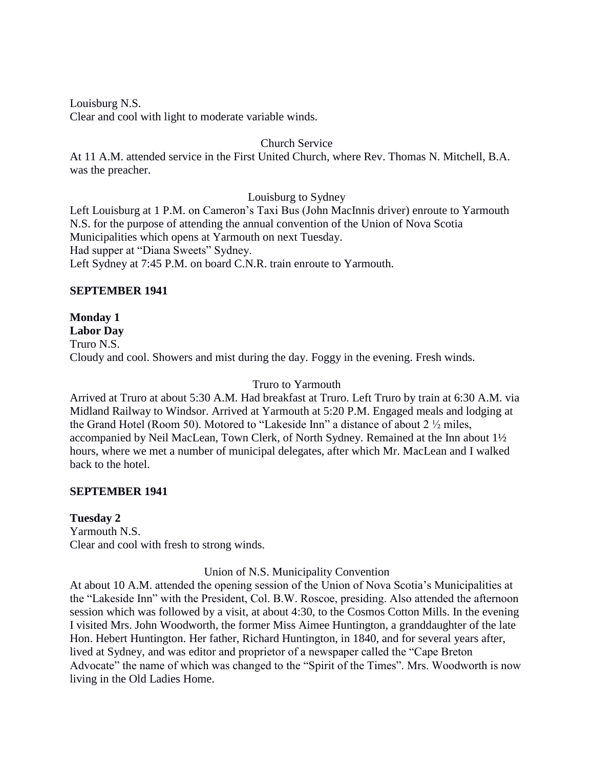Louisburg N.S.
Clear and cool with light to moderate variable winds.

Church Service

At 11 A.M. attended service in the First United Church, where Rev. Thomas N. Mitchell, B.A. was the preacher.

Louisburg to Sydney

Left Louisburg at 1 P.M. on Cameron's Taxi Bus (John MacInnis driver) enroute to Yarmouth N.S. for the purpose of attending the annual convention of the Union of Nova Scotia Municipalities which opens at Yarmouth on next Tuesday.
Had supper at "Diana Sweets" Sydney.
Left Sydney at 7:45 P.M. on board C.N.R. train enroute to Yarmouth.

**SEPTEMBER 1941**

**Monday 1**
**Labor Day**
Truro N.S.
Cloudy and cool. Showers and mist during the day. Foggy in the evening. Fresh winds.

Truro to Yarmouth

Arrived at Truro at about 5:30 A.M. Had breakfast at Truro. Left Truro by train at 6:30 A.M. via Midland Railway to Windsor. Arrived at Yarmouth at 5:20 P.M. Engaged meals and lodging at the Grand Hotel (Room 50). Motored to "Lakeside Inn" a distance of about 2 ½ miles, accompanied by Neil MacLean, Town Clerk, of North Sydney. Remained at the Inn about 1½ hours, where we met a number of municipal delegates, after which Mr. MacLean and I walked back to the hotel.

**SEPTEMBER 1941**

**Tuesday 2**
Yarmouth N.S.
Clear and cool with fresh to strong winds.

Union of N.S. Municipality Convention

At about 10 A.M. attended the opening session of the Union of Nova Scotia's Municipalities at the "Lakeside Inn" with the President, Col. B.W. Roscoe, presiding. Also attended the afternoon session which was followed by a visit, at about 4:30, to the Cosmos Cotton Mills. In the evening I visited Mrs. John Woodworth, the former Miss Aimee Huntington, a granddaughter of the late Hon. Hebert Huntington. Her father, Richard Huntington, in 1840, and for several years after, lived at Sydney, and was editor and proprietor of a newspaper called the "Cape Breton Advocate" the name of which was changed to the "Spirit of the Times". Mrs. Woodworth is now living in the Old Ladies Home.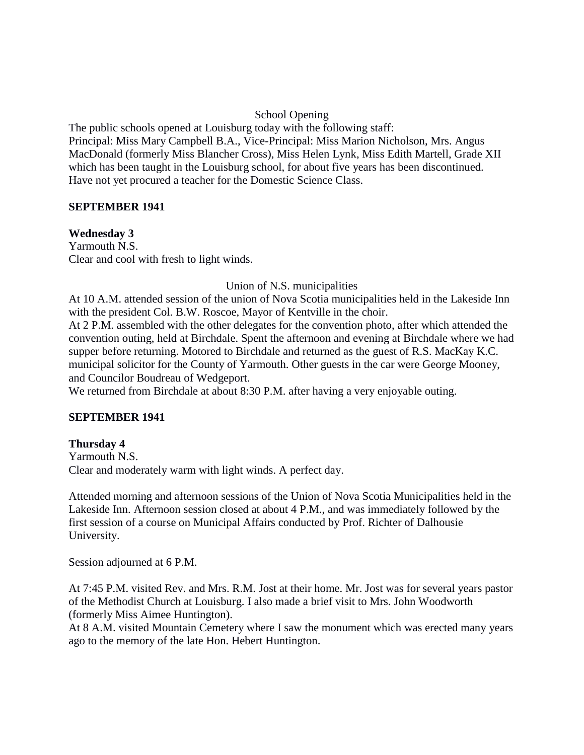School Opening

The public schools opened at Louisburg today with the following staff:
Principal: Miss Mary Campbell B.A., Vice-Principal: Miss Marion Nicholson, Mrs. Angus MacDonald (formerly Miss Blancher Cross), Miss Helen Lynk, Miss Edith Martell, Grade XII which has been taught in the Louisburg school, for about five years has been discontinued. Have not yet procured a teacher for the Domestic Science Class.

**SEPTEMBER 1941**

**Wednesday 3**
Yarmouth N.S.
Clear and cool with fresh to light winds.

Union of N.S. municipalities

At 10 A.M. attended session of the union of Nova Scotia municipalities held in the Lakeside Inn with the president Col. B.W. Roscoe, Mayor of Kentville in the choir.
At 2 P.M. assembled with the other delegates for the convention photo, after which attended the convention outing, held at Birchdale. Spent the afternoon and evening at Birchdale where we had supper before returning. Motored to Birchdale and returned as the guest of R.S. MacKay K.C. municipal solicitor for the County of Yarmouth. Other guests in the car were George Mooney, and Councilor Boudreau of Wedgeport.
We returned from Birchdale at about 8:30 P.M. after having a very enjoyable outing.

**SEPTEMBER 1941**

**Thursday 4**
Yarmouth N.S.
Clear and moderately warm with light winds. A perfect day.

Attended morning and afternoon sessions of the Union of Nova Scotia Municipalities held in the Lakeside Inn. Afternoon session closed at about 4 P.M., and was immediately followed by the first session of a course on Municipal Affairs conducted by Prof. Richter of Dalhousie University.

Session adjourned at 6 P.M.

At 7:45 P.M. visited Rev. and Mrs. R.M. Jost at their home. Mr. Jost was for several years pastor of the Methodist Church at Louisburg. I also made a brief visit to Mrs. John Woodworth (formerly Miss Aimee Huntington).
At 8 A.M. visited Mountain Cemetery where I saw the monument which was erected many years ago to the memory of the late Hon. Hebert Huntington.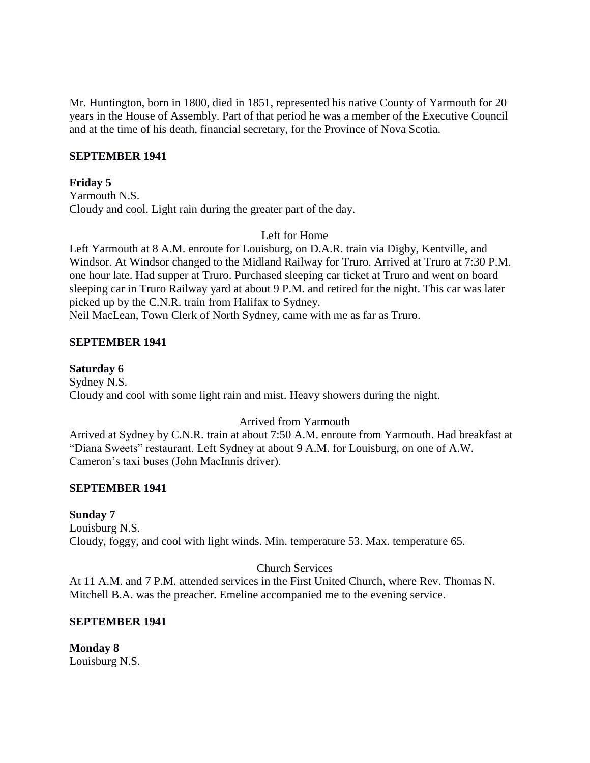Mr. Huntington, born in 1800, died in 1851, represented his native County of Yarmouth for 20 years in the House of Assembly. Part of that period he was a member of the Executive Council and at the time of his death, financial secretary, for the Province of Nova Scotia.

**SEPTEMBER 1941**

**Friday 5**
Yarmouth N.S.
Cloudy and cool. Light rain during the greater part of the day.

Left for Home

Left Yarmouth at 8 A.M. enroute for Louisburg, on D.A.R. train via Digby, Kentville, and Windsor. At Windsor changed to the Midland Railway for Truro. Arrived at Truro at 7:30 P.M. one hour late. Had supper at Truro. Purchased sleeping car ticket at Truro and went on board sleeping car in Truro Railway yard at about 9 P.M. and retired for the night. This car was later picked up by the C.N.R. train from Halifax to Sydney.
Neil MacLean, Town Clerk of North Sydney, came with me as far as Truro.

**SEPTEMBER 1941**

**Saturday 6**
Sydney N.S.
Cloudy and cool with some light rain and mist. Heavy showers during the night.

Arrived from Yarmouth

Arrived at Sydney by C.N.R. train at about 7:50 A.M. enroute from Yarmouth. Had breakfast at "Diana Sweets" restaurant. Left Sydney at about 9 A.M. for Louisburg, on one of A.W. Cameron's taxi buses (John MacInnis driver).

**SEPTEMBER 1941**

**Sunday 7**
Louisburg N.S.
Cloudy, foggy, and cool with light winds. Min. temperature 53. Max. temperature 65.

Church Services

At 11 A.M. and 7 P.M. attended services in the First United Church, where Rev. Thomas N. Mitchell B.A. was the preacher. Emeline accompanied me to the evening service.

**SEPTEMBER 1941**

**Monday 8**
Louisburg N.S.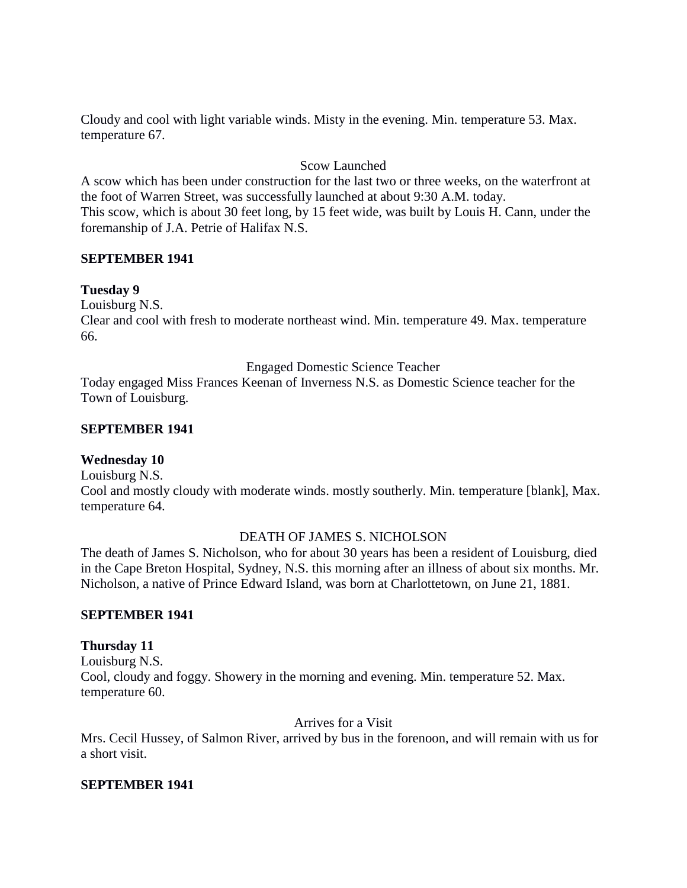Cloudy and cool with light variable winds. Misty in the evening. Min. temperature 53. Max. temperature 67.

Scow Launched

A scow which has been under construction for the last two or three weeks, on the waterfront at the foot of Warren Street, was successfully launched at about 9:30 A.M. today.
This scow, which is about 30 feet long, by 15 feet wide, was built by Louis H. Cann, under the foremanship of J.A. Petrie of Halifax N.S.

**SEPTEMBER 1941**

**Tuesday 9**
Louisburg N.S.
Clear and cool with fresh to moderate northeast wind. Min. temperature 49. Max. temperature 66.

Engaged Domestic Science Teacher

Today engaged Miss Frances Keenan of Inverness N.S. as Domestic Science teacher for the Town of Louisburg.

**SEPTEMBER 1941**

**Wednesday 10**
Louisburg N.S.
Cool and mostly cloudy with moderate winds. mostly southerly. Min. temperature [blank], Max. temperature 64.

DEATH OF JAMES S. NICHOLSON

The death of James S. Nicholson, who for about 30 years has been a resident of Louisburg, died in the Cape Breton Hospital, Sydney, N.S. this morning after an illness of about six months. Mr. Nicholson, a native of Prince Edward Island, was born at Charlottetown, on June 21, 1881.

**SEPTEMBER 1941**

**Thursday 11**
Louisburg N.S.
Cool, cloudy and foggy. Showery in the morning and evening. Min. temperature 52. Max. temperature 60.

Arrives for a Visit

Mrs. Cecil Hussey, of Salmon River, arrived by bus in the forenoon, and will remain with us for a short visit.

**SEPTEMBER 1941**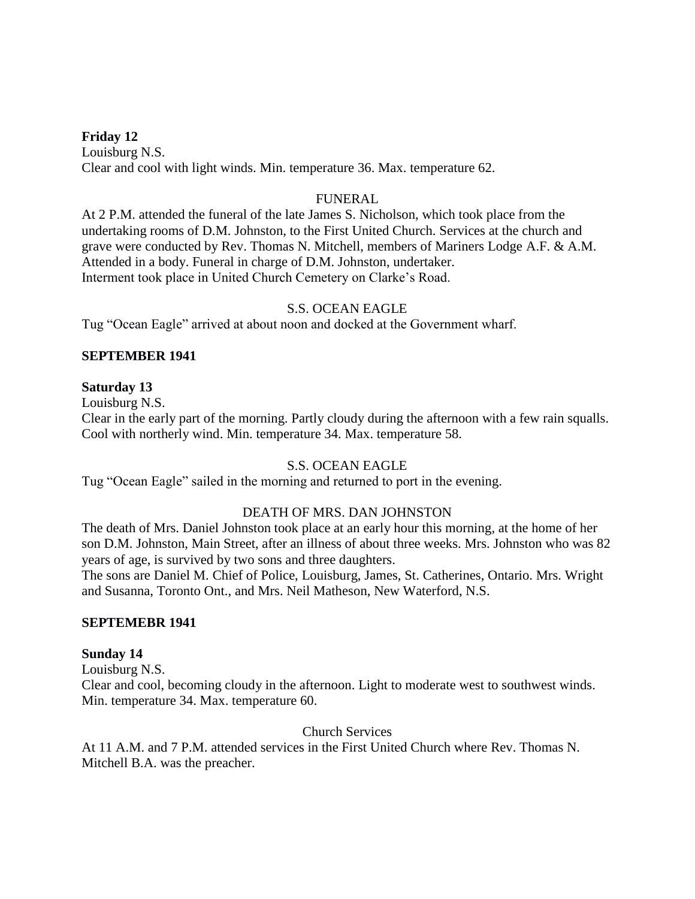**Friday 12**
Louisburg N.S.
Clear and cool with light winds. Min. temperature 36. Max. temperature 62.

FUNERAL

At 2 P.M. attended the funeral of the late James S. Nicholson, which took place from the undertaking rooms of D.M. Johnston, to the First United Church. Services at the church and grave were conducted by Rev. Thomas N. Mitchell, members of Mariners Lodge A.F. & A.M. Attended in a body. Funeral in charge of D.M. Johnston, undertaker.
Interment took place in United Church Cemetery on Clarke's Road.

S.S. OCEAN EAGLE

Tug "Ocean Eagle" arrived at about noon and docked at the Government wharf.

**SEPTEMBER 1941**

**Saturday 13**
Louisburg N.S.
Clear in the early part of the morning. Partly cloudy during the afternoon with a few rain squalls. Cool with northerly wind. Min. temperature 34. Max. temperature 58.

S.S. OCEAN EAGLE

Tug "Ocean Eagle" sailed in the morning and returned to port in the evening.

DEATH OF MRS. DAN JOHNSTON

The death of Mrs. Daniel Johnston took place at an early hour this morning, at the home of her son D.M. Johnston, Main Street, after an illness of about three weeks. Mrs. Johnston who was 82 years of age, is survived by two sons and three daughters.
The sons are Daniel M. Chief of Police, Louisburg, James, St. Catherines, Ontario. Mrs. Wright and Susanna, Toronto Ont., and Mrs. Neil Matheson, New Waterford, N.S.

**SEPTEMEBR 1941**

**Sunday 14**
Louisburg N.S.
Clear and cool, becoming cloudy in the afternoon. Light to moderate west to southwest winds. Min. temperature 34. Max. temperature 60.

Church Services

At 11 A.M. and 7 P.M. attended services in the First United Church where Rev. Thomas N. Mitchell B.A. was the preacher.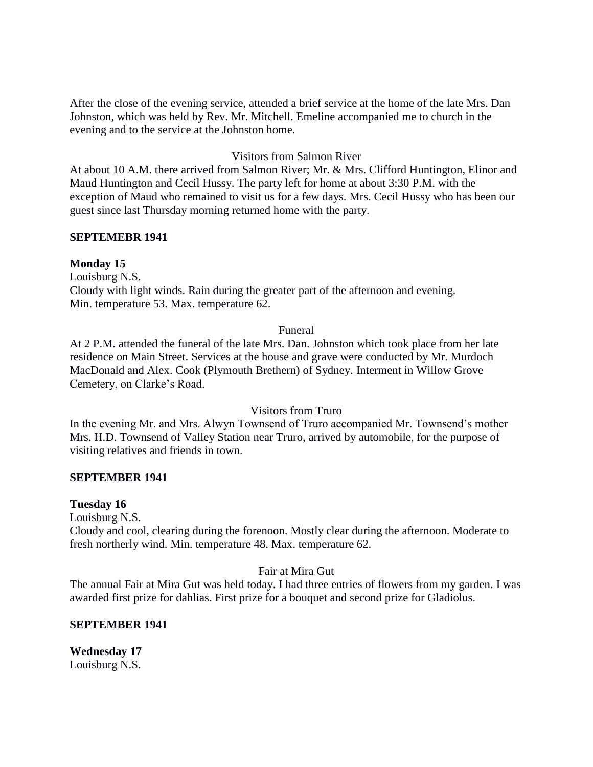After the close of the evening service, attended a brief service at the home of the late Mrs. Dan Johnston, which was held by Rev. Mr. Mitchell. Emeline accompanied me to church in the evening and to the service at the Johnston home.

Visitors from Salmon River

At about 10 A.M. there arrived from Salmon River; Mr. & Mrs. Clifford Huntington, Elinor and Maud Huntington and Cecil Hussy. The party left for home at about 3:30 P.M. with the exception of Maud who remained to visit us for a few days. Mrs. Cecil Hussy who has been our guest since last Thursday morning returned home with the party.

**SEPTEMEBR 1941**

**Monday 15**

Louisburg N.S.

Cloudy with light winds. Rain during the greater part of the afternoon and evening. Min. temperature 53. Max. temperature 62.

Funeral

At 2 P.M. attended the funeral of the late Mrs. Dan. Johnston which took place from her late residence on Main Street. Services at the house and grave were conducted by Mr. Murdoch MacDonald and Alex. Cook (Plymouth Brethern) of Sydney. Interment in Willow Grove Cemetery, on Clarke's Road.

Visitors from Truro

In the evening Mr. and Mrs. Alwyn Townsend of Truro accompanied Mr. Townsend's mother Mrs. H.D. Townsend of Valley Station near Truro, arrived by automobile, for the purpose of visiting relatives and friends in town.

**SEPTEMBER 1941**

**Tuesday 16**

Louisburg N.S.

Cloudy and cool, clearing during the forenoon. Mostly clear during the afternoon. Moderate to fresh northerly wind. Min. temperature 48. Max. temperature 62.

Fair at Mira Gut

The annual Fair at Mira Gut was held today. I had three entries of flowers from my garden. I was awarded first prize for dahlias. First prize for a bouquet and second prize for Gladiolus.

**SEPTEMBER 1941**

**Wednesday 17**

Louisburg N.S.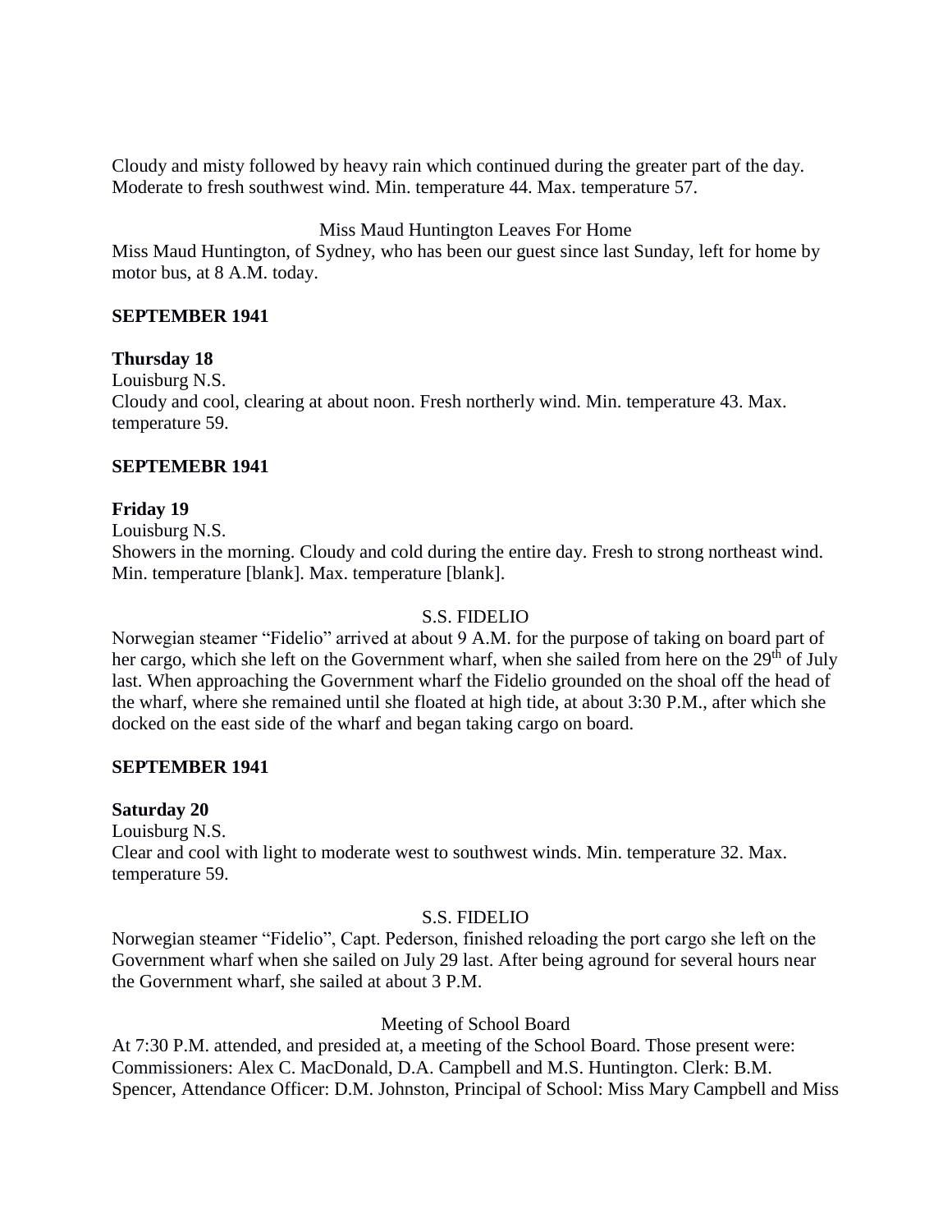Cloudy and misty followed by heavy rain which continued during the greater part of the day. Moderate to fresh southwest wind. Min. temperature 44. Max. temperature 57.

Miss Maud Huntington Leaves For Home

Miss Maud Huntington, of Sydney, who has been our guest since last Sunday, left for home by motor bus, at 8 A.M. today.

**SEPTEMBER 1941**

**Thursday 18**

Louisburg N.S.

Cloudy and cool, clearing at about noon. Fresh northerly wind. Min. temperature 43. Max. temperature 59.

**SEPTEMEBR 1941**

**Friday 19**

Louisburg N.S.

Showers in the morning. Cloudy and cold during the entire day. Fresh to strong northeast wind. Min. temperature [blank]. Max. temperature [blank].

S.S. FIDELIO

Norwegian steamer "Fidelio" arrived at about 9 A.M. for the purpose of taking on board part of her cargo, which she left on the Government wharf, when she sailed from here on the 29th of July last. When approaching the Government wharf the Fidelio grounded on the shoal off the head of the wharf, where she remained until she floated at high tide, at about 3:30 P.M., after which she docked on the east side of the wharf and began taking cargo on board.

**SEPTEMBER 1941**

**Saturday 20**

Louisburg N.S.

Clear and cool with light to moderate west to southwest winds. Min. temperature 32. Max. temperature 59.

S.S. FIDELIO

Norwegian steamer "Fidelio", Capt. Pederson, finished reloading the port cargo she left on the Government wharf when she sailed on July 29 last. After being aground for several hours near the Government wharf, she sailed at about 3 P.M.

Meeting of School Board

At 7:30 P.M. attended, and presided at, a meeting of the School Board. Those present were: Commissioners: Alex C. MacDonald, D.A. Campbell and M.S. Huntington. Clerk: B.M. Spencer, Attendance Officer: D.M. Johnston, Principal of School: Miss Mary Campbell and Miss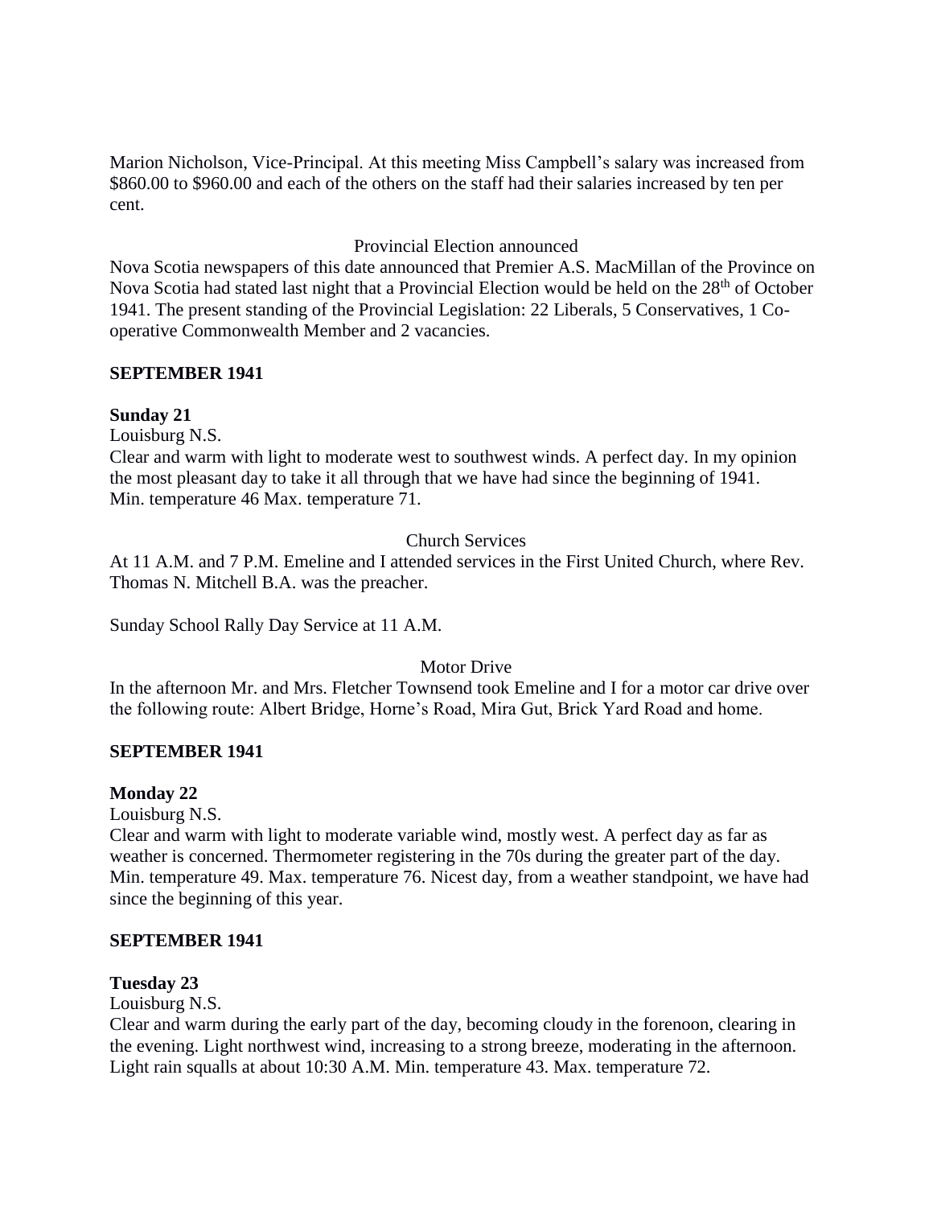Marion Nicholson, Vice-Principal. At this meeting Miss Campbell's salary was increased from $860.00 to $960.00 and each of the others on the staff had their salaries increased by ten per cent.

Provincial Election announced

Nova Scotia newspapers of this date announced that Premier A.S. MacMillan of the Province on Nova Scotia had stated last night that a Provincial Election would be held on the 28th of October 1941. The present standing of the Provincial Legislation: 22 Liberals, 5 Conservatives, 1 Co-operative Commonwealth Member and 2 vacancies.

**SEPTEMBER 1941**

**Sunday 21**

Louisburg N.S.

Clear and warm with light to moderate west to southwest winds. A perfect day. In my opinion the most pleasant day to take it all through that we have had since the beginning of 1941. Min. temperature 46 Max. temperature 71.

Church Services

At 11 A.M. and 7 P.M. Emeline and I attended services in the First United Church, where Rev. Thomas N. Mitchell B.A. was the preacher.

Sunday School Rally Day Service at 11 A.M.

Motor Drive

In the afternoon Mr. and Mrs. Fletcher Townsend took Emeline and I for a motor car drive over the following route: Albert Bridge, Horne's Road, Mira Gut, Brick Yard Road and home.

**SEPTEMBER 1941**

**Monday 22**

Louisburg N.S.

Clear and warm with light to moderate variable wind, mostly west. A perfect day as far as weather is concerned. Thermometer registering in the 70s during the greater part of the day. Min. temperature 49. Max. temperature 76. Nicest day, from a weather standpoint, we have had since the beginning of this year.

**SEPTEMBER 1941**

**Tuesday 23**

Louisburg N.S.

Clear and warm during the early part of the day, becoming cloudy in the forenoon, clearing in the evening. Light northwest wind, increasing to a strong breeze, moderating in the afternoon. Light rain squalls at about 10:30 A.M. Min. temperature 43. Max. temperature 72.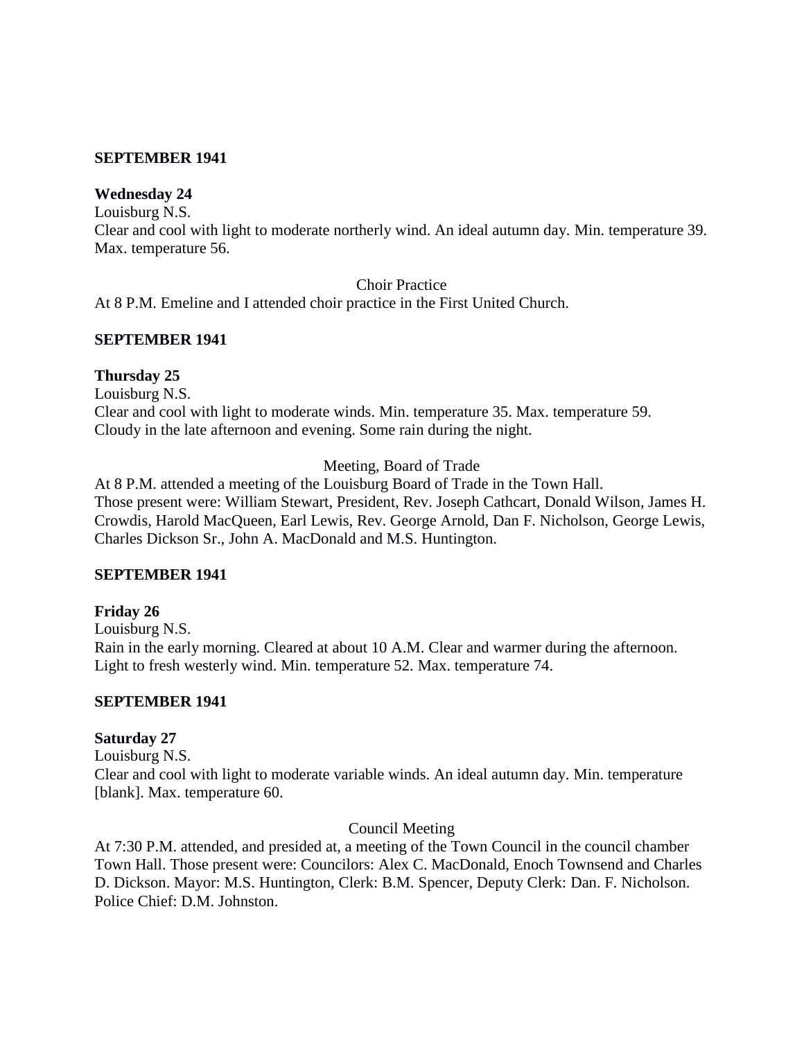**SEPTEMBER 1941**

**Wednesday 24**
Louisburg N.S.
Clear and cool with light to moderate northerly wind. An ideal autumn day. Min. temperature 39. Max. temperature 56.

Choir Practice

At 8 P.M. Emeline and I attended choir practice in the First United Church.

**SEPTEMBER 1941**

**Thursday 25**
Louisburg N.S.
Clear and cool with light to moderate winds. Min. temperature 35. Max. temperature 59. Cloudy in the late afternoon and evening. Some rain during the night.

Meeting, Board of Trade

At 8 P.M. attended a meeting of the Louisburg Board of Trade in the Town Hall.
Those present were: William Stewart, President, Rev. Joseph Cathcart, Donald Wilson, James H. Crowdis, Harold MacQueen, Earl Lewis, Rev. George Arnold, Dan F. Nicholson, George Lewis, Charles Dickson Sr., John A. MacDonald and M.S. Huntington.

**SEPTEMBER 1941**

**Friday 26**
Louisburg N.S.
Rain in the early morning. Cleared at about 10 A.M. Clear and warmer during the afternoon. Light to fresh westerly wind. Min. temperature 52. Max. temperature 74.

**SEPTEMBER 1941**

**Saturday 27**
Louisburg N.S.
Clear and cool with light to moderate variable winds. An ideal autumn day. Min. temperature [blank]. Max. temperature 60.

Council Meeting

At 7:30 P.M. attended, and presided at, a meeting of the Town Council in the council chamber Town Hall. Those present were: Councilors: Alex C. MacDonald, Enoch Townsend and Charles D. Dickson. Mayor: M.S. Huntington, Clerk: B.M. Spencer, Deputy Clerk: Dan. F. Nicholson. Police Chief: D.M. Johnston.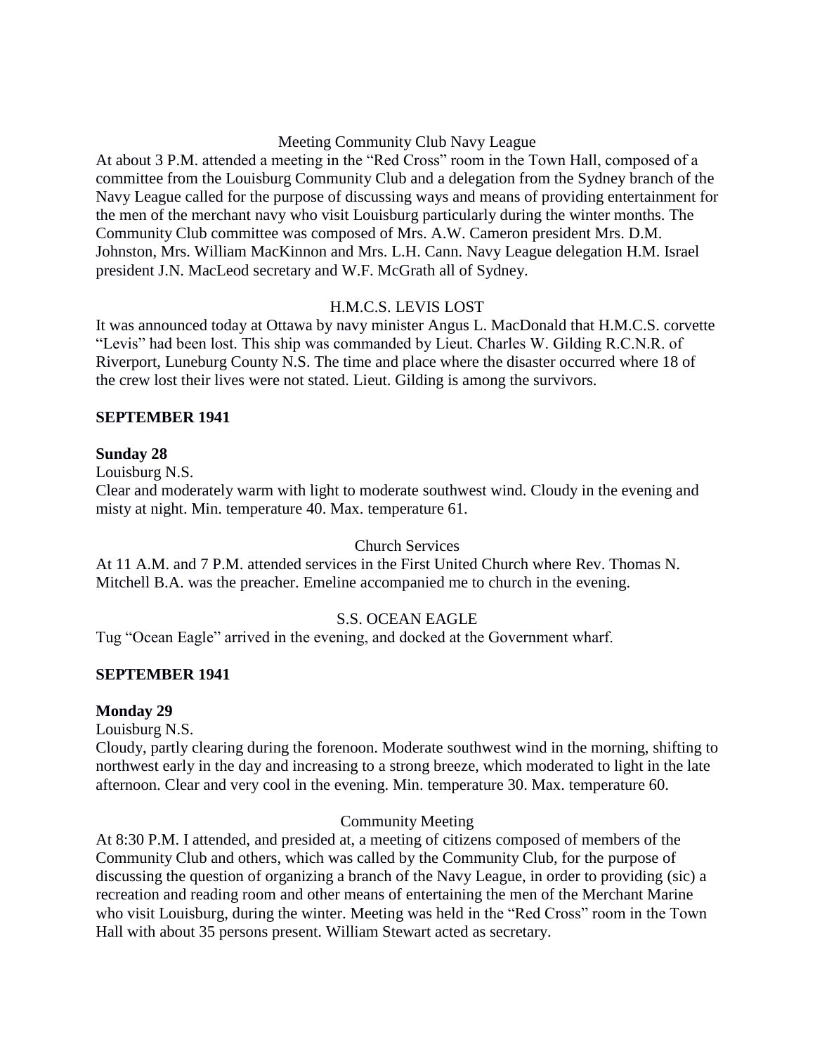Meeting Community Club Navy League

At about 3 P.M. attended a meeting in the "Red Cross" room in the Town Hall, composed of a committee from the Louisburg Community Club and a delegation from the Sydney branch of the Navy League called for the purpose of discussing ways and means of providing entertainment for the men of the merchant navy who visit Louisburg particularly during the winter months. The Community Club committee was composed of Mrs. A.W. Cameron president Mrs. D.M. Johnston, Mrs. William MacKinnon and Mrs. L.H. Cann. Navy League delegation H.M. Israel president J.N. MacLeod secretary and W.F. McGrath all of Sydney.

H.M.C.S. LEVIS LOST

It was announced today at Ottawa by navy minister Angus L. MacDonald that H.M.C.S. corvette "Levis" had been lost. This ship was commanded by Lieut. Charles W. Gilding R.C.N.R. of Riverport, Luneburg County N.S. The time and place where the disaster occurred where 18 of the crew lost their lives were not stated. Lieut. Gilding is among the survivors.

**SEPTEMBER 1941**

**Sunday 28**

Louisburg N.S.

Clear and moderately warm with light to moderate southwest wind. Cloudy in the evening and misty at night. Min. temperature 40. Max. temperature 61.

Church Services

At 11 A.M. and 7 P.M. attended services in the First United Church where Rev. Thomas N. Mitchell B.A. was the preacher. Emeline accompanied me to church in the evening.

S.S. OCEAN EAGLE

Tug "Ocean Eagle" arrived in the evening, and docked at the Government wharf.

**SEPTEMBER 1941**

**Monday 29**

Louisburg N.S.

Cloudy, partly clearing during the forenoon. Moderate southwest wind in the morning, shifting to northwest early in the day and increasing to a strong breeze, which moderated to light in the late afternoon. Clear and very cool in the evening. Min. temperature 30. Max. temperature 60.

Community Meeting

At 8:30 P.M. I attended, and presided at, a meeting of citizens composed of members of the Community Club and others, which was called by the Community Club, for the purpose of discussing the question of organizing a branch of the Navy League, in order to providing (sic) a recreation and reading room and other means of entertaining the men of the Merchant Marine who visit Louisburg, during the winter. Meeting was held in the "Red Cross" room in the Town Hall with about 35 persons present. William Stewart acted as secretary.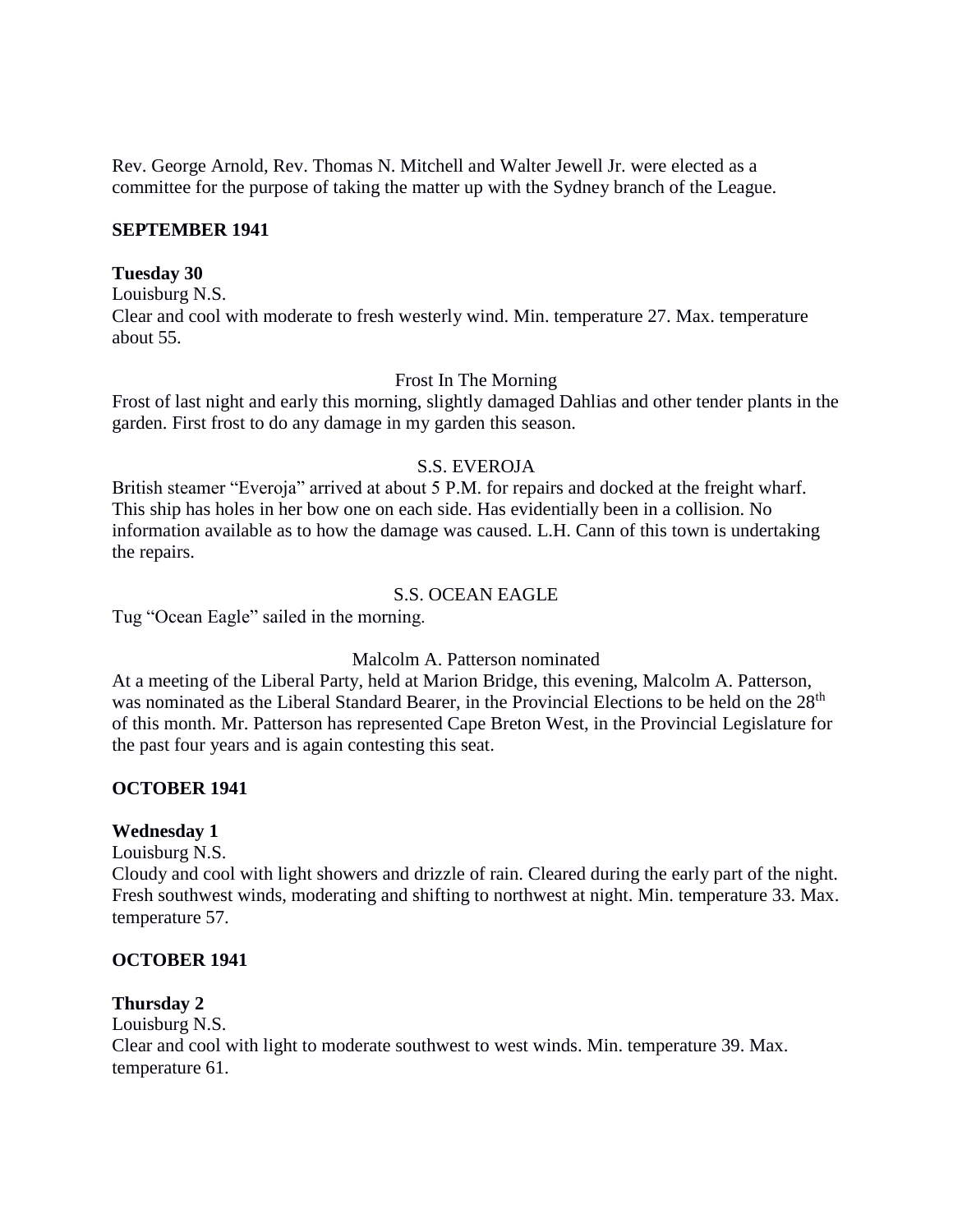Rev. George Arnold, Rev. Thomas N. Mitchell and Walter Jewell Jr. were elected as a committee for the purpose of taking the matter up with the Sydney branch of the League.

**SEPTEMBER 1941**

**Tuesday 30**

Louisburg N.S.

Clear and cool with moderate to fresh westerly wind. Min. temperature 27. Max. temperature about 55.

Frost In The Morning

Frost of last night and early this morning, slightly damaged Dahlias and other tender plants in the garden. First frost to do any damage in my garden this season.

S.S. EVEROJA

British steamer "Everoja" arrived at about 5 P.M. for repairs and docked at the freight wharf. This ship has holes in her bow one on each side. Has evidentially been in a collision. No information available as to how the damage was caused. L.H. Cann of this town is undertaking the repairs.

S.S. OCEAN EAGLE

Tug "Ocean Eagle" sailed in the morning.

Malcolm A. Patterson nominated

At a meeting of the Liberal Party, held at Marion Bridge, this evening, Malcolm A. Patterson, was nominated as the Liberal Standard Bearer, in the Provincial Elections to be held on the 28th of this month. Mr. Patterson has represented Cape Breton West, in the Provincial Legislature for the past four years and is again contesting this seat.

**OCTOBER 1941**

**Wednesday 1**

Louisburg N.S.

Cloudy and cool with light showers and drizzle of rain. Cleared during the early part of the night. Fresh southwest winds, moderating and shifting to northwest at night. Min. temperature 33. Max. temperature 57.

**OCTOBER 1941**

**Thursday 2**

Louisburg N.S.

Clear and cool with light to moderate southwest to west winds. Min. temperature 39. Max. temperature 61.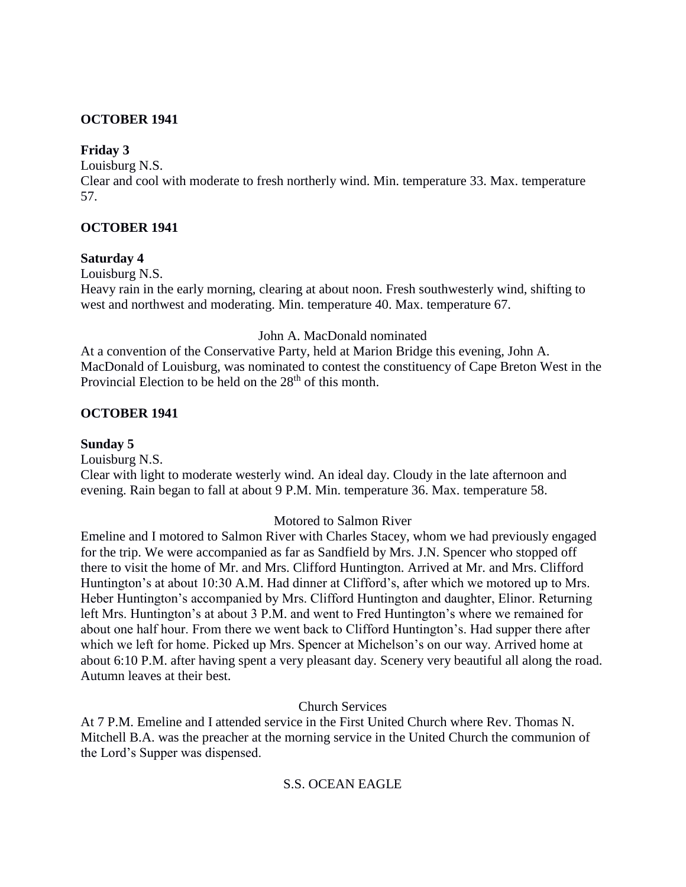**OCTOBER 1941**

**Friday 3**

Louisburg N.S.

Clear and cool with moderate to fresh northerly wind. Min. temperature 33. Max. temperature 57.

**OCTOBER 1941**

**Saturday 4**

Louisburg N.S.

Heavy rain in the early morning, clearing at about noon. Fresh southwesterly wind, shifting to west and northwest and moderating. Min. temperature 40. Max. temperature 67.

John A. MacDonald nominated

At a convention of the Conservative Party, held at Marion Bridge this evening, John A. MacDonald of Louisburg, was nominated to contest the constituency of Cape Breton West in the Provincial Election to be held on the 28th of this month.

**OCTOBER 1941**

**Sunday 5**

Louisburg N.S.

Clear with light to moderate westerly wind. An ideal day. Cloudy in the late afternoon and evening. Rain began to fall at about 9 P.M. Min. temperature 36. Max. temperature 58.

Motored to Salmon River

Emeline and I motored to Salmon River with Charles Stacey, whom we had previously engaged for the trip. We were accompanied as far as Sandfield by Mrs. J.N. Spencer who stopped off there to visit the home of Mr. and Mrs. Clifford Huntington. Arrived at Mr. and Mrs. Clifford Huntington's at about 10:30 A.M. Had dinner at Clifford's, after which we motored up to Mrs. Heber Huntington's accompanied by Mrs. Clifford Huntington and daughter, Elinor. Returning left Mrs. Huntington's at about 3 P.M. and went to Fred Huntington's where we remained for about one half hour. From there we went back to Clifford Huntington's. Had supper there after which we left for home. Picked up Mrs. Spencer at Michelson's on our way. Arrived home at about 6:10 P.M. after having spent a very pleasant day. Scenery very beautiful all along the road. Autumn leaves at their best.

Church Services

At 7 P.M. Emeline and I attended service in the First United Church where Rev. Thomas N. Mitchell B.A. was the preacher at the morning service in the United Church the communion of the Lord's Supper was dispensed.

S.S. OCEAN EAGLE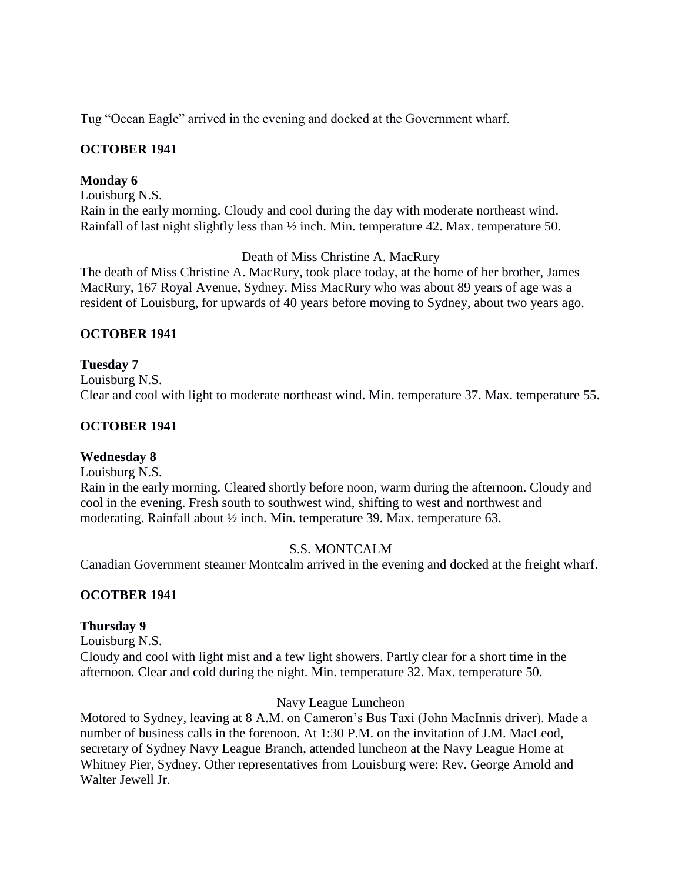Tug “Ocean Eagle” arrived in the evening and docked at the Government wharf.

**OCTOBER 1941**

**Monday 6**

Louisburg N.S.

Rain in the early morning. Cloudy and cool during the day with moderate northeast wind. Rainfall of last night slightly less than ½ inch. Min. temperature 42. Max. temperature 50.

Death of Miss Christine A. MacRury

The death of Miss Christine A. MacRury, took place today, at the home of her brother, James MacRury, 167 Royal Avenue, Sydney. Miss MacRury who was about 89 years of age was a resident of Louisburg, for upwards of 40 years before moving to Sydney, about two years ago.

**OCTOBER 1941**

**Tuesday 7**

Louisburg N.S.

Clear and cool with light to moderate northeast wind. Min. temperature 37. Max. temperature 55.

**OCTOBER 1941**

**Wednesday 8**

Louisburg N.S.

Rain in the early morning. Cleared shortly before noon, warm during the afternoon. Cloudy and cool in the evening. Fresh south to southwest wind, shifting to west and northwest and moderating. Rainfall about ½ inch. Min. temperature 39. Max. temperature 63.

S.S. MONTCALM

Canadian Government steamer Montcalm arrived in the evening and docked at the freight wharf.

**OCOTBER 1941**

**Thursday 9**

Louisburg N.S.

Cloudy and cool with light mist and a few light showers. Partly clear for a short time in the afternoon. Clear and cold during the night. Min. temperature 32. Max. temperature 50.

Navy League Luncheon

Motored to Sydney, leaving at 8 A.M. on Cameron’s Bus Taxi (John MacInnis driver). Made a number of business calls in the forenoon. At 1:30 P.M. on the invitation of J.M. MacLeod, secretary of Sydney Navy League Branch, attended luncheon at the Navy League Home at Whitney Pier, Sydney. Other representatives from Louisburg were: Rev. George Arnold and Walter Jewell Jr.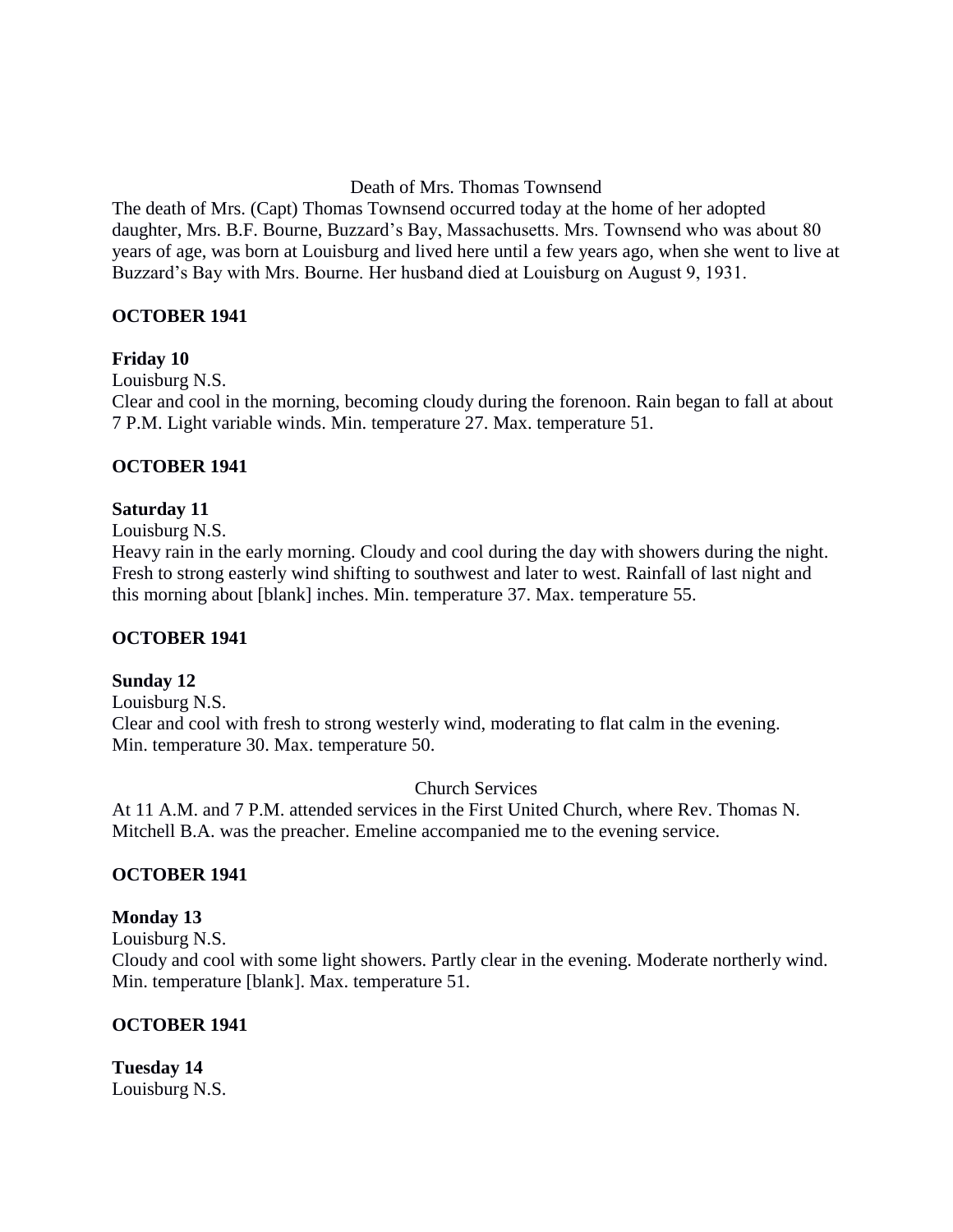Death of Mrs. Thomas Townsend

The death of Mrs. (Capt) Thomas Townsend occurred today at the home of her adopted daughter, Mrs. B.F. Bourne, Buzzard's Bay, Massachusetts. Mrs. Townsend who was about 80 years of age, was born at Louisburg and lived here until a few years ago, when she went to live at Buzzard's Bay with Mrs. Bourne. Her husband died at Louisburg on August 9, 1931.

**OCTOBER 1941**

**Friday 10**

Louisburg N.S.

Clear and cool in the morning, becoming cloudy during the forenoon. Rain began to fall at about 7 P.M. Light variable winds. Min. temperature 27. Max. temperature 51.

**OCTOBER 1941**

**Saturday 11**

Louisburg N.S.

Heavy rain in the early morning. Cloudy and cool during the day with showers during the night. Fresh to strong easterly wind shifting to southwest and later to west. Rainfall of last night and this morning about [blank] inches. Min. temperature 37. Max. temperature 55.

**OCTOBER 1941**

**Sunday 12**

Louisburg N.S.

Clear and cool with fresh to strong westerly wind, moderating to flat calm in the evening. Min. temperature 30. Max. temperature 50.

Church Services

At 11 A.M. and 7 P.M. attended services in the First United Church, where Rev. Thomas N. Mitchell B.A. was the preacher. Emeline accompanied me to the evening service.

**OCTOBER 1941**

**Monday 13**

Louisburg N.S.

Cloudy and cool with some light showers. Partly clear in the evening. Moderate northerly wind. Min. temperature [blank]. Max. temperature 51.

**OCTOBER 1941**

**Tuesday 14**

Louisburg N.S.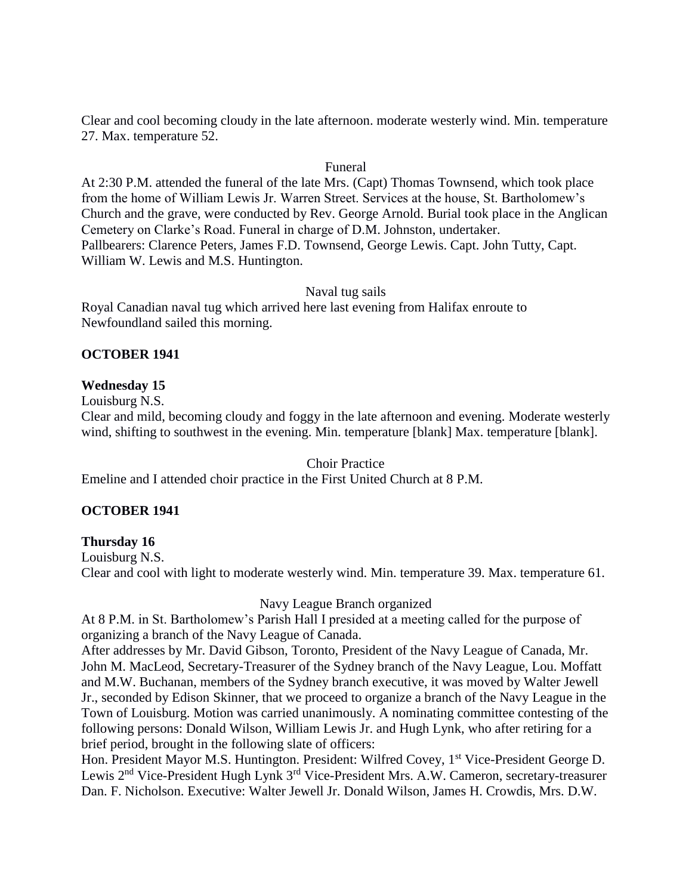Clear and cool becoming cloudy in the late afternoon. moderate westerly wind. Min. temperature 27. Max. temperature 52.

Funeral

At 2:30 P.M. attended the funeral of the late Mrs. (Capt) Thomas Townsend, which took place from the home of William Lewis Jr. Warren Street. Services at the house, St. Bartholomew's Church and the grave, were conducted by Rev. George Arnold. Burial took place in the Anglican Cemetery on Clarke's Road. Funeral in charge of D.M. Johnston, undertaker.
Pallbearers: Clarence Peters, James F.D. Townsend, George Lewis. Capt. John Tutty, Capt. William W. Lewis and M.S. Huntington.

Naval tug sails

Royal Canadian naval tug which arrived here last evening from Halifax enroute to Newfoundland sailed this morning.

**OCTOBER 1941**

**Wednesday 15**

Louisburg N.S.

Clear and mild, becoming cloudy and foggy in the late afternoon and evening. Moderate westerly wind, shifting to southwest in the evening. Min. temperature [blank] Max. temperature [blank].

Choir Practice

Emeline and I attended choir practice in the First United Church at 8 P.M.

**OCTOBER 1941**

**Thursday 16**

Louisburg N.S.

Clear and cool with light to moderate westerly wind. Min. temperature 39. Max. temperature 61.

Navy League Branch organized

At 8 P.M. in St. Bartholomew's Parish Hall I presided at a meeting called for the purpose of organizing a branch of the Navy League of Canada.

After addresses by Mr. David Gibson, Toronto, President of the Navy League of Canada, Mr. John M. MacLeod, Secretary-Treasurer of the Sydney branch of the Navy League, Lou. Moffatt and M.W. Buchanan, members of the Sydney branch executive, it was moved by Walter Jewell Jr., seconded by Edison Skinner, that we proceed to organize a branch of the Navy League in the Town of Louisburg. Motion was carried unanimously. A nominating committee contesting of the following persons: Donald Wilson, William Lewis Jr. and Hugh Lynk, who after retiring for a brief period, brought in the following slate of officers:

Hon. President Mayor M.S. Huntington. President: Wilfred Covey, 1st Vice-President George D. Lewis 2nd Vice-President Hugh Lynk 3rd Vice-President Mrs. A.W. Cameron, secretary-treasurer Dan. F. Nicholson. Executive: Walter Jewell Jr. Donald Wilson, James H. Crowdis, Mrs. D.W.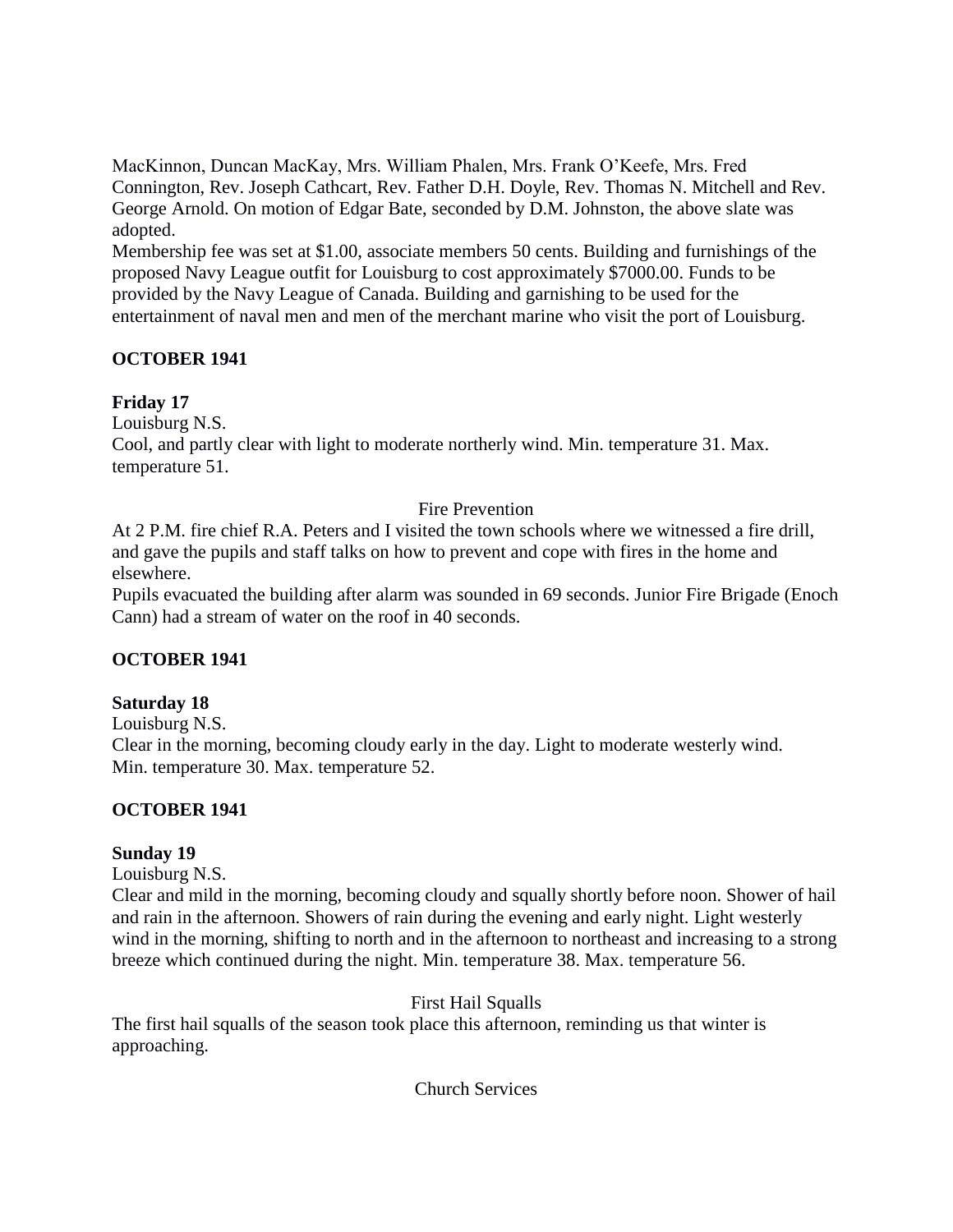MacKinnon, Duncan MacKay, Mrs. William Phalen, Mrs. Frank O'Keefe, Mrs. Fred Connington, Rev. Joseph Cathcart, Rev. Father D.H. Doyle, Rev. Thomas N. Mitchell and Rev. George Arnold. On motion of Edgar Bate, seconded by D.M. Johnston, the above slate was adopted.

Membership fee was set at $1.00, associate members 50 cents. Building and furnishings of the proposed Navy League outfit for Louisburg to cost approximately $7000.00. Funds to be provided by the Navy League of Canada. Building and garnishing to be used for the entertainment of naval men and men of the merchant marine who visit the port of Louisburg.

**OCTOBER 1941**

**Friday 17**

Louisburg N.S.

Cool, and partly clear with light to moderate northerly wind. Min. temperature 31. Max. temperature 51.

Fire Prevention

At 2 P.M. fire chief R.A. Peters and I visited the town schools where we witnessed a fire drill, and gave the pupils and staff talks on how to prevent and cope with fires in the home and elsewhere.

Pupils evacuated the building after alarm was sounded in 69 seconds. Junior Fire Brigade (Enoch Cann) had a stream of water on the roof in 40 seconds.

**OCTOBER 1941**

**Saturday 18**

Louisburg N.S.

Clear in the morning, becoming cloudy early in the day. Light to moderate westerly wind. Min. temperature 30. Max. temperature 52.

**OCTOBER 1941**

**Sunday 19**

Louisburg N.S.

Clear and mild in the morning, becoming cloudy and squally shortly before noon. Shower of hail and rain in the afternoon. Showers of rain during the evening and early night. Light westerly wind in the morning, shifting to north and in the afternoon to northeast and increasing to a strong breeze which continued during the night. Min. temperature 38. Max. temperature 56.

First Hail Squalls

The first hail squalls of the season took place this afternoon, reminding us that winter is approaching.

Church Services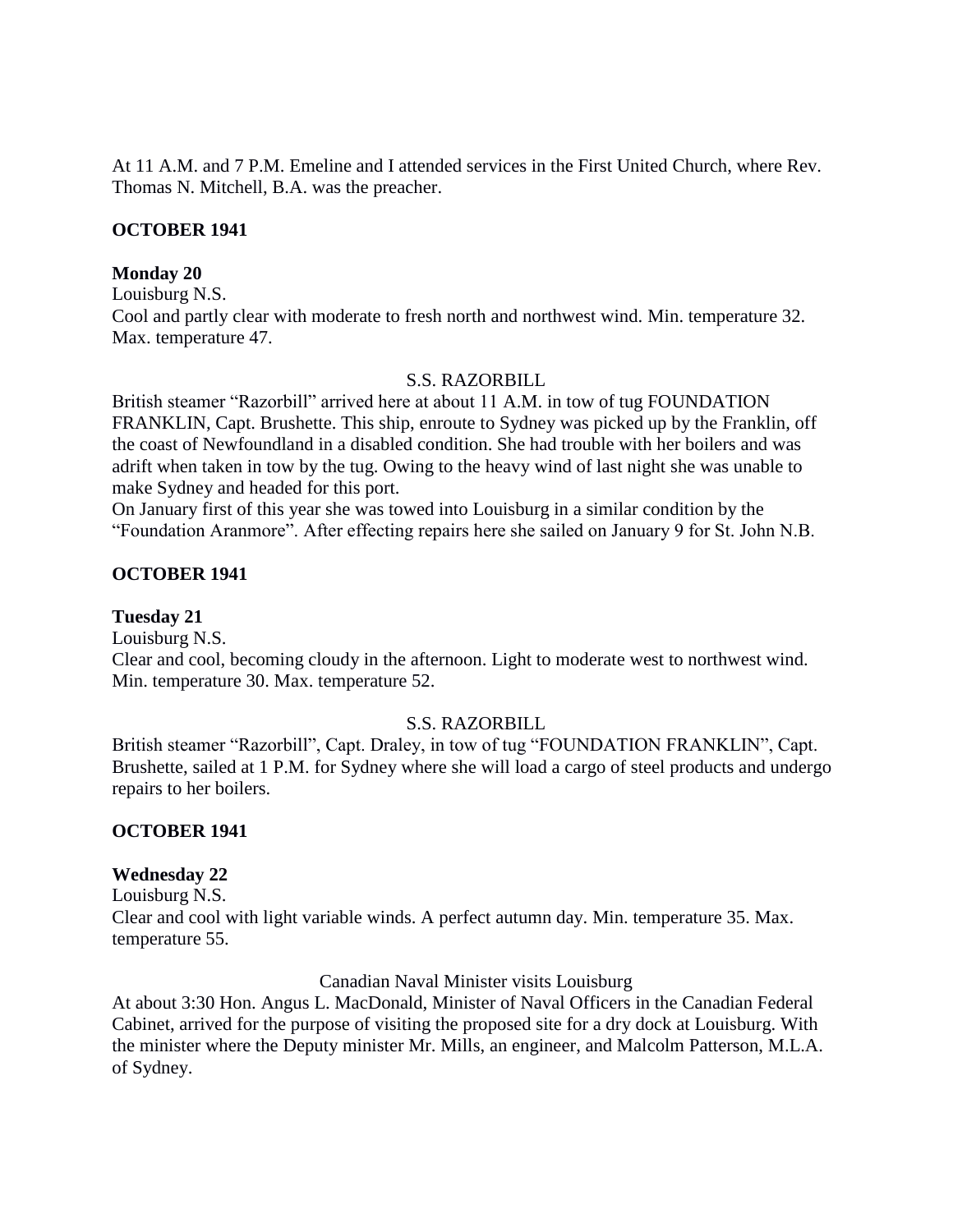At 11 A.M. and 7 P.M. Emeline and I attended services in the First United Church, where Rev. Thomas N. Mitchell, B.A. was the preacher.

**OCTOBER 1941**

**Monday 20**

Louisburg N.S.

Cool and partly clear with moderate to fresh north and northwest wind. Min. temperature 32. Max. temperature 47.

S.S. RAZORBILL

British steamer “Razorbill” arrived here at about 11 A.M. in tow of tug FOUNDATION FRANKLIN, Capt. Brushette. This ship, enroute to Sydney was picked up by the Franklin, off the coast of Newfoundland in a disabled condition. She had trouble with her boilers and was adrift when taken in tow by the tug. Owing to the heavy wind of last night she was unable to make Sydney and headed for this port.

On January first of this year she was towed into Louisburg in a similar condition by the “Foundation Aranmore”. After effecting repairs here she sailed on January 9 for St. John N.B.

**OCTOBER 1941**

**Tuesday 21**

Louisburg N.S.

Clear and cool, becoming cloudy in the afternoon. Light to moderate west to northwest wind. Min. temperature 30. Max. temperature 52.

S.S. RAZORBILL

British steamer “Razorbill”, Capt. Draley, in tow of tug “FOUNDATION FRANKLIN”, Capt. Brushette, sailed at 1 P.M. for Sydney where she will load a cargo of steel products and undergo repairs to her boilers.

**OCTOBER 1941**

**Wednesday 22**

Louisburg N.S.

Clear and cool with light variable winds. A perfect autumn day. Min. temperature 35. Max. temperature 55.

Canadian Naval Minister visits Louisburg

At about 3:30 Hon. Angus L. MacDonald, Minister of Naval Officers in the Canadian Federal Cabinet, arrived for the purpose of visiting the proposed site for a dry dock at Louisburg. With the minister where the Deputy minister Mr. Mills, an engineer, and Malcolm Patterson, M.L.A. of Sydney.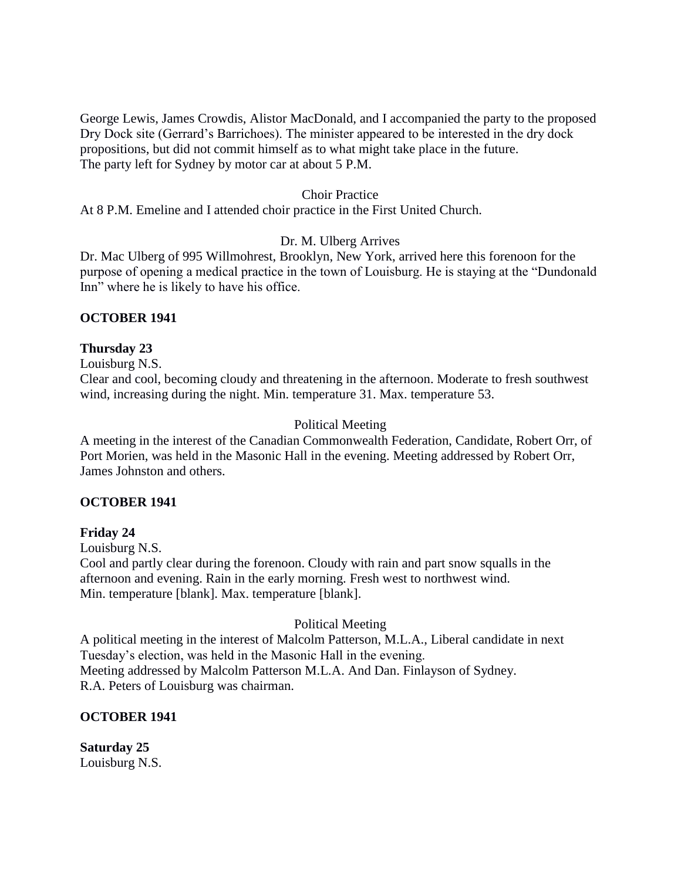George Lewis, James Crowdis, Alistor MacDonald, and I accompanied the party to the proposed Dry Dock site (Gerrard's Barrichoes). The minister appeared to be interested in the dry dock propositions, but did not commit himself as to what might take place in the future.
The party left for Sydney by motor car at about 5 P.M.

Choir Practice

At 8 P.M. Emeline and I attended choir practice in the First United Church.

Dr. M. Ulberg Arrives

Dr. Mac Ulberg of 995 Willmohrest, Brooklyn, New York, arrived here this forenoon for the purpose of opening a medical practice in the town of Louisburg. He is staying at the "Dundonald Inn" where he is likely to have his office.

**OCTOBER 1941**

**Thursday 23**

Louisburg N.S.
Clear and cool, becoming cloudy and threatening in the afternoon. Moderate to fresh southwest wind, increasing during the night. Min. temperature 31. Max. temperature 53.

Political Meeting

A meeting in the interest of the Canadian Commonwealth Federation, Candidate, Robert Orr, of Port Morien, was held in the Masonic Hall in the evening. Meeting addressed by Robert Orr, James Johnston and others.

**OCTOBER 1941**

**Friday 24**

Louisburg N.S.
Cool and partly clear during the forenoon. Cloudy with rain and part snow squalls in the afternoon and evening. Rain in the early morning. Fresh west to northwest wind.
Min. temperature [blank]. Max. temperature [blank].

Political Meeting

A political meeting in the interest of Malcolm Patterson, M.L.A., Liberal candidate in next Tuesday's election, was held in the Masonic Hall in the evening.
Meeting addressed by Malcolm Patterson M.L.A. And Dan. Finlayson of Sydney.
R.A. Peters of Louisburg was chairman.

**OCTOBER 1941**

**Saturday 25**

Louisburg N.S.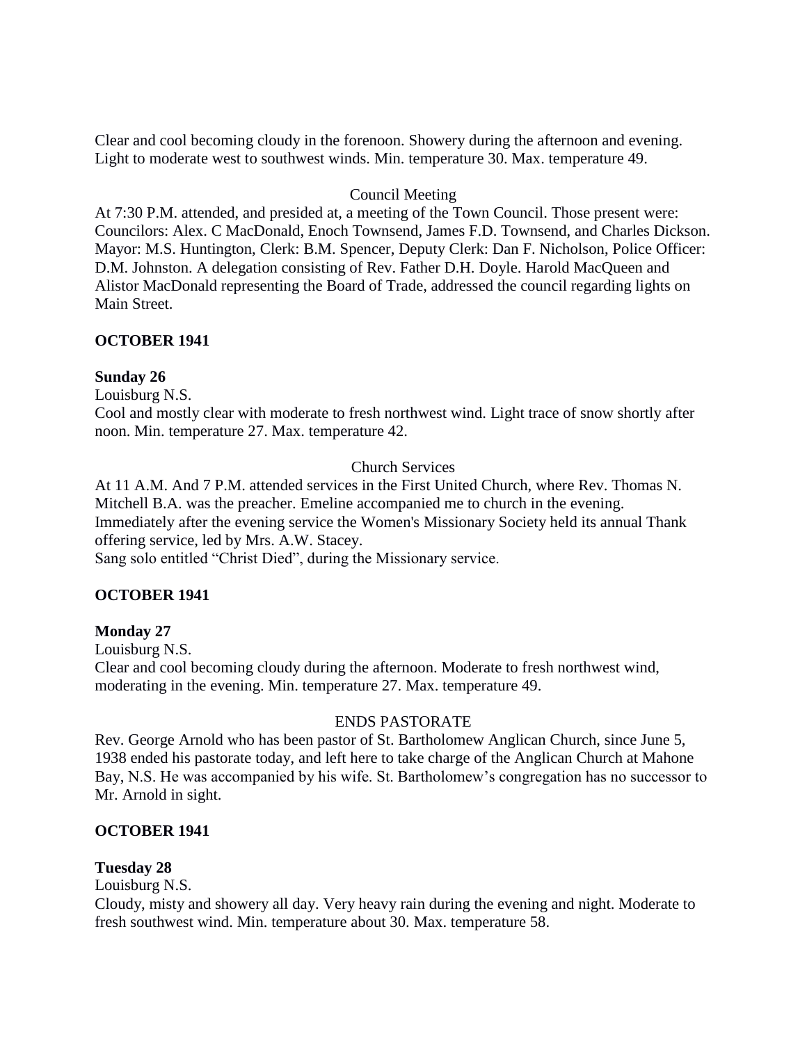Clear and cool becoming cloudy in the forenoon. Showery during the afternoon and evening. Light to moderate west to southwest winds. Min. temperature 30. Max. temperature 49.

Council Meeting

At 7:30 P.M. attended, and presided at, a meeting of the Town Council. Those present were: Councilors: Alex. C MacDonald, Enoch Townsend, James F.D. Townsend, and Charles Dickson. Mayor: M.S. Huntington, Clerk: B.M. Spencer, Deputy Clerk: Dan F. Nicholson, Police Officer: D.M. Johnston. A delegation consisting of Rev. Father D.H. Doyle. Harold MacQueen and Alistor MacDonald representing the Board of Trade, addressed the council regarding lights on Main Street.

**OCTOBER 1941**

**Sunday 26**

Louisburg N.S.

Cool and mostly clear with moderate to fresh northwest wind. Light trace of snow shortly after noon. Min. temperature 27. Max. temperature 42.

Church Services

At 11 A.M. And 7 P.M. attended services in the First United Church, where Rev. Thomas N. Mitchell B.A. was the preacher. Emeline accompanied me to church in the evening. Immediately after the evening service the Women's Missionary Society held its annual Thank offering service, led by Mrs. A.W. Stacey.

Sang solo entitled "Christ Died", during the Missionary service.

**OCTOBER 1941**

**Monday 27**

Louisburg N.S.

Clear and cool becoming cloudy during the afternoon. Moderate to fresh northwest wind, moderating in the evening. Min. temperature 27. Max. temperature 49.

ENDS PASTORATE

Rev. George Arnold who has been pastor of St. Bartholomew Anglican Church, since June 5, 1938 ended his pastorate today, and left here to take charge of the Anglican Church at Mahone Bay, N.S. He was accompanied by his wife. St. Bartholomew's congregation has no successor to Mr. Arnold in sight.

**OCTOBER 1941**

**Tuesday 28**

Louisburg N.S.

Cloudy, misty and showery all day. Very heavy rain during the evening and night. Moderate to fresh southwest wind. Min. temperature about 30. Max. temperature 58.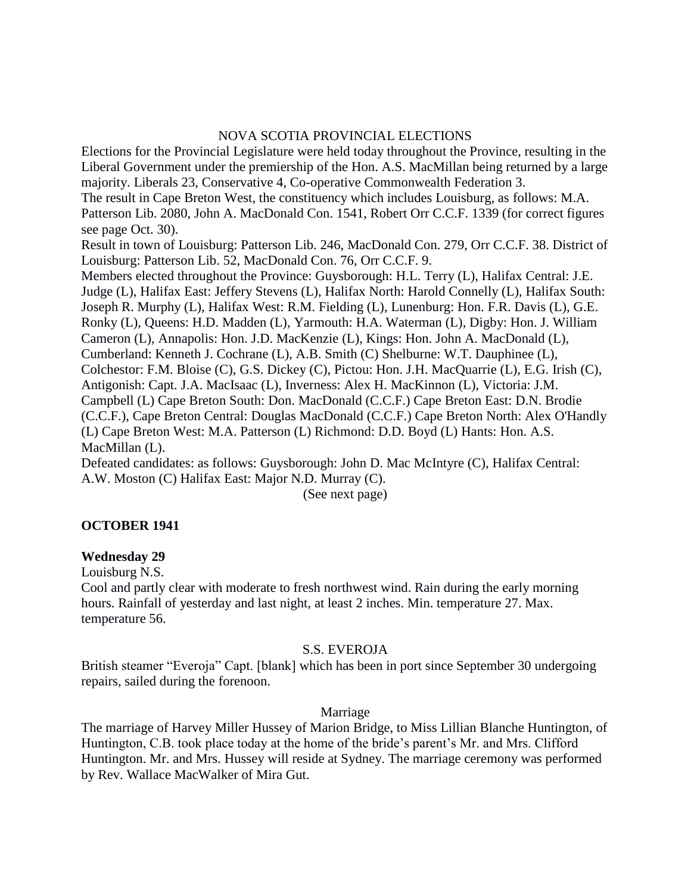NOVA SCOTIA PROVINCIAL ELECTIONS

Elections for the Provincial Legislature were held today throughout the Province, resulting in the Liberal Government under the premiership of the Hon. A.S. MacMillan being returned by a large majority. Liberals 23, Conservative 4, Co-operative Commonwealth Federation 3.

The result in Cape Breton West, the constituency which includes Louisburg, as follows: M.A. Patterson Lib. 2080, John A. MacDonald Con. 1541, Robert Orr C.C.F. 1339 (for correct figures see page Oct. 30).

Result in town of Louisburg: Patterson Lib. 246, MacDonald Con. 279, Orr C.C.F. 38. District of Louisburg: Patterson Lib. 52, MacDonald Con. 76, Orr C.C.F. 9.

Members elected throughout the Province: Guysborough: H.L. Terry (L), Halifax Central: J.E. Judge (L), Halifax East: Jeffery Stevens (L), Halifax North: Harold Connelly (L), Halifax South: Joseph R. Murphy (L), Halifax West: R.M. Fielding (L), Lunenburg: Hon. F.R. Davis (L), G.E. Ronky (L), Queens: H.D. Madden (L), Yarmouth: H.A. Waterman (L), Digby: Hon. J. William Cameron (L), Annapolis: Hon. J.D. MacKenzie (L), Kings: Hon. John A. MacDonald (L), Cumberland: Kenneth J. Cochrane (L), A.B. Smith (C) Shelburne: W.T. Dauphinee (L), Colchestor: F.M. Bloise (C), G.S. Dickey (C), Pictou: Hon. J.H. MacQuarrie (L), E.G. Irish (C), Antigonish: Capt. J.A. MacIsaac (L), Inverness: Alex H. MacKinnon (L), Victoria: J.M. Campbell (L) Cape Breton South: Don. MacDonald (C.C.F.) Cape Breton East: D.N. Brodie (C.C.F.), Cape Breton Central: Douglas MacDonald (C.C.F.) Cape Breton North: Alex O'Handly (L) Cape Breton West: M.A. Patterson (L) Richmond: D.D. Boyd (L) Hants: Hon. A.S. MacMillan (L).

Defeated candidates: as follows: Guysborough: John D. Mac McIntyre (C), Halifax Central: A.W. Moston (C) Halifax East: Major N.D. Murray (C).

(See next page)

**OCTOBER 1941**

**Wednesday 29**

Louisburg N.S.

Cool and partly clear with moderate to fresh northwest wind. Rain during the early morning hours. Rainfall of yesterday and last night, at least 2 inches. Min. temperature 27. Max. temperature 56.

S.S. EVEROJA

British steamer "Everoja" Capt. [blank] which has been in port since September 30 undergoing repairs, sailed during the forenoon.

Marriage

The marriage of Harvey Miller Hussey of Marion Bridge, to Miss Lillian Blanche Huntington, of Huntington, C.B. took place today at the home of the bride's parent's Mr. and Mrs. Clifford Huntington. Mr. and Mrs. Hussey will reside at Sydney. The marriage ceremony was performed by Rev. Wallace MacWalker of Mira Gut.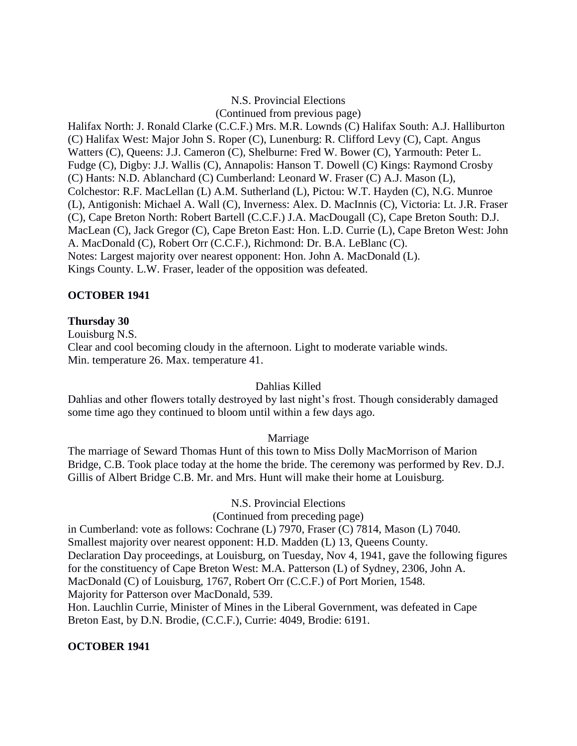N.S. Provincial Elections

(Continued from previous page)

Halifax North: J. Ronald Clarke (C.C.F.) Mrs. M.R. Lownds (C) Halifax South: A.J. Halliburton (C) Halifax West: Major John S. Roper (C), Lunenburg: R. Clifford Levy (C), Capt. Angus Watters (C), Queens: J.J. Cameron (C), Shelburne: Fred W. Bower (C), Yarmouth: Peter L. Fudge (C), Digby: J.J. Wallis (C), Annapolis: Hanson T. Dowell (C) Kings: Raymond Crosby (C) Hants: N.D. Ablanchard (C) Cumberland: Leonard W. Fraser (C) A.J. Mason (L), Colchestor: R.F. MacLellan (L) A.M. Sutherland (L), Pictou: W.T. Hayden (C), N.G. Munroe (L), Antigonish: Michael A. Wall (C), Inverness: Alex. D. MacInnis (C), Victoria: Lt. J.R. Fraser (C), Cape Breton North: Robert Bartell (C.C.F.) J.A. MacDougall (C), Cape Breton South: D.J. MacLean (C), Jack Gregor (C), Cape Breton East: Hon. L.D. Currie (L), Cape Breton West: John A. MacDonald (C), Robert Orr (C.C.F.), Richmond: Dr. B.A. LeBlanc (C).

Notes: Largest majority over nearest opponent: Hon. John A. MacDonald (L).

Kings County. L.W. Fraser, leader of the opposition was defeated.

## OCTOBER 1941

### Thursday 30

Louisburg N.S.

Clear and cool becoming cloudy in the afternoon. Light to moderate variable winds.

Min. temperature 26. Max. temperature 41.

Dahlias Killed

Dahlias and other flowers totally destroyed by last night's frost. Though considerably damaged some time ago they continued to bloom until within a few days ago.

Marriage

The marriage of Seward Thomas Hunt of this town to Miss Dolly MacMorrison of Marion Bridge, C.B. Took place today at the home the bride. The ceremony was performed by Rev. D.J. Gillis of Albert Bridge C.B. Mr. and Mrs. Hunt will make their home at Louisburg.

N.S. Provincial Elections

(Continued from preceding page)

in Cumberland: vote as follows: Cochrane (L) 7970, Fraser (C) 7814, Mason (L) 7040.

Smallest majority over nearest opponent: H.D. Madden (L) 13, Queens County.

Declaration Day proceedings, at Louisburg, on Tuesday, Nov 4, 1941, gave the following figures for the constituency of Cape Breton West: M.A. Patterson (L) of Sydney, 2306, John A. MacDonald (C) of Louisburg, 1767, Robert Orr (C.C.F.) of Port Morien, 1548.

Majority for Patterson over MacDonald, 539.

Hon. Lauchlin Currie, Minister of Mines in the Liberal Government, was defeated in Cape Breton East, by D.N. Brodie, (C.C.F.), Currie: 4049, Brodie: 6191.

## OCTOBER 1941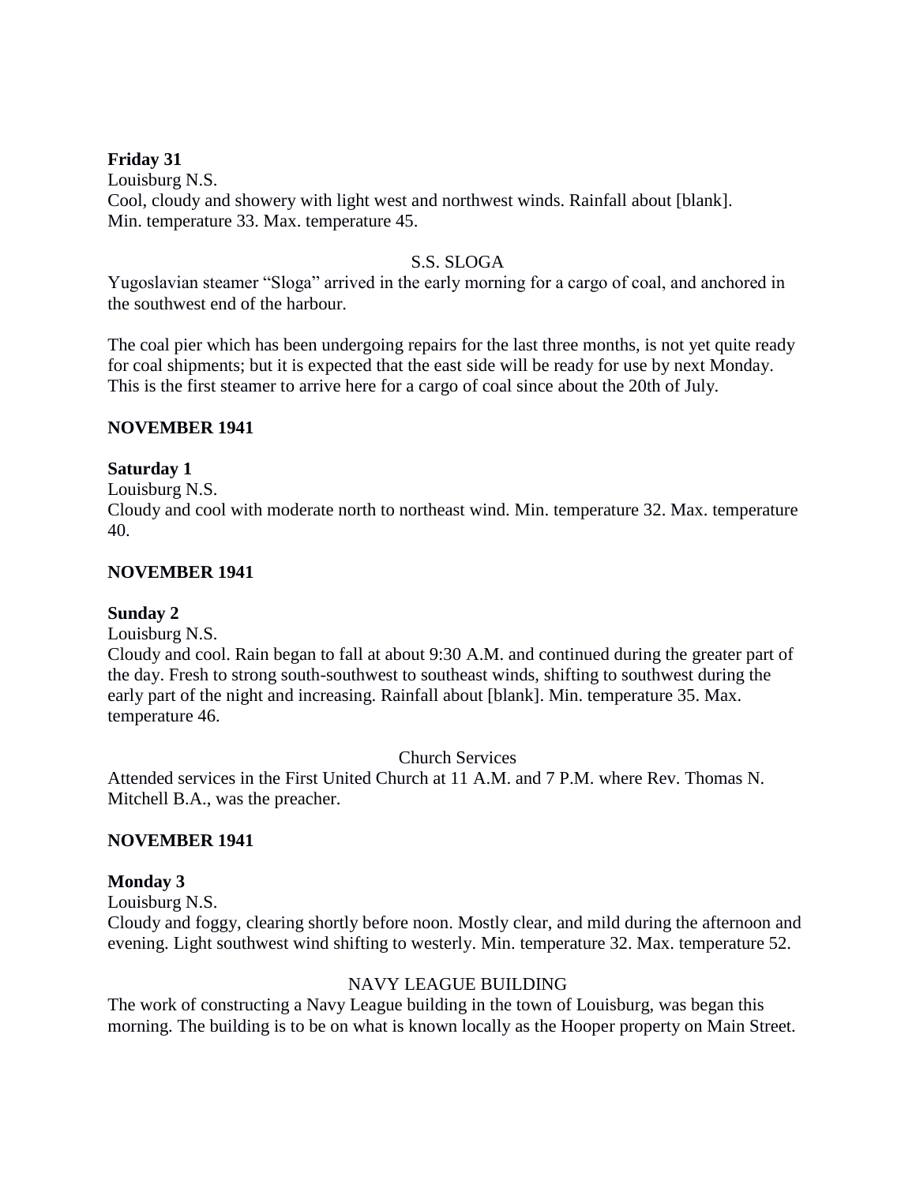**Friday 31**
Louisburg N.S.
Cool, cloudy and showery with light west and northwest winds. Rainfall about [blank].
Min. temperature 33. Max. temperature 45.

S.S. SLOGA

Yugoslavian steamer “Sloga” arrived in the early morning for a cargo of coal, and anchored in the southwest end of the harbour.

The coal pier which has been undergoing repairs for the last three months, is not yet quite ready for coal shipments; but it is expected that the east side will be ready for use by next Monday. This is the first steamer to arrive here for a cargo of coal since about the 20th of July.

**NOVEMBER 1941**

**Saturday 1**
Louisburg N.S.
Cloudy and cool with moderate north to northeast wind. Min. temperature 32. Max. temperature 40.

**NOVEMBER 1941**

**Sunday 2**
Louisburg N.S.
Cloudy and cool. Rain began to fall at about 9:30 A.M. and continued during the greater part of the day. Fresh to strong south-southwest to southeast winds, shifting to southwest during the early part of the night and increasing. Rainfall about [blank]. Min. temperature 35. Max. temperature 46.

Church Services

Attended services in the First United Church at 11 A.M. and 7 P.M. where Rev. Thomas N. Mitchell B.A., was the preacher.

**NOVEMBER 1941**

**Monday 3**
Louisburg N.S.
Cloudy and foggy, clearing shortly before noon. Mostly clear, and mild during the afternoon and evening. Light southwest wind shifting to westerly. Min. temperature 32. Max. temperature 52.

NAVY LEAGUE BUILDING

The work of constructing a Navy League building in the town of Louisburg, was began this morning. The building is to be on what is known locally as the Hooper property on Main Street.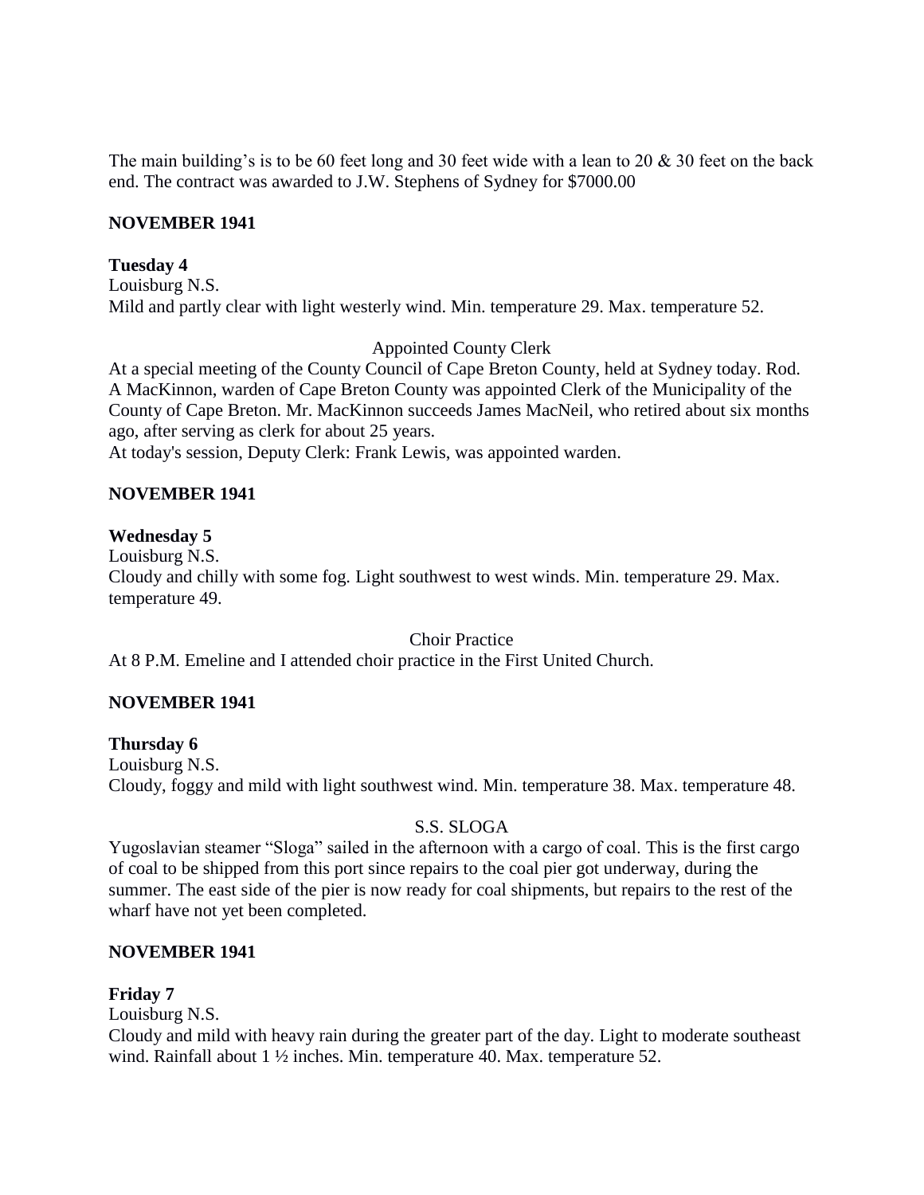The main building's is to be 60 feet long and 30 feet wide with a lean to 20 & 30 feet on the back end. The contract was awarded to J.W. Stephens of Sydney for $7000.00

**NOVEMBER 1941**

**Tuesday 4**

Louisburg N.S.

Mild and partly clear with light westerly wind. Min. temperature 29. Max. temperature 52.

Appointed County Clerk

At a special meeting of the County Council of Cape Breton County, held at Sydney today. Rod. A MacKinnon, warden of Cape Breton County was appointed Clerk of the Municipality of the County of Cape Breton. Mr. MacKinnon succeeds James MacNeil, who retired about six months ago, after serving as clerk for about 25 years.

At today's session, Deputy Clerk: Frank Lewis, was appointed warden.

**NOVEMBER 1941**

**Wednesday 5**

Louisburg N.S.

Cloudy and chilly with some fog. Light southwest to west winds. Min. temperature 29. Max. temperature 49.

Choir Practice

At 8 P.M. Emeline and I attended choir practice in the First United Church.

**NOVEMBER 1941**

**Thursday 6**

Louisburg N.S.

Cloudy, foggy and mild with light southwest wind. Min. temperature 38. Max. temperature 48.

S.S. SLOGA

Yugoslavian steamer "Sloga" sailed in the afternoon with a cargo of coal. This is the first cargo of coal to be shipped from this port since repairs to the coal pier got underway, during the summer. The east side of the pier is now ready for coal shipments, but repairs to the rest of the wharf have not yet been completed.

**NOVEMBER 1941**

**Friday 7**

Louisburg N.S.

Cloudy and mild with heavy rain during the greater part of the day. Light to moderate southeast wind. Rainfall about 1 ½ inches. Min. temperature 40. Max. temperature 52.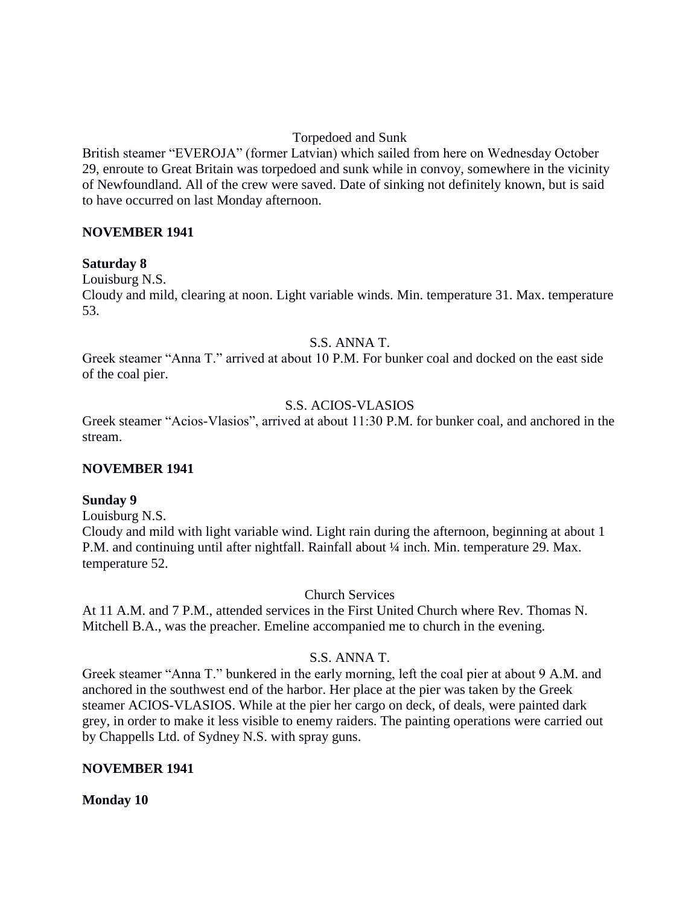Torpedoed and Sunk

British steamer "EVEROJA" (former Latvian) which sailed from here on Wednesday October 29, enroute to Great Britain was torpedoed and sunk while in convoy, somewhere in the vicinity of Newfoundland. All of the crew were saved. Date of sinking not definitely known, but is said to have occurred on last Monday afternoon.

**NOVEMBER 1941**

**Saturday 8**

Louisburg N.S.

Cloudy and mild, clearing at noon. Light variable winds. Min. temperature 31. Max. temperature 53.

S.S. ANNA T.

Greek steamer "Anna T." arrived at about 10 P.M. For bunker coal and docked on the east side of the coal pier.

S.S. ACIOS-VLASIOS

Greek steamer "Acios-Vlasios", arrived at about 11:30 P.M. for bunker coal, and anchored in the stream.

**NOVEMBER 1941**

**Sunday 9**

Louisburg N.S.

Cloudy and mild with light variable wind. Light rain during the afternoon, beginning at about 1 P.M. and continuing until after nightfall. Rainfall about ¼ inch. Min. temperature 29. Max. temperature 52.

Church Services

At 11 A.M. and 7 P.M., attended services in the First United Church where Rev. Thomas N. Mitchell B.A., was the preacher. Emeline accompanied me to church in the evening.

S.S. ANNA T.

Greek steamer "Anna T." bunkered in the early morning, left the coal pier at about 9 A.M. and anchored in the southwest end of the harbor. Her place at the pier was taken by the Greek steamer ACIOS-VLASIOS. While at the pier her cargo on deck, of deals, were painted dark grey, in order to make it less visible to enemy raiders. The painting operations were carried out by Chappells Ltd. of Sydney N.S. with spray guns.

**NOVEMBER 1941**

**Monday 10**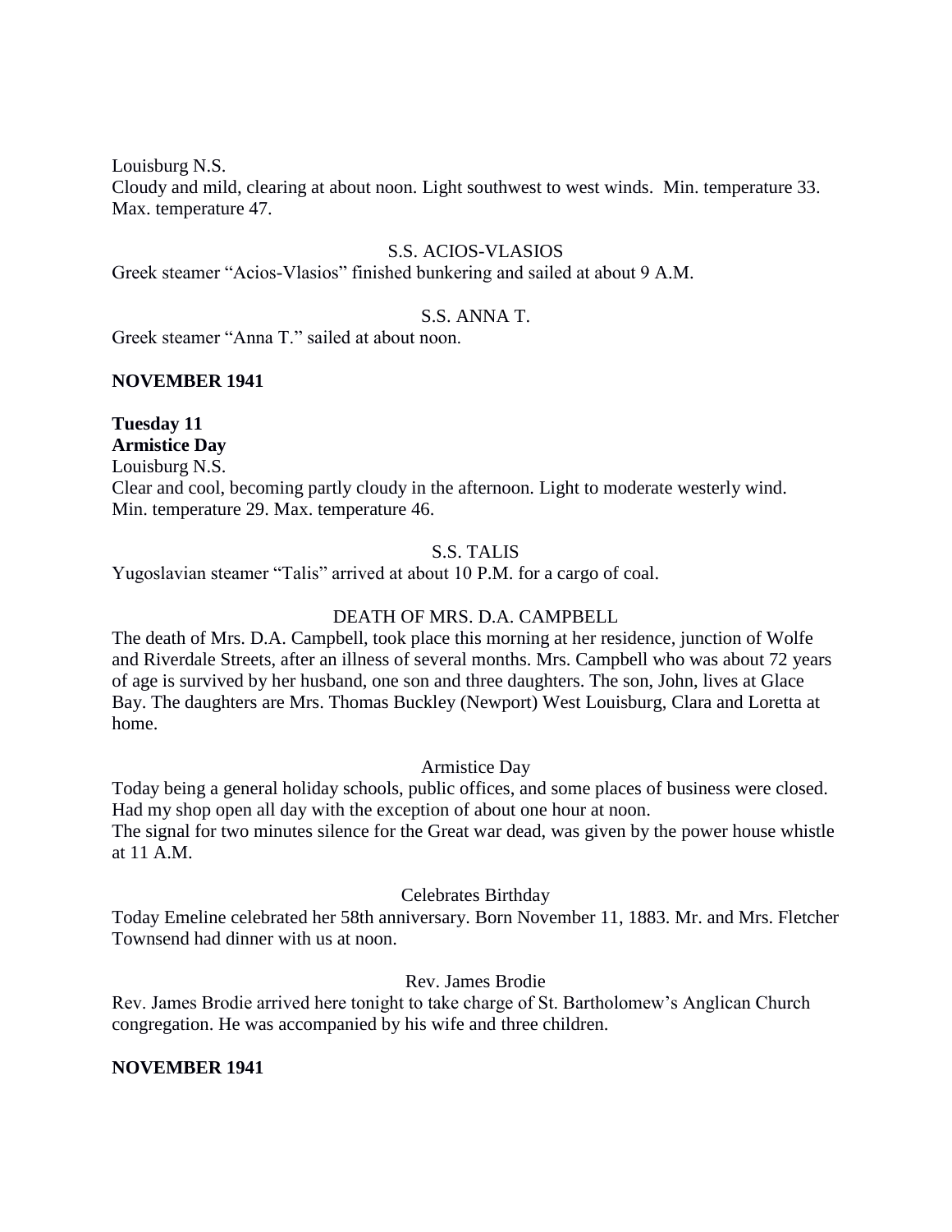Louisburg N.S.
Cloudy and mild, clearing at about noon. Light southwest to west winds. Min. temperature 33. Max. temperature 47.

S.S. ACIOS-VLASIOS

Greek steamer "Acios-Vlasios" finished bunkering and sailed at about 9 A.M.

S.S. ANNA T.

Greek steamer "Anna T." sailed at about noon.

**NOVEMBER 1941**

**Tuesday 11**
**Armistice Day**
Louisburg N.S.
Clear and cool, becoming partly cloudy in the afternoon. Light to moderate westerly wind. Min. temperature 29. Max. temperature 46.

S.S. TALIS

Yugoslavian steamer "Talis" arrived at about 10 P.M. for a cargo of coal.

DEATH OF MRS. D.A. CAMPBELL

The death of Mrs. D.A. Campbell, took place this morning at her residence, junction of Wolfe and Riverdale Streets, after an illness of several months. Mrs. Campbell who was about 72 years of age is survived by her husband, one son and three daughters. The son, John, lives at Glace Bay. The daughters are Mrs. Thomas Buckley (Newport) West Louisburg, Clara and Loretta at home.

Armistice Day

Today being a general holiday schools, public offices, and some places of business were closed. Had my shop open all day with the exception of about one hour at noon.
The signal for two minutes silence for the Great war dead, was given by the power house whistle at 11 A.M.

Celebrates Birthday

Today Emeline celebrated her 58th anniversary. Born November 11, 1883. Mr. and Mrs. Fletcher Townsend had dinner with us at noon.

Rev. James Brodie

Rev. James Brodie arrived here tonight to take charge of St. Bartholomew's Anglican Church congregation. He was accompanied by his wife and three children.

**NOVEMBER 1941**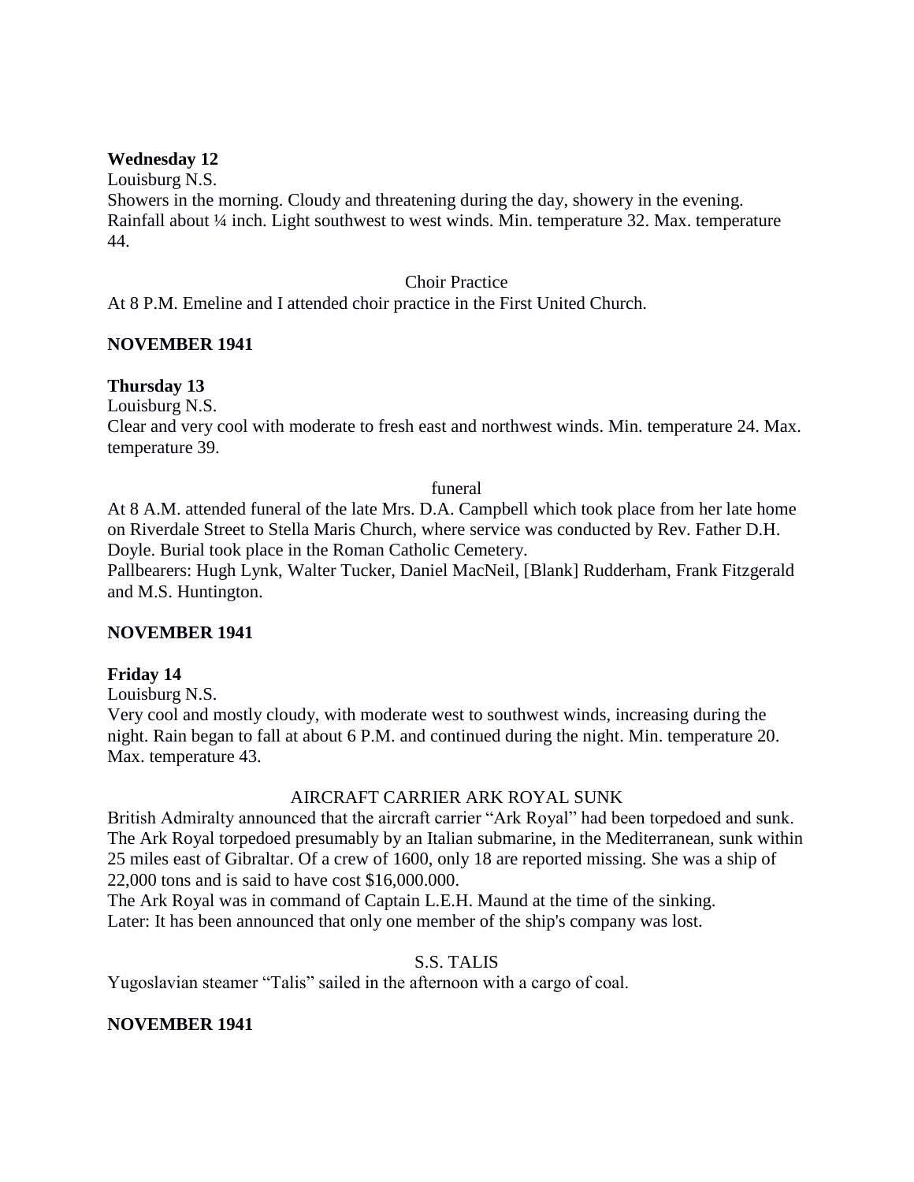**Wednesday 12**

Louisburg N.S.

Showers in the morning. Cloudy and threatening during the day, showery in the evening. Rainfall about ¼ inch. Light southwest to west winds. Min. temperature 32. Max. temperature 44.

Choir Practice

At 8 P.M. Emeline and I attended choir practice in the First United Church.

**NOVEMBER 1941**

**Thursday 13**

Louisburg N.S.

Clear and very cool with moderate to fresh east and northwest winds. Min. temperature 24. Max. temperature 39.

funeral

At 8 A.M. attended funeral of the late Mrs. D.A. Campbell which took place from her late home on Riverdale Street to Stella Maris Church, where service was conducted by Rev. Father D.H. Doyle. Burial took place in the Roman Catholic Cemetery.

Pallbearers: Hugh Lynk, Walter Tucker, Daniel MacNeil, [Blank] Rudderham, Frank Fitzgerald and M.S. Huntington.

**NOVEMBER 1941**

**Friday 14**

Louisburg N.S.

Very cool and mostly cloudy, with moderate west to southwest winds, increasing during the night. Rain began to fall at about 6 P.M. and continued during the night. Min. temperature 20. Max. temperature 43.

AIRCRAFT CARRIER ARK ROYAL SUNK

British Admiralty announced that the aircraft carrier "Ark Royal" had been torpedoed and sunk. The Ark Royal torpedoed presumably by an Italian submarine, in the Mediterranean, sunk within 25 miles east of Gibraltar. Of a crew of 1600, only 18 are reported missing. She was a ship of 22,000 tons and is said to have cost $16,000.000.

The Ark Royal was in command of Captain L.E.H. Maund at the time of the sinking.

Later: It has been announced that only one member of the ship's company was lost.

S.S. TALIS

Yugoslavian steamer "Talis" sailed in the afternoon with a cargo of coal.

**NOVEMBER 1941**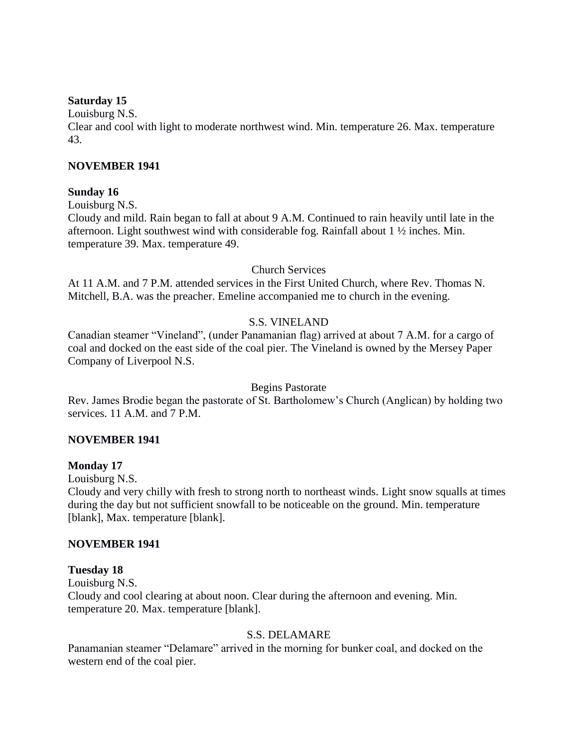**Saturday 15**

Louisburg N.S.

Clear and cool with light to moderate northwest wind. Min. temperature 26. Max. temperature 43.

**NOVEMBER 1941**

**Sunday 16**

Louisburg N.S.

Cloudy and mild. Rain began to fall at about 9 A.M. Continued to rain heavily until late in the afternoon. Light southwest wind with considerable fog. Rainfall about 1 ½ inches. Min. temperature 39. Max. temperature 49.

Church Services

At 11 A.M. and 7 P.M. attended services in the First United Church, where Rev. Thomas N. Mitchell, B.A. was the preacher. Emeline accompanied me to church in the evening.

S.S. VINELAND

Canadian steamer "Vineland", (under Panamanian flag) arrived at about 7 A.M. for a cargo of coal and docked on the east side of the coal pier. The Vineland is owned by the Mersey Paper Company of Liverpool N.S.

Begins Pastorate

Rev. James Brodie began the pastorate of St. Bartholomew's Church (Anglican) by holding two services. 11 A.M. and 7 P.M.

**NOVEMBER 1941**

**Monday 17**

Louisburg N.S.

Cloudy and very chilly with fresh to strong north to northeast winds. Light snow squalls at times during the day but not sufficient snowfall to be noticeable on the ground. Min. temperature [blank], Max. temperature [blank].

**NOVEMBER 1941**

**Tuesday 18**

Louisburg N.S.

Cloudy and cool clearing at about noon. Clear during the afternoon and evening. Min. temperature 20. Max. temperature [blank].

S.S. DELAMARE

Panamanian steamer "Delamare" arrived in the morning for bunker coal, and docked on the western end of the coal pier.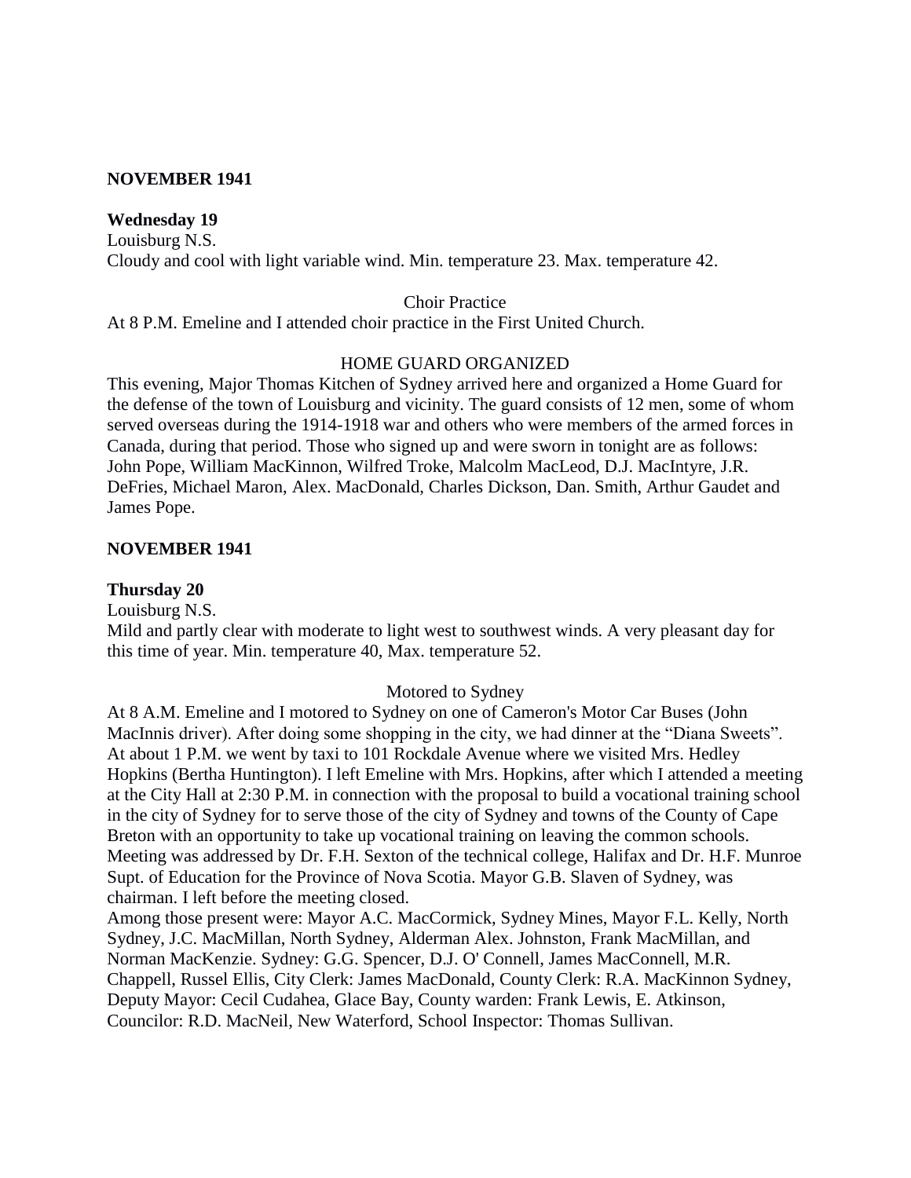**NOVEMBER 1941**

**Wednesday 19**

Louisburg N.S.

Cloudy and cool with light variable wind. Min. temperature 23. Max. temperature 42.

Choir Practice

At 8 P.M. Emeline and I attended choir practice in the First United Church.

HOME GUARD ORGANIZED

This evening, Major Thomas Kitchen of Sydney arrived here and organized a Home Guard for the defense of the town of Louisburg and vicinity. The guard consists of 12 men, some of whom served overseas during the 1914-1918 war and others who were members of the armed forces in Canada, during that period. Those who signed up and were sworn in tonight are as follows: John Pope, William MacKinnon, Wilfred Troke, Malcolm MacLeod, D.J. MacIntyre, J.R. DeFries, Michael Maron, Alex. MacDonald, Charles Dickson, Dan. Smith, Arthur Gaudet and James Pope.

**NOVEMBER 1941**

**Thursday 20**

Louisburg N.S.

Mild and partly clear with moderate to light west to southwest winds. A very pleasant day for this time of year. Min. temperature 40, Max. temperature 52.

Motored to Sydney

At 8 A.M. Emeline and I motored to Sydney on one of Cameron's Motor Car Buses (John MacInnis driver). After doing some shopping in the city, we had dinner at the "Diana Sweets". At about 1 P.M. we went by taxi to 101 Rockdale Avenue where we visited Mrs. Hedley Hopkins (Bertha Huntington). I left Emeline with Mrs. Hopkins, after which I attended a meeting at the City Hall at 2:30 P.M. in connection with the proposal to build a vocational training school in the city of Sydney for to serve those of the city of Sydney and towns of the County of Cape Breton with an opportunity to take up vocational training on leaving the common schools. Meeting was addressed by Dr. F.H. Sexton of the technical college, Halifax and Dr. H.F. Munroe Supt. of Education for the Province of Nova Scotia. Mayor G.B. Slaven of Sydney, was chairman. I left before the meeting closed.

Among those present were: Mayor A.C. MacCormick, Sydney Mines, Mayor F.L. Kelly, North Sydney, J.C. MacMillan, North Sydney, Alderman Alex. Johnston, Frank MacMillan, and Norman MacKenzie. Sydney: G.G. Spencer, D.J. O' Connell, James MacConnell, M.R. Chappell, Russel Ellis, City Clerk: James MacDonald, County Clerk: R.A. MacKinnon Sydney, Deputy Mayor: Cecil Cudahea, Glace Bay, County warden: Frank Lewis, E. Atkinson, Councilor: R.D. MacNeil, New Waterford, School Inspector: Thomas Sullivan.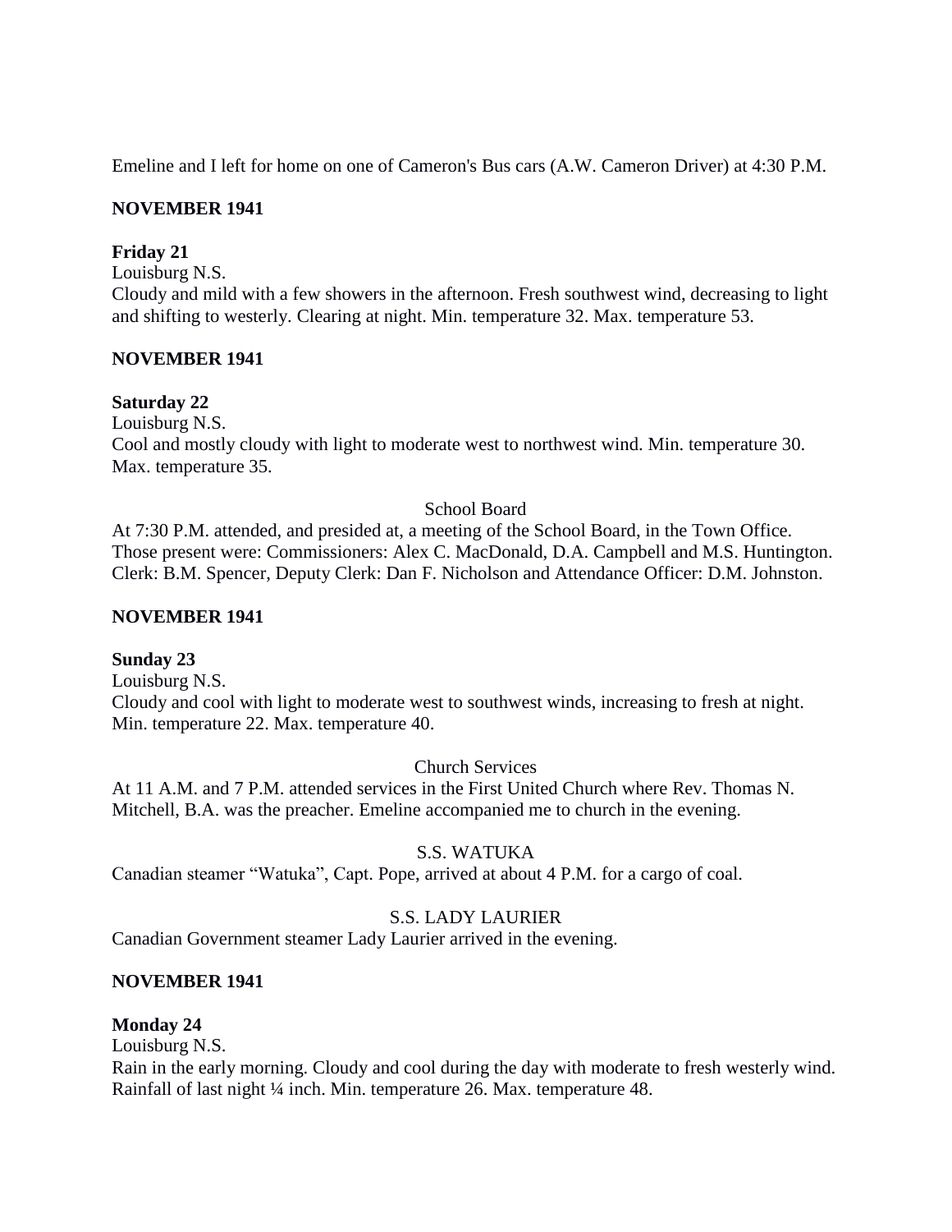Emeline and I left for home on one of Cameron's Bus cars (A.W. Cameron Driver) at 4:30 P.M.

**NOVEMBER 1941**

**Friday 21**

Louisburg N.S.

Cloudy and mild with a few showers in the afternoon. Fresh southwest wind, decreasing to light and shifting to westerly. Clearing at night. Min. temperature 32. Max. temperature 53.

**NOVEMBER 1941**

**Saturday 22**

Louisburg N.S.

Cool and mostly cloudy with light to moderate west to northwest wind. Min. temperature 30. Max. temperature 35.

School Board

At 7:30 P.M. attended, and presided at, a meeting of the School Board, in the Town Office. Those present were: Commissioners: Alex C. MacDonald, D.A. Campbell and M.S. Huntington. Clerk: B.M. Spencer, Deputy Clerk: Dan F. Nicholson and Attendance Officer: D.M. Johnston.

**NOVEMBER 1941**

**Sunday 23**

Louisburg N.S.

Cloudy and cool with light to moderate west to southwest winds, increasing to fresh at night. Min. temperature 22. Max. temperature 40.

Church Services

At 11 A.M. and 7 P.M. attended services in the First United Church where Rev. Thomas N. Mitchell, B.A. was the preacher. Emeline accompanied me to church in the evening.

S.S. WATUKA

Canadian steamer "Watuka", Capt. Pope, arrived at about 4 P.M. for a cargo of coal.

S.S. LADY LAURIER

Canadian Government steamer Lady Laurier arrived in the evening.

**NOVEMBER 1941**

**Monday 24**

Louisburg N.S.

Rain in the early morning. Cloudy and cool during the day with moderate to fresh westerly wind. Rainfall of last night ¼ inch. Min. temperature 26. Max. temperature 48.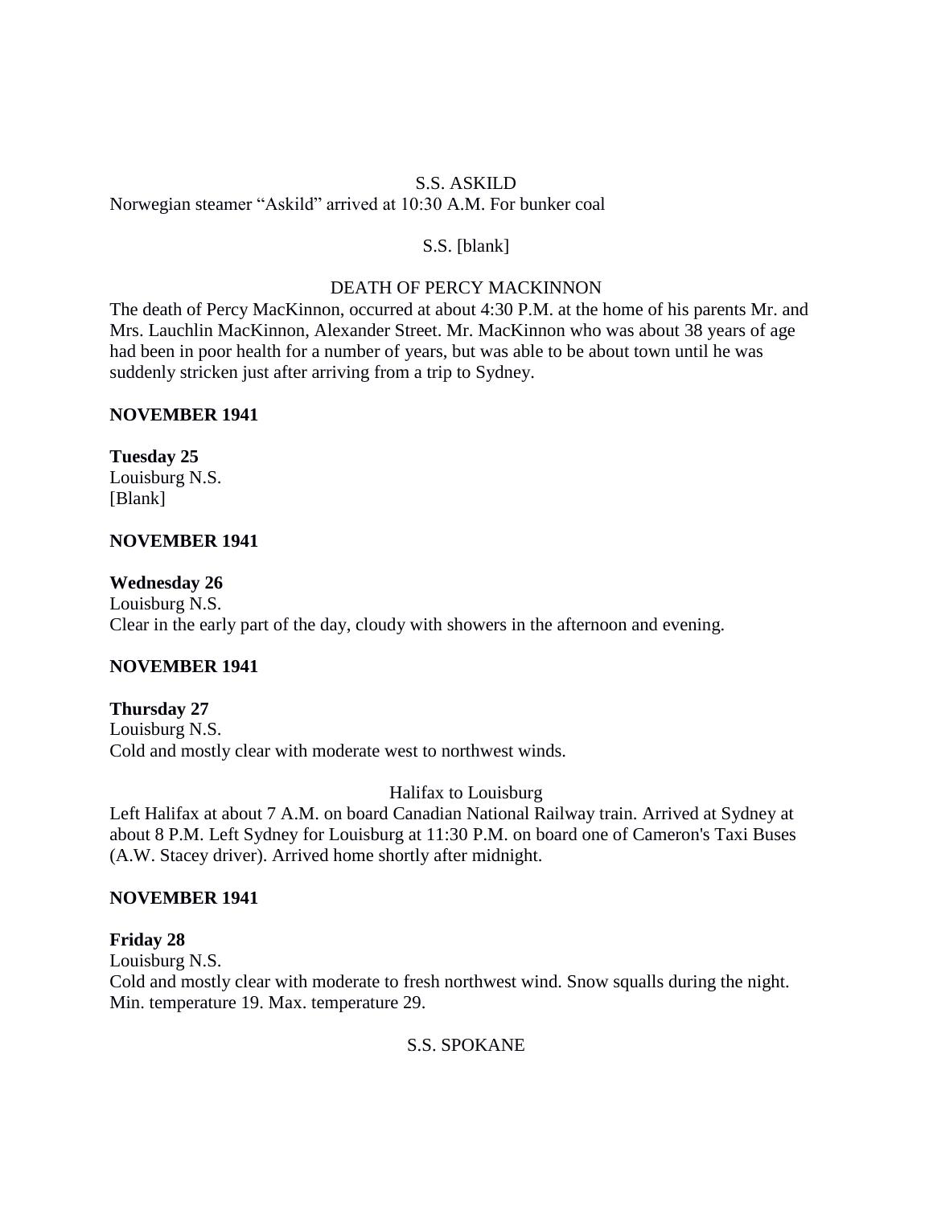S.S. ASKILD

Norwegian steamer “Askild” arrived at 10:30 A.M. For bunker coal

S.S. [blank]

DEATH OF PERCY MACKINNON

The death of Percy MacKinnon, occurred at about 4:30 P.M. at the home of his parents Mr. and Mrs. Lauchlin MacKinnon, Alexander Street. Mr. MacKinnon who was about 38 years of age had been in poor health for a number of years, but was able to be about town until he was suddenly stricken just after arriving from a trip to Sydney.

**NOVEMBER 1941**

**Tuesday 25**

Louisburg N.S.

[Blank]

**NOVEMBER 1941**

**Wednesday 26**

Louisburg N.S.

Clear in the early part of the day, cloudy with showers in the afternoon and evening.

**NOVEMBER 1941**

**Thursday 27**

Louisburg N.S.

Cold and mostly clear with moderate west to northwest winds.

Halifax to Louisburg

Left Halifax at about 7 A.M. on board Canadian National Railway train. Arrived at Sydney at about 8 P.M. Left Sydney for Louisburg at 11:30 P.M. on board one of Cameron's Taxi Buses (A.W. Stacey driver). Arrived home shortly after midnight.

**NOVEMBER 1941**

**Friday 28**

Louisburg N.S.

Cold and mostly clear with moderate to fresh northwest wind. Snow squalls during the night. Min. temperature 19. Max. temperature 29.

S.S. SPOKANE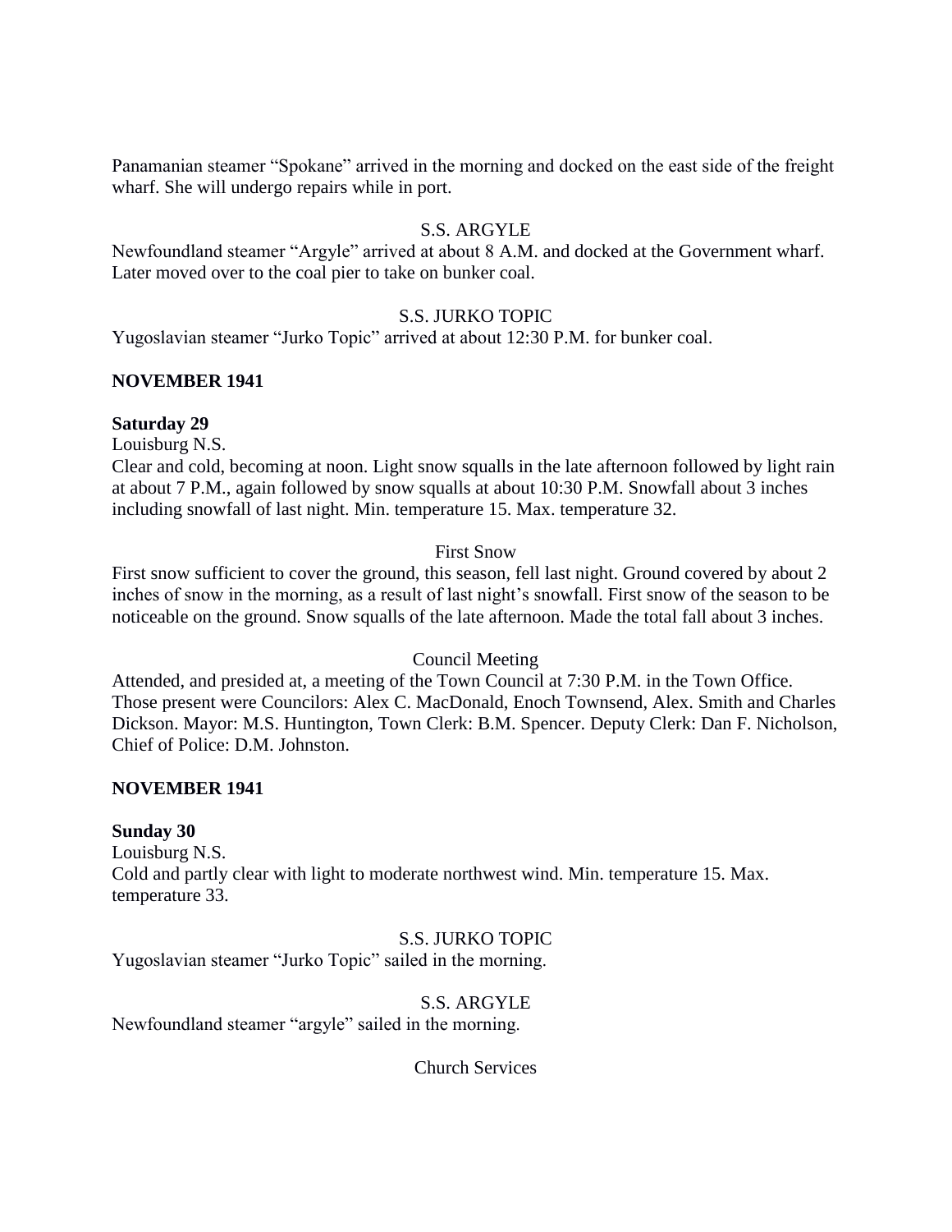Panamanian steamer "Spokane" arrived in the morning and docked on the east side of the freight wharf. She will undergo repairs while in port.

S.S. ARGYLE

Newfoundland steamer "Argyle" arrived at about 8 A.M. and docked at the Government wharf. Later moved over to the coal pier to take on bunker coal.

S.S. JURKO TOPIC

Yugoslavian steamer "Jurko Topic" arrived at about 12:30 P.M. for bunker coal.

**NOVEMBER 1941**

**Saturday 29**

Louisburg N.S.

Clear and cold, becoming at noon. Light snow squalls in the late afternoon followed by light rain at about 7 P.M., again followed by snow squalls at about 10:30 P.M. Snowfall about 3 inches including snowfall of last night. Min. temperature 15. Max. temperature 32.

First Snow

First snow sufficient to cover the ground, this season, fell last night. Ground covered by about 2 inches of snow in the morning, as a result of last night's snowfall. First snow of the season to be noticeable on the ground. Snow squalls of the late afternoon. Made the total fall about 3 inches.

Council Meeting

Attended, and presided at, a meeting of the Town Council at 7:30 P.M. in the Town Office. Those present were Councilors: Alex C. MacDonald, Enoch Townsend, Alex. Smith and Charles Dickson. Mayor: M.S. Huntington, Town Clerk: B.M. Spencer. Deputy Clerk: Dan F. Nicholson, Chief of Police: D.M. Johnston.

**NOVEMBER 1941**

**Sunday 30**

Louisburg N.S.

Cold and partly clear with light to moderate northwest wind. Min. temperature 15. Max. temperature 33.

S.S. JURKO TOPIC

Yugoslavian steamer "Jurko Topic" sailed in the morning.

S.S. ARGYLE

Newfoundland steamer "argyle" sailed in the morning.

Church Services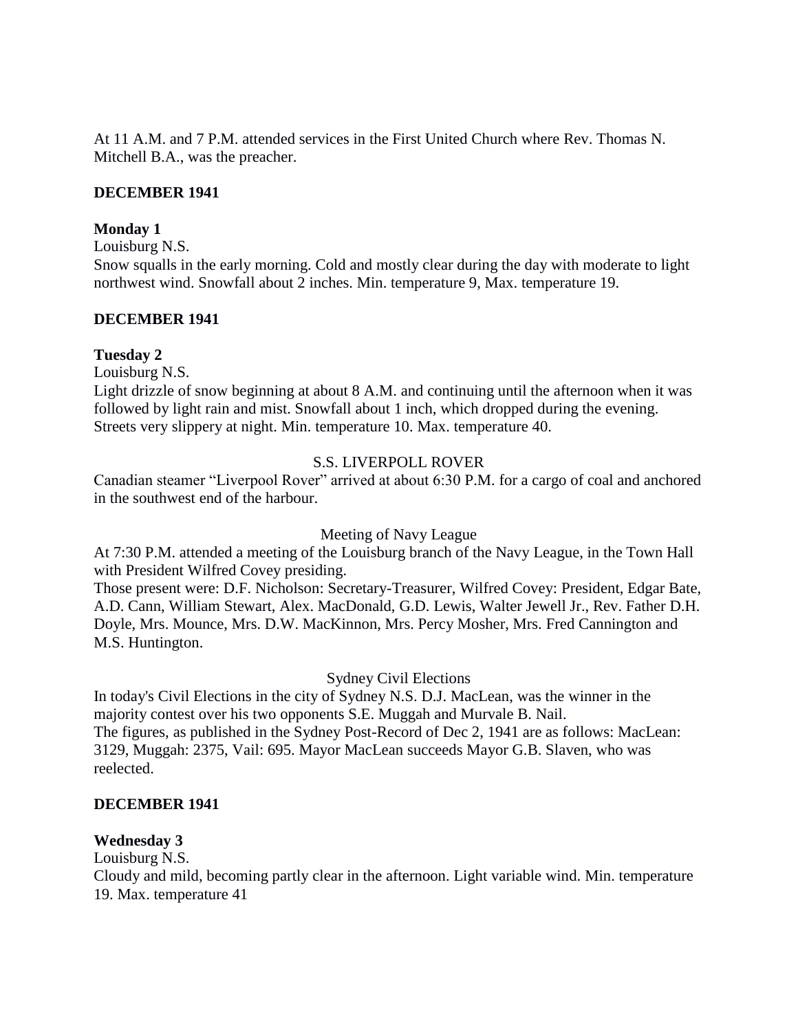At 11 A.M. and 7 P.M. attended services in the First United Church where Rev. Thomas N. Mitchell B.A., was the preacher.

**DECEMBER 1941**

**Monday 1**

Louisburg N.S.

Snow squalls in the early morning. Cold and mostly clear during the day with moderate to light northwest wind. Snowfall about 2 inches. Min. temperature 9, Max. temperature 19.

**DECEMBER 1941**

**Tuesday 2**

Louisburg N.S.

Light drizzle of snow beginning at about 8 A.M. and continuing until the afternoon when it was followed by light rain and mist. Snowfall about 1 inch, which dropped during the evening. Streets very slippery at night. Min. temperature 10. Max. temperature 40.

S.S. LIVERPOLL ROVER

Canadian steamer "Liverpool Rover" arrived at about 6:30 P.M. for a cargo of coal and anchored in the southwest end of the harbour.

Meeting of Navy League

At 7:30 P.M. attended a meeting of the Louisburg branch of the Navy League, in the Town Hall with President Wilfred Covey presiding.

Those present were: D.F. Nicholson: Secretary-Treasurer, Wilfred Covey: President, Edgar Bate, A.D. Cann, William Stewart, Alex. MacDonald, G.D. Lewis, Walter Jewell Jr., Rev. Father D.H. Doyle, Mrs. Mounce, Mrs. D.W. MacKinnon, Mrs. Percy Mosher, Mrs. Fred Cannington and M.S. Huntington.

Sydney Civil Elections

In today's Civil Elections in the city of Sydney N.S. D.J. MacLean, was the winner in the majority contest over his two opponents S.E. Muggah and Murvale B. Nail.

The figures, as published in the Sydney Post-Record of Dec 2, 1941 are as follows: MacLean: 3129, Muggah: 2375, Vail: 695. Mayor MacLean succeeds Mayor G.B. Slaven, who was reelected.

**DECEMBER 1941**

**Wednesday 3**

Louisburg N.S.

Cloudy and mild, becoming partly clear in the afternoon. Light variable wind. Min. temperature 19. Max. temperature 41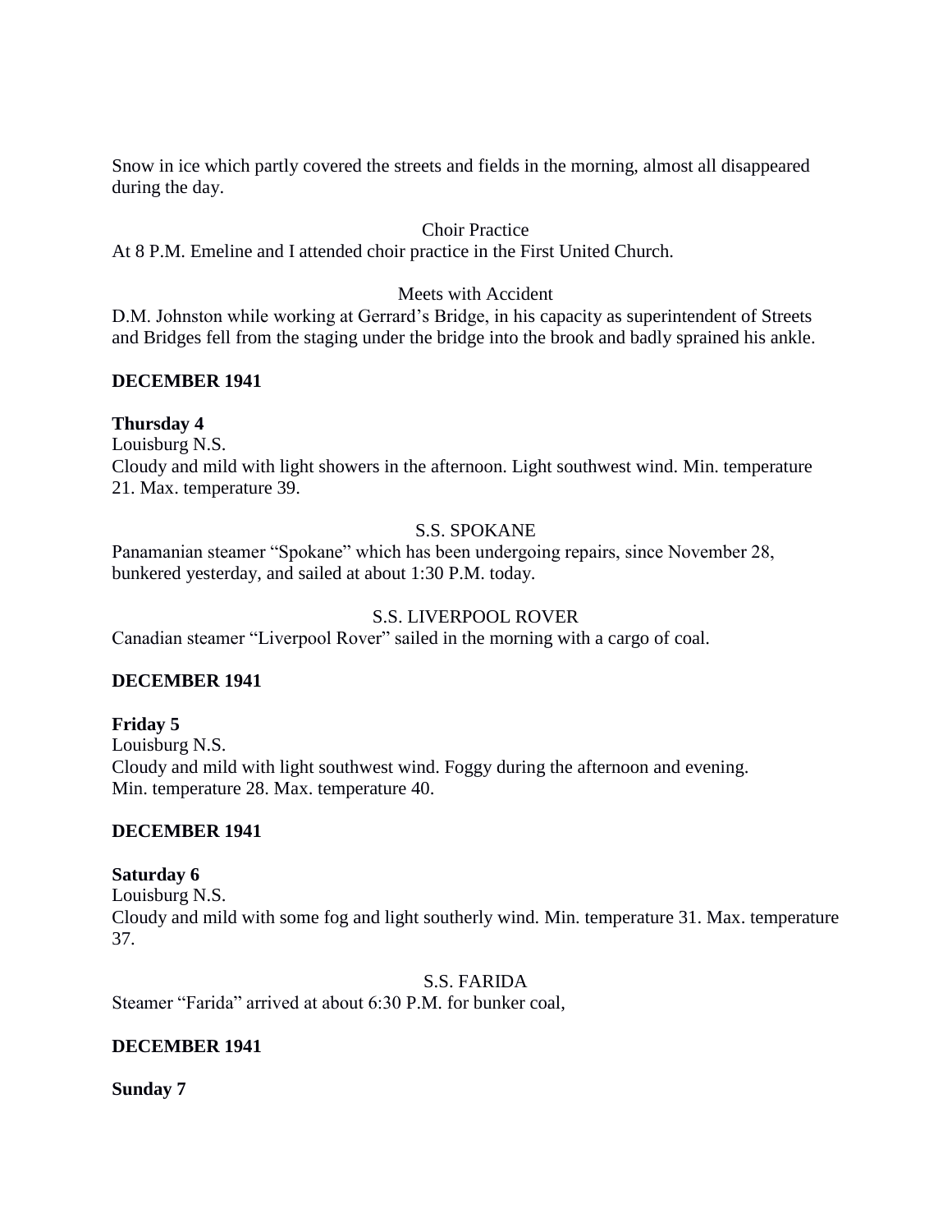Snow in ice which partly covered the streets and fields in the morning, almost all disappeared during the day.

Choir Practice

At 8 P.M. Emeline and I attended choir practice in the First United Church.

Meets with Accident

D.M. Johnston while working at Gerrard's Bridge, in his capacity as superintendent of Streets and Bridges fell from the staging under the bridge into the brook and badly sprained his ankle.

**DECEMBER 1941**

**Thursday 4**

Louisburg N.S.

Cloudy and mild with light showers in the afternoon. Light southwest wind. Min. temperature 21. Max. temperature 39.

S.S. SPOKANE

Panamanian steamer "Spokane" which has been undergoing repairs, since November 28, bunkered yesterday, and sailed at about 1:30 P.M. today.

S.S. LIVERPOOL ROVER

Canadian steamer "Liverpool Rover" sailed in the morning with a cargo of coal.

**DECEMBER 1941**

**Friday 5**

Louisburg N.S.

Cloudy and mild with light southwest wind. Foggy during the afternoon and evening.
Min. temperature 28. Max. temperature 40.

**DECEMBER 1941**

**Saturday 6**

Louisburg N.S.

Cloudy and mild with some fog and light southerly wind. Min. temperature 31. Max. temperature 37.

S.S. FARIDA

Steamer "Farida" arrived at about 6:30 P.M. for bunker coal,

**DECEMBER 1941**

**Sunday 7**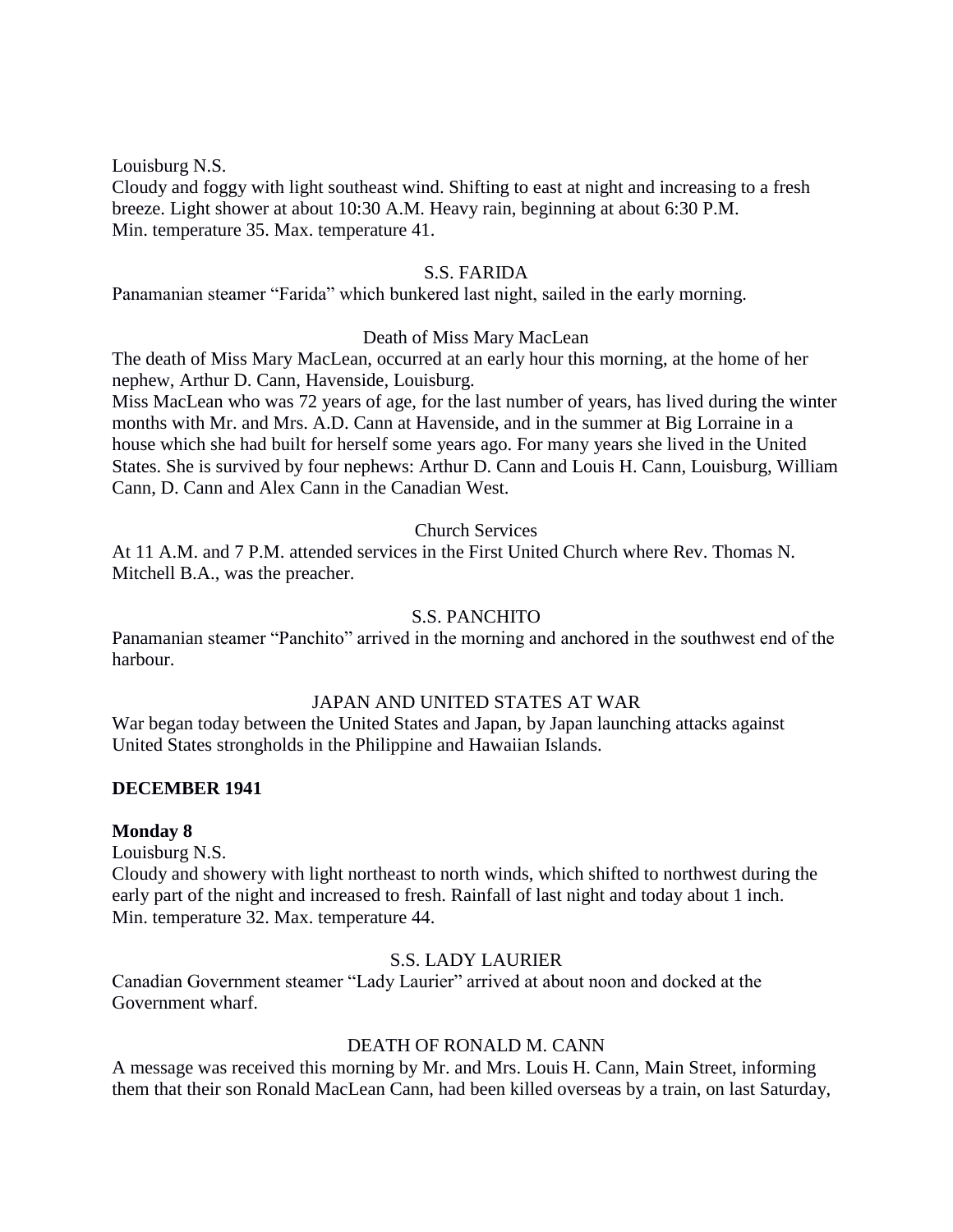Louisburg N.S.
Cloudy and foggy with light southeast wind. Shifting to east at night and increasing to a fresh breeze. Light shower at about 10:30 A.M. Heavy rain, beginning at about 6:30 P.M.
Min. temperature 35. Max. temperature 41.

S.S. FARIDA

Panamanian steamer "Farida" which bunkered last night, sailed in the early morning.

Death of Miss Mary MacLean

The death of Miss Mary MacLean, occurred at an early hour this morning, at the home of her nephew, Arthur D. Cann, Havenside, Louisburg.
Miss MacLean who was 72 years of age, for the last number of years, has lived during the winter months with Mr. and Mrs. A.D. Cann at Havenside, and in the summer at Big Lorraine in a house which she had built for herself some years ago. For many years she lived in the United States. She is survived by four nephews: Arthur D. Cann and Louis H. Cann, Louisburg, William Cann, D. Cann and Alex Cann in the Canadian West.

Church Services

At 11 A.M. and 7 P.M. attended services in the First United Church where Rev. Thomas N. Mitchell B.A., was the preacher.

S.S. PANCHITO

Panamanian steamer "Panchito" arrived in the morning and anchored in the southwest end of the harbour.

JAPAN AND UNITED STATES AT WAR

War began today between the United States and Japan, by Japan launching attacks against United States strongholds in the Philippine and Hawaiian Islands.

**DECEMBER 1941**

**Monday 8**

Louisburg N.S.
Cloudy and showery with light northeast to north winds, which shifted to northwest during the early part of the night and increased to fresh. Rainfall of last night and today about 1 inch.
Min. temperature 32. Max. temperature 44.

S.S. LADY LAURIER

Canadian Government steamer "Lady Laurier" arrived at about noon and docked at the Government wharf.

DEATH OF RONALD M. CANN

A message was received this morning by Mr. and Mrs. Louis H. Cann, Main Street, informing them that their son Ronald MacLean Cann, had been killed overseas by a train, on last Saturday,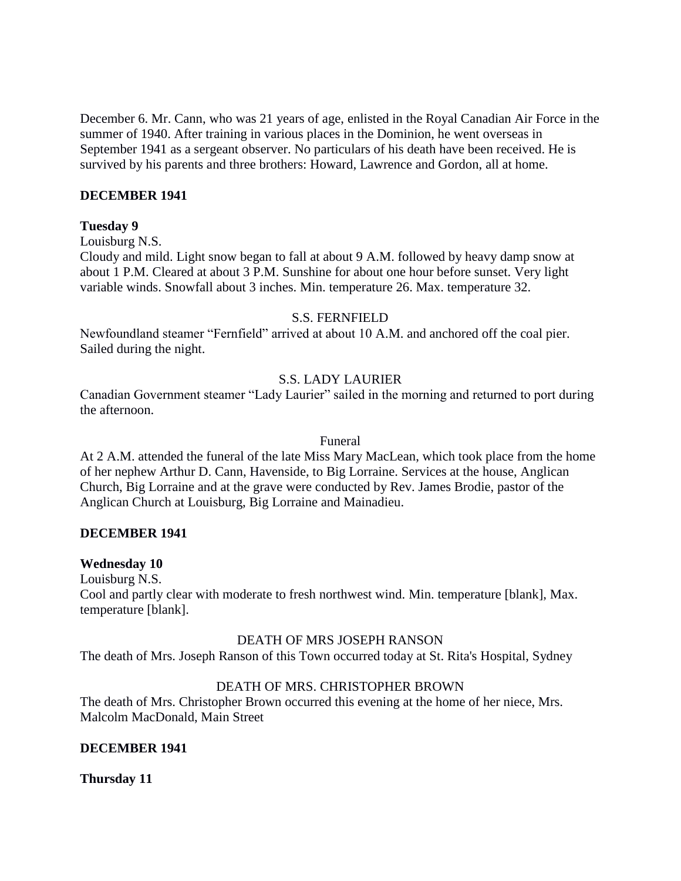December 6. Mr. Cann, who was 21 years of age, enlisted in the Royal Canadian Air Force in the summer of 1940. After training in various places in the Dominion, he went overseas in September 1941 as a sergeant observer. No particulars of his death have been received. He is survived by his parents and three brothers: Howard, Lawrence and Gordon, all at home.

**DECEMBER 1941**

**Tuesday 9**

Louisburg N.S.

Cloudy and mild. Light snow began to fall at about 9 A.M. followed by heavy damp snow at about 1 P.M. Cleared at about 3 P.M. Sunshine for about one hour before sunset. Very light variable winds. Snowfall about 3 inches. Min. temperature 26. Max. temperature 32.

S.S. FERNFIELD

Newfoundland steamer "Fernfield" arrived at about 10 A.M. and anchored off the coal pier. Sailed during the night.

S.S. LADY LAURIER

Canadian Government steamer "Lady Laurier" sailed in the morning and returned to port during the afternoon.

Funeral

At 2 A.M. attended the funeral of the late Miss Mary MacLean, which took place from the home of her nephew Arthur D. Cann, Havenside, to Big Lorraine. Services at the house, Anglican Church, Big Lorraine and at the grave were conducted by Rev. James Brodie, pastor of the Anglican Church at Louisburg, Big Lorraine and Mainadieu.

**DECEMBER 1941**

**Wednesday 10**

Louisburg N.S.

Cool and partly clear with moderate to fresh northwest wind. Min. temperature [blank], Max. temperature [blank].

DEATH OF MRS JOSEPH RANSON

The death of Mrs. Joseph Ranson of this Town occurred today at St. Rita's Hospital, Sydney

DEATH OF MRS. CHRISTOPHER BROWN

The death of Mrs. Christopher Brown occurred this evening at the home of her niece, Mrs. Malcolm MacDonald, Main Street

**DECEMBER 1941**

**Thursday 11**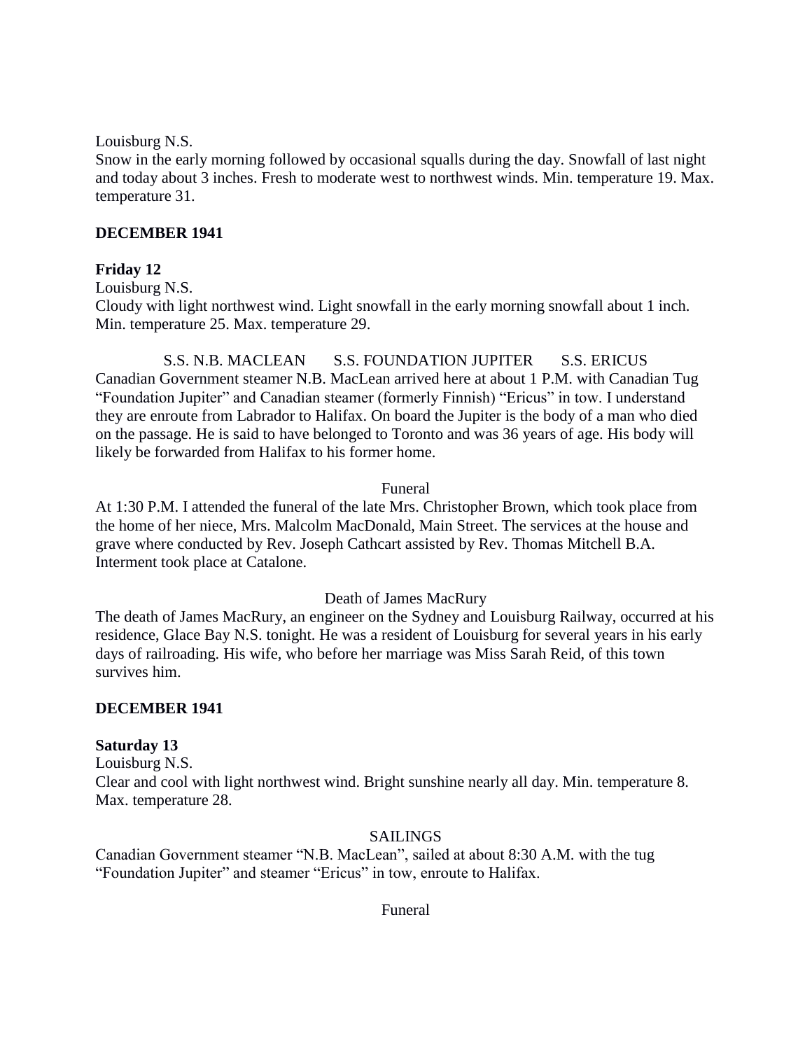Louisburg N.S.

Snow in the early morning followed by occasional squalls during the day. Snowfall of last night and today about 3 inches. Fresh to moderate west to northwest winds. Min. temperature 19. Max. temperature 31.

**DECEMBER 1941**

**Friday 12**

Louisburg N.S.

Cloudy with light northwest wind. Light snowfall in the early morning snowfall about 1 inch. Min. temperature 25. Max. temperature 29.

S.S. N.B. MACLEAN S.S. FOUNDATION JUPITER S.S. ERICUS

Canadian Government steamer N.B. MacLean arrived here at about 1 P.M. with Canadian Tug "Foundation Jupiter" and Canadian steamer (formerly Finnish) "Ericus" in tow. I understand they are enroute from Labrador to Halifax. On board the Jupiter is the body of a man who died on the passage. He is said to have belonged to Toronto and was 36 years of age. His body will likely be forwarded from Halifax to his former home.

Funeral

At 1:30 P.M. I attended the funeral of the late Mrs. Christopher Brown, which took place from the home of her niece, Mrs. Malcolm MacDonald, Main Street. The services at the house and grave where conducted by Rev. Joseph Cathcart assisted by Rev. Thomas Mitchell B.A. Interment took place at Catalone.

Death of James MacRury

The death of James MacRury, an engineer on the Sydney and Louisburg Railway, occurred at his residence, Glace Bay N.S. tonight. He was a resident of Louisburg for several years in his early days of railroading. His wife, who before her marriage was Miss Sarah Reid, of this town survives him.

**DECEMBER 1941**

**Saturday 13**

Louisburg N.S.

Clear and cool with light northwest wind. Bright sunshine nearly all day. Min. temperature 8. Max. temperature 28.

SAILINGS

Canadian Government steamer "N.B. MacLean", sailed at about 8:30 A.M. with the tug "Foundation Jupiter" and steamer "Ericus" in tow, enroute to Halifax.

Funeral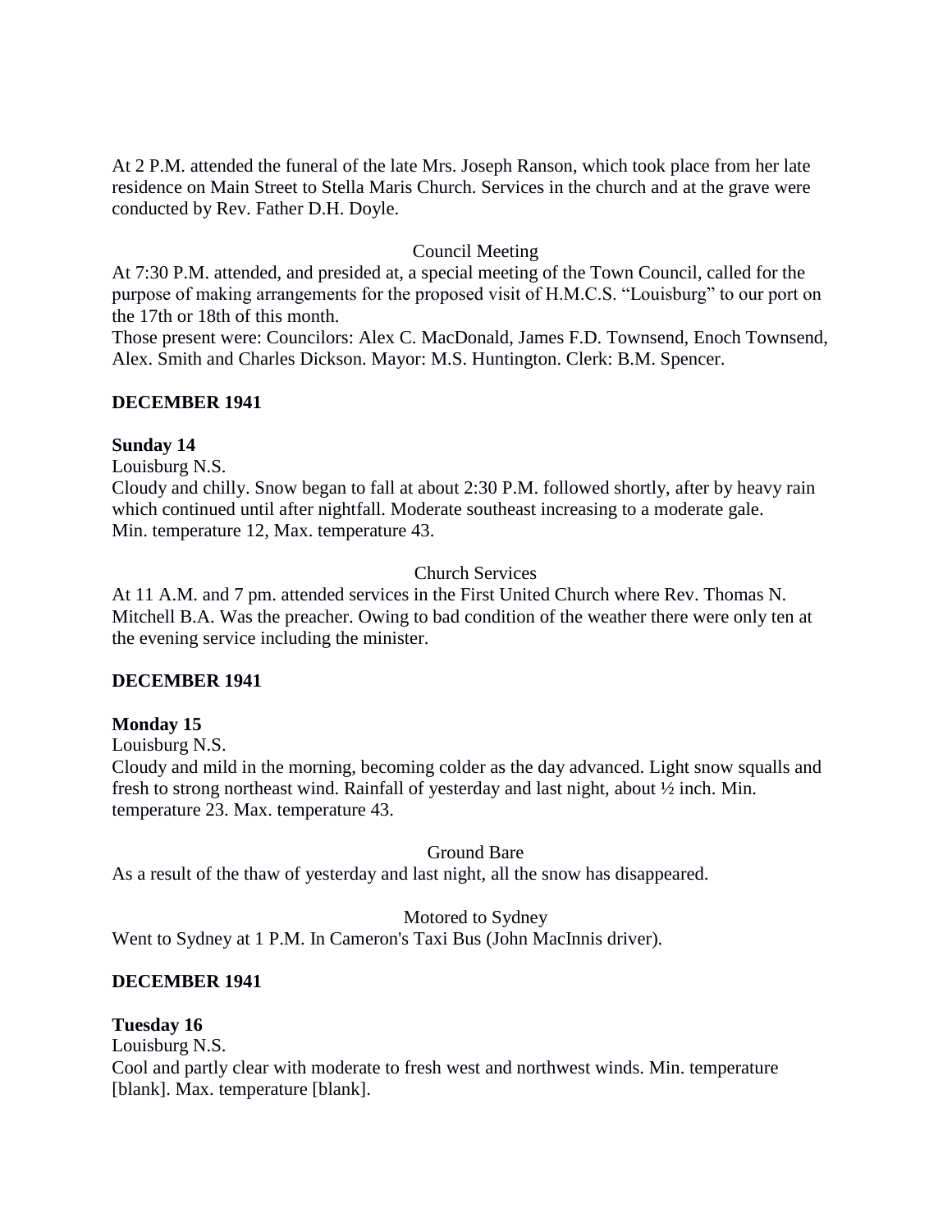At 2 P.M. attended the funeral of the late Mrs. Joseph Ranson, which took place from her late residence on Main Street to Stella Maris Church. Services in the church and at the grave were conducted by Rev. Father D.H. Doyle.

Council Meeting

At 7:30 P.M. attended, and presided at, a special meeting of the Town Council, called for the purpose of making arrangements for the proposed visit of H.M.C.S. "Louisburg" to our port on the 17th or 18th of this month.
Those present were: Councilors: Alex C. MacDonald, James F.D. Townsend, Enoch Townsend, Alex. Smith and Charles Dickson. Mayor: M.S. Huntington. Clerk: B.M. Spencer.

**DECEMBER 1941**

**Sunday 14**

Louisburg N.S.
Cloudy and chilly. Snow began to fall at about 2:30 P.M. followed shortly, after by heavy rain which continued until after nightfall. Moderate southeast increasing to a moderate gale.
Min. temperature 12, Max. temperature 43.

Church Services

At 11 A.M. and 7 pm. attended services in the First United Church where Rev. Thomas N. Mitchell B.A. Was the preacher. Owing to bad condition of the weather there were only ten at the evening service including the minister.

**DECEMBER 1941**

**Monday 15**

Louisburg N.S.
Cloudy and mild in the morning, becoming colder as the day advanced. Light snow squalls and fresh to strong northeast wind. Rainfall of yesterday and last night, about ½ inch. Min. temperature 23. Max. temperature 43.

Ground Bare

As a result of the thaw of yesterday and last night, all the snow has disappeared.

Motored to Sydney

Went to Sydney at 1 P.M. In Cameron's Taxi Bus (John MacInnis driver).

**DECEMBER 1941**

**Tuesday 16**

Louisburg N.S.
Cool and partly clear with moderate to fresh west and northwest winds. Min. temperature [blank]. Max. temperature [blank].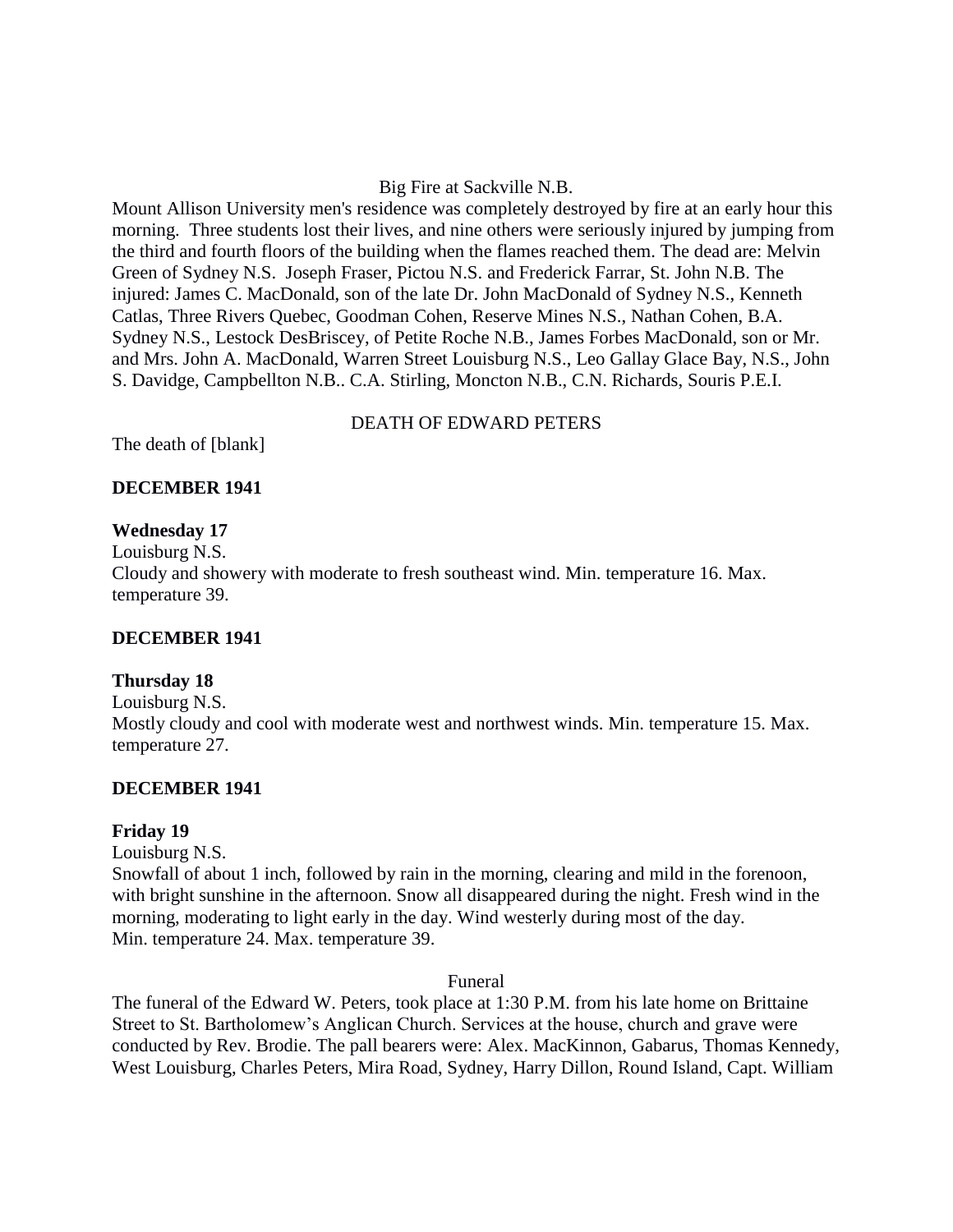Big Fire at Sackville N.B.

Mount Allison University men's residence was completely destroyed by fire at an early hour this morning. Three students lost their lives, and nine others were seriously injured by jumping from the third and fourth floors of the building when the flames reached them. The dead are: Melvin Green of Sydney N.S. Joseph Fraser, Pictou N.S. and Frederick Farrar, St. John N.B. The injured: James C. MacDonald, son of the late Dr. John MacDonald of Sydney N.S., Kenneth Catlas, Three Rivers Quebec, Goodman Cohen, Reserve Mines N.S., Nathan Cohen, B.A. Sydney N.S., Lestock DesBriscey, of Petite Roche N.B., James Forbes MacDonald, son or Mr. and Mrs. John A. MacDonald, Warren Street Louisburg N.S., Leo Gallay Glace Bay, N.S., John S. Davidge, Campbellton N.B.. C.A. Stirling, Moncton N.B., C.N. Richards, Souris P.E.I.

DEATH OF EDWARD PETERS

The death of [blank]

**DECEMBER 1941**

**Wednesday 17**

Louisburg N.S.

Cloudy and showery with moderate to fresh southeast wind. Min. temperature 16. Max. temperature 39.

**DECEMBER 1941**

**Thursday 18**

Louisburg N.S.

Mostly cloudy and cool with moderate west and northwest winds. Min. temperature 15. Max. temperature 27.

**DECEMBER 1941**

**Friday 19**

Louisburg N.S.

Snowfall of about 1 inch, followed by rain in the morning, clearing and mild in the forenoon, with bright sunshine in the afternoon. Snow all disappeared during the night. Fresh wind in the morning, moderating to light early in the day. Wind westerly during most of the day. Min. temperature 24. Max. temperature 39.

Funeral

The funeral of the Edward W. Peters, took place at 1:30 P.M. from his late home on Brittaine Street to St. Bartholomew's Anglican Church. Services at the house, church and grave were conducted by Rev. Brodie. The pall bearers were: Alex. MacKinnon, Gabarus, Thomas Kennedy, West Louisburg, Charles Peters, Mira Road, Sydney, Harry Dillon, Round Island, Capt. William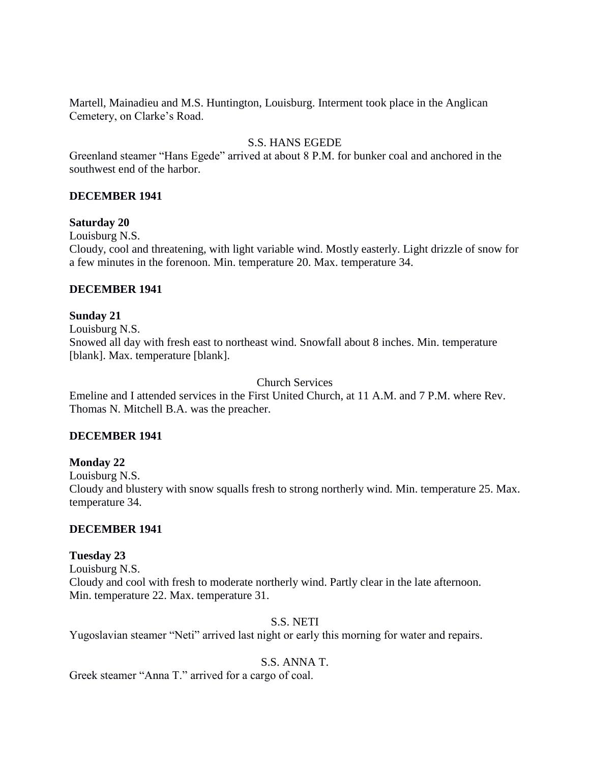Martell, Mainadieu and M.S. Huntington, Louisburg. Interment took place in the Anglican Cemetery, on Clarke's Road.

S.S. HANS EGEDE

Greenland steamer "Hans Egede" arrived at about 8 P.M. for bunker coal and anchored in the southwest end of the harbor.

**DECEMBER 1941**

**Saturday 20**

Louisburg N.S.

Cloudy, cool and threatening, with light variable wind. Mostly easterly. Light drizzle of snow for a few minutes in the forenoon. Min. temperature 20. Max. temperature 34.

**DECEMBER 1941**

**Sunday 21**

Louisburg N.S.

Snowed all day with fresh east to northeast wind. Snowfall about 8 inches. Min. temperature [blank]. Max. temperature [blank].

Church Services

Emeline and I attended services in the First United Church, at 11 A.M. and 7 P.M. where Rev. Thomas N. Mitchell B.A. was the preacher.

**DECEMBER 1941**

**Monday 22**

Louisburg N.S.

Cloudy and blustery with snow squalls fresh to strong northerly wind. Min. temperature 25. Max. temperature 34.

**DECEMBER 1941**

**Tuesday 23**

Louisburg N.S.

Cloudy and cool with fresh to moderate northerly wind. Partly clear in the late afternoon. Min. temperature 22. Max. temperature 31.

S.S. NETI

Yugoslavian steamer "Neti" arrived last night or early this morning for water and repairs.

S.S. ANNA T.

Greek steamer "Anna T." arrived for a cargo of coal.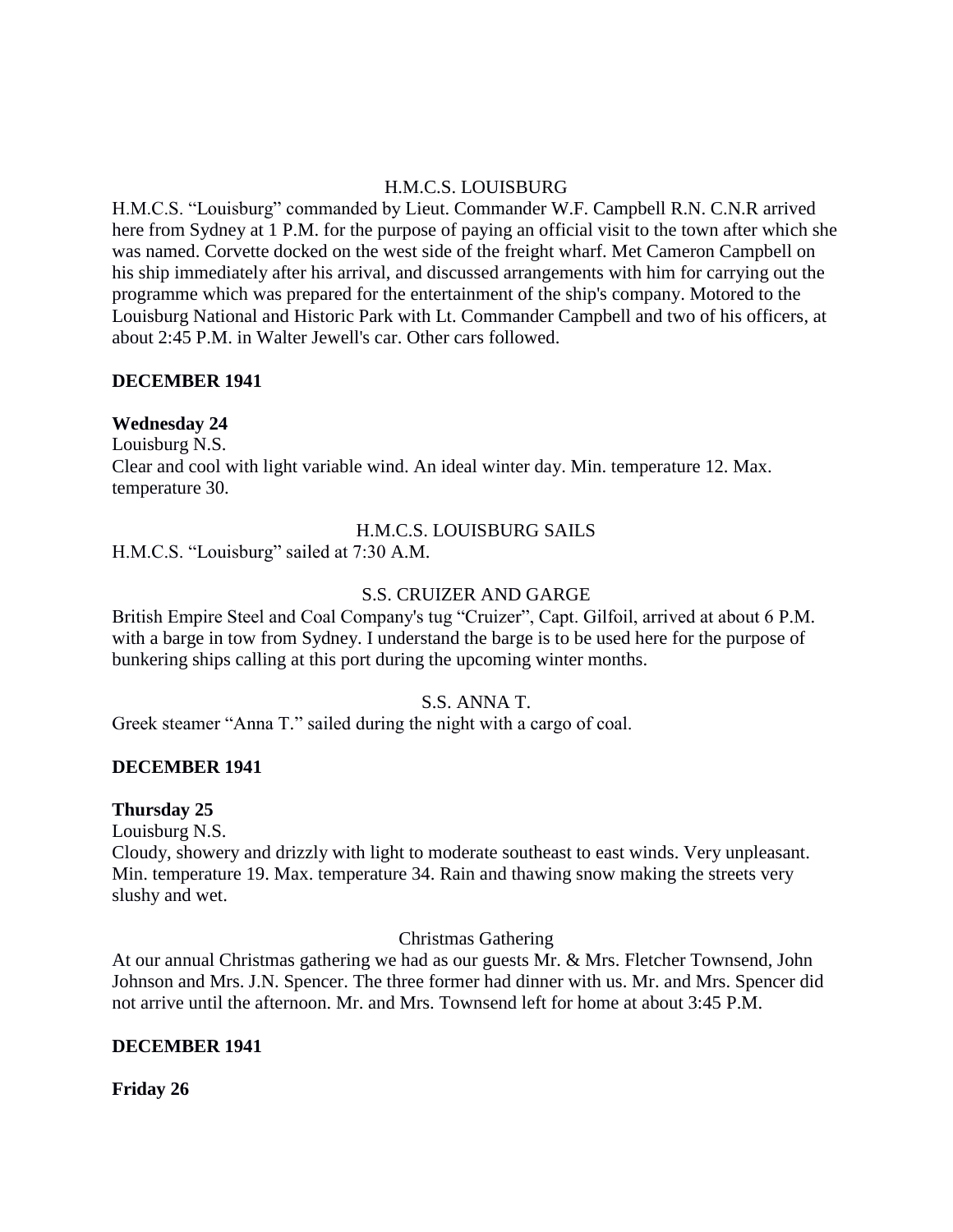H.M.C.S. LOUISBURG

H.M.C.S. "Louisburg" commanded by Lieut. Commander W.F. Campbell R.N. C.N.R arrived here from Sydney at 1 P.M. for the purpose of paying an official visit to the town after which she was named. Corvette docked on the west side of the freight wharf. Met Cameron Campbell on his ship immediately after his arrival, and discussed arrangements with him for carrying out the programme which was prepared for the entertainment of the ship's company. Motored to the Louisburg National and Historic Park with Lt. Commander Campbell and two of his officers, at about 2:45 P.M. in Walter Jewell's car. Other cars followed.

**DECEMBER 1941**

**Wednesday 24**

Louisburg N.S.

Clear and cool with light variable wind. An ideal winter day. Min. temperature 12. Max. temperature 30.

H.M.C.S. LOUISBURG SAILS

H.M.C.S. "Louisburg" sailed at 7:30 A.M.

S.S. CRUIZER AND GARGE

British Empire Steel and Coal Company's tug "Cruizer", Capt. Gilfoil, arrived at about 6 P.M. with a barge in tow from Sydney. I understand the barge is to be used here for the purpose of bunkering ships calling at this port during the upcoming winter months.

S.S. ANNA T.

Greek steamer "Anna T." sailed during the night with a cargo of coal.

**DECEMBER 1941**

**Thursday 25**

Louisburg N.S.

Cloudy, showery and drizzly with light to moderate southeast to east winds. Very unpleasant. Min. temperature 19. Max. temperature 34. Rain and thawing snow making the streets very slushy and wet.

Christmas Gathering

At our annual Christmas gathering we had as our guests Mr. & Mrs. Fletcher Townsend, John Johnson and Mrs. J.N. Spencer. The three former had dinner with us. Mr. and Mrs. Spencer did not arrive until the afternoon. Mr. and Mrs. Townsend left for home at about 3:45 P.M.

**DECEMBER 1941**

**Friday 26**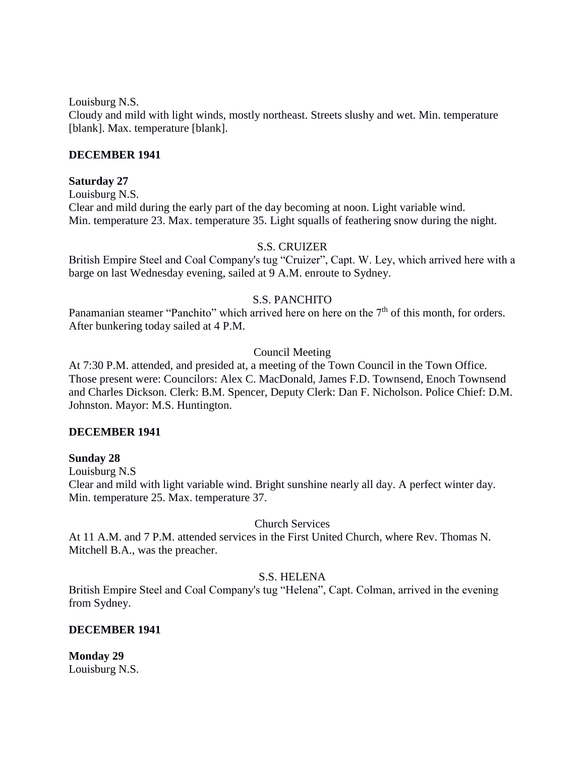Louisburg N.S.
Cloudy and mild with light winds, mostly northeast. Streets slushy and wet. Min. temperature [blank]. Max. temperature [blank].

**DECEMBER 1941**

**Saturday 27**
Louisburg N.S.
Clear and mild during the early part of the day becoming at noon. Light variable wind.
Min. temperature 23. Max. temperature 35. Light squalls of feathering snow during the night.

S.S. CRUIZER
British Empire Steel and Coal Company's tug "Cruizer", Capt. W. Ley, which arrived here with a barge on last Wednesday evening, sailed at 9 A.M. enroute to Sydney.

S.S. PANCHITO
Panamanian steamer "Panchito" which arrived here on here on the 7th of this month, for orders. After bunkering today sailed at 4 P.M.

Council Meeting
At 7:30 P.M. attended, and presided at, a meeting of the Town Council in the Town Office. Those present were: Councilors: Alex C. MacDonald, James F.D. Townsend, Enoch Townsend and Charles Dickson. Clerk: B.M. Spencer, Deputy Clerk: Dan F. Nicholson. Police Chief: D.M. Johnston. Mayor: M.S. Huntington.

**DECEMBER 1941**

**Sunday 28**
Louisburg N.S
Clear and mild with light variable wind. Bright sunshine nearly all day. A perfect winter day.
Min. temperature 25. Max. temperature 37.

Church Services
At 11 A.M. and 7 P.M. attended services in the First United Church, where Rev. Thomas N. Mitchell B.A., was the preacher.

S.S. HELENA
British Empire Steel and Coal Company's tug "Helena", Capt. Colman, arrived in the evening from Sydney.

**DECEMBER 1941**

**Monday 29**
Louisburg N.S.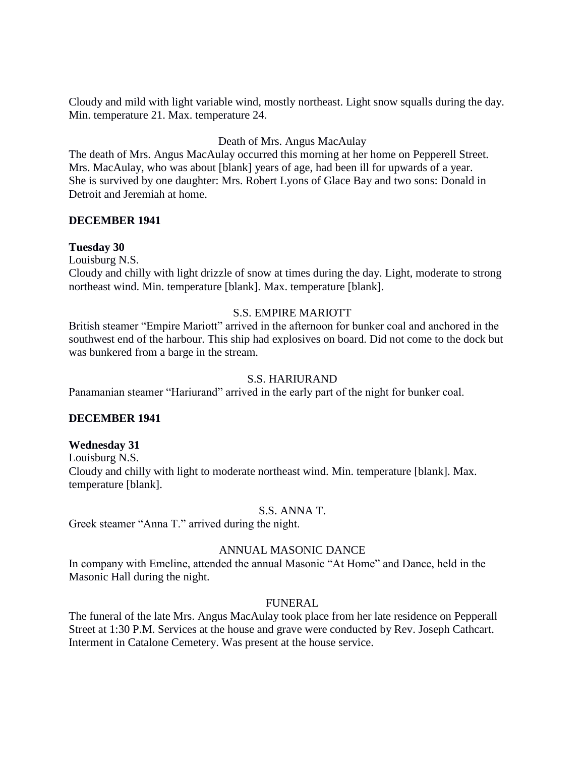Cloudy and mild with light variable wind, mostly northeast. Light snow squalls during the day. Min. temperature 21. Max. temperature 24.

Death of Mrs. Angus MacAulay

The death of Mrs. Angus MacAulay occurred this morning at her home on Pepperell Street. Mrs. MacAulay, who was about [blank] years of age, had been ill for upwards of a year. She is survived by one daughter: Mrs. Robert Lyons of Glace Bay and two sons: Donald in Detroit and Jeremiah at home.

**DECEMBER 1941**

**Tuesday 30**

Louisburg N.S.

Cloudy and chilly with light drizzle of snow at times during the day. Light, moderate to strong northeast wind. Min. temperature [blank]. Max. temperature [blank].

S.S. EMPIRE MARIOTT

British steamer "Empire Mariott" arrived in the afternoon for bunker coal and anchored in the southwest end of the harbour. This ship had explosives on board. Did not come to the dock but was bunkered from a barge in the stream.

S.S. HARIURAND

Panamanian steamer "Hariurand" arrived in the early part of the night for bunker coal.

**DECEMBER 1941**

**Wednesday 31**

Louisburg N.S.

Cloudy and chilly with light to moderate northeast wind. Min. temperature [blank]. Max. temperature [blank].

S.S. ANNA T.

Greek steamer "Anna T." arrived during the night.

ANNUAL MASONIC DANCE

In company with Emeline, attended the annual Masonic "At Home" and Dance, held in the Masonic Hall during the night.

FUNERAL

The funeral of the late Mrs. Angus MacAulay took place from her late residence on Pepperall Street at 1:30 P.M. Services at the house and grave were conducted by Rev. Joseph Cathcart. Interment in Catalone Cemetery. Was present at the house service.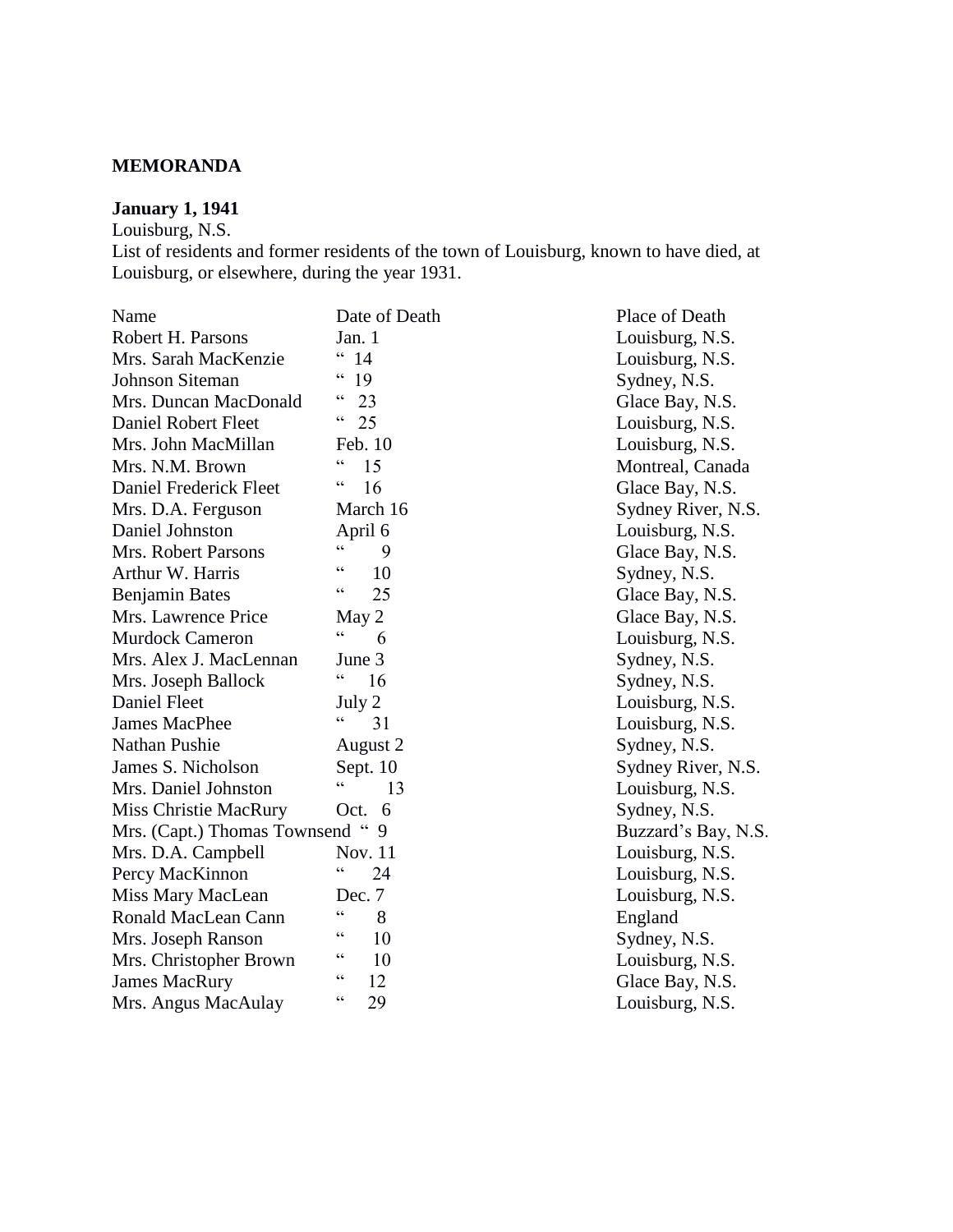**MEMORANDA**

**January 1, 1941**

Louisburg, N.S.

List of residents and former residents of the town of Louisburg, known to have died, at Louisburg, or elsewhere, during the year 1931.

| Name | Date of Death | Place of Death |
|---|---|---|
| Robert H. Parsons | Jan. 1 | Louisburg, N.S. |
| Mrs. Sarah MacKenzie | " 14 | Louisburg, N.S. |
| Johnson Siteman | " 19 | Sydney, N.S. |
| Mrs. Duncan MacDonald | " 23 | Glace Bay, N.S. |
| Daniel Robert Fleet | " 25 | Louisburg, N.S. |
| Mrs. John MacMillan | Feb. 10 | Louisburg, N.S. |
| Mrs. N.M. Brown | " 15 | Montreal, Canada |
| Daniel Frederick Fleet | " 16 | Glace Bay, N.S. |
| Mrs. D.A. Ferguson | March 16 | Sydney River, N.S. |
| Daniel Johnston | April 6 | Louisburg, N.S. |
| Mrs. Robert Parsons | " 9 | Glace Bay, N.S. |
| Arthur W. Harris | " 10 | Sydney, N.S. |
| Benjamin Bates | " 25 | Glace Bay, N.S. |
| Mrs. Lawrence Price | May 2 | Glace Bay, N.S. |
| Murdock Cameron | " 6 | Louisburg, N.S. |
| Mrs. Alex J. MacLennan | June 3 | Sydney, N.S. |
| Mrs. Joseph Ballock | " 16 | Sydney, N.S. |
| Daniel Fleet | July 2 | Louisburg, N.S. |
| James MacPhee | " 31 | Louisburg, N.S. |
| Nathan Pushie | August 2 | Sydney, N.S. |
| James S. Nicholson | Sept. 10 | Sydney River, N.S. |
| Mrs. Daniel Johnston | " 13 | Louisburg, N.S. |
| Miss Christie MacRury | Oct. 6 | Sydney, N.S. |
| Mrs. (Capt.) Thomas Townsend | " 9 | Buzzard's Bay, N.S. |
| Mrs. D.A. Campbell | Nov. 11 | Louisburg, N.S. |
| Percy MacKinnon | " 24 | Louisburg, N.S. |
| Miss Mary MacLean | Dec. 7 | Louisburg, N.S. |
| Ronald MacLean Cann | " 8 | England |
| Mrs. Joseph Ranson | " 10 | Sydney, N.S. |
| Mrs. Christopher Brown | " 10 | Louisburg, N.S. |
| James MacRury | " 12 | Glace Bay, N.S. |
| Mrs. Angus MacAulay | " 29 | Louisburg, N.S. |